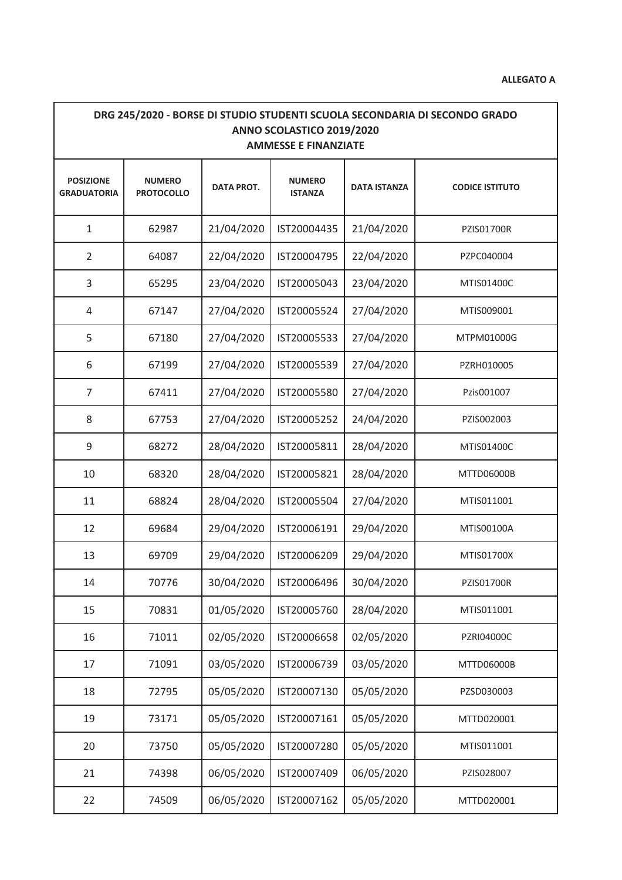**ALLEGATO A**

| DRG 245/2020 - BORSE DI STUDIO STUDENTI SCUOLA SECONDARIA DI SECONDO GRADO ANNO SCOLASTICO 2019/2020 AMMESSE E FINANZIATE | | | | | |
|---|---|---|---|---|---|
| **POSIZIONE GRADUATORIA** | **NUMERO PROTOCOLLO** | **DATA PROT.** | **NUMERO ISTANZA** | **DATA ISTANZA** | **CODICE ISTITUTO** |
| 1 | 62987 | 21/04/2020 | IST20004435 | 21/04/2020 | PZIS01700R |
| 2 | 64087 | 22/04/2020 | IST20004795 | 22/04/2020 | PZPC040004 |
| 3 | 65295 | 23/04/2020 | IST20005043 | 23/04/2020 | MTIS01400C |
| 4 | 67147 | 27/04/2020 | IST20005524 | 27/04/2020 | MTIS009001 |
| 5 | 67180 | 27/04/2020 | IST20005533 | 27/04/2020 | MTPM01000G |
| 6 | 67199 | 27/04/2020 | IST20005539 | 27/04/2020 | PZRH010005 |
| 7 | 67411 | 27/04/2020 | IST20005580 | 27/04/2020 | Pzis001007 |
| 8 | 67753 | 27/04/2020 | IST20005252 | 24/04/2020 | PZIS002003 |
| 9 | 68272 | 28/04/2020 | IST20005811 | 28/04/2020 | MTIS01400C |
| 10 | 68320 | 28/04/2020 | IST20005821 | 28/04/2020 | MTTD06000B |
| 11 | 68824 | 28/04/2020 | IST20005504 | 27/04/2020 | MTIS011001 |
| 12 | 69684 | 29/04/2020 | IST20006191 | 29/04/2020 | MTIS00100A |
| 13 | 69709 | 29/04/2020 | IST20006209 | 29/04/2020 | MTIS01700X |
| 14 | 70776 | 30/04/2020 | IST20006496 | 30/04/2020 | PZIS01700R |
| 15 | 70831 | 01/05/2020 | IST20005760 | 28/04/2020 | MTIS011001 |
| 16 | 71011 | 02/05/2020 | IST20006658 | 02/05/2020 | PZRI04000C |
| 17 | 71091 | 03/05/2020 | IST20006739 | 03/05/2020 | MTTD06000B |
| 18 | 72795 | 05/05/2020 | IST20007130 | 05/05/2020 | PZSD030003 |
| 19 | 73171 | 05/05/2020 | IST20007161 | 05/05/2020 | MTTD020001 |
| 20 | 73750 | 05/05/2020 | IST20007280 | 05/05/2020 | MTIS011001 |
| 21 | 74398 | 06/05/2020 | IST20007409 | 06/05/2020 | PZIS028007 |
| 22 | 74509 | 06/05/2020 | IST20007162 | 05/05/2020 | MTTD020001 |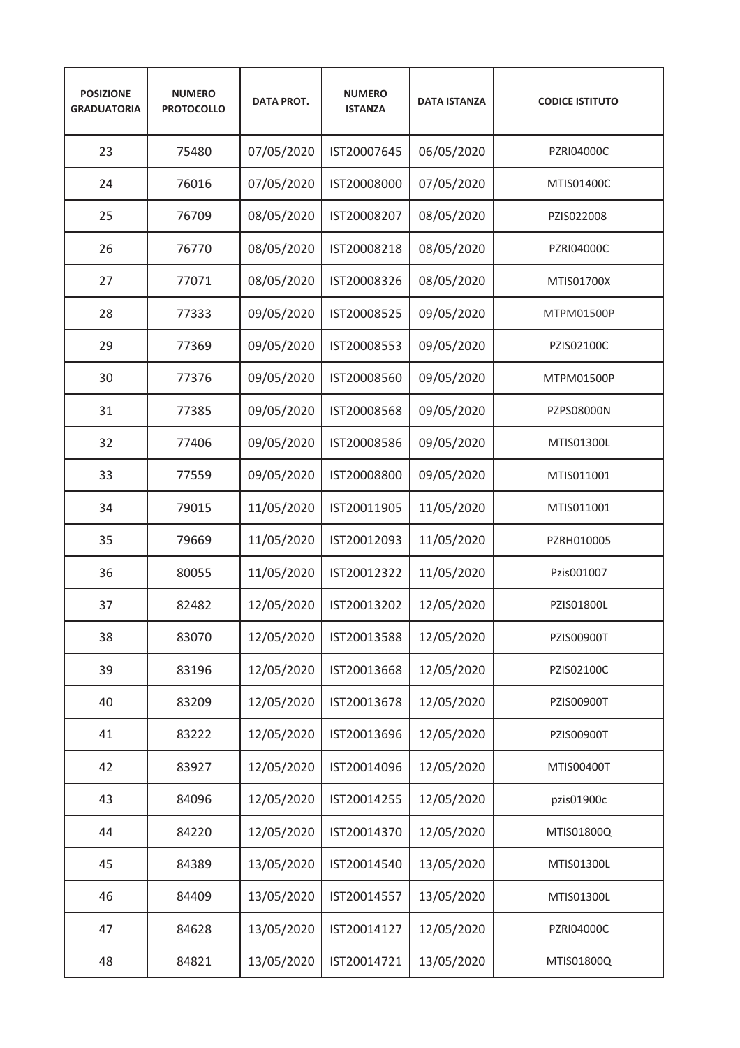| POSIZIONE GRADUATORIA | NUMERO PROTOCOLLO | DATA PROT. | NUMERO ISTANZA | DATA ISTANZA | CODICE ISTITUTO |
|---|---|---|---|---|---|
| 23 | 75480 | 07/05/2020 | IST20007645 | 06/05/2020 | PZRI04000C |
| 24 | 76016 | 07/05/2020 | IST20008000 | 07/05/2020 | MTIS01400C |
| 25 | 76709 | 08/05/2020 | IST20008207 | 08/05/2020 | PZIS022008 |
| 26 | 76770 | 08/05/2020 | IST20008218 | 08/05/2020 | PZRI04000C |
| 27 | 77071 | 08/05/2020 | IST20008326 | 08/05/2020 | MTIS01700X |
| 28 | 77333 | 09/05/2020 | IST20008525 | 09/05/2020 | MTPM01500P |
| 29 | 77369 | 09/05/2020 | IST20008553 | 09/05/2020 | PZIS02100C |
| 30 | 77376 | 09/05/2020 | IST20008560 | 09/05/2020 | MTPM01500P |
| 31 | 77385 | 09/05/2020 | IST20008568 | 09/05/2020 | PZPS08000N |
| 32 | 77406 | 09/05/2020 | IST20008586 | 09/05/2020 | MTIS01300L |
| 33 | 77559 | 09/05/2020 | IST20008800 | 09/05/2020 | MTIS011001 |
| 34 | 79015 | 11/05/2020 | IST20011905 | 11/05/2020 | MTIS011001 |
| 35 | 79669 | 11/05/2020 | IST20012093 | 11/05/2020 | PZRH010005 |
| 36 | 80055 | 11/05/2020 | IST20012322 | 11/05/2020 | Pzis001007 |
| 37 | 82482 | 12/05/2020 | IST20013202 | 12/05/2020 | PZIS01800L |
| 38 | 83070 | 12/05/2020 | IST20013588 | 12/05/2020 | PZIS00900T |
| 39 | 83196 | 12/05/2020 | IST20013668 | 12/05/2020 | PZIS02100C |
| 40 | 83209 | 12/05/2020 | IST20013678 | 12/05/2020 | PZIS00900T |
| 41 | 83222 | 12/05/2020 | IST20013696 | 12/05/2020 | PZIS00900T |
| 42 | 83927 | 12/05/2020 | IST20014096 | 12/05/2020 | MTIS00400T |
| 43 | 84096 | 12/05/2020 | IST20014255 | 12/05/2020 | pzis01900c |
| 44 | 84220 | 12/05/2020 | IST20014370 | 12/05/2020 | MTIS01800Q |
| 45 | 84389 | 13/05/2020 | IST20014540 | 13/05/2020 | MTIS01300L |
| 46 | 84409 | 13/05/2020 | IST20014557 | 13/05/2020 | MTIS01300L |
| 47 | 84628 | 13/05/2020 | IST20014127 | 12/05/2020 | PZRI04000C |
| 48 | 84821 | 13/05/2020 | IST20014721 | 13/05/2020 | MTIS01800Q |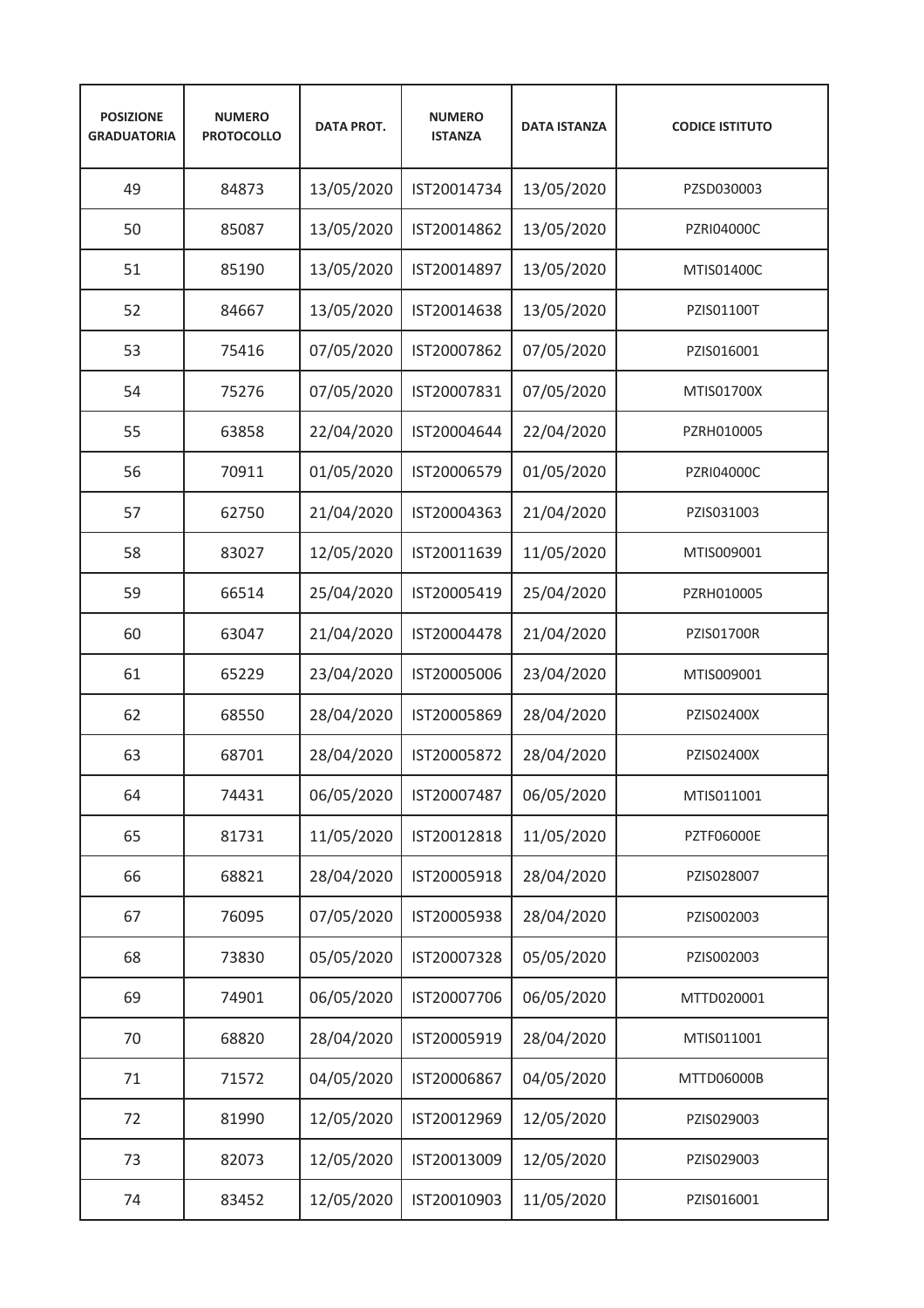| POSIZIONE GRADUATORIA | NUMERO PROTOCOLLO | DATA PROT. | NUMERO ISTANZA | DATA ISTANZA | CODICE ISTITUTO |
|---|---|---|---|---|---|
| 49 | 84873 | 13/05/2020 | IST20014734 | 13/05/2020 | PZSD030003 |
| 50 | 85087 | 13/05/2020 | IST20014862 | 13/05/2020 | PZRI04000C |
| 51 | 85190 | 13/05/2020 | IST20014897 | 13/05/2020 | MTIS01400C |
| 52 | 84667 | 13/05/2020 | IST20014638 | 13/05/2020 | PZIS01100T |
| 53 | 75416 | 07/05/2020 | IST20007862 | 07/05/2020 | PZIS016001 |
| 54 | 75276 | 07/05/2020 | IST20007831 | 07/05/2020 | MTIS01700X |
| 55 | 63858 | 22/04/2020 | IST20004644 | 22/04/2020 | PZRH010005 |
| 56 | 70911 | 01/05/2020 | IST20006579 | 01/05/2020 | PZRI04000C |
| 57 | 62750 | 21/04/2020 | IST20004363 | 21/04/2020 | PZIS031003 |
| 58 | 83027 | 12/05/2020 | IST20011639 | 11/05/2020 | MTIS009001 |
| 59 | 66514 | 25/04/2020 | IST20005419 | 25/04/2020 | PZRH010005 |
| 60 | 63047 | 21/04/2020 | IST20004478 | 21/04/2020 | PZIS01700R |
| 61 | 65229 | 23/04/2020 | IST20005006 | 23/04/2020 | MTIS009001 |
| 62 | 68550 | 28/04/2020 | IST20005869 | 28/04/2020 | PZIS02400X |
| 63 | 68701 | 28/04/2020 | IST20005872 | 28/04/2020 | PZIS02400X |
| 64 | 74431 | 06/05/2020 | IST20007487 | 06/05/2020 | MTIS011001 |
| 65 | 81731 | 11/05/2020 | IST20012818 | 11/05/2020 | PZTF06000E |
| 66 | 68821 | 28/04/2020 | IST20005918 | 28/04/2020 | PZIS028007 |
| 67 | 76095 | 07/05/2020 | IST20005938 | 28/04/2020 | PZIS002003 |
| 68 | 73830 | 05/05/2020 | IST20007328 | 05/05/2020 | PZIS002003 |
| 69 | 74901 | 06/05/2020 | IST20007706 | 06/05/2020 | MTTD020001 |
| 70 | 68820 | 28/04/2020 | IST20005919 | 28/04/2020 | MTIS011001 |
| 71 | 71572 | 04/05/2020 | IST20006867 | 04/05/2020 | MTTD06000B |
| 72 | 81990 | 12/05/2020 | IST20012969 | 12/05/2020 | PZIS029003 |
| 73 | 82073 | 12/05/2020 | IST20013009 | 12/05/2020 | PZIS029003 |
| 74 | 83452 | 12/05/2020 | IST20010903 | 11/05/2020 | PZIS016001 |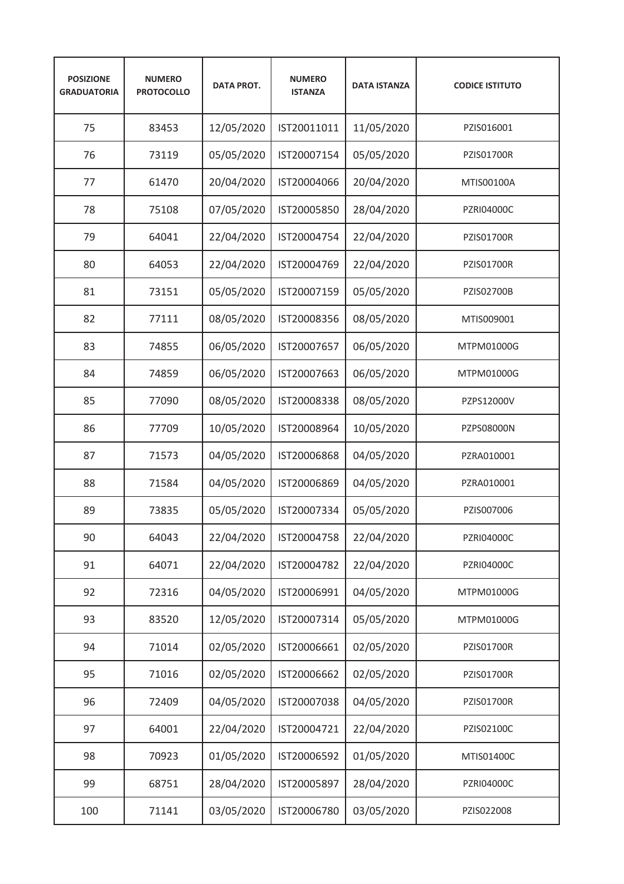| POSIZIONE GRADUATORIA | NUMERO PROTOCOLLO | DATA PROT. | NUMERO ISTANZA | DATA ISTANZA | CODICE ISTITUTO |
|---|---|---|---|---|---|
| 75 | 83453 | 12/05/2020 | IST20011011 | 11/05/2020 | PZIS016001 |
| 76 | 73119 | 05/05/2020 | IST20007154 | 05/05/2020 | PZIS01700R |
| 77 | 61470 | 20/04/2020 | IST20004066 | 20/04/2020 | MTIS00100A |
| 78 | 75108 | 07/05/2020 | IST20005850 | 28/04/2020 | PZRI04000C |
| 79 | 64041 | 22/04/2020 | IST20004754 | 22/04/2020 | PZIS01700R |
| 80 | 64053 | 22/04/2020 | IST20004769 | 22/04/2020 | PZIS01700R |
| 81 | 73151 | 05/05/2020 | IST20007159 | 05/05/2020 | PZIS02700B |
| 82 | 77111 | 08/05/2020 | IST20008356 | 08/05/2020 | MTIS009001 |
| 83 | 74855 | 06/05/2020 | IST20007657 | 06/05/2020 | MTPM01000G |
| 84 | 74859 | 06/05/2020 | IST20007663 | 06/05/2020 | MTPM01000G |
| 85 | 77090 | 08/05/2020 | IST20008338 | 08/05/2020 | PZPS12000V |
| 86 | 77709 | 10/05/2020 | IST20008964 | 10/05/2020 | PZPS08000N |
| 87 | 71573 | 04/05/2020 | IST20006868 | 04/05/2020 | PZRA010001 |
| 88 | 71584 | 04/05/2020 | IST20006869 | 04/05/2020 | PZRA010001 |
| 89 | 73835 | 05/05/2020 | IST20007334 | 05/05/2020 | PZIS007006 |
| 90 | 64043 | 22/04/2020 | IST20004758 | 22/04/2020 | PZRI04000C |
| 91 | 64071 | 22/04/2020 | IST20004782 | 22/04/2020 | PZRI04000C |
| 92 | 72316 | 04/05/2020 | IST20006991 | 04/05/2020 | MTPM01000G |
| 93 | 83520 | 12/05/2020 | IST20007314 | 05/05/2020 | MTPM01000G |
| 94 | 71014 | 02/05/2020 | IST20006661 | 02/05/2020 | PZIS01700R |
| 95 | 71016 | 02/05/2020 | IST20006662 | 02/05/2020 | PZIS01700R |
| 96 | 72409 | 04/05/2020 | IST20007038 | 04/05/2020 | PZIS01700R |
| 97 | 64001 | 22/04/2020 | IST20004721 | 22/04/2020 | PZIS02100C |
| 98 | 70923 | 01/05/2020 | IST20006592 | 01/05/2020 | MTIS01400C |
| 99 | 68751 | 28/04/2020 | IST20005897 | 28/04/2020 | PZRI04000C |
| 100 | 71141 | 03/05/2020 | IST20006780 | 03/05/2020 | PZIS022008 |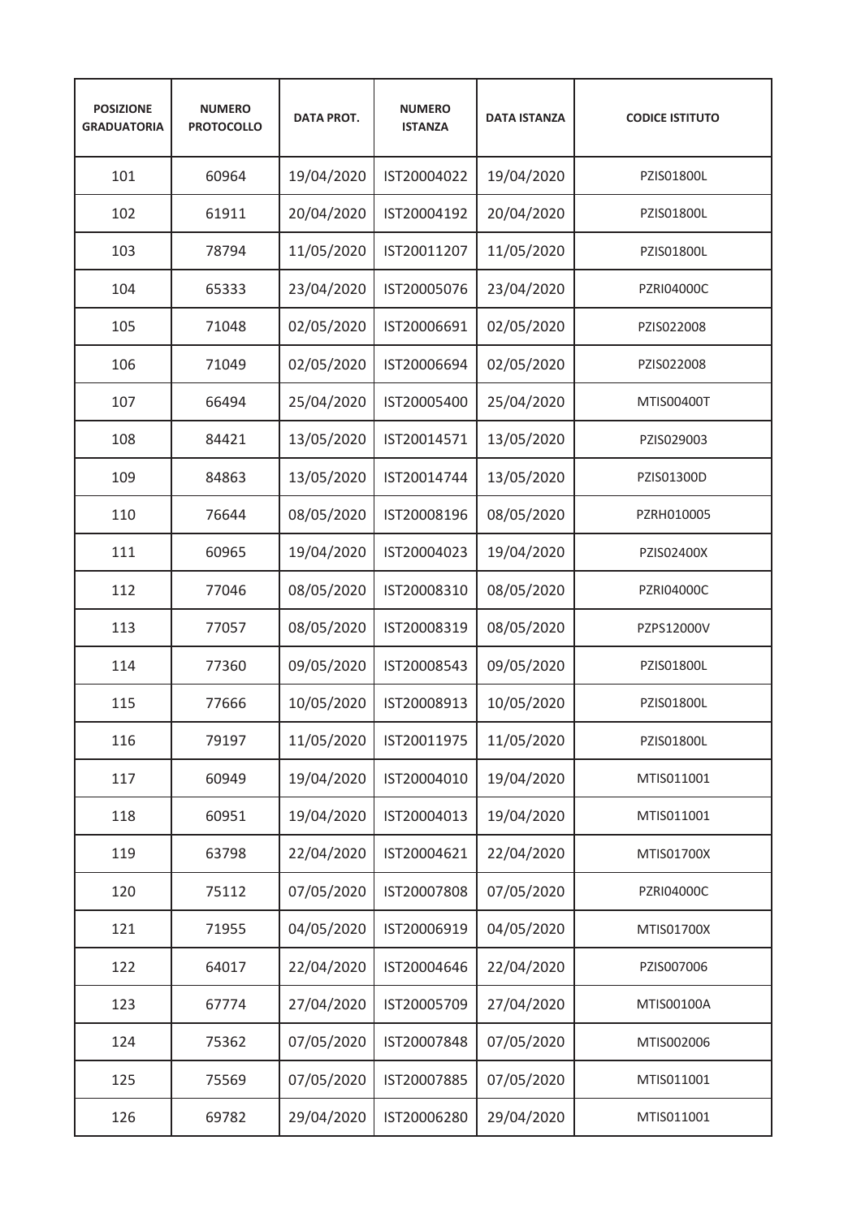| POSIZIONE GRADUATORIA | NUMERO PROTOCOLLO | DATA PROT. | NUMERO ISTANZA | DATA ISTANZA | CODICE ISTITUTO |
|---|---|---|---|---|---|
| 101 | 60964 | 19/04/2020 | IST20004022 | 19/04/2020 | PZIS01800L |
| 102 | 61911 | 20/04/2020 | IST20004192 | 20/04/2020 | PZIS01800L |
| 103 | 78794 | 11/05/2020 | IST20011207 | 11/05/2020 | PZIS01800L |
| 104 | 65333 | 23/04/2020 | IST20005076 | 23/04/2020 | PZRI04000C |
| 105 | 71048 | 02/05/2020 | IST20006691 | 02/05/2020 | PZIS022008 |
| 106 | 71049 | 02/05/2020 | IST20006694 | 02/05/2020 | PZIS022008 |
| 107 | 66494 | 25/04/2020 | IST20005400 | 25/04/2020 | MTIS00400T |
| 108 | 84421 | 13/05/2020 | IST20014571 | 13/05/2020 | PZIS029003 |
| 109 | 84863 | 13/05/2020 | IST20014744 | 13/05/2020 | PZIS01300D |
| 110 | 76644 | 08/05/2020 | IST20008196 | 08/05/2020 | PZRH010005 |
| 111 | 60965 | 19/04/2020 | IST20004023 | 19/04/2020 | PZIS02400X |
| 112 | 77046 | 08/05/2020 | IST20008310 | 08/05/2020 | PZRI04000C |
| 113 | 77057 | 08/05/2020 | IST20008319 | 08/05/2020 | PZPS12000V |
| 114 | 77360 | 09/05/2020 | IST20008543 | 09/05/2020 | PZIS01800L |
| 115 | 77666 | 10/05/2020 | IST20008913 | 10/05/2020 | PZIS01800L |
| 116 | 79197 | 11/05/2020 | IST20011975 | 11/05/2020 | PZIS01800L |
| 117 | 60949 | 19/04/2020 | IST20004010 | 19/04/2020 | MTIS011001 |
| 118 | 60951 | 19/04/2020 | IST20004013 | 19/04/2020 | MTIS011001 |
| 119 | 63798 | 22/04/2020 | IST20004621 | 22/04/2020 | MTIS01700X |
| 120 | 75112 | 07/05/2020 | IST20007808 | 07/05/2020 | PZRI04000C |
| 121 | 71955 | 04/05/2020 | IST20006919 | 04/05/2020 | MTIS01700X |
| 122 | 64017 | 22/04/2020 | IST20004646 | 22/04/2020 | PZIS007006 |
| 123 | 67774 | 27/04/2020 | IST20005709 | 27/04/2020 | MTIS00100A |
| 124 | 75362 | 07/05/2020 | IST20007848 | 07/05/2020 | MTIS002006 |
| 125 | 75569 | 07/05/2020 | IST20007885 | 07/05/2020 | MTIS011001 |
| 126 | 69782 | 29/04/2020 | IST20006280 | 29/04/2020 | MTIS011001 |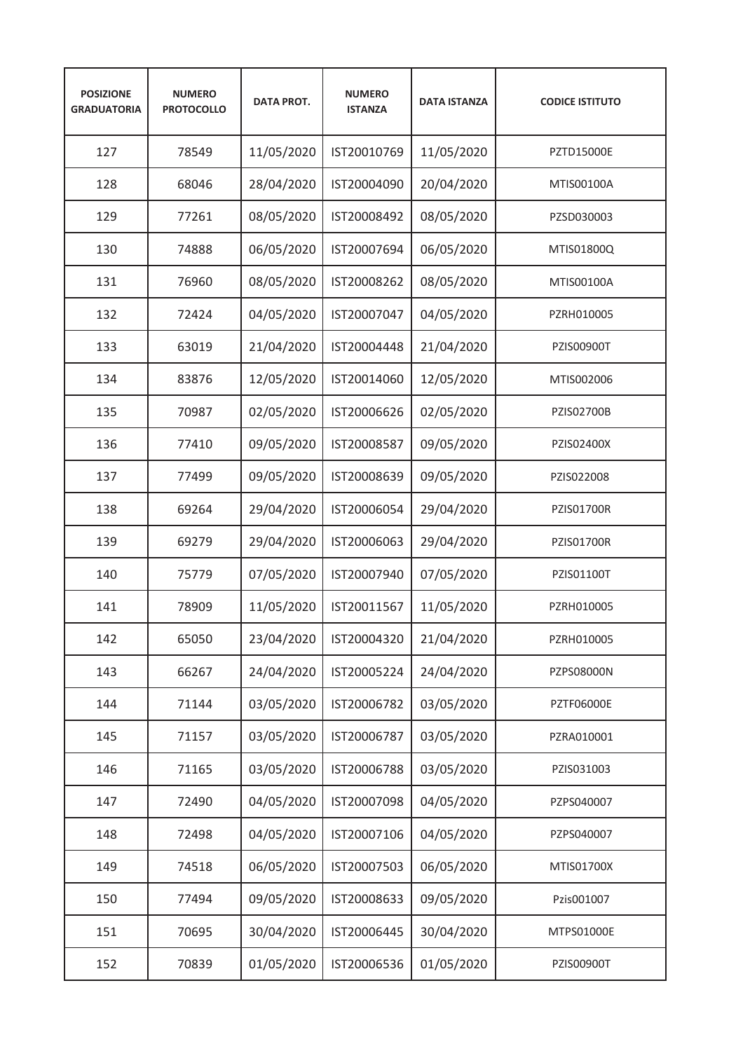| POSIZIONE GRADUATORIA | NUMERO PROTOCOLLO | DATA PROT. | NUMERO ISTANZA | DATA ISTANZA | CODICE ISTITUTO |
|---|---|---|---|---|---|
| 127 | 78549 | 11/05/2020 | IST20010769 | 11/05/2020 | PZTD15000E |
| 128 | 68046 | 28/04/2020 | IST20004090 | 20/04/2020 | MTIS00100A |
| 129 | 77261 | 08/05/2020 | IST20008492 | 08/05/2020 | PZSD030003 |
| 130 | 74888 | 06/05/2020 | IST20007694 | 06/05/2020 | MTIS01800Q |
| 131 | 76960 | 08/05/2020 | IST20008262 | 08/05/2020 | MTIS00100A |
| 132 | 72424 | 04/05/2020 | IST20007047 | 04/05/2020 | PZRH010005 |
| 133 | 63019 | 21/04/2020 | IST20004448 | 21/04/2020 | PZIS00900T |
| 134 | 83876 | 12/05/2020 | IST20014060 | 12/05/2020 | MTIS002006 |
| 135 | 70987 | 02/05/2020 | IST20006626 | 02/05/2020 | PZIS02700B |
| 136 | 77410 | 09/05/2020 | IST20008587 | 09/05/2020 | PZIS02400X |
| 137 | 77499 | 09/05/2020 | IST20008639 | 09/05/2020 | PZIS022008 |
| 138 | 69264 | 29/04/2020 | IST20006054 | 29/04/2020 | PZIS01700R |
| 139 | 69279 | 29/04/2020 | IST20006063 | 29/04/2020 | PZIS01700R |
| 140 | 75779 | 07/05/2020 | IST20007940 | 07/05/2020 | PZIS01100T |
| 141 | 78909 | 11/05/2020 | IST20011567 | 11/05/2020 | PZRH010005 |
| 142 | 65050 | 23/04/2020 | IST20004320 | 21/04/2020 | PZRH010005 |
| 143 | 66267 | 24/04/2020 | IST20005224 | 24/04/2020 | PZPS08000N |
| 144 | 71144 | 03/05/2020 | IST20006782 | 03/05/2020 | PZTF06000E |
| 145 | 71157 | 03/05/2020 | IST20006787 | 03/05/2020 | PZRA010001 |
| 146 | 71165 | 03/05/2020 | IST20006788 | 03/05/2020 | PZIS031003 |
| 147 | 72490 | 04/05/2020 | IST20007098 | 04/05/2020 | PZPS040007 |
| 148 | 72498 | 04/05/2020 | IST20007106 | 04/05/2020 | PZPS040007 |
| 149 | 74518 | 06/05/2020 | IST20007503 | 06/05/2020 | MTIS01700X |
| 150 | 77494 | 09/05/2020 | IST20008633 | 09/05/2020 | Pzis001007 |
| 151 | 70695 | 30/04/2020 | IST20006445 | 30/04/2020 | MTPS01000E |
| 152 | 70839 | 01/05/2020 | IST20006536 | 01/05/2020 | PZIS00900T |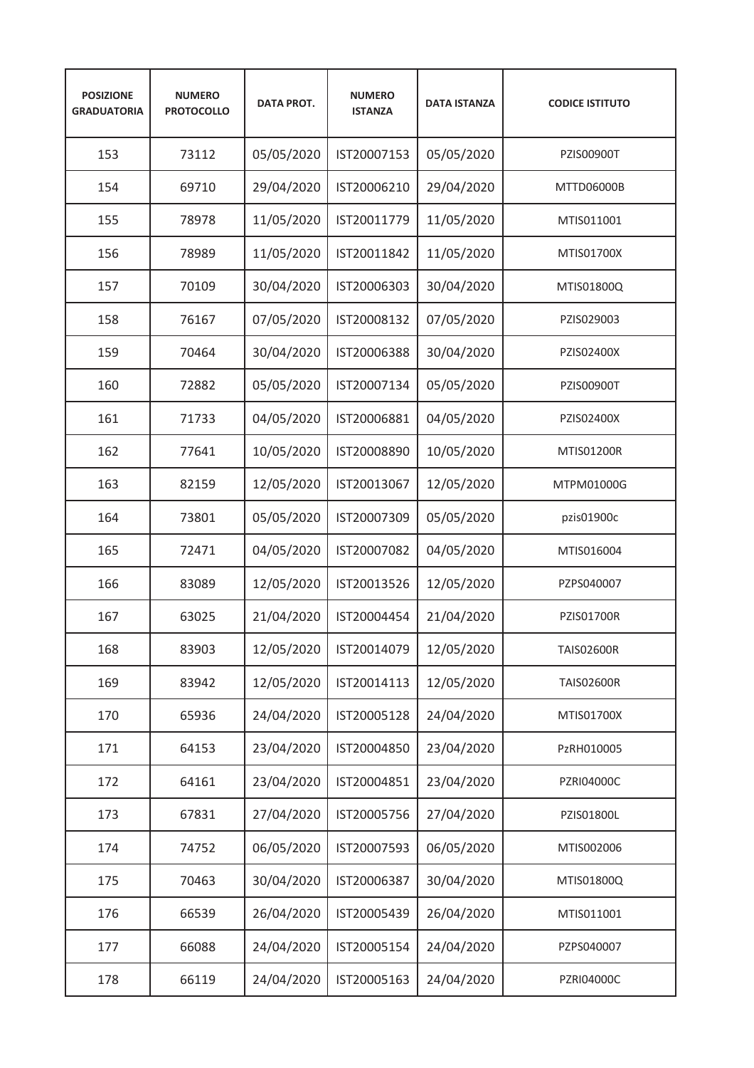| POSIZIONE GRADUATORIA | NUMERO PROTOCOLLO | DATA PROT. | NUMERO ISTANZA | DATA ISTANZA | CODICE ISTITUTO |
|---|---|---|---|---|---|
| 153 | 73112 | 05/05/2020 | IST20007153 | 05/05/2020 | PZIS00900T |
| 154 | 69710 | 29/04/2020 | IST20006210 | 29/04/2020 | MTTD06000B |
| 155 | 78978 | 11/05/2020 | IST20011779 | 11/05/2020 | MTIS011001 |
| 156 | 78989 | 11/05/2020 | IST20011842 | 11/05/2020 | MTIS01700X |
| 157 | 70109 | 30/04/2020 | IST20006303 | 30/04/2020 | MTIS01800Q |
| 158 | 76167 | 07/05/2020 | IST20008132 | 07/05/2020 | PZIS029003 |
| 159 | 70464 | 30/04/2020 | IST20006388 | 30/04/2020 | PZIS02400X |
| 160 | 72882 | 05/05/2020 | IST20007134 | 05/05/2020 | PZIS00900T |
| 161 | 71733 | 04/05/2020 | IST20006881 | 04/05/2020 | PZIS02400X |
| 162 | 77641 | 10/05/2020 | IST20008890 | 10/05/2020 | MTIS01200R |
| 163 | 82159 | 12/05/2020 | IST20013067 | 12/05/2020 | MTPM01000G |
| 164 | 73801 | 05/05/2020 | IST20007309 | 05/05/2020 | pzis01900c |
| 165 | 72471 | 04/05/2020 | IST20007082 | 04/05/2020 | MTIS016004 |
| 166 | 83089 | 12/05/2020 | IST20013526 | 12/05/2020 | PZPS040007 |
| 167 | 63025 | 21/04/2020 | IST20004454 | 21/04/2020 | PZIS01700R |
| 168 | 83903 | 12/05/2020 | IST20014079 | 12/05/2020 | TAIS02600R |
| 169 | 83942 | 12/05/2020 | IST20014113 | 12/05/2020 | TAIS02600R |
| 170 | 65936 | 24/04/2020 | IST20005128 | 24/04/2020 | MTIS01700X |
| 171 | 64153 | 23/04/2020 | IST20004850 | 23/04/2020 | PzRH010005 |
| 172 | 64161 | 23/04/2020 | IST20004851 | 23/04/2020 | PZRI04000C |
| 173 | 67831 | 27/04/2020 | IST20005756 | 27/04/2020 | PZIS01800L |
| 174 | 74752 | 06/05/2020 | IST20007593 | 06/05/2020 | MTIS002006 |
| 175 | 70463 | 30/04/2020 | IST20006387 | 30/04/2020 | MTIS01800Q |
| 176 | 66539 | 26/04/2020 | IST20005439 | 26/04/2020 | MTIS011001 |
| 177 | 66088 | 24/04/2020 | IST20005154 | 24/04/2020 | PZPS040007 |
| 178 | 66119 | 24/04/2020 | IST20005163 | 24/04/2020 | PZRI04000C |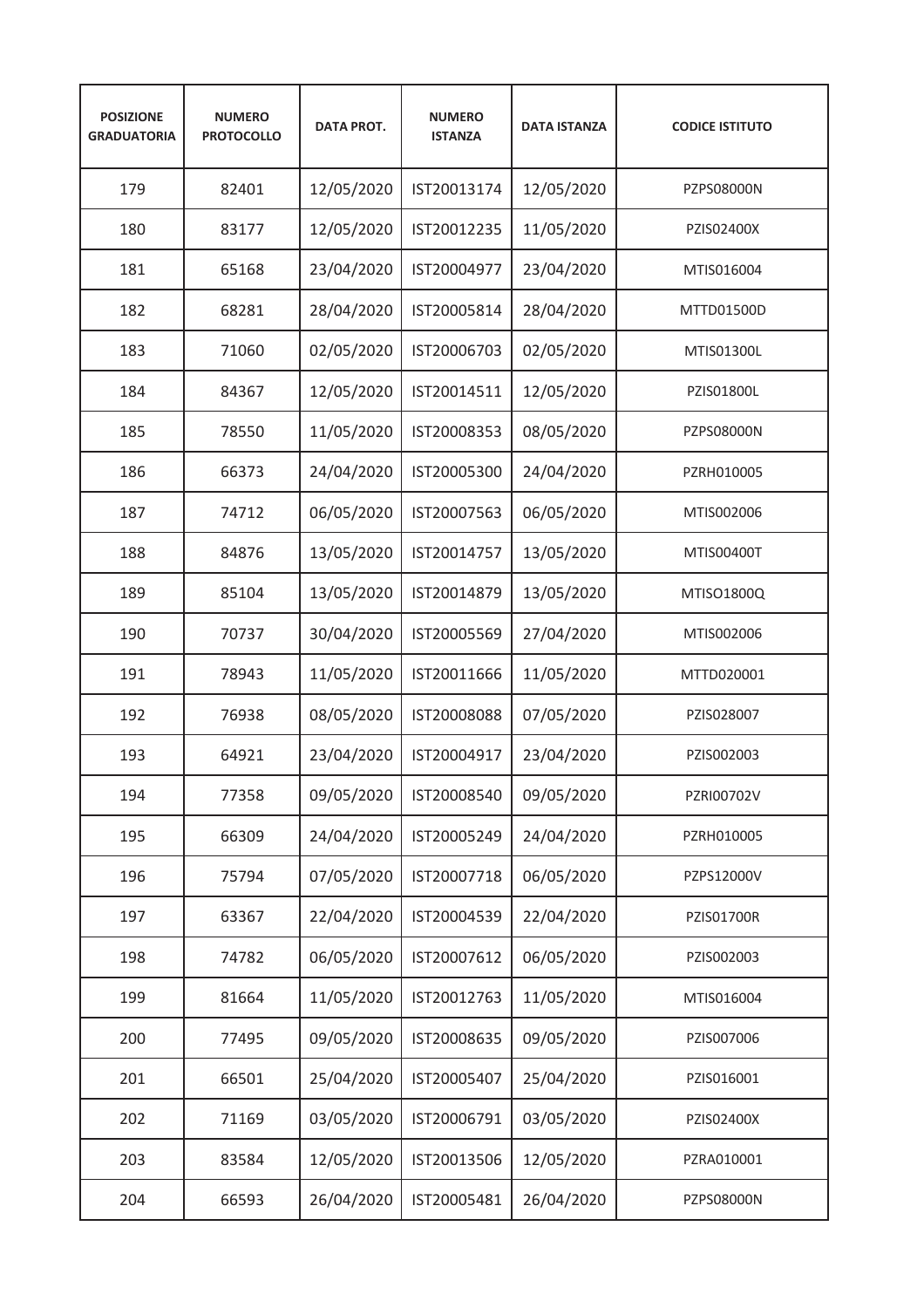| POSIZIONE GRADUATORIA | NUMERO PROTOCOLLO | DATA PROT. | NUMERO ISTANZA | DATA ISTANZA | CODICE ISTITUTO |
|---|---|---|---|---|---|
| 179 | 82401 | 12/05/2020 | IST20013174 | 12/05/2020 | PZPS08000N |
| 180 | 83177 | 12/05/2020 | IST20012235 | 11/05/2020 | PZIS02400X |
| 181 | 65168 | 23/04/2020 | IST20004977 | 23/04/2020 | MTIS016004 |
| 182 | 68281 | 28/04/2020 | IST20005814 | 28/04/2020 | MTTD01500D |
| 183 | 71060 | 02/05/2020 | IST20006703 | 02/05/2020 | MTIS01300L |
| 184 | 84367 | 12/05/2020 | IST20014511 | 12/05/2020 | PZIS01800L |
| 185 | 78550 | 11/05/2020 | IST20008353 | 08/05/2020 | PZPS08000N |
| 186 | 66373 | 24/04/2020 | IST20005300 | 24/04/2020 | PZRH010005 |
| 187 | 74712 | 06/05/2020 | IST20007563 | 06/05/2020 | MTIS002006 |
| 188 | 84876 | 13/05/2020 | IST20014757 | 13/05/2020 | MTIS00400T |
| 189 | 85104 | 13/05/2020 | IST20014879 | 13/05/2020 | MTISO1800Q |
| 190 | 70737 | 30/04/2020 | IST20005569 | 27/04/2020 | MTIS002006 |
| 191 | 78943 | 11/05/2020 | IST20011666 | 11/05/2020 | MTTD020001 |
| 192 | 76938 | 08/05/2020 | IST20008088 | 07/05/2020 | PZIS028007 |
| 193 | 64921 | 23/04/2020 | IST20004917 | 23/04/2020 | PZIS002003 |
| 194 | 77358 | 09/05/2020 | IST20008540 | 09/05/2020 | PZRI00702V |
| 195 | 66309 | 24/04/2020 | IST20005249 | 24/04/2020 | PZRH010005 |
| 196 | 75794 | 07/05/2020 | IST20007718 | 06/05/2020 | PZPS12000V |
| 197 | 63367 | 22/04/2020 | IST20004539 | 22/04/2020 | PZIS01700R |
| 198 | 74782 | 06/05/2020 | IST20007612 | 06/05/2020 | PZIS002003 |
| 199 | 81664 | 11/05/2020 | IST20012763 | 11/05/2020 | MTIS016004 |
| 200 | 77495 | 09/05/2020 | IST20008635 | 09/05/2020 | PZIS007006 |
| 201 | 66501 | 25/04/2020 | IST20005407 | 25/04/2020 | PZIS016001 |
| 202 | 71169 | 03/05/2020 | IST20006791 | 03/05/2020 | PZIS02400X |
| 203 | 83584 | 12/05/2020 | IST20013506 | 12/05/2020 | PZRA010001 |
| 204 | 66593 | 26/04/2020 | IST20005481 | 26/04/2020 | PZPS08000N |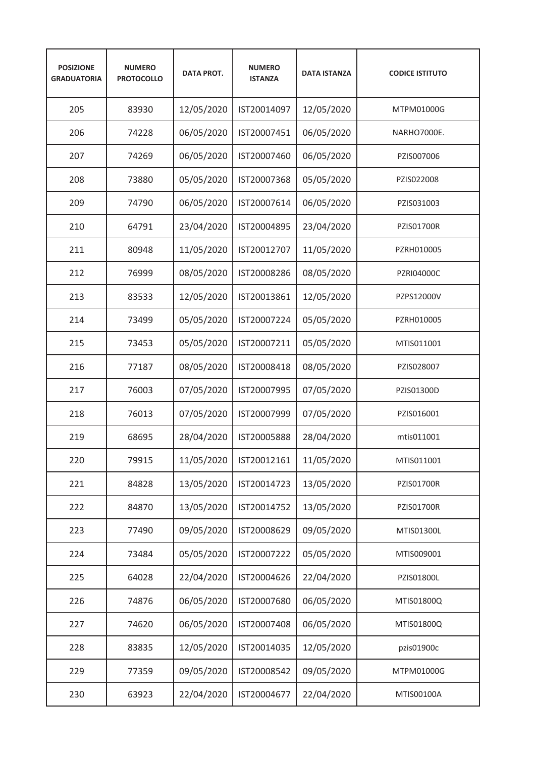| POSIZIONE GRADUATORIA | NUMERO PROTOCOLLO | DATA PROT. | NUMERO ISTANZA | DATA ISTANZA | CODICE ISTITUTO |
|---|---|---|---|---|---|
| 205 | 83930 | 12/05/2020 | IST20014097 | 12/05/2020 | MTPM01000G |
| 206 | 74228 | 06/05/2020 | IST20007451 | 06/05/2020 | NARHO7000E. |
| 207 | 74269 | 06/05/2020 | IST20007460 | 06/05/2020 | PZIS007006 |
| 208 | 73880 | 05/05/2020 | IST20007368 | 05/05/2020 | PZIS022008 |
| 209 | 74790 | 06/05/2020 | IST20007614 | 06/05/2020 | PZIS031003 |
| 210 | 64791 | 23/04/2020 | IST20004895 | 23/04/2020 | PZIS01700R |
| 211 | 80948 | 11/05/2020 | IST20012707 | 11/05/2020 | PZRH010005 |
| 212 | 76999 | 08/05/2020 | IST20008286 | 08/05/2020 | PZRI04000C |
| 213 | 83533 | 12/05/2020 | IST20013861 | 12/05/2020 | PZPS12000V |
| 214 | 73499 | 05/05/2020 | IST20007224 | 05/05/2020 | PZRH010005 |
| 215 | 73453 | 05/05/2020 | IST20007211 | 05/05/2020 | MTIS011001 |
| 216 | 77187 | 08/05/2020 | IST20008418 | 08/05/2020 | PZIS028007 |
| 217 | 76003 | 07/05/2020 | IST20007995 | 07/05/2020 | PZIS01300D |
| 218 | 76013 | 07/05/2020 | IST20007999 | 07/05/2020 | PZIS016001 |
| 219 | 68695 | 28/04/2020 | IST20005888 | 28/04/2020 | mtis011001 |
| 220 | 79915 | 11/05/2020 | IST20012161 | 11/05/2020 | MTIS011001 |
| 221 | 84828 | 13/05/2020 | IST20014723 | 13/05/2020 | PZIS01700R |
| 222 | 84870 | 13/05/2020 | IST20014752 | 13/05/2020 | PZIS01700R |
| 223 | 77490 | 09/05/2020 | IST20008629 | 09/05/2020 | MTIS01300L |
| 224 | 73484 | 05/05/2020 | IST20007222 | 05/05/2020 | MTIS009001 |
| 225 | 64028 | 22/04/2020 | IST20004626 | 22/04/2020 | PZIS01800L |
| 226 | 74876 | 06/05/2020 | IST20007680 | 06/05/2020 | MTIS01800Q |
| 227 | 74620 | 06/05/2020 | IST20007408 | 06/05/2020 | MTIS01800Q |
| 228 | 83835 | 12/05/2020 | IST20014035 | 12/05/2020 | pzis01900c |
| 229 | 77359 | 09/05/2020 | IST20008542 | 09/05/2020 | MTPM01000G |
| 230 | 63923 | 22/04/2020 | IST20004677 | 22/04/2020 | MTIS00100A |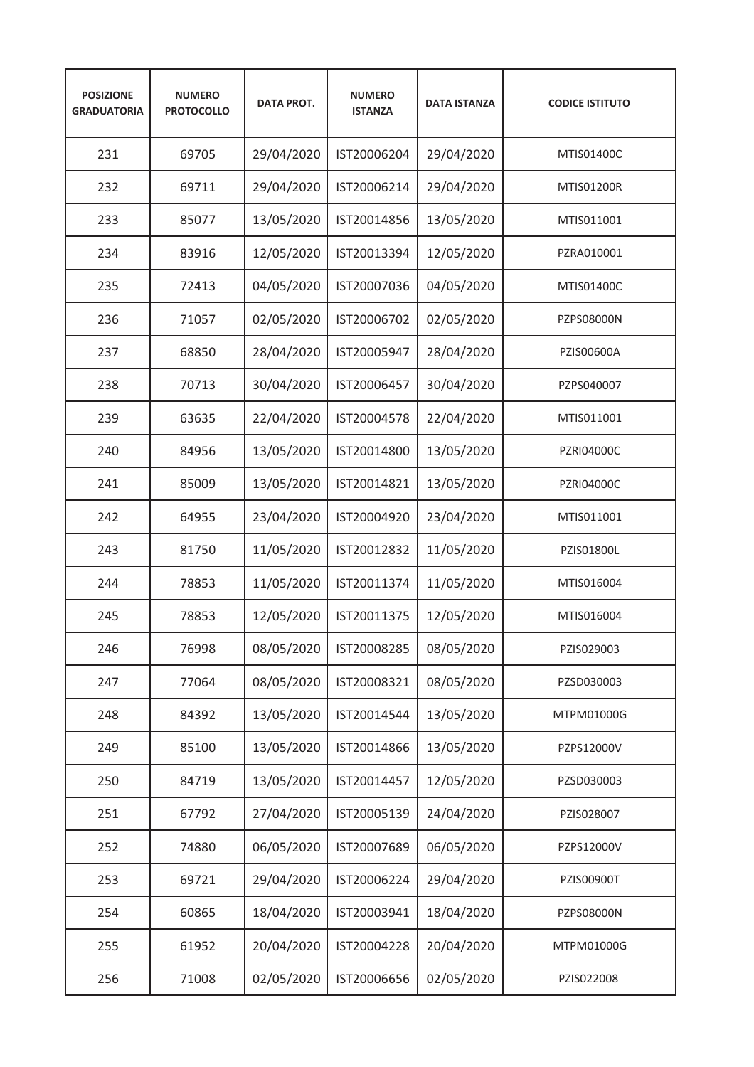| POSIZIONE GRADUATORIA | NUMERO PROTOCOLLO | DATA PROT. | NUMERO ISTANZA | DATA ISTANZA | CODICE ISTITUTO |
|---|---|---|---|---|---|
| 231 | 69705 | 29/04/2020 | IST20006204 | 29/04/2020 | MTIS01400C |
| 232 | 69711 | 29/04/2020 | IST20006214 | 29/04/2020 | MTIS01200R |
| 233 | 85077 | 13/05/2020 | IST20014856 | 13/05/2020 | MTIS011001 |
| 234 | 83916 | 12/05/2020 | IST20013394 | 12/05/2020 | PZRA010001 |
| 235 | 72413 | 04/05/2020 | IST20007036 | 04/05/2020 | MTIS01400C |
| 236 | 71057 | 02/05/2020 | IST20006702 | 02/05/2020 | PZPS08000N |
| 237 | 68850 | 28/04/2020 | IST20005947 | 28/04/2020 | PZIS00600A |
| 238 | 70713 | 30/04/2020 | IST20006457 | 30/04/2020 | PZPS040007 |
| 239 | 63635 | 22/04/2020 | IST20004578 | 22/04/2020 | MTIS011001 |
| 240 | 84956 | 13/05/2020 | IST20014800 | 13/05/2020 | PZRI04000C |
| 241 | 85009 | 13/05/2020 | IST20014821 | 13/05/2020 | PZRI04000C |
| 242 | 64955 | 23/04/2020 | IST20004920 | 23/04/2020 | MTIS011001 |
| 243 | 81750 | 11/05/2020 | IST20012832 | 11/05/2020 | PZIS01800L |
| 244 | 78853 | 11/05/2020 | IST20011374 | 11/05/2020 | MTIS016004 |
| 245 | 78853 | 12/05/2020 | IST20011375 | 12/05/2020 | MTIS016004 |
| 246 | 76998 | 08/05/2020 | IST20008285 | 08/05/2020 | PZIS029003 |
| 247 | 77064 | 08/05/2020 | IST20008321 | 08/05/2020 | PZSD030003 |
| 248 | 84392 | 13/05/2020 | IST20014544 | 13/05/2020 | MTPM01000G |
| 249 | 85100 | 13/05/2020 | IST20014866 | 13/05/2020 | PZPS12000V |
| 250 | 84719 | 13/05/2020 | IST20014457 | 12/05/2020 | PZSD030003 |
| 251 | 67792 | 27/04/2020 | IST20005139 | 24/04/2020 | PZIS028007 |
| 252 | 74880 | 06/05/2020 | IST20007689 | 06/05/2020 | PZPS12000V |
| 253 | 69721 | 29/04/2020 | IST20006224 | 29/04/2020 | PZIS00900T |
| 254 | 60865 | 18/04/2020 | IST20003941 | 18/04/2020 | PZPS08000N |
| 255 | 61952 | 20/04/2020 | IST20004228 | 20/04/2020 | MTPM01000G |
| 256 | 71008 | 02/05/2020 | IST20006656 | 02/05/2020 | PZIS022008 |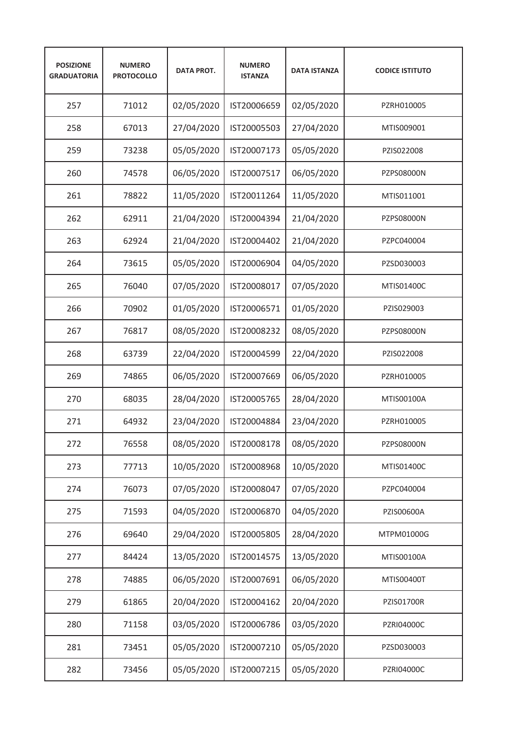| POSIZIONE GRADUATORIA | NUMERO PROTOCOLLO | DATA PROT. | NUMERO ISTANZA | DATA ISTANZA | CODICE ISTITUTO |
|---|---|---|---|---|---|
| 257 | 71012 | 02/05/2020 | IST20006659 | 02/05/2020 | PZRH010005 |
| 258 | 67013 | 27/04/2020 | IST20005503 | 27/04/2020 | MTIS009001 |
| 259 | 73238 | 05/05/2020 | IST20007173 | 05/05/2020 | PZIS022008 |
| 260 | 74578 | 06/05/2020 | IST20007517 | 06/05/2020 | PZPS08000N |
| 261 | 78822 | 11/05/2020 | IST20011264 | 11/05/2020 | MTIS011001 |
| 262 | 62911 | 21/04/2020 | IST20004394 | 21/04/2020 | PZPS08000N |
| 263 | 62924 | 21/04/2020 | IST20004402 | 21/04/2020 | PZPC040004 |
| 264 | 73615 | 05/05/2020 | IST20006904 | 04/05/2020 | PZSD030003 |
| 265 | 76040 | 07/05/2020 | IST20008017 | 07/05/2020 | MTIS01400C |
| 266 | 70902 | 01/05/2020 | IST20006571 | 01/05/2020 | PZIS029003 |
| 267 | 76817 | 08/05/2020 | IST20008232 | 08/05/2020 | PZPS08000N |
| 268 | 63739 | 22/04/2020 | IST20004599 | 22/04/2020 | PZIS022008 |
| 269 | 74865 | 06/05/2020 | IST20007669 | 06/05/2020 | PZRH010005 |
| 270 | 68035 | 28/04/2020 | IST20005765 | 28/04/2020 | MTIS00100A |
| 271 | 64932 | 23/04/2020 | IST20004884 | 23/04/2020 | PZRH010005 |
| 272 | 76558 | 08/05/2020 | IST20008178 | 08/05/2020 | PZPS08000N |
| 273 | 77713 | 10/05/2020 | IST20008968 | 10/05/2020 | MTIS01400C |
| 274 | 76073 | 07/05/2020 | IST20008047 | 07/05/2020 | PZPC040004 |
| 275 | 71593 | 04/05/2020 | IST20006870 | 04/05/2020 | PZIS00600A |
| 276 | 69640 | 29/04/2020 | IST20005805 | 28/04/2020 | MTPM01000G |
| 277 | 84424 | 13/05/2020 | IST20014575 | 13/05/2020 | MTIS00100A |
| 278 | 74885 | 06/05/2020 | IST20007691 | 06/05/2020 | MTIS00400T |
| 279 | 61865 | 20/04/2020 | IST20004162 | 20/04/2020 | PZIS01700R |
| 280 | 71158 | 03/05/2020 | IST20006786 | 03/05/2020 | PZRI04000C |
| 281 | 73451 | 05/05/2020 | IST20007210 | 05/05/2020 | PZSD030003 |
| 282 | 73456 | 05/05/2020 | IST20007215 | 05/05/2020 | PZRI04000C |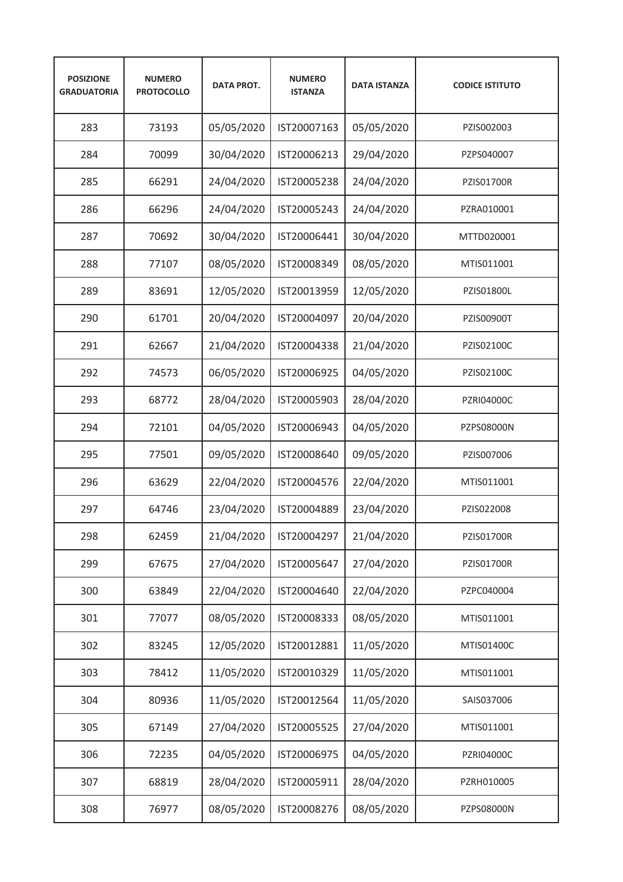| POSIZIONE GRADUATORIA | NUMERO PROTOCOLLO | DATA PROT. | NUMERO ISTANZA | DATA ISTANZA | CODICE ISTITUTO |
|---|---|---|---|---|---|
| 283 | 73193 | 05/05/2020 | IST20007163 | 05/05/2020 | PZIS002003 |
| 284 | 70099 | 30/04/2020 | IST20006213 | 29/04/2020 | PZPS040007 |
| 285 | 66291 | 24/04/2020 | IST20005238 | 24/04/2020 | PZIS01700R |
| 286 | 66296 | 24/04/2020 | IST20005243 | 24/04/2020 | PZRA010001 |
| 287 | 70692 | 30/04/2020 | IST20006441 | 30/04/2020 | MTTD020001 |
| 288 | 77107 | 08/05/2020 | IST20008349 | 08/05/2020 | MTIS011001 |
| 289 | 83691 | 12/05/2020 | IST20013959 | 12/05/2020 | PZIS01800L |
| 290 | 61701 | 20/04/2020 | IST20004097 | 20/04/2020 | PZIS00900T |
| 291 | 62667 | 21/04/2020 | IST20004338 | 21/04/2020 | PZIS02100C |
| 292 | 74573 | 06/05/2020 | IST20006925 | 04/05/2020 | PZIS02100C |
| 293 | 68772 | 28/04/2020 | IST20005903 | 28/04/2020 | PZRI04000C |
| 294 | 72101 | 04/05/2020 | IST20006943 | 04/05/2020 | PZPS08000N |
| 295 | 77501 | 09/05/2020 | IST20008640 | 09/05/2020 | PZIS007006 |
| 296 | 63629 | 22/04/2020 | IST20004576 | 22/04/2020 | MTIS011001 |
| 297 | 64746 | 23/04/2020 | IST20004889 | 23/04/2020 | PZIS022008 |
| 298 | 62459 | 21/04/2020 | IST20004297 | 21/04/2020 | PZIS01700R |
| 299 | 67675 | 27/04/2020 | IST20005647 | 27/04/2020 | PZIS01700R |
| 300 | 63849 | 22/04/2020 | IST20004640 | 22/04/2020 | PZPC040004 |
| 301 | 77077 | 08/05/2020 | IST20008333 | 08/05/2020 | MTIS011001 |
| 302 | 83245 | 12/05/2020 | IST20012881 | 11/05/2020 | MTIS01400C |
| 303 | 78412 | 11/05/2020 | IST20010329 | 11/05/2020 | MTIS011001 |
| 304 | 80936 | 11/05/2020 | IST20012564 | 11/05/2020 | SAIS037006 |
| 305 | 67149 | 27/04/2020 | IST20005525 | 27/04/2020 | MTIS011001 |
| 306 | 72235 | 04/05/2020 | IST20006975 | 04/05/2020 | PZRI04000C |
| 307 | 68819 | 28/04/2020 | IST20005911 | 28/04/2020 | PZRH010005 |
| 308 | 76977 | 08/05/2020 | IST20008276 | 08/05/2020 | PZPS08000N |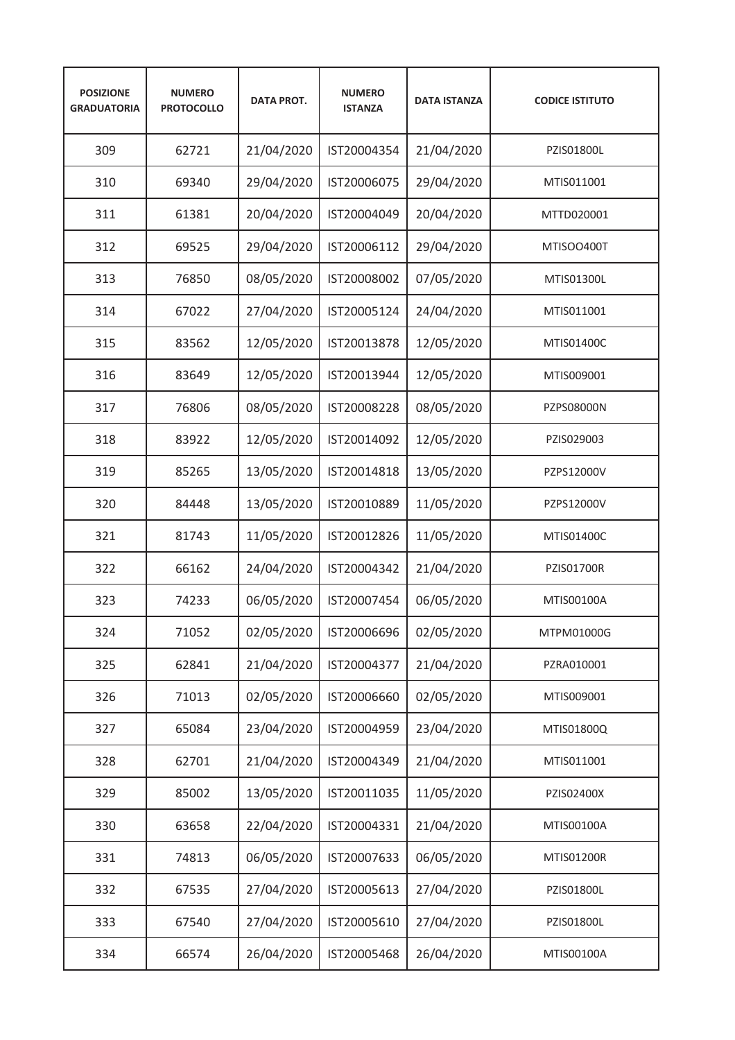| POSIZIONE GRADUATORIA | NUMERO PROTOCOLLO | DATA PROT. | NUMERO ISTANZA | DATA ISTANZA | CODICE ISTITUTO |
|---|---|---|---|---|---|
| 309 | 62721 | 21/04/2020 | IST20004354 | 21/04/2020 | PZIS01800L |
| 310 | 69340 | 29/04/2020 | IST20006075 | 29/04/2020 | MTIS011001 |
| 311 | 61381 | 20/04/2020 | IST20004049 | 20/04/2020 | MTTD020001 |
| 312 | 69525 | 29/04/2020 | IST20006112 | 29/04/2020 | MTISOO400T |
| 313 | 76850 | 08/05/2020 | IST20008002 | 07/05/2020 | MTIS01300L |
| 314 | 67022 | 27/04/2020 | IST20005124 | 24/04/2020 | MTIS011001 |
| 315 | 83562 | 12/05/2020 | IST20013878 | 12/05/2020 | MTIS01400C |
| 316 | 83649 | 12/05/2020 | IST20013944 | 12/05/2020 | MTIS009001 |
| 317 | 76806 | 08/05/2020 | IST20008228 | 08/05/2020 | PZPS08000N |
| 318 | 83922 | 12/05/2020 | IST20014092 | 12/05/2020 | PZIS029003 |
| 319 | 85265 | 13/05/2020 | IST20014818 | 13/05/2020 | PZPS12000V |
| 320 | 84448 | 13/05/2020 | IST20010889 | 11/05/2020 | PZPS12000V |
| 321 | 81743 | 11/05/2020 | IST20012826 | 11/05/2020 | MTIS01400C |
| 322 | 66162 | 24/04/2020 | IST20004342 | 21/04/2020 | PZIS01700R |
| 323 | 74233 | 06/05/2020 | IST20007454 | 06/05/2020 | MTIS00100A |
| 324 | 71052 | 02/05/2020 | IST20006696 | 02/05/2020 | MTPM01000G |
| 325 | 62841 | 21/04/2020 | IST20004377 | 21/04/2020 | PZRA010001 |
| 326 | 71013 | 02/05/2020 | IST20006660 | 02/05/2020 | MTIS009001 |
| 327 | 65084 | 23/04/2020 | IST20004959 | 23/04/2020 | MTIS01800Q |
| 328 | 62701 | 21/04/2020 | IST20004349 | 21/04/2020 | MTIS011001 |
| 329 | 85002 | 13/05/2020 | IST20011035 | 11/05/2020 | PZIS02400X |
| 330 | 63658 | 22/04/2020 | IST20004331 | 21/04/2020 | MTIS00100A |
| 331 | 74813 | 06/05/2020 | IST20007633 | 06/05/2020 | MTIS01200R |
| 332 | 67535 | 27/04/2020 | IST20005613 | 27/04/2020 | PZIS01800L |
| 333 | 67540 | 27/04/2020 | IST20005610 | 27/04/2020 | PZIS01800L |
| 334 | 66574 | 26/04/2020 | IST20005468 | 26/04/2020 | MTIS00100A |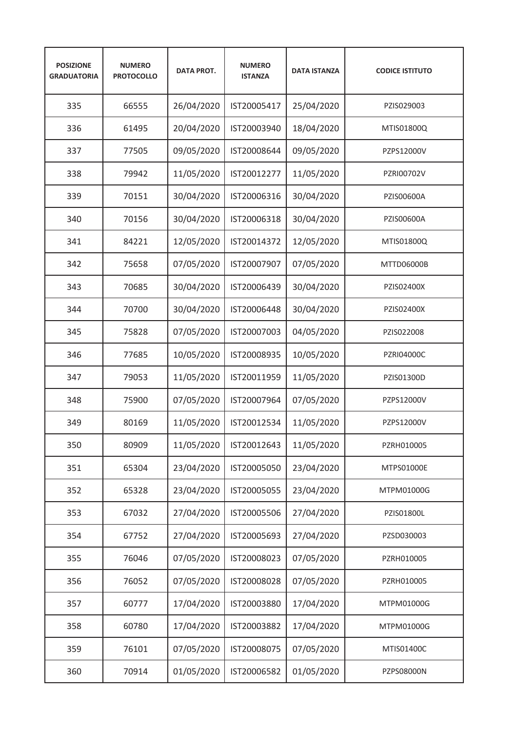| POSIZIONE GRADUATORIA | NUMERO PROTOCOLLO | DATA PROT. | NUMERO ISTANZA | DATA ISTANZA | CODICE ISTITUTO |
|---|---|---|---|---|---|
| 335 | 66555 | 26/04/2020 | IST20005417 | 25/04/2020 | PZIS029003 |
| 336 | 61495 | 20/04/2020 | IST20003940 | 18/04/2020 | MTIS01800Q |
| 337 | 77505 | 09/05/2020 | IST20008644 | 09/05/2020 | PZPS12000V |
| 338 | 79942 | 11/05/2020 | IST20012277 | 11/05/2020 | PZRI00702V |
| 339 | 70151 | 30/04/2020 | IST20006316 | 30/04/2020 | PZIS00600A |
| 340 | 70156 | 30/04/2020 | IST20006318 | 30/04/2020 | PZIS00600A |
| 341 | 84221 | 12/05/2020 | IST20014372 | 12/05/2020 | MTIS01800Q |
| 342 | 75658 | 07/05/2020 | IST20007907 | 07/05/2020 | MTTD06000B |
| 343 | 70685 | 30/04/2020 | IST20006439 | 30/04/2020 | PZIS02400X |
| 344 | 70700 | 30/04/2020 | IST20006448 | 30/04/2020 | PZIS02400X |
| 345 | 75828 | 07/05/2020 | IST20007003 | 04/05/2020 | PZIS022008 |
| 346 | 77685 | 10/05/2020 | IST20008935 | 10/05/2020 | PZRI04000C |
| 347 | 79053 | 11/05/2020 | IST20011959 | 11/05/2020 | PZIS01300D |
| 348 | 75900 | 07/05/2020 | IST20007964 | 07/05/2020 | PZPS12000V |
| 349 | 80169 | 11/05/2020 | IST20012534 | 11/05/2020 | PZPS12000V |
| 350 | 80909 | 11/05/2020 | IST20012643 | 11/05/2020 | PZRH010005 |
| 351 | 65304 | 23/04/2020 | IST20005050 | 23/04/2020 | MTPS01000E |
| 352 | 65328 | 23/04/2020 | IST20005055 | 23/04/2020 | MTPM01000G |
| 353 | 67032 | 27/04/2020 | IST20005506 | 27/04/2020 | PZIS01800L |
| 354 | 67752 | 27/04/2020 | IST20005693 | 27/04/2020 | PZSD030003 |
| 355 | 76046 | 07/05/2020 | IST20008023 | 07/05/2020 | PZRH010005 |
| 356 | 76052 | 07/05/2020 | IST20008028 | 07/05/2020 | PZRH010005 |
| 357 | 60777 | 17/04/2020 | IST20003880 | 17/04/2020 | MTPM01000G |
| 358 | 60780 | 17/04/2020 | IST20003882 | 17/04/2020 | MTPM01000G |
| 359 | 76101 | 07/05/2020 | IST20008075 | 07/05/2020 | MTIS01400C |
| 360 | 70914 | 01/05/2020 | IST20006582 | 01/05/2020 | PZPS08000N |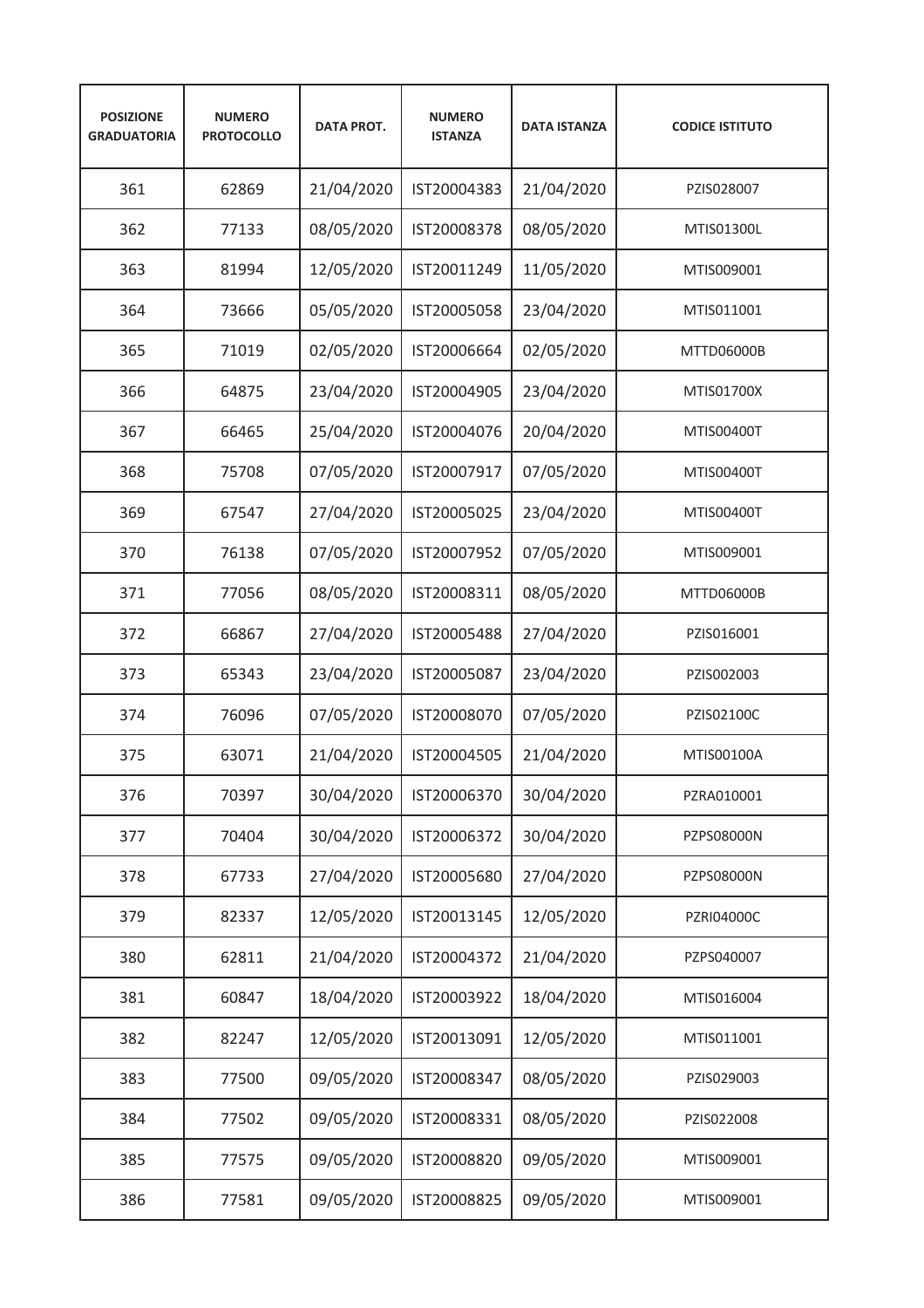| POSIZIONE GRADUATORIA | NUMERO PROTOCOLLO | DATA PROT. | NUMERO ISTANZA | DATA ISTANZA | CODICE ISTITUTO |
|---|---|---|---|---|---|
| 361 | 62869 | 21/04/2020 | IST20004383 | 21/04/2020 | PZIS028007 |
| 362 | 77133 | 08/05/2020 | IST20008378 | 08/05/2020 | MTIS01300L |
| 363 | 81994 | 12/05/2020 | IST20011249 | 11/05/2020 | MTIS009001 |
| 364 | 73666 | 05/05/2020 | IST20005058 | 23/04/2020 | MTIS011001 |
| 365 | 71019 | 02/05/2020 | IST20006664 | 02/05/2020 | MTTD06000B |
| 366 | 64875 | 23/04/2020 | IST20004905 | 23/04/2020 | MTIS01700X |
| 367 | 66465 | 25/04/2020 | IST20004076 | 20/04/2020 | MTIS00400T |
| 368 | 75708 | 07/05/2020 | IST20007917 | 07/05/2020 | MTIS00400T |
| 369 | 67547 | 27/04/2020 | IST20005025 | 23/04/2020 | MTIS00400T |
| 370 | 76138 | 07/05/2020 | IST20007952 | 07/05/2020 | MTIS009001 |
| 371 | 77056 | 08/05/2020 | IST20008311 | 08/05/2020 | MTTD06000B |
| 372 | 66867 | 27/04/2020 | IST20005488 | 27/04/2020 | PZIS016001 |
| 373 | 65343 | 23/04/2020 | IST20005087 | 23/04/2020 | PZIS002003 |
| 374 | 76096 | 07/05/2020 | IST20008070 | 07/05/2020 | PZIS02100C |
| 375 | 63071 | 21/04/2020 | IST20004505 | 21/04/2020 | MTIS00100A |
| 376 | 70397 | 30/04/2020 | IST20006370 | 30/04/2020 | PZRA010001 |
| 377 | 70404 | 30/04/2020 | IST20006372 | 30/04/2020 | PZPS08000N |
| 378 | 67733 | 27/04/2020 | IST20005680 | 27/04/2020 | PZPS08000N |
| 379 | 82337 | 12/05/2020 | IST20013145 | 12/05/2020 | PZRI04000C |
| 380 | 62811 | 21/04/2020 | IST20004372 | 21/04/2020 | PZPS040007 |
| 381 | 60847 | 18/04/2020 | IST20003922 | 18/04/2020 | MTIS016004 |
| 382 | 82247 | 12/05/2020 | IST20013091 | 12/05/2020 | MTIS011001 |
| 383 | 77500 | 09/05/2020 | IST20008347 | 08/05/2020 | PZIS029003 |
| 384 | 77502 | 09/05/2020 | IST20008331 | 08/05/2020 | PZIS022008 |
| 385 | 77575 | 09/05/2020 | IST20008820 | 09/05/2020 | MTIS009001 |
| 386 | 77581 | 09/05/2020 | IST20008825 | 09/05/2020 | MTIS009001 |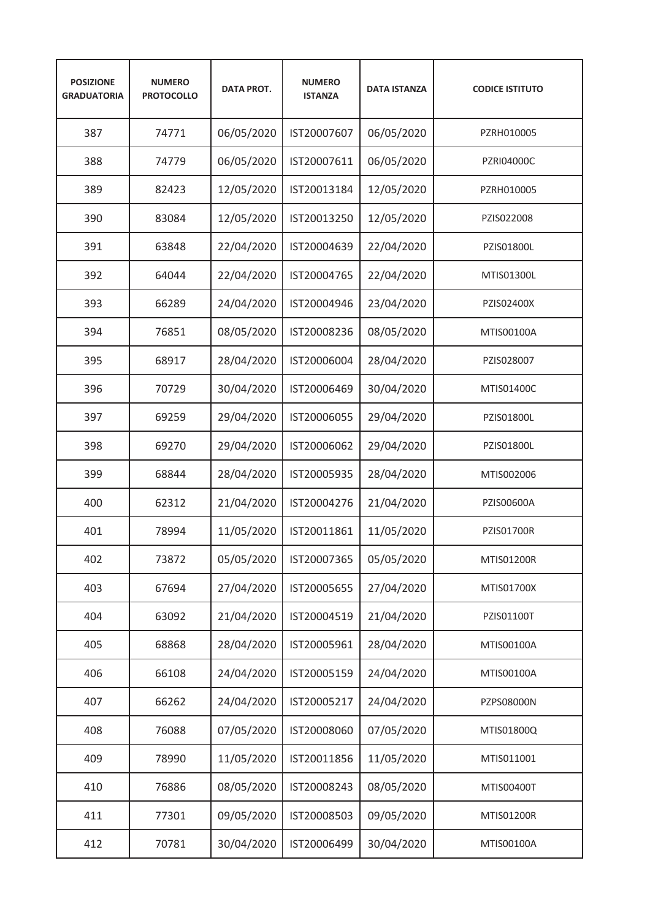| POSIZIONE GRADUATORIA | NUMERO PROTOCOLLO | DATA PROT. | NUMERO ISTANZA | DATA ISTANZA | CODICE ISTITUTO |
|---|---|---|---|---|---|
| 387 | 74771 | 06/05/2020 | IST20007607 | 06/05/2020 | PZRH010005 |
| 388 | 74779 | 06/05/2020 | IST20007611 | 06/05/2020 | PZRI04000C |
| 389 | 82423 | 12/05/2020 | IST20013184 | 12/05/2020 | PZRH010005 |
| 390 | 83084 | 12/05/2020 | IST20013250 | 12/05/2020 | PZIS022008 |
| 391 | 63848 | 22/04/2020 | IST20004639 | 22/04/2020 | PZIS01800L |
| 392 | 64044 | 22/04/2020 | IST20004765 | 22/04/2020 | MTIS01300L |
| 393 | 66289 | 24/04/2020 | IST20004946 | 23/04/2020 | PZIS02400X |
| 394 | 76851 | 08/05/2020 | IST20008236 | 08/05/2020 | MTIS00100A |
| 395 | 68917 | 28/04/2020 | IST20006004 | 28/04/2020 | PZIS028007 |
| 396 | 70729 | 30/04/2020 | IST20006469 | 30/04/2020 | MTIS01400C |
| 397 | 69259 | 29/04/2020 | IST20006055 | 29/04/2020 | PZIS01800L |
| 398 | 69270 | 29/04/2020 | IST20006062 | 29/04/2020 | PZIS01800L |
| 399 | 68844 | 28/04/2020 | IST20005935 | 28/04/2020 | MTIS002006 |
| 400 | 62312 | 21/04/2020 | IST20004276 | 21/04/2020 | PZIS00600A |
| 401 | 78994 | 11/05/2020 | IST20011861 | 11/05/2020 | PZIS01700R |
| 402 | 73872 | 05/05/2020 | IST20007365 | 05/05/2020 | MTIS01200R |
| 403 | 67694 | 27/04/2020 | IST20005655 | 27/04/2020 | MTIS01700X |
| 404 | 63092 | 21/04/2020 | IST20004519 | 21/04/2020 | PZIS01100T |
| 405 | 68868 | 28/04/2020 | IST20005961 | 28/04/2020 | MTIS00100A |
| 406 | 66108 | 24/04/2020 | IST20005159 | 24/04/2020 | MTIS00100A |
| 407 | 66262 | 24/04/2020 | IST20005217 | 24/04/2020 | PZPS08000N |
| 408 | 76088 | 07/05/2020 | IST20008060 | 07/05/2020 | MTIS01800Q |
| 409 | 78990 | 11/05/2020 | IST20011856 | 11/05/2020 | MTIS011001 |
| 410 | 76886 | 08/05/2020 | IST20008243 | 08/05/2020 | MTIS00400T |
| 411 | 77301 | 09/05/2020 | IST20008503 | 09/05/2020 | MTIS01200R |
| 412 | 70781 | 30/04/2020 | IST20006499 | 30/04/2020 | MTIS00100A |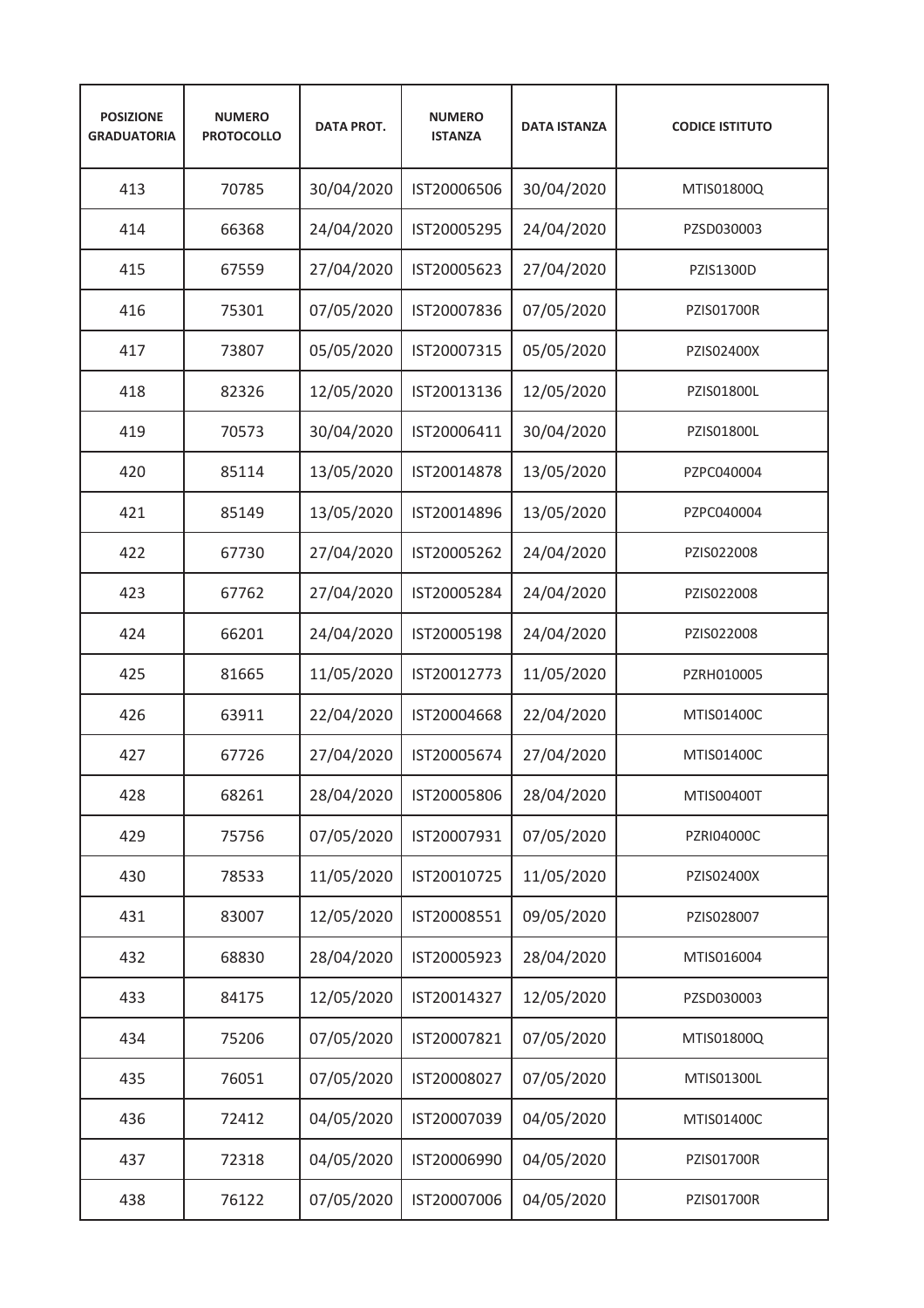| POSIZIONE GRADUATORIA | NUMERO PROTOCOLLO | DATA PROT. | NUMERO ISTANZA | DATA ISTANZA | CODICE ISTITUTO |
|---|---|---|---|---|---|
| 413 | 70785 | 30/04/2020 | IST20006506 | 30/04/2020 | MTIS01800Q |
| 414 | 66368 | 24/04/2020 | IST20005295 | 24/04/2020 | PZSD030003 |
| 415 | 67559 | 27/04/2020 | IST20005623 | 27/04/2020 | PZIS1300D |
| 416 | 75301 | 07/05/2020 | IST20007836 | 07/05/2020 | PZIS01700R |
| 417 | 73807 | 05/05/2020 | IST20007315 | 05/05/2020 | PZIS02400X |
| 418 | 82326 | 12/05/2020 | IST20013136 | 12/05/2020 | PZIS01800L |
| 419 | 70573 | 30/04/2020 | IST20006411 | 30/04/2020 | PZIS01800L |
| 420 | 85114 | 13/05/2020 | IST20014878 | 13/05/2020 | PZPC040004 |
| 421 | 85149 | 13/05/2020 | IST20014896 | 13/05/2020 | PZPC040004 |
| 422 | 67730 | 27/04/2020 | IST20005262 | 24/04/2020 | PZIS022008 |
| 423 | 67762 | 27/04/2020 | IST20005284 | 24/04/2020 | PZIS022008 |
| 424 | 66201 | 24/04/2020 | IST20005198 | 24/04/2020 | PZIS022008 |
| 425 | 81665 | 11/05/2020 | IST20012773 | 11/05/2020 | PZRH010005 |
| 426 | 63911 | 22/04/2020 | IST20004668 | 22/04/2020 | MTIS01400C |
| 427 | 67726 | 27/04/2020 | IST20005674 | 27/04/2020 | MTIS01400C |
| 428 | 68261 | 28/04/2020 | IST20005806 | 28/04/2020 | MTIS00400T |
| 429 | 75756 | 07/05/2020 | IST20007931 | 07/05/2020 | PZRI04000C |
| 430 | 78533 | 11/05/2020 | IST20010725 | 11/05/2020 | PZIS02400X |
| 431 | 83007 | 12/05/2020 | IST20008551 | 09/05/2020 | PZIS028007 |
| 432 | 68830 | 28/04/2020 | IST20005923 | 28/04/2020 | MTIS016004 |
| 433 | 84175 | 12/05/2020 | IST20014327 | 12/05/2020 | PZSD030003 |
| 434 | 75206 | 07/05/2020 | IST20007821 | 07/05/2020 | MTIS01800Q |
| 435 | 76051 | 07/05/2020 | IST20008027 | 07/05/2020 | MTIS01300L |
| 436 | 72412 | 04/05/2020 | IST20007039 | 04/05/2020 | MTIS01400C |
| 437 | 72318 | 04/05/2020 | IST20006990 | 04/05/2020 | PZIS01700R |
| 438 | 76122 | 07/05/2020 | IST20007006 | 04/05/2020 | PZIS01700R |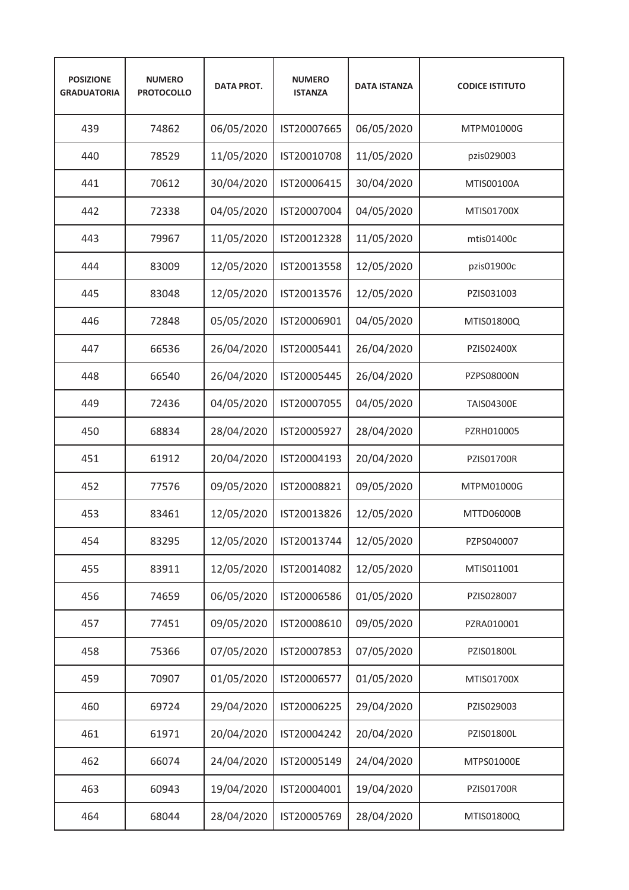| POSIZIONE GRADUATORIA | NUMERO PROTOCOLLO | DATA PROT. | NUMERO ISTANZA | DATA ISTANZA | CODICE ISTITUTO |
|---|---|---|---|---|---|
| 439 | 74862 | 06/05/2020 | IST20007665 | 06/05/2020 | MTPM01000G |
| 440 | 78529 | 11/05/2020 | IST20010708 | 11/05/2020 | pzis029003 |
| 441 | 70612 | 30/04/2020 | IST20006415 | 30/04/2020 | MTIS00100A |
| 442 | 72338 | 04/05/2020 | IST20007004 | 04/05/2020 | MTIS01700X |
| 443 | 79967 | 11/05/2020 | IST20012328 | 11/05/2020 | mtis01400c |
| 444 | 83009 | 12/05/2020 | IST20013558 | 12/05/2020 | pzis01900c |
| 445 | 83048 | 12/05/2020 | IST20013576 | 12/05/2020 | PZIS031003 |
| 446 | 72848 | 05/05/2020 | IST20006901 | 04/05/2020 | MTIS01800Q |
| 447 | 66536 | 26/04/2020 | IST20005441 | 26/04/2020 | PZIS02400X |
| 448 | 66540 | 26/04/2020 | IST20005445 | 26/04/2020 | PZPS08000N |
| 449 | 72436 | 04/05/2020 | IST20007055 | 04/05/2020 | TAIS04300E |
| 450 | 68834 | 28/04/2020 | IST20005927 | 28/04/2020 | PZRH010005 |
| 451 | 61912 | 20/04/2020 | IST20004193 | 20/04/2020 | PZIS01700R |
| 452 | 77576 | 09/05/2020 | IST20008821 | 09/05/2020 | MTPM01000G |
| 453 | 83461 | 12/05/2020 | IST20013826 | 12/05/2020 | MTTD06000B |
| 454 | 83295 | 12/05/2020 | IST20013744 | 12/05/2020 | PZPS040007 |
| 455 | 83911 | 12/05/2020 | IST20014082 | 12/05/2020 | MTIS011001 |
| 456 | 74659 | 06/05/2020 | IST20006586 | 01/05/2020 | PZIS028007 |
| 457 | 77451 | 09/05/2020 | IST20008610 | 09/05/2020 | PZRA010001 |
| 458 | 75366 | 07/05/2020 | IST20007853 | 07/05/2020 | PZIS01800L |
| 459 | 70907 | 01/05/2020 | IST20006577 | 01/05/2020 | MTIS01700X |
| 460 | 69724 | 29/04/2020 | IST20006225 | 29/04/2020 | PZIS029003 |
| 461 | 61971 | 20/04/2020 | IST20004242 | 20/04/2020 | PZIS01800L |
| 462 | 66074 | 24/04/2020 | IST20005149 | 24/04/2020 | MTPS01000E |
| 463 | 60943 | 19/04/2020 | IST20004001 | 19/04/2020 | PZIS01700R |
| 464 | 68044 | 28/04/2020 | IST20005769 | 28/04/2020 | MTIS01800Q |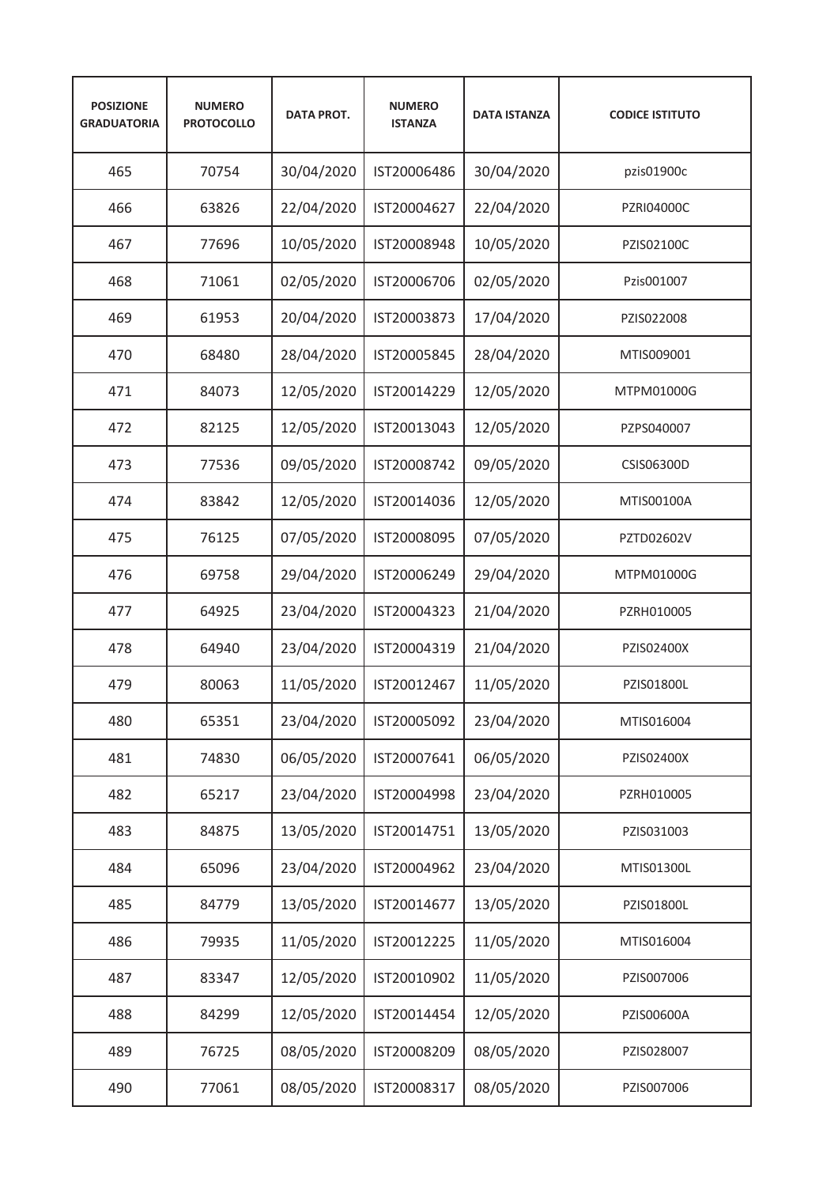| POSIZIONE GRADUATORIA | NUMERO PROTOCOLLO | DATA PROT. | NUMERO ISTANZA | DATA ISTANZA | CODICE ISTITUTO |
|---|---|---|---|---|---|
| 465 | 70754 | 30/04/2020 | IST20006486 | 30/04/2020 | pzis01900c |
| 466 | 63826 | 22/04/2020 | IST20004627 | 22/04/2020 | PZRI04000C |
| 467 | 77696 | 10/05/2020 | IST20008948 | 10/05/2020 | PZIS02100C |
| 468 | 71061 | 02/05/2020 | IST20006706 | 02/05/2020 | Pzis001007 |
| 469 | 61953 | 20/04/2020 | IST20003873 | 17/04/2020 | PZIS022008 |
| 470 | 68480 | 28/04/2020 | IST20005845 | 28/04/2020 | MTIS009001 |
| 471 | 84073 | 12/05/2020 | IST20014229 | 12/05/2020 | MTPM01000G |
| 472 | 82125 | 12/05/2020 | IST20013043 | 12/05/2020 | PZPS040007 |
| 473 | 77536 | 09/05/2020 | IST20008742 | 09/05/2020 | CSIS06300D |
| 474 | 83842 | 12/05/2020 | IST20014036 | 12/05/2020 | MTIS00100A |
| 475 | 76125 | 07/05/2020 | IST20008095 | 07/05/2020 | PZTD02602V |
| 476 | 69758 | 29/04/2020 | IST20006249 | 29/04/2020 | MTPM01000G |
| 477 | 64925 | 23/04/2020 | IST20004323 | 21/04/2020 | PZRH010005 |
| 478 | 64940 | 23/04/2020 | IST20004319 | 21/04/2020 | PZIS02400X |
| 479 | 80063 | 11/05/2020 | IST20012467 | 11/05/2020 | PZIS01800L |
| 480 | 65351 | 23/04/2020 | IST20005092 | 23/04/2020 | MTIS016004 |
| 481 | 74830 | 06/05/2020 | IST20007641 | 06/05/2020 | PZIS02400X |
| 482 | 65217 | 23/04/2020 | IST20004998 | 23/04/2020 | PZRH010005 |
| 483 | 84875 | 13/05/2020 | IST20014751 | 13/05/2020 | PZIS031003 |
| 484 | 65096 | 23/04/2020 | IST20004962 | 23/04/2020 | MTIS01300L |
| 485 | 84779 | 13/05/2020 | IST20014677 | 13/05/2020 | PZIS01800L |
| 486 | 79935 | 11/05/2020 | IST20012225 | 11/05/2020 | MTIS016004 |
| 487 | 83347 | 12/05/2020 | IST20010902 | 11/05/2020 | PZIS007006 |
| 488 | 84299 | 12/05/2020 | IST20014454 | 12/05/2020 | PZIS00600A |
| 489 | 76725 | 08/05/2020 | IST20008209 | 08/05/2020 | PZIS028007 |
| 490 | 77061 | 08/05/2020 | IST20008317 | 08/05/2020 | PZIS007006 |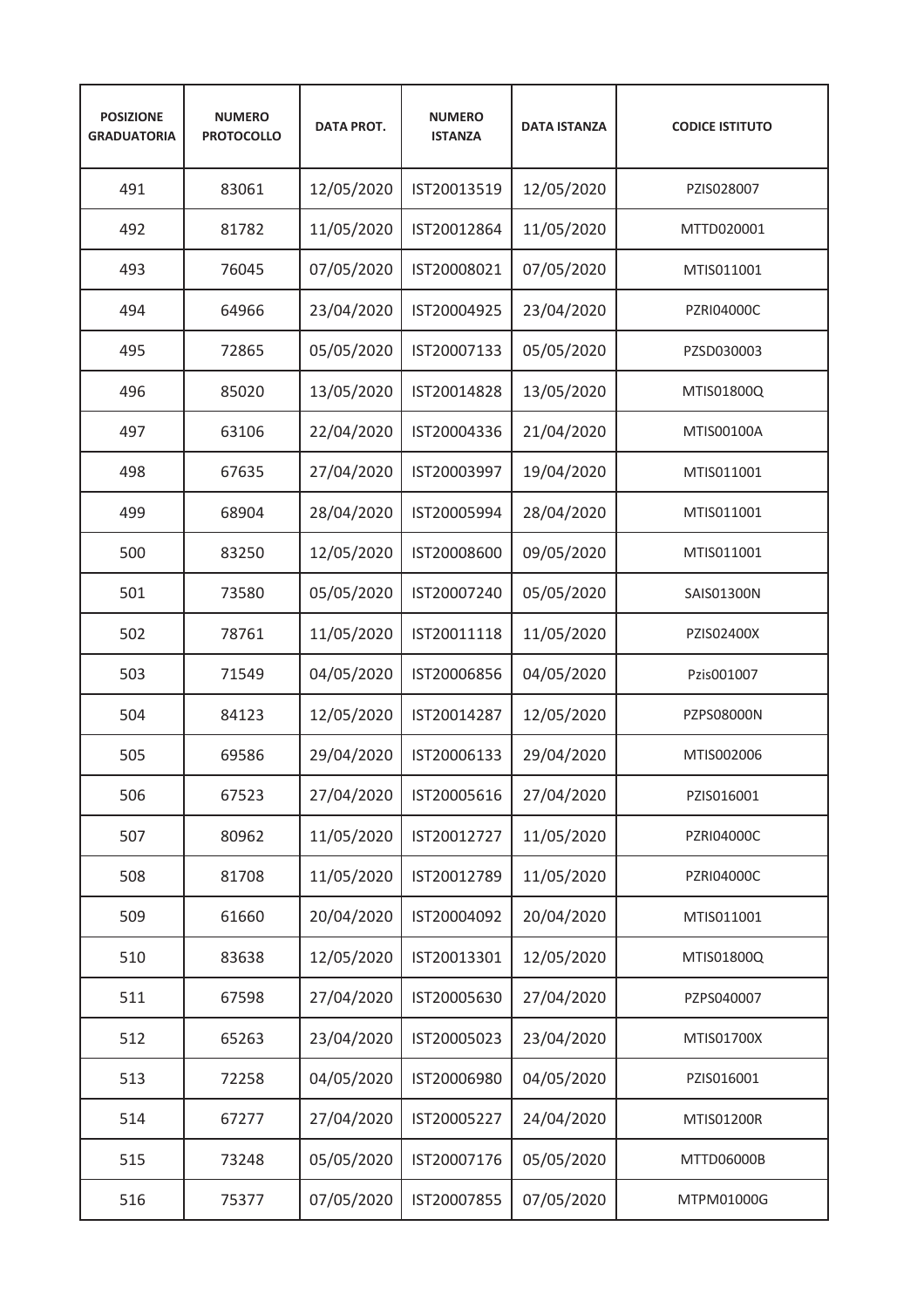| POSIZIONE GRADUATORIA | NUMERO PROTOCOLLO | DATA PROT. | NUMERO ISTANZA | DATA ISTANZA | CODICE ISTITUTO |
|---|---|---|---|---|---|
| 491 | 83061 | 12/05/2020 | IST20013519 | 12/05/2020 | PZIS028007 |
| 492 | 81782 | 11/05/2020 | IST20012864 | 11/05/2020 | MTTD020001 |
| 493 | 76045 | 07/05/2020 | IST20008021 | 07/05/2020 | MTIS011001 |
| 494 | 64966 | 23/04/2020 | IST20004925 | 23/04/2020 | PZRI04000C |
| 495 | 72865 | 05/05/2020 | IST20007133 | 05/05/2020 | PZSD030003 |
| 496 | 85020 | 13/05/2020 | IST20014828 | 13/05/2020 | MTIS01800Q |
| 497 | 63106 | 22/04/2020 | IST20004336 | 21/04/2020 | MTIS00100A |
| 498 | 67635 | 27/04/2020 | IST20003997 | 19/04/2020 | MTIS011001 |
| 499 | 68904 | 28/04/2020 | IST20005994 | 28/04/2020 | MTIS011001 |
| 500 | 83250 | 12/05/2020 | IST20008600 | 09/05/2020 | MTIS011001 |
| 501 | 73580 | 05/05/2020 | IST20007240 | 05/05/2020 | SAIS01300N |
| 502 | 78761 | 11/05/2020 | IST20011118 | 11/05/2020 | PZIS02400X |
| 503 | 71549 | 04/05/2020 | IST20006856 | 04/05/2020 | Pzis001007 |
| 504 | 84123 | 12/05/2020 | IST20014287 | 12/05/2020 | PZPS08000N |
| 505 | 69586 | 29/04/2020 | IST20006133 | 29/04/2020 | MTIS002006 |
| 506 | 67523 | 27/04/2020 | IST20005616 | 27/04/2020 | PZIS016001 |
| 507 | 80962 | 11/05/2020 | IST20012727 | 11/05/2020 | PZRI04000C |
| 508 | 81708 | 11/05/2020 | IST20012789 | 11/05/2020 | PZRI04000C |
| 509 | 61660 | 20/04/2020 | IST20004092 | 20/04/2020 | MTIS011001 |
| 510 | 83638 | 12/05/2020 | IST20013301 | 12/05/2020 | MTIS01800Q |
| 511 | 67598 | 27/04/2020 | IST20005630 | 27/04/2020 | PZPS040007 |
| 512 | 65263 | 23/04/2020 | IST20005023 | 23/04/2020 | MTIS01700X |
| 513 | 72258 | 04/05/2020 | IST20006980 | 04/05/2020 | PZIS016001 |
| 514 | 67277 | 27/04/2020 | IST20005227 | 24/04/2020 | MTIS01200R |
| 515 | 73248 | 05/05/2020 | IST20007176 | 05/05/2020 | MTTD06000B |
| 516 | 75377 | 07/05/2020 | IST20007855 | 07/05/2020 | MTPM01000G |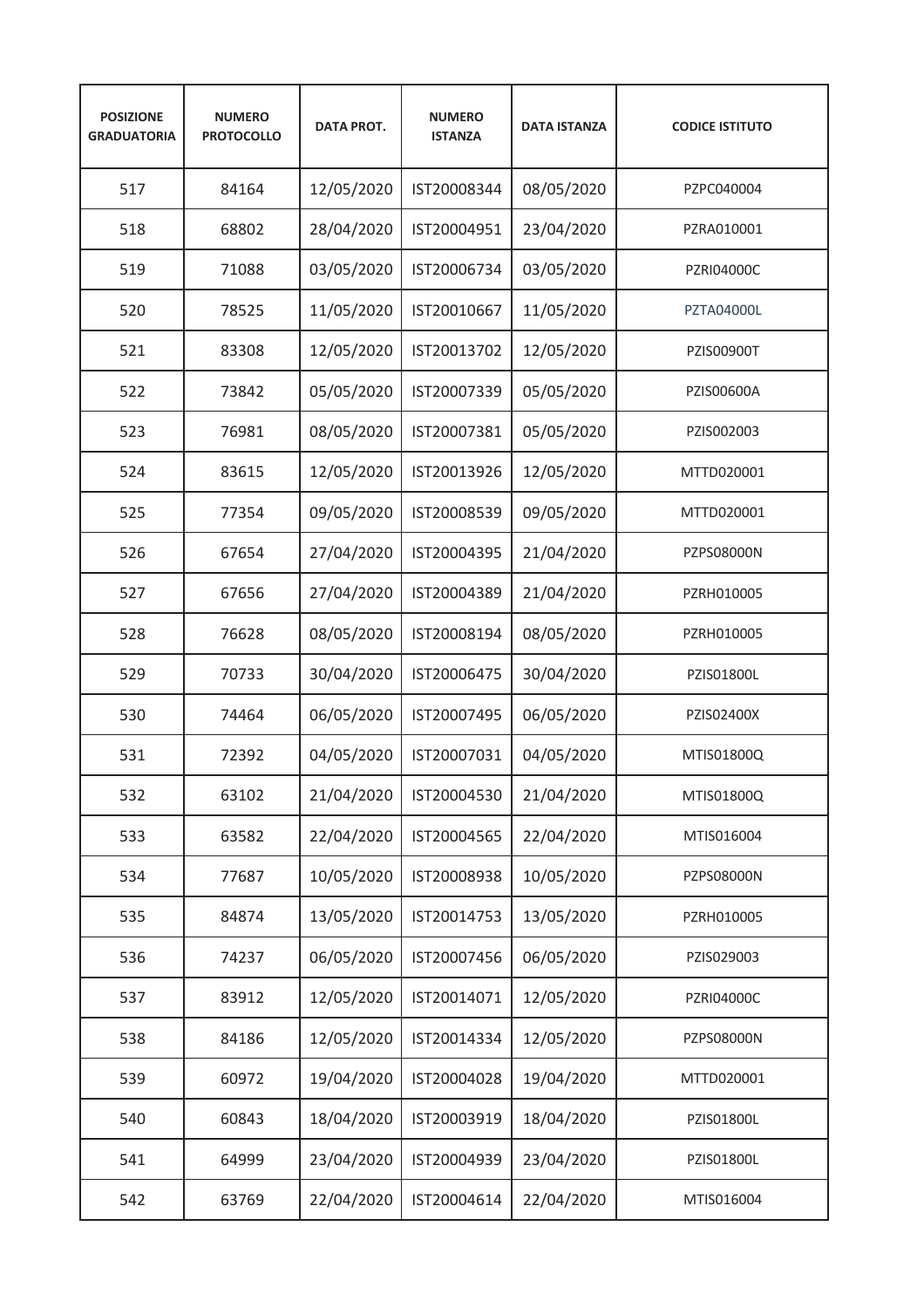| POSIZIONE GRADUATORIA | NUMERO PROTOCOLLO | DATA PROT. | NUMERO ISTANZA | DATA ISTANZA | CODICE ISTITUTO |
|---|---|---|---|---|---|
| 517 | 84164 | 12/05/2020 | IST20008344 | 08/05/2020 | PZPC040004 |
| 518 | 68802 | 28/04/2020 | IST20004951 | 23/04/2020 | PZRA010001 |
| 519 | 71088 | 03/05/2020 | IST20006734 | 03/05/2020 | PZRI04000C |
| 520 | 78525 | 11/05/2020 | IST20010667 | 11/05/2020 | PZTA04000L |
| 521 | 83308 | 12/05/2020 | IST20013702 | 12/05/2020 | PZIS00900T |
| 522 | 73842 | 05/05/2020 | IST20007339 | 05/05/2020 | PZIS00600A |
| 523 | 76981 | 08/05/2020 | IST20007381 | 05/05/2020 | PZIS002003 |
| 524 | 83615 | 12/05/2020 | IST20013926 | 12/05/2020 | MTTD020001 |
| 525 | 77354 | 09/05/2020 | IST20008539 | 09/05/2020 | MTTD020001 |
| 526 | 67654 | 27/04/2020 | IST20004395 | 21/04/2020 | PZPS08000N |
| 527 | 67656 | 27/04/2020 | IST20004389 | 21/04/2020 | PZRH010005 |
| 528 | 76628 | 08/05/2020 | IST20008194 | 08/05/2020 | PZRH010005 |
| 529 | 70733 | 30/04/2020 | IST20006475 | 30/04/2020 | PZIS01800L |
| 530 | 74464 | 06/05/2020 | IST20007495 | 06/05/2020 | PZIS02400X |
| 531 | 72392 | 04/05/2020 | IST20007031 | 04/05/2020 | MTIS01800Q |
| 532 | 63102 | 21/04/2020 | IST20004530 | 21/04/2020 | MTIS01800Q |
| 533 | 63582 | 22/04/2020 | IST20004565 | 22/04/2020 | MTIS016004 |
| 534 | 77687 | 10/05/2020 | IST20008938 | 10/05/2020 | PZPS08000N |
| 535 | 84874 | 13/05/2020 | IST20014753 | 13/05/2020 | PZRH010005 |
| 536 | 74237 | 06/05/2020 | IST20007456 | 06/05/2020 | PZIS029003 |
| 537 | 83912 | 12/05/2020 | IST20014071 | 12/05/2020 | PZRI04000C |
| 538 | 84186 | 12/05/2020 | IST20014334 | 12/05/2020 | PZPS08000N |
| 539 | 60972 | 19/04/2020 | IST20004028 | 19/04/2020 | MTTD020001 |
| 540 | 60843 | 18/04/2020 | IST20003919 | 18/04/2020 | PZIS01800L |
| 541 | 64999 | 23/04/2020 | IST20004939 | 23/04/2020 | PZIS01800L |
| 542 | 63769 | 22/04/2020 | IST20004614 | 22/04/2020 | MTIS016004 |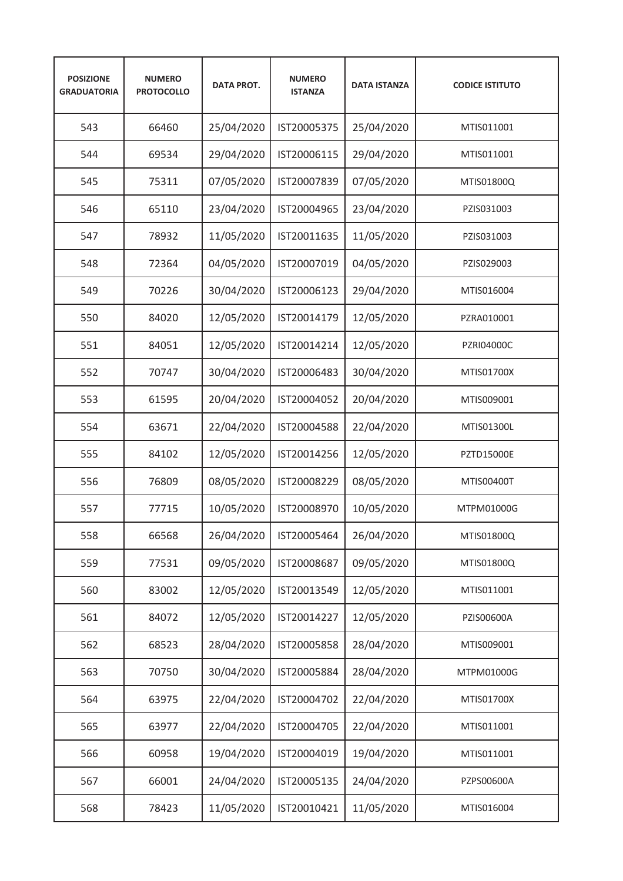| POSIZIONE GRADUATORIA | NUMERO PROTOCOLLO | DATA PROT. | NUMERO ISTANZA | DATA ISTANZA | CODICE ISTITUTO |
|---|---|---|---|---|---|
| 543 | 66460 | 25/04/2020 | IST20005375 | 25/04/2020 | MTIS011001 |
| 544 | 69534 | 29/04/2020 | IST20006115 | 29/04/2020 | MTIS011001 |
| 545 | 75311 | 07/05/2020 | IST20007839 | 07/05/2020 | MTIS01800Q |
| 546 | 65110 | 23/04/2020 | IST20004965 | 23/04/2020 | PZIS031003 |
| 547 | 78932 | 11/05/2020 | IST20011635 | 11/05/2020 | PZIS031003 |
| 548 | 72364 | 04/05/2020 | IST20007019 | 04/05/2020 | PZIS029003 |
| 549 | 70226 | 30/04/2020 | IST20006123 | 29/04/2020 | MTIS016004 |
| 550 | 84020 | 12/05/2020 | IST20014179 | 12/05/2020 | PZRA010001 |
| 551 | 84051 | 12/05/2020 | IST20014214 | 12/05/2020 | PZRI04000C |
| 552 | 70747 | 30/04/2020 | IST20006483 | 30/04/2020 | MTIS01700X |
| 553 | 61595 | 20/04/2020 | IST20004052 | 20/04/2020 | MTIS009001 |
| 554 | 63671 | 22/04/2020 | IST20004588 | 22/04/2020 | MTIS01300L |
| 555 | 84102 | 12/05/2020 | IST20014256 | 12/05/2020 | PZTD15000E |
| 556 | 76809 | 08/05/2020 | IST20008229 | 08/05/2020 | MTIS00400T |
| 557 | 77715 | 10/05/2020 | IST20008970 | 10/05/2020 | MTPM01000G |
| 558 | 66568 | 26/04/2020 | IST20005464 | 26/04/2020 | MTIS01800Q |
| 559 | 77531 | 09/05/2020 | IST20008687 | 09/05/2020 | MTIS01800Q |
| 560 | 83002 | 12/05/2020 | IST20013549 | 12/05/2020 | MTIS011001 |
| 561 | 84072 | 12/05/2020 | IST20014227 | 12/05/2020 | PZIS00600A |
| 562 | 68523 | 28/04/2020 | IST20005858 | 28/04/2020 | MTIS009001 |
| 563 | 70750 | 30/04/2020 | IST20005884 | 28/04/2020 | MTPM01000G |
| 564 | 63975 | 22/04/2020 | IST20004702 | 22/04/2020 | MTIS01700X |
| 565 | 63977 | 22/04/2020 | IST20004705 | 22/04/2020 | MTIS011001 |
| 566 | 60958 | 19/04/2020 | IST20004019 | 19/04/2020 | MTIS011001 |
| 567 | 66001 | 24/04/2020 | IST20005135 | 24/04/2020 | PZPS00600A |
| 568 | 78423 | 11/05/2020 | IST20010421 | 11/05/2020 | MTIS016004 |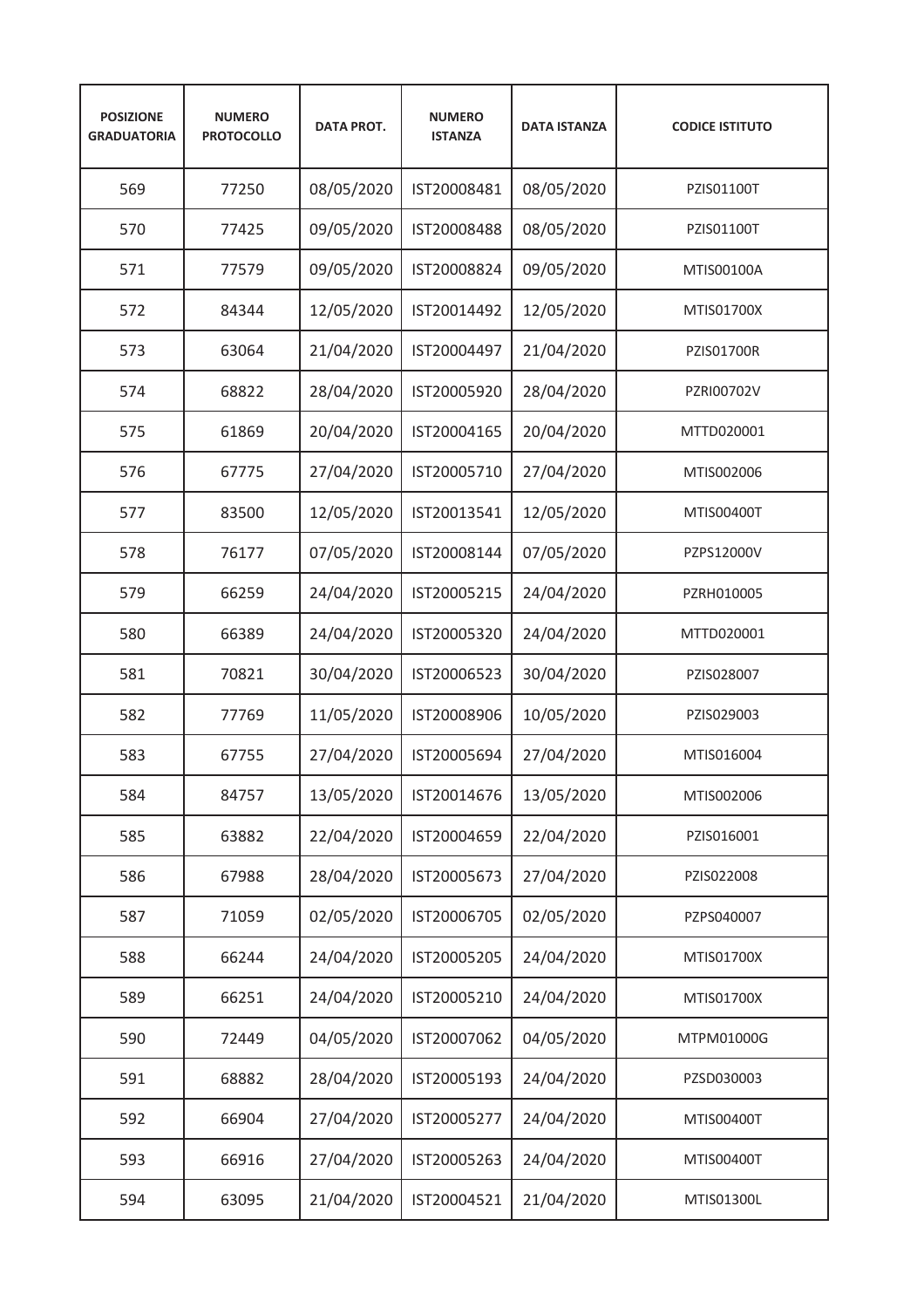| POSIZIONE GRADUATORIA | NUMERO PROTOCOLLO | DATA PROT. | NUMERO ISTANZA | DATA ISTANZA | CODICE ISTITUTO |
|---|---|---|---|---|---|
| 569 | 77250 | 08/05/2020 | IST20008481 | 08/05/2020 | PZIS01100T |
| 570 | 77425 | 09/05/2020 | IST20008488 | 08/05/2020 | PZIS01100T |
| 571 | 77579 | 09/05/2020 | IST20008824 | 09/05/2020 | MTIS00100A |
| 572 | 84344 | 12/05/2020 | IST20014492 | 12/05/2020 | MTIS01700X |
| 573 | 63064 | 21/04/2020 | IST20004497 | 21/04/2020 | PZIS01700R |
| 574 | 68822 | 28/04/2020 | IST20005920 | 28/04/2020 | PZRI00702V |
| 575 | 61869 | 20/04/2020 | IST20004165 | 20/04/2020 | MTTD020001 |
| 576 | 67775 | 27/04/2020 | IST20005710 | 27/04/2020 | MTIS002006 |
| 577 | 83500 | 12/05/2020 | IST20013541 | 12/05/2020 | MTIS00400T |
| 578 | 76177 | 07/05/2020 | IST20008144 | 07/05/2020 | PZPS12000V |
| 579 | 66259 | 24/04/2020 | IST20005215 | 24/04/2020 | PZRH010005 |
| 580 | 66389 | 24/04/2020 | IST20005320 | 24/04/2020 | MTTD020001 |
| 581 | 70821 | 30/04/2020 | IST20006523 | 30/04/2020 | PZIS028007 |
| 582 | 77769 | 11/05/2020 | IST20008906 | 10/05/2020 | PZIS029003 |
| 583 | 67755 | 27/04/2020 | IST20005694 | 27/04/2020 | MTIS016004 |
| 584 | 84757 | 13/05/2020 | IST20014676 | 13/05/2020 | MTIS002006 |
| 585 | 63882 | 22/04/2020 | IST20004659 | 22/04/2020 | PZIS016001 |
| 586 | 67988 | 28/04/2020 | IST20005673 | 27/04/2020 | PZIS022008 |
| 587 | 71059 | 02/05/2020 | IST20006705 | 02/05/2020 | PZPS040007 |
| 588 | 66244 | 24/04/2020 | IST20005205 | 24/04/2020 | MTIS01700X |
| 589 | 66251 | 24/04/2020 | IST20005210 | 24/04/2020 | MTIS01700X |
| 590 | 72449 | 04/05/2020 | IST20007062 | 04/05/2020 | MTPM01000G |
| 591 | 68882 | 28/04/2020 | IST20005193 | 24/04/2020 | PZSD030003 |
| 592 | 66904 | 27/04/2020 | IST20005277 | 24/04/2020 | MTIS00400T |
| 593 | 66916 | 27/04/2020 | IST20005263 | 24/04/2020 | MTIS00400T |
| 594 | 63095 | 21/04/2020 | IST20004521 | 21/04/2020 | MTIS01300L |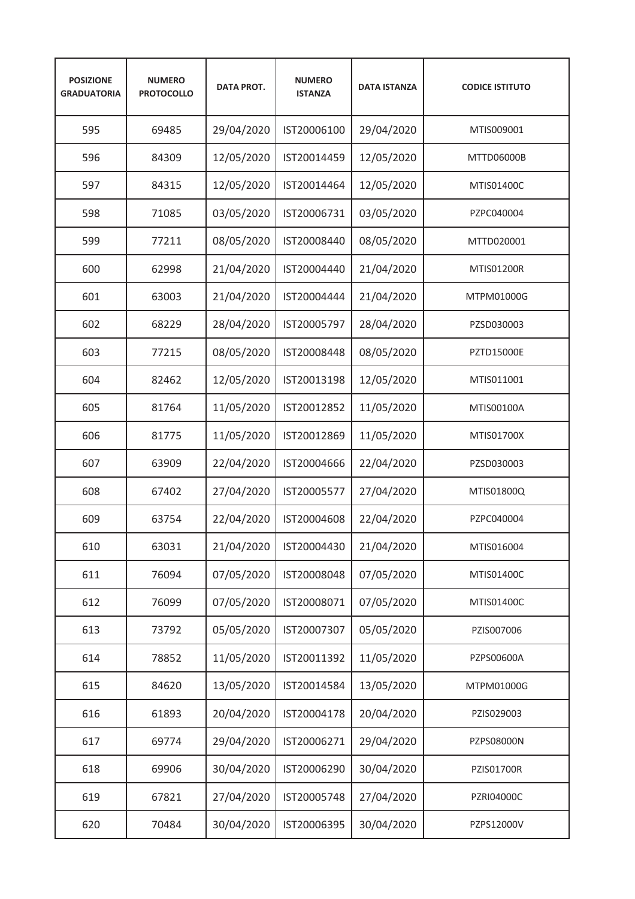| POSIZIONE GRADUATORIA | NUMERO PROTOCOLLO | DATA PROT. | NUMERO ISTANZA | DATA ISTANZA | CODICE ISTITUTO |
|---|---|---|---|---|---|
| 595 | 69485 | 29/04/2020 | IST20006100 | 29/04/2020 | MTIS009001 |
| 596 | 84309 | 12/05/2020 | IST20014459 | 12/05/2020 | MTTD06000B |
| 597 | 84315 | 12/05/2020 | IST20014464 | 12/05/2020 | MTIS01400C |
| 598 | 71085 | 03/05/2020 | IST20006731 | 03/05/2020 | PZPC040004 |
| 599 | 77211 | 08/05/2020 | IST20008440 | 08/05/2020 | MTTD020001 |
| 600 | 62998 | 21/04/2020 | IST20004440 | 21/04/2020 | MTIS01200R |
| 601 | 63003 | 21/04/2020 | IST20004444 | 21/04/2020 | MTPM01000G |
| 602 | 68229 | 28/04/2020 | IST20005797 | 28/04/2020 | PZSD030003 |
| 603 | 77215 | 08/05/2020 | IST20008448 | 08/05/2020 | PZTD15000E |
| 604 | 82462 | 12/05/2020 | IST20013198 | 12/05/2020 | MTIS011001 |
| 605 | 81764 | 11/05/2020 | IST20012852 | 11/05/2020 | MTIS00100A |
| 606 | 81775 | 11/05/2020 | IST20012869 | 11/05/2020 | MTIS01700X |
| 607 | 63909 | 22/04/2020 | IST20004666 | 22/04/2020 | PZSD030003 |
| 608 | 67402 | 27/04/2020 | IST20005577 | 27/04/2020 | MTIS01800Q |
| 609 | 63754 | 22/04/2020 | IST20004608 | 22/04/2020 | PZPC040004 |
| 610 | 63031 | 21/04/2020 | IST20004430 | 21/04/2020 | MTIS016004 |
| 611 | 76094 | 07/05/2020 | IST20008048 | 07/05/2020 | MTIS01400C |
| 612 | 76099 | 07/05/2020 | IST20008071 | 07/05/2020 | MTIS01400C |
| 613 | 73792 | 05/05/2020 | IST20007307 | 05/05/2020 | PZIS007006 |
| 614 | 78852 | 11/05/2020 | IST20011392 | 11/05/2020 | PZPS00600A |
| 615 | 84620 | 13/05/2020 | IST20014584 | 13/05/2020 | MTPM01000G |
| 616 | 61893 | 20/04/2020 | IST20004178 | 20/04/2020 | PZIS029003 |
| 617 | 69774 | 29/04/2020 | IST20006271 | 29/04/2020 | PZPS08000N |
| 618 | 69906 | 30/04/2020 | IST20006290 | 30/04/2020 | PZIS01700R |
| 619 | 67821 | 27/04/2020 | IST20005748 | 27/04/2020 | PZRI04000C |
| 620 | 70484 | 30/04/2020 | IST20006395 | 30/04/2020 | PZPS12000V |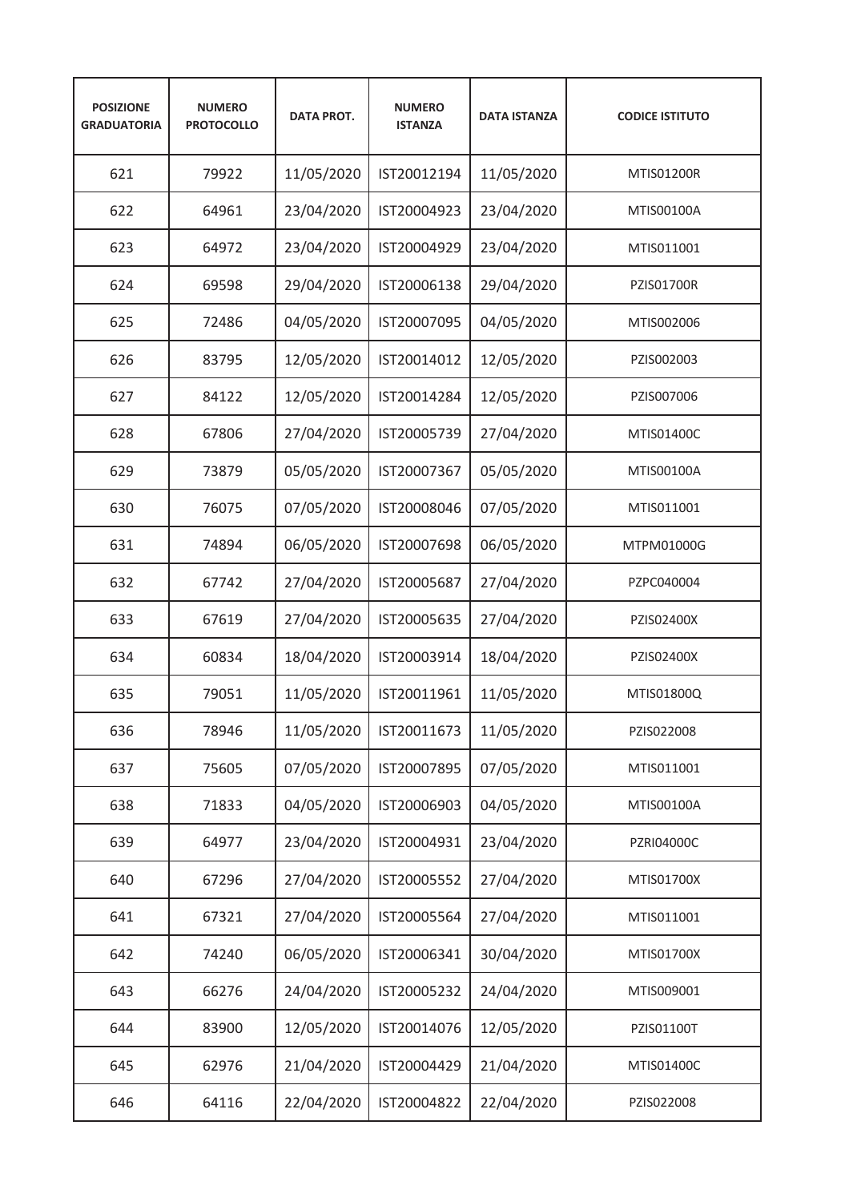| POSIZIONE GRADUATORIA | NUMERO PROTOCOLLO | DATA PROT. | NUMERO ISTANZA | DATA ISTANZA | CODICE ISTITUTO |
|---|---|---|---|---|---|
| 621 | 79922 | 11/05/2020 | IST20012194 | 11/05/2020 | MTIS01200R |
| 622 | 64961 | 23/04/2020 | IST20004923 | 23/04/2020 | MTIS00100A |
| 623 | 64972 | 23/04/2020 | IST20004929 | 23/04/2020 | MTIS011001 |
| 624 | 69598 | 29/04/2020 | IST20006138 | 29/04/2020 | PZIS01700R |
| 625 | 72486 | 04/05/2020 | IST20007095 | 04/05/2020 | MTIS002006 |
| 626 | 83795 | 12/05/2020 | IST20014012 | 12/05/2020 | PZIS002003 |
| 627 | 84122 | 12/05/2020 | IST20014284 | 12/05/2020 | PZIS007006 |
| 628 | 67806 | 27/04/2020 | IST20005739 | 27/04/2020 | MTIS01400C |
| 629 | 73879 | 05/05/2020 | IST20007367 | 05/05/2020 | MTIS00100A |
| 630 | 76075 | 07/05/2020 | IST20008046 | 07/05/2020 | MTIS011001 |
| 631 | 74894 | 06/05/2020 | IST20007698 | 06/05/2020 | MTPM01000G |
| 632 | 67742 | 27/04/2020 | IST20005687 | 27/04/2020 | PZPC040004 |
| 633 | 67619 | 27/04/2020 | IST20005635 | 27/04/2020 | PZIS02400X |
| 634 | 60834 | 18/04/2020 | IST20003914 | 18/04/2020 | PZIS02400X |
| 635 | 79051 | 11/05/2020 | IST20011961 | 11/05/2020 | MTIS01800Q |
| 636 | 78946 | 11/05/2020 | IST20011673 | 11/05/2020 | PZIS022008 |
| 637 | 75605 | 07/05/2020 | IST20007895 | 07/05/2020 | MTIS011001 |
| 638 | 71833 | 04/05/2020 | IST20006903 | 04/05/2020 | MTIS00100A |
| 639 | 64977 | 23/04/2020 | IST20004931 | 23/04/2020 | PZRI04000C |
| 640 | 67296 | 27/04/2020 | IST20005552 | 27/04/2020 | MTIS01700X |
| 641 | 67321 | 27/04/2020 | IST20005564 | 27/04/2020 | MTIS011001 |
| 642 | 74240 | 06/05/2020 | IST20006341 | 30/04/2020 | MTIS01700X |
| 643 | 66276 | 24/04/2020 | IST20005232 | 24/04/2020 | MTIS009001 |
| 644 | 83900 | 12/05/2020 | IST20014076 | 12/05/2020 | PZIS01100T |
| 645 | 62976 | 21/04/2020 | IST20004429 | 21/04/2020 | MTIS01400C |
| 646 | 64116 | 22/04/2020 | IST20004822 | 22/04/2020 | PZIS022008 |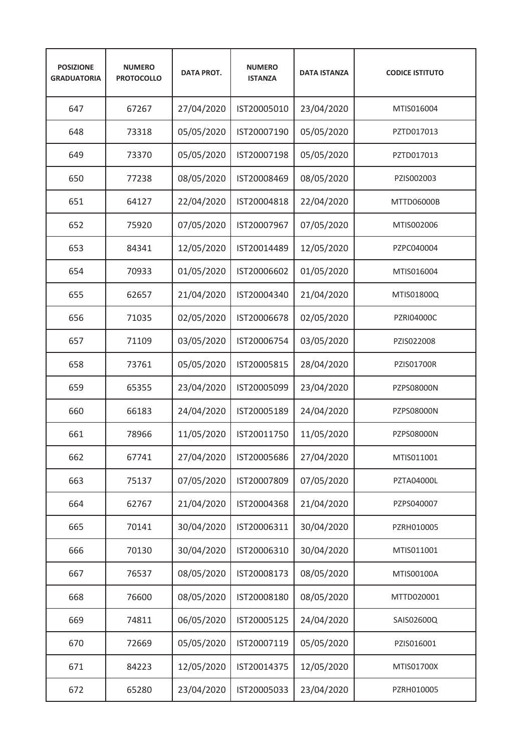| POSIZIONE GRADUATORIA | NUMERO PROTOCOLLO | DATA PROT. | NUMERO ISTANZA | DATA ISTANZA | CODICE ISTITUTO |
|---|---|---|---|---|---|
| 647 | 67267 | 27/04/2020 | IST20005010 | 23/04/2020 | MTIS016004 |
| 648 | 73318 | 05/05/2020 | IST20007190 | 05/05/2020 | PZTD017013 |
| 649 | 73370 | 05/05/2020 | IST20007198 | 05/05/2020 | PZTD017013 |
| 650 | 77238 | 08/05/2020 | IST20008469 | 08/05/2020 | PZIS002003 |
| 651 | 64127 | 22/04/2020 | IST20004818 | 22/04/2020 | MTTD06000B |
| 652 | 75920 | 07/05/2020 | IST20007967 | 07/05/2020 | MTIS002006 |
| 653 | 84341 | 12/05/2020 | IST20014489 | 12/05/2020 | PZPC040004 |
| 654 | 70933 | 01/05/2020 | IST20006602 | 01/05/2020 | MTIS016004 |
| 655 | 62657 | 21/04/2020 | IST20004340 | 21/04/2020 | MTIS01800Q |
| 656 | 71035 | 02/05/2020 | IST20006678 | 02/05/2020 | PZRI04000C |
| 657 | 71109 | 03/05/2020 | IST20006754 | 03/05/2020 | PZIS022008 |
| 658 | 73761 | 05/05/2020 | IST20005815 | 28/04/2020 | PZIS01700R |
| 659 | 65355 | 23/04/2020 | IST20005099 | 23/04/2020 | PZPS08000N |
| 660 | 66183 | 24/04/2020 | IST20005189 | 24/04/2020 | PZPS08000N |
| 661 | 78966 | 11/05/2020 | IST20011750 | 11/05/2020 | PZPS08000N |
| 662 | 67741 | 27/04/2020 | IST20005686 | 27/04/2020 | MTIS011001 |
| 663 | 75137 | 07/05/2020 | IST20007809 | 07/05/2020 | PZTA04000L |
| 664 | 62767 | 21/04/2020 | IST20004368 | 21/04/2020 | PZPS040007 |
| 665 | 70141 | 30/04/2020 | IST20006311 | 30/04/2020 | PZRH010005 |
| 666 | 70130 | 30/04/2020 | IST20006310 | 30/04/2020 | MTIS011001 |
| 667 | 76537 | 08/05/2020 | IST20008173 | 08/05/2020 | MTIS00100A |
| 668 | 76600 | 08/05/2020 | IST20008180 | 08/05/2020 | MTTD020001 |
| 669 | 74811 | 06/05/2020 | IST20005125 | 24/04/2020 | SAIS02600Q |
| 670 | 72669 | 05/05/2020 | IST20007119 | 05/05/2020 | PZIS016001 |
| 671 | 84223 | 12/05/2020 | IST20014375 | 12/05/2020 | MTIS01700X |
| 672 | 65280 | 23/04/2020 | IST20005033 | 23/04/2020 | PZRH010005 |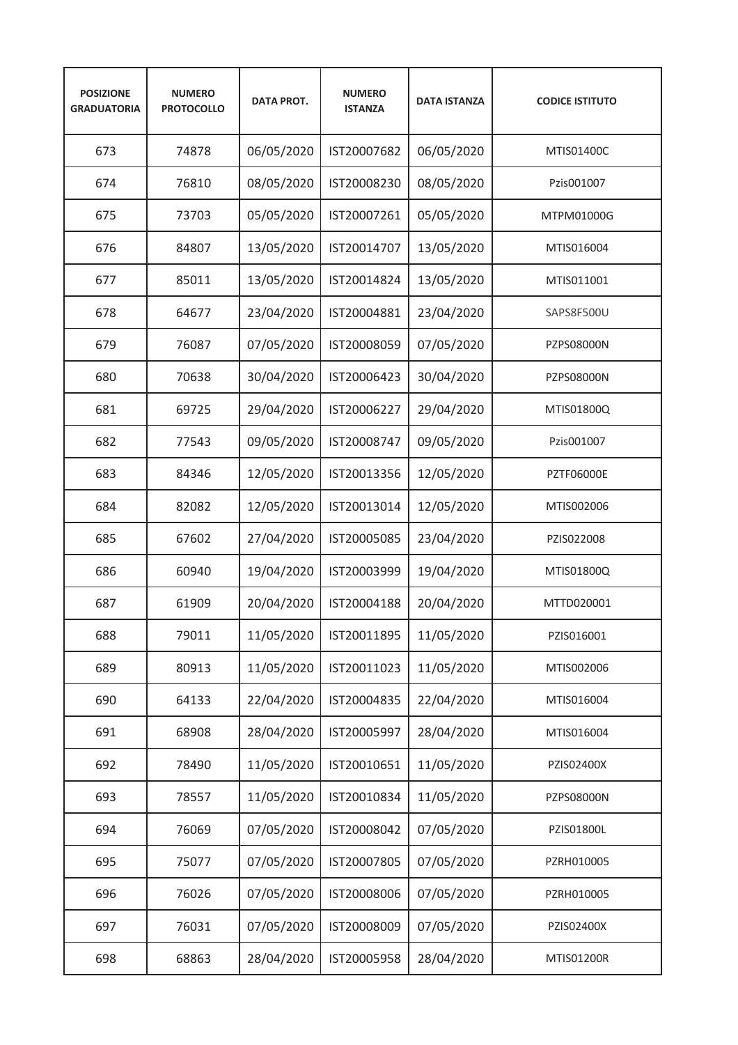| POSIZIONE GRADUATORIA | NUMERO PROTOCOLLO | DATA PROT. | NUMERO ISTANZA | DATA ISTANZA | CODICE ISTITUTO |
|---|---|---|---|---|---|
| 673 | 74878 | 06/05/2020 | IST20007682 | 06/05/2020 | MTIS01400C |
| 674 | 76810 | 08/05/2020 | IST20008230 | 08/05/2020 | Pzis001007 |
| 675 | 73703 | 05/05/2020 | IST20007261 | 05/05/2020 | MTPM01000G |
| 676 | 84807 | 13/05/2020 | IST20014707 | 13/05/2020 | MTIS016004 |
| 677 | 85011 | 13/05/2020 | IST20014824 | 13/05/2020 | MTIS011001 |
| 678 | 64677 | 23/04/2020 | IST20004881 | 23/04/2020 | SAPS8F500U |
| 679 | 76087 | 07/05/2020 | IST20008059 | 07/05/2020 | PZPS08000N |
| 680 | 70638 | 30/04/2020 | IST20006423 | 30/04/2020 | PZPS08000N |
| 681 | 69725 | 29/04/2020 | IST20006227 | 29/04/2020 | MTIS01800Q |
| 682 | 77543 | 09/05/2020 | IST20008747 | 09/05/2020 | Pzis001007 |
| 683 | 84346 | 12/05/2020 | IST20013356 | 12/05/2020 | PZTF06000E |
| 684 | 82082 | 12/05/2020 | IST20013014 | 12/05/2020 | MTIS002006 |
| 685 | 67602 | 27/04/2020 | IST20005085 | 23/04/2020 | PZIS022008 |
| 686 | 60940 | 19/04/2020 | IST20003999 | 19/04/2020 | MTIS01800Q |
| 687 | 61909 | 20/04/2020 | IST20004188 | 20/04/2020 | MTTD020001 |
| 688 | 79011 | 11/05/2020 | IST20011895 | 11/05/2020 | PZIS016001 |
| 689 | 80913 | 11/05/2020 | IST20011023 | 11/05/2020 | MTIS002006 |
| 690 | 64133 | 22/04/2020 | IST20004835 | 22/04/2020 | MTIS016004 |
| 691 | 68908 | 28/04/2020 | IST20005997 | 28/04/2020 | MTIS016004 |
| 692 | 78490 | 11/05/2020 | IST20010651 | 11/05/2020 | PZIS02400X |
| 693 | 78557 | 11/05/2020 | IST20010834 | 11/05/2020 | PZPS08000N |
| 694 | 76069 | 07/05/2020 | IST20008042 | 07/05/2020 | PZIS01800L |
| 695 | 75077 | 07/05/2020 | IST20007805 | 07/05/2020 | PZRH010005 |
| 696 | 76026 | 07/05/2020 | IST20008006 | 07/05/2020 | PZRH010005 |
| 697 | 76031 | 07/05/2020 | IST20008009 | 07/05/2020 | PZIS02400X |
| 698 | 68863 | 28/04/2020 | IST20005958 | 28/04/2020 | MTIS01200R |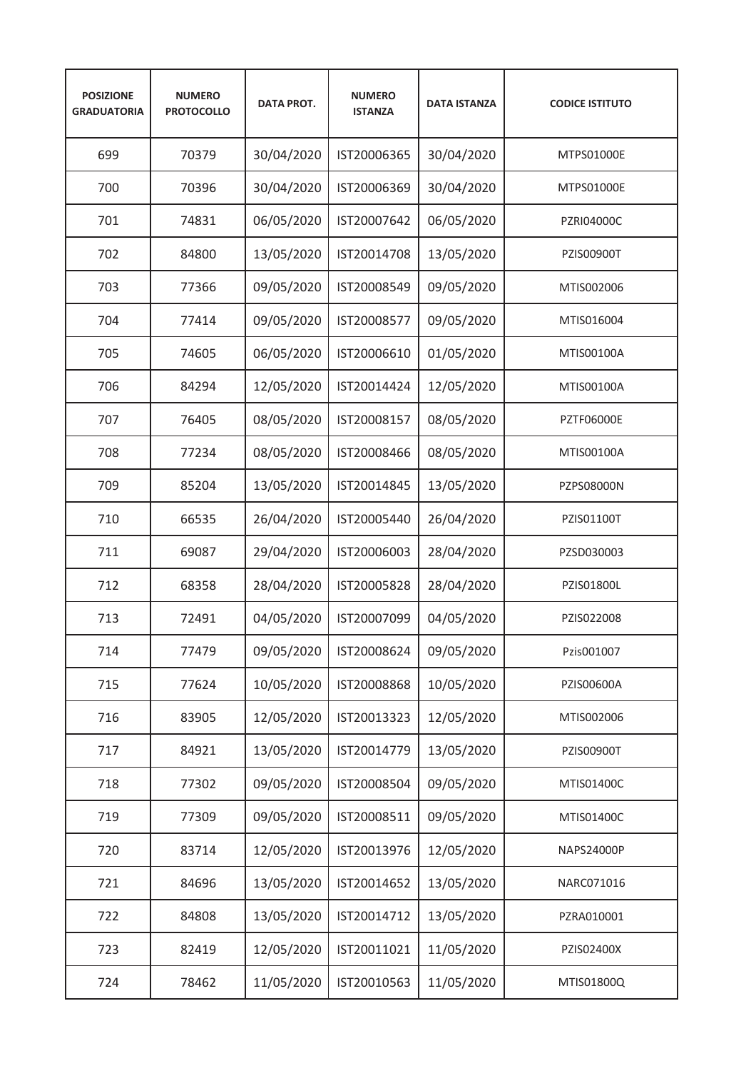| POSIZIONE GRADUATORIA | NUMERO PROTOCOLLO | DATA PROT. | NUMERO ISTANZA | DATA ISTANZA | CODICE ISTITUTO |
|---|---|---|---|---|---|
| 699 | 70379 | 30/04/2020 | IST20006365 | 30/04/2020 | MTPS01000E |
| 700 | 70396 | 30/04/2020 | IST20006369 | 30/04/2020 | MTPS01000E |
| 701 | 74831 | 06/05/2020 | IST20007642 | 06/05/2020 | PZRI04000C |
| 702 | 84800 | 13/05/2020 | IST20014708 | 13/05/2020 | PZIS00900T |
| 703 | 77366 | 09/05/2020 | IST20008549 | 09/05/2020 | MTIS002006 |
| 704 | 77414 | 09/05/2020 | IST20008577 | 09/05/2020 | MTIS016004 |
| 705 | 74605 | 06/05/2020 | IST20006610 | 01/05/2020 | MTIS00100A |
| 706 | 84294 | 12/05/2020 | IST20014424 | 12/05/2020 | MTIS00100A |
| 707 | 76405 | 08/05/2020 | IST20008157 | 08/05/2020 | PZTF06000E |
| 708 | 77234 | 08/05/2020 | IST20008466 | 08/05/2020 | MTIS00100A |
| 709 | 85204 | 13/05/2020 | IST20014845 | 13/05/2020 | PZPS08000N |
| 710 | 66535 | 26/04/2020 | IST20005440 | 26/04/2020 | PZIS01100T |
| 711 | 69087 | 29/04/2020 | IST20006003 | 28/04/2020 | PZSD030003 |
| 712 | 68358 | 28/04/2020 | IST20005828 | 28/04/2020 | PZIS01800L |
| 713 | 72491 | 04/05/2020 | IST20007099 | 04/05/2020 | PZIS022008 |
| 714 | 77479 | 09/05/2020 | IST20008624 | 09/05/2020 | Pzis001007 |
| 715 | 77624 | 10/05/2020 | IST20008868 | 10/05/2020 | PZIS00600A |
| 716 | 83905 | 12/05/2020 | IST20013323 | 12/05/2020 | MTIS002006 |
| 717 | 84921 | 13/05/2020 | IST20014779 | 13/05/2020 | PZIS00900T |
| 718 | 77302 | 09/05/2020 | IST20008504 | 09/05/2020 | MTIS01400C |
| 719 | 77309 | 09/05/2020 | IST20008511 | 09/05/2020 | MTIS01400C |
| 720 | 83714 | 12/05/2020 | IST20013976 | 12/05/2020 | NAPS24000P |
| 721 | 84696 | 13/05/2020 | IST20014652 | 13/05/2020 | NARC071016 |
| 722 | 84808 | 13/05/2020 | IST20014712 | 13/05/2020 | PZRA010001 |
| 723 | 82419 | 12/05/2020 | IST20011021 | 11/05/2020 | PZIS02400X |
| 724 | 78462 | 11/05/2020 | IST20010563 | 11/05/2020 | MTIS01800Q |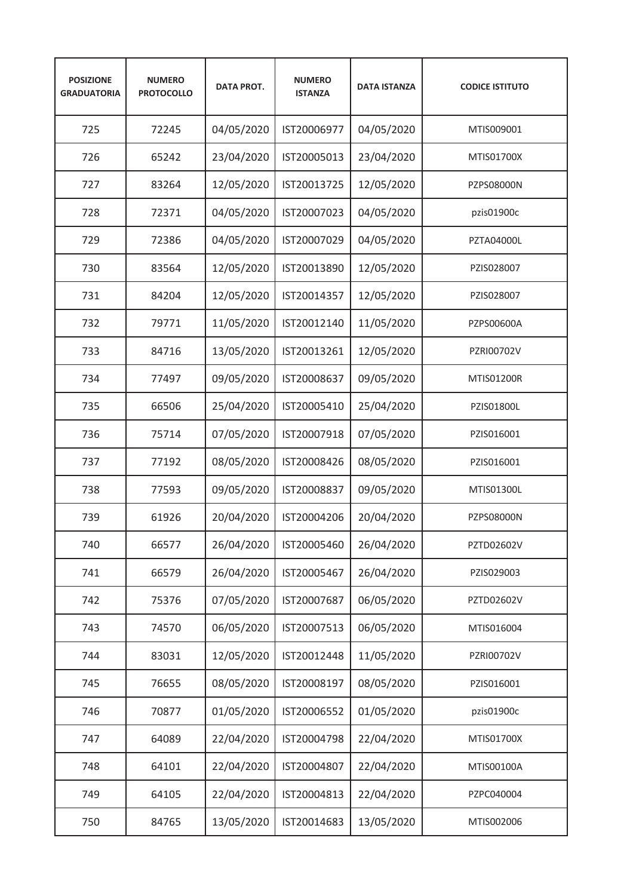| POSIZIONE GRADUATORIA | NUMERO PROTOCOLLO | DATA PROT. | NUMERO ISTANZA | DATA ISTANZA | CODICE ISTITUTO |
|---|---|---|---|---|---|
| 725 | 72245 | 04/05/2020 | IST20006977 | 04/05/2020 | MTIS009001 |
| 726 | 65242 | 23/04/2020 | IST20005013 | 23/04/2020 | MTIS01700X |
| 727 | 83264 | 12/05/2020 | IST20013725 | 12/05/2020 | PZPS08000N |
| 728 | 72371 | 04/05/2020 | IST20007023 | 04/05/2020 | pzis01900c |
| 729 | 72386 | 04/05/2020 | IST20007029 | 04/05/2020 | PZTA04000L |
| 730 | 83564 | 12/05/2020 | IST20013890 | 12/05/2020 | PZIS028007 |
| 731 | 84204 | 12/05/2020 | IST20014357 | 12/05/2020 | PZIS028007 |
| 732 | 79771 | 11/05/2020 | IST20012140 | 11/05/2020 | PZPS00600A |
| 733 | 84716 | 13/05/2020 | IST20013261 | 12/05/2020 | PZRI00702V |
| 734 | 77497 | 09/05/2020 | IST20008637 | 09/05/2020 | MTIS01200R |
| 735 | 66506 | 25/04/2020 | IST20005410 | 25/04/2020 | PZIS01800L |
| 736 | 75714 | 07/05/2020 | IST20007918 | 07/05/2020 | PZIS016001 |
| 737 | 77192 | 08/05/2020 | IST20008426 | 08/05/2020 | PZIS016001 |
| 738 | 77593 | 09/05/2020 | IST20008837 | 09/05/2020 | MTIS01300L |
| 739 | 61926 | 20/04/2020 | IST20004206 | 20/04/2020 | PZPS08000N |
| 740 | 66577 | 26/04/2020 | IST20005460 | 26/04/2020 | PZTD02602V |
| 741 | 66579 | 26/04/2020 | IST20005467 | 26/04/2020 | PZIS029003 |
| 742 | 75376 | 07/05/2020 | IST20007687 | 06/05/2020 | PZTD02602V |
| 743 | 74570 | 06/05/2020 | IST20007513 | 06/05/2020 | MTIS016004 |
| 744 | 83031 | 12/05/2020 | IST20012448 | 11/05/2020 | PZRI00702V |
| 745 | 76655 | 08/05/2020 | IST20008197 | 08/05/2020 | PZIS016001 |
| 746 | 70877 | 01/05/2020 | IST20006552 | 01/05/2020 | pzis01900c |
| 747 | 64089 | 22/04/2020 | IST20004798 | 22/04/2020 | MTIS01700X |
| 748 | 64101 | 22/04/2020 | IST20004807 | 22/04/2020 | MTIS00100A |
| 749 | 64105 | 22/04/2020 | IST20004813 | 22/04/2020 | PZPC040004 |
| 750 | 84765 | 13/05/2020 | IST20014683 | 13/05/2020 | MTIS002006 |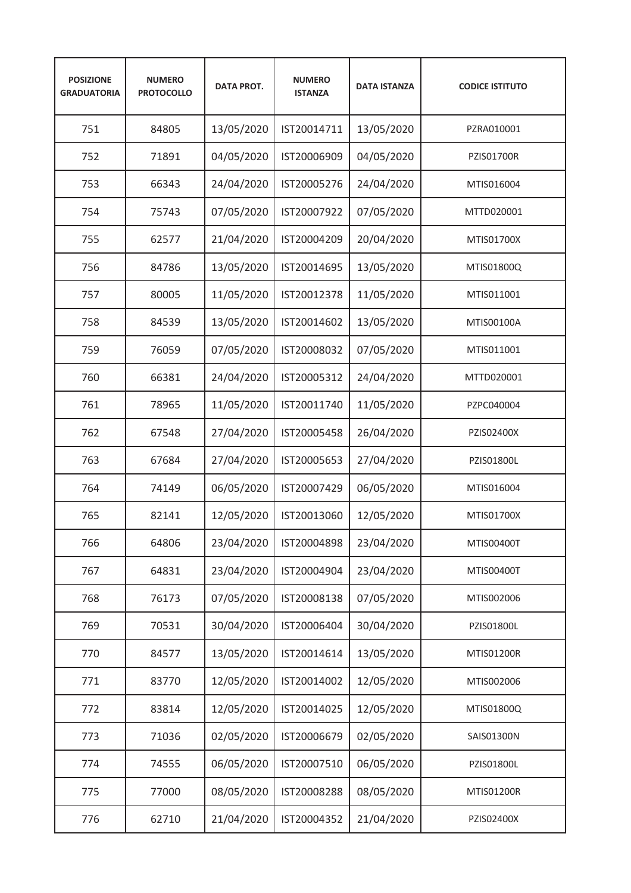| POSIZIONE GRADUATORIA | NUMERO PROTOCOLLO | DATA PROT. | NUMERO ISTANZA | DATA ISTANZA | CODICE ISTITUTO |
|---|---|---|---|---|---|
| 751 | 84805 | 13/05/2020 | IST20014711 | 13/05/2020 | PZRA010001 |
| 752 | 71891 | 04/05/2020 | IST20006909 | 04/05/2020 | PZIS01700R |
| 753 | 66343 | 24/04/2020 | IST20005276 | 24/04/2020 | MTIS016004 |
| 754 | 75743 | 07/05/2020 | IST20007922 | 07/05/2020 | MTTD020001 |
| 755 | 62577 | 21/04/2020 | IST20004209 | 20/04/2020 | MTIS01700X |
| 756 | 84786 | 13/05/2020 | IST20014695 | 13/05/2020 | MTIS01800Q |
| 757 | 80005 | 11/05/2020 | IST20012378 | 11/05/2020 | MTIS011001 |
| 758 | 84539 | 13/05/2020 | IST20014602 | 13/05/2020 | MTIS00100A |
| 759 | 76059 | 07/05/2020 | IST20008032 | 07/05/2020 | MTIS011001 |
| 760 | 66381 | 24/04/2020 | IST20005312 | 24/04/2020 | MTTD020001 |
| 761 | 78965 | 11/05/2020 | IST20011740 | 11/05/2020 | PZPC040004 |
| 762 | 67548 | 27/04/2020 | IST20005458 | 26/04/2020 | PZIS02400X |
| 763 | 67684 | 27/04/2020 | IST20005653 | 27/04/2020 | PZIS01800L |
| 764 | 74149 | 06/05/2020 | IST20007429 | 06/05/2020 | MTIS016004 |
| 765 | 82141 | 12/05/2020 | IST20013060 | 12/05/2020 | MTIS01700X |
| 766 | 64806 | 23/04/2020 | IST20004898 | 23/04/2020 | MTIS00400T |
| 767 | 64831 | 23/04/2020 | IST20004904 | 23/04/2020 | MTIS00400T |
| 768 | 76173 | 07/05/2020 | IST20008138 | 07/05/2020 | MTIS002006 |
| 769 | 70531 | 30/04/2020 | IST20006404 | 30/04/2020 | PZIS01800L |
| 770 | 84577 | 13/05/2020 | IST20014614 | 13/05/2020 | MTIS01200R |
| 771 | 83770 | 12/05/2020 | IST20014002 | 12/05/2020 | MTIS002006 |
| 772 | 83814 | 12/05/2020 | IST20014025 | 12/05/2020 | MTIS01800Q |
| 773 | 71036 | 02/05/2020 | IST20006679 | 02/05/2020 | SAIS01300N |
| 774 | 74555 | 06/05/2020 | IST20007510 | 06/05/2020 | PZIS01800L |
| 775 | 77000 | 08/05/2020 | IST20008288 | 08/05/2020 | MTIS01200R |
| 776 | 62710 | 21/04/2020 | IST20004352 | 21/04/2020 | PZIS02400X |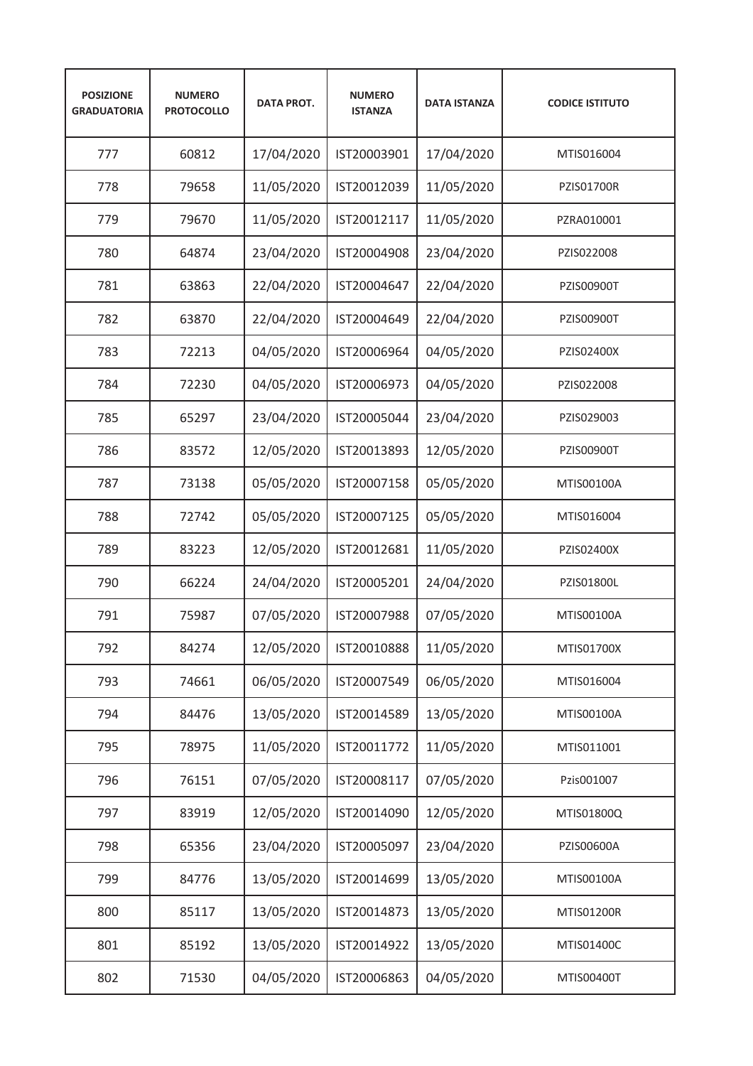| POSIZIONE GRADUATORIA | NUMERO PROTOCOLLO | DATA PROT. | NUMERO ISTANZA | DATA ISTANZA | CODICE ISTITUTO |
|---|---|---|---|---|---|
| 777 | 60812 | 17/04/2020 | IST20003901 | 17/04/2020 | MTIS016004 |
| 778 | 79658 | 11/05/2020 | IST20012039 | 11/05/2020 | PZIS01700R |
| 779 | 79670 | 11/05/2020 | IST20012117 | 11/05/2020 | PZRA010001 |
| 780 | 64874 | 23/04/2020 | IST20004908 | 23/04/2020 | PZIS022008 |
| 781 | 63863 | 22/04/2020 | IST20004647 | 22/04/2020 | PZIS00900T |
| 782 | 63870 | 22/04/2020 | IST20004649 | 22/04/2020 | PZIS00900T |
| 783 | 72213 | 04/05/2020 | IST20006964 | 04/05/2020 | PZIS02400X |
| 784 | 72230 | 04/05/2020 | IST20006973 | 04/05/2020 | PZIS022008 |
| 785 | 65297 | 23/04/2020 | IST20005044 | 23/04/2020 | PZIS029003 |
| 786 | 83572 | 12/05/2020 | IST20013893 | 12/05/2020 | PZIS00900T |
| 787 | 73138 | 05/05/2020 | IST20007158 | 05/05/2020 | MTIS00100A |
| 788 | 72742 | 05/05/2020 | IST20007125 | 05/05/2020 | MTIS016004 |
| 789 | 83223 | 12/05/2020 | IST20012681 | 11/05/2020 | PZIS02400X |
| 790 | 66224 | 24/04/2020 | IST20005201 | 24/04/2020 | PZIS01800L |
| 791 | 75987 | 07/05/2020 | IST20007988 | 07/05/2020 | MTIS00100A |
| 792 | 84274 | 12/05/2020 | IST20010888 | 11/05/2020 | MTIS01700X |
| 793 | 74661 | 06/05/2020 | IST20007549 | 06/05/2020 | MTIS016004 |
| 794 | 84476 | 13/05/2020 | IST20014589 | 13/05/2020 | MTIS00100A |
| 795 | 78975 | 11/05/2020 | IST20011772 | 11/05/2020 | MTIS011001 |
| 796 | 76151 | 07/05/2020 | IST20008117 | 07/05/2020 | Pzis001007 |
| 797 | 83919 | 12/05/2020 | IST20014090 | 12/05/2020 | MTIS01800Q |
| 798 | 65356 | 23/04/2020 | IST20005097 | 23/04/2020 | PZIS00600A |
| 799 | 84776 | 13/05/2020 | IST20014699 | 13/05/2020 | MTIS00100A |
| 800 | 85117 | 13/05/2020 | IST20014873 | 13/05/2020 | MTIS01200R |
| 801 | 85192 | 13/05/2020 | IST20014922 | 13/05/2020 | MTIS01400C |
| 802 | 71530 | 04/05/2020 | IST20006863 | 04/05/2020 | MTIS00400T |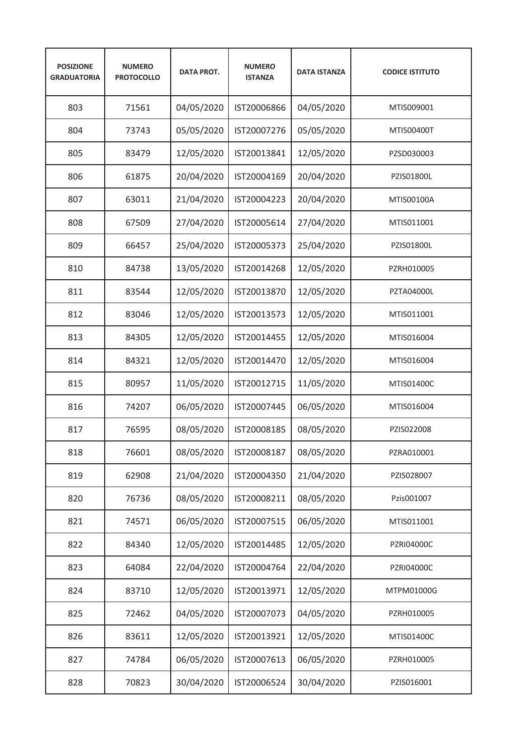| POSIZIONE GRADUATORIA | NUMERO PROTOCOLLO | DATA PROT. | NUMERO ISTANZA | DATA ISTANZA | CODICE ISTITUTO |
|---|---|---|---|---|---|
| 803 | 71561 | 04/05/2020 | IST20006866 | 04/05/2020 | MTIS009001 |
| 804 | 73743 | 05/05/2020 | IST20007276 | 05/05/2020 | MTIS00400T |
| 805 | 83479 | 12/05/2020 | IST20013841 | 12/05/2020 | PZSD030003 |
| 806 | 61875 | 20/04/2020 | IST20004169 | 20/04/2020 | PZIS01800L |
| 807 | 63011 | 21/04/2020 | IST20004223 | 20/04/2020 | MTIS00100A |
| 808 | 67509 | 27/04/2020 | IST20005614 | 27/04/2020 | MTIS011001 |
| 809 | 66457 | 25/04/2020 | IST20005373 | 25/04/2020 | PZIS01800L |
| 810 | 84738 | 13/05/2020 | IST20014268 | 12/05/2020 | PZRH010005 |
| 811 | 83544 | 12/05/2020 | IST20013870 | 12/05/2020 | PZTA04000L |
| 812 | 83046 | 12/05/2020 | IST20013573 | 12/05/2020 | MTIS011001 |
| 813 | 84305 | 12/05/2020 | IST20014455 | 12/05/2020 | MTIS016004 |
| 814 | 84321 | 12/05/2020 | IST20014470 | 12/05/2020 | MTIS016004 |
| 815 | 80957 | 11/05/2020 | IST20012715 | 11/05/2020 | MTIS01400C |
| 816 | 74207 | 06/05/2020 | IST20007445 | 06/05/2020 | MTIS016004 |
| 817 | 76595 | 08/05/2020 | IST20008185 | 08/05/2020 | PZIS022008 |
| 818 | 76601 | 08/05/2020 | IST20008187 | 08/05/2020 | PZRA010001 |
| 819 | 62908 | 21/04/2020 | IST20004350 | 21/04/2020 | PZIS028007 |
| 820 | 76736 | 08/05/2020 | IST20008211 | 08/05/2020 | Pzis001007 |
| 821 | 74571 | 06/05/2020 | IST20007515 | 06/05/2020 | MTIS011001 |
| 822 | 84340 | 12/05/2020 | IST20014485 | 12/05/2020 | PZRI04000C |
| 823 | 64084 | 22/04/2020 | IST20004764 | 22/04/2020 | PZRI04000C |
| 824 | 83710 | 12/05/2020 | IST20013971 | 12/05/2020 | MTPM01000G |
| 825 | 72462 | 04/05/2020 | IST20007073 | 04/05/2020 | PZRH010005 |
| 826 | 83611 | 12/05/2020 | IST20013921 | 12/05/2020 | MTIS01400C |
| 827 | 74784 | 06/05/2020 | IST20007613 | 06/05/2020 | PZRH010005 |
| 828 | 70823 | 30/04/2020 | IST20006524 | 30/04/2020 | PZIS016001 |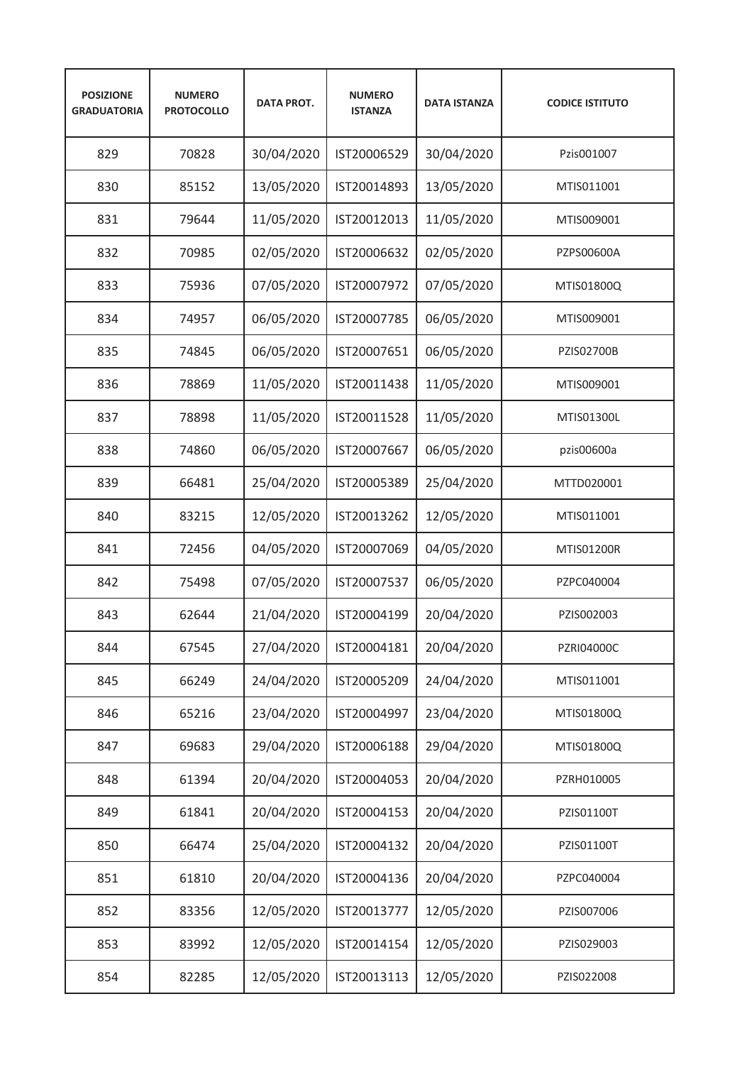| POSIZIONE GRADUATORIA | NUMERO PROTOCOLLO | DATA PROT. | NUMERO ISTANZA | DATA ISTANZA | CODICE ISTITUTO |
|---|---|---|---|---|---|
| 829 | 70828 | 30/04/2020 | IST20006529 | 30/04/2020 | Pzis001007 |
| 830 | 85152 | 13/05/2020 | IST20014893 | 13/05/2020 | MTIS011001 |
| 831 | 79644 | 11/05/2020 | IST20012013 | 11/05/2020 | MTIS009001 |
| 832 | 70985 | 02/05/2020 | IST20006632 | 02/05/2020 | PZPS00600A |
| 833 | 75936 | 07/05/2020 | IST20007972 | 07/05/2020 | MTIS01800Q |
| 834 | 74957 | 06/05/2020 | IST20007785 | 06/05/2020 | MTIS009001 |
| 835 | 74845 | 06/05/2020 | IST20007651 | 06/05/2020 | PZIS02700B |
| 836 | 78869 | 11/05/2020 | IST20011438 | 11/05/2020 | MTIS009001 |
| 837 | 78898 | 11/05/2020 | IST20011528 | 11/05/2020 | MTIS01300L |
| 838 | 74860 | 06/05/2020 | IST20007667 | 06/05/2020 | pzis00600a |
| 839 | 66481 | 25/04/2020 | IST20005389 | 25/04/2020 | MTTD020001 |
| 840 | 83215 | 12/05/2020 | IST20013262 | 12/05/2020 | MTIS011001 |
| 841 | 72456 | 04/05/2020 | IST20007069 | 04/05/2020 | MTIS01200R |
| 842 | 75498 | 07/05/2020 | IST20007537 | 06/05/2020 | PZPC040004 |
| 843 | 62644 | 21/04/2020 | IST20004199 | 20/04/2020 | PZIS002003 |
| 844 | 67545 | 27/04/2020 | IST20004181 | 20/04/2020 | PZRI04000C |
| 845 | 66249 | 24/04/2020 | IST20005209 | 24/04/2020 | MTIS011001 |
| 846 | 65216 | 23/04/2020 | IST20004997 | 23/04/2020 | MTIS01800Q |
| 847 | 69683 | 29/04/2020 | IST20006188 | 29/04/2020 | MTIS01800Q |
| 848 | 61394 | 20/04/2020 | IST20004053 | 20/04/2020 | PZRH010005 |
| 849 | 61841 | 20/04/2020 | IST20004153 | 20/04/2020 | PZIS01100T |
| 850 | 66474 | 25/04/2020 | IST20004132 | 20/04/2020 | PZIS01100T |
| 851 | 61810 | 20/04/2020 | IST20004136 | 20/04/2020 | PZPC040004 |
| 852 | 83356 | 12/05/2020 | IST20013777 | 12/05/2020 | PZIS007006 |
| 853 | 83992 | 12/05/2020 | IST20014154 | 12/05/2020 | PZIS029003 |
| 854 | 82285 | 12/05/2020 | IST20013113 | 12/05/2020 | PZIS022008 |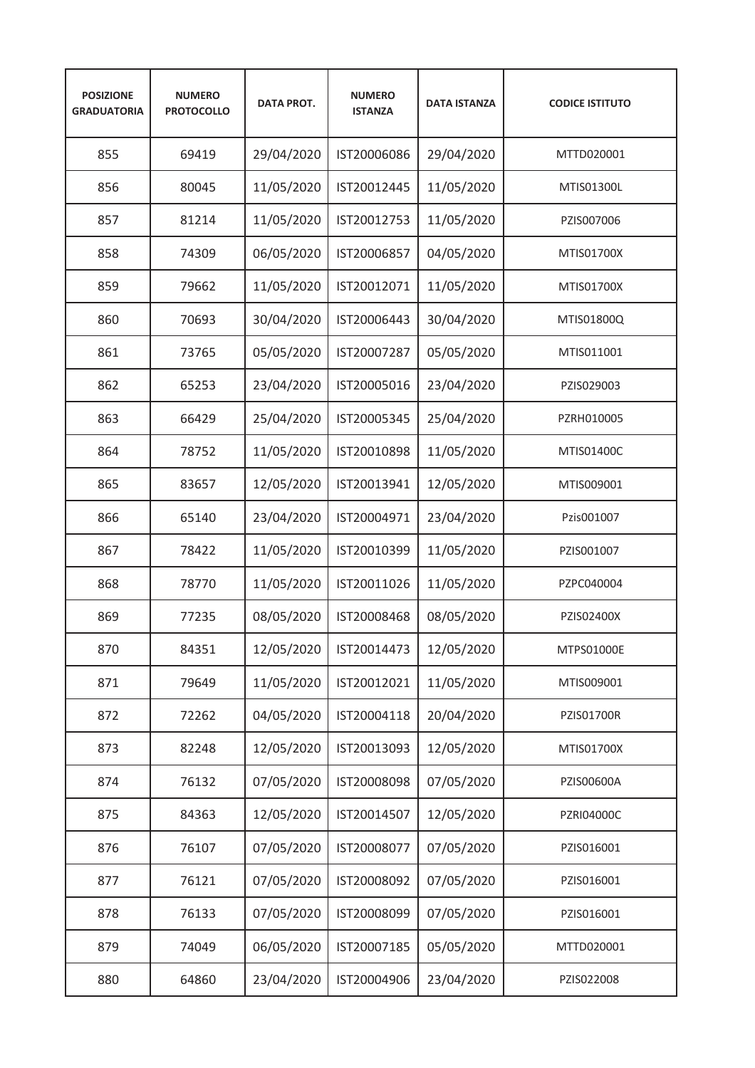| POSIZIONE GRADUATORIA | NUMERO PROTOCOLLO | DATA PROT. | NUMERO ISTANZA | DATA ISTANZA | CODICE ISTITUTO |
|---|---|---|---|---|---|
| 855 | 69419 | 29/04/2020 | IST20006086 | 29/04/2020 | MTTD020001 |
| 856 | 80045 | 11/05/2020 | IST20012445 | 11/05/2020 | MTIS01300L |
| 857 | 81214 | 11/05/2020 | IST20012753 | 11/05/2020 | PZIS007006 |
| 858 | 74309 | 06/05/2020 | IST20006857 | 04/05/2020 | MTIS01700X |
| 859 | 79662 | 11/05/2020 | IST20012071 | 11/05/2020 | MTIS01700X |
| 860 | 70693 | 30/04/2020 | IST20006443 | 30/04/2020 | MTIS01800Q |
| 861 | 73765 | 05/05/2020 | IST20007287 | 05/05/2020 | MTIS011001 |
| 862 | 65253 | 23/04/2020 | IST20005016 | 23/04/2020 | PZIS029003 |
| 863 | 66429 | 25/04/2020 | IST20005345 | 25/04/2020 | PZRH010005 |
| 864 | 78752 | 11/05/2020 | IST20010898 | 11/05/2020 | MTIS01400C |
| 865 | 83657 | 12/05/2020 | IST20013941 | 12/05/2020 | MTIS009001 |
| 866 | 65140 | 23/04/2020 | IST20004971 | 23/04/2020 | Pzis001007 |
| 867 | 78422 | 11/05/2020 | IST20010399 | 11/05/2020 | PZIS001007 |
| 868 | 78770 | 11/05/2020 | IST20011026 | 11/05/2020 | PZPC040004 |
| 869 | 77235 | 08/05/2020 | IST20008468 | 08/05/2020 | PZIS02400X |
| 870 | 84351 | 12/05/2020 | IST20014473 | 12/05/2020 | MTPS01000E |
| 871 | 79649 | 11/05/2020 | IST20012021 | 11/05/2020 | MTIS009001 |
| 872 | 72262 | 04/05/2020 | IST20004118 | 20/04/2020 | PZIS01700R |
| 873 | 82248 | 12/05/2020 | IST20013093 | 12/05/2020 | MTIS01700X |
| 874 | 76132 | 07/05/2020 | IST20008098 | 07/05/2020 | PZIS00600A |
| 875 | 84363 | 12/05/2020 | IST20014507 | 12/05/2020 | PZRI04000C |
| 876 | 76107 | 07/05/2020 | IST20008077 | 07/05/2020 | PZIS016001 |
| 877 | 76121 | 07/05/2020 | IST20008092 | 07/05/2020 | PZIS016001 |
| 878 | 76133 | 07/05/2020 | IST20008099 | 07/05/2020 | PZIS016001 |
| 879 | 74049 | 06/05/2020 | IST20007185 | 05/05/2020 | MTTD020001 |
| 880 | 64860 | 23/04/2020 | IST20004906 | 23/04/2020 | PZIS022008 |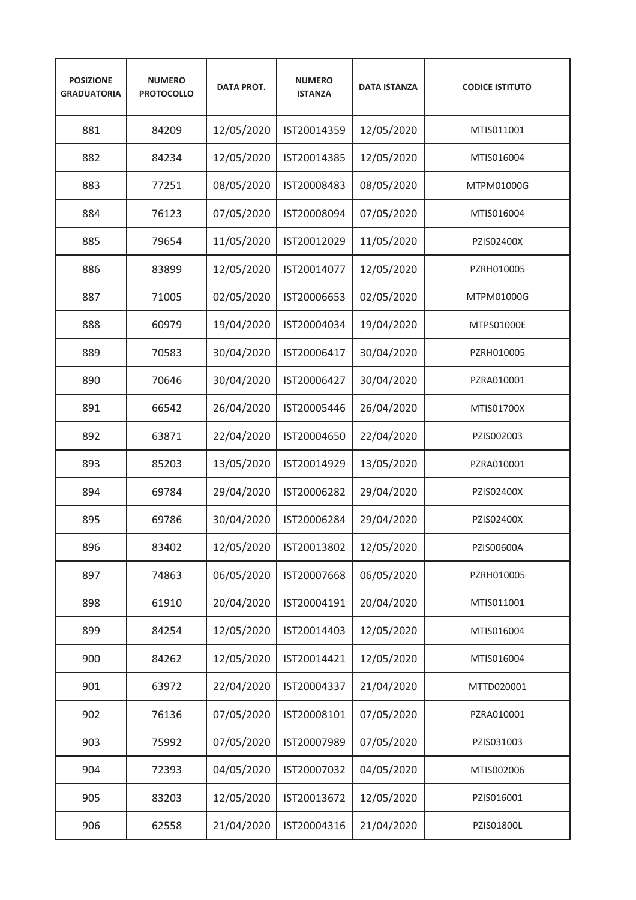| POSIZIONE GRADUATORIA | NUMERO PROTOCOLLO | DATA PROT. | NUMERO ISTANZA | DATA ISTANZA | CODICE ISTITUTO |
|---|---|---|---|---|---|
| 881 | 84209 | 12/05/2020 | IST20014359 | 12/05/2020 | MTIS011001 |
| 882 | 84234 | 12/05/2020 | IST20014385 | 12/05/2020 | MTIS016004 |
| 883 | 77251 | 08/05/2020 | IST20008483 | 08/05/2020 | MTPM01000G |
| 884 | 76123 | 07/05/2020 | IST20008094 | 07/05/2020 | MTIS016004 |
| 885 | 79654 | 11/05/2020 | IST20012029 | 11/05/2020 | PZIS02400X |
| 886 | 83899 | 12/05/2020 | IST20014077 | 12/05/2020 | PZRH010005 |
| 887 | 71005 | 02/05/2020 | IST20006653 | 02/05/2020 | MTPM01000G |
| 888 | 60979 | 19/04/2020 | IST20004034 | 19/04/2020 | MTPS01000E |
| 889 | 70583 | 30/04/2020 | IST20006417 | 30/04/2020 | PZRH010005 |
| 890 | 70646 | 30/04/2020 | IST20006427 | 30/04/2020 | PZRA010001 |
| 891 | 66542 | 26/04/2020 | IST20005446 | 26/04/2020 | MTIS01700X |
| 892 | 63871 | 22/04/2020 | IST20004650 | 22/04/2020 | PZIS002003 |
| 893 | 85203 | 13/05/2020 | IST20014929 | 13/05/2020 | PZRA010001 |
| 894 | 69784 | 29/04/2020 | IST20006282 | 29/04/2020 | PZIS02400X |
| 895 | 69786 | 30/04/2020 | IST20006284 | 29/04/2020 | PZIS02400X |
| 896 | 83402 | 12/05/2020 | IST20013802 | 12/05/2020 | PZIS00600A |
| 897 | 74863 | 06/05/2020 | IST20007668 | 06/05/2020 | PZRH010005 |
| 898 | 61910 | 20/04/2020 | IST20004191 | 20/04/2020 | MTIS011001 |
| 899 | 84254 | 12/05/2020 | IST20014403 | 12/05/2020 | MTIS016004 |
| 900 | 84262 | 12/05/2020 | IST20014421 | 12/05/2020 | MTIS016004 |
| 901 | 63972 | 22/04/2020 | IST20004337 | 21/04/2020 | MTTD020001 |
| 902 | 76136 | 07/05/2020 | IST20008101 | 07/05/2020 | PZRA010001 |
| 903 | 75992 | 07/05/2020 | IST20007989 | 07/05/2020 | PZIS031003 |
| 904 | 72393 | 04/05/2020 | IST20007032 | 04/05/2020 | MTIS002006 |
| 905 | 83203 | 12/05/2020 | IST20013672 | 12/05/2020 | PZIS016001 |
| 906 | 62558 | 21/04/2020 | IST20004316 | 21/04/2020 | PZIS01800L |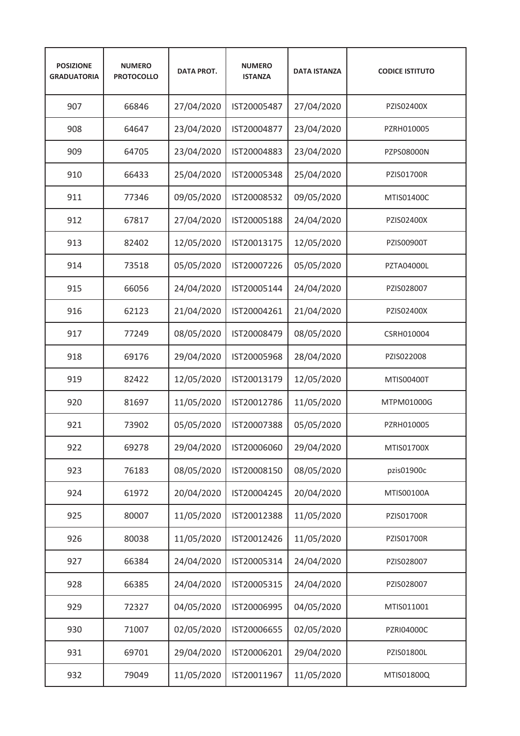| POSIZIONE GRADUATORIA | NUMERO PROTOCOLLO | DATA PROT. | NUMERO ISTANZA | DATA ISTANZA | CODICE ISTITUTO |
|---|---|---|---|---|---|
| 907 | 66846 | 27/04/2020 | IST20005487 | 27/04/2020 | PZIS02400X |
| 908 | 64647 | 23/04/2020 | IST20004877 | 23/04/2020 | PZRH010005 |
| 909 | 64705 | 23/04/2020 | IST20004883 | 23/04/2020 | PZPS08000N |
| 910 | 66433 | 25/04/2020 | IST20005348 | 25/04/2020 | PZIS01700R |
| 911 | 77346 | 09/05/2020 | IST20008532 | 09/05/2020 | MTIS01400C |
| 912 | 67817 | 27/04/2020 | IST20005188 | 24/04/2020 | PZIS02400X |
| 913 | 82402 | 12/05/2020 | IST20013175 | 12/05/2020 | PZIS00900T |
| 914 | 73518 | 05/05/2020 | IST20007226 | 05/05/2020 | PZTA04000L |
| 915 | 66056 | 24/04/2020 | IST20005144 | 24/04/2020 | PZIS028007 |
| 916 | 62123 | 21/04/2020 | IST20004261 | 21/04/2020 | PZIS02400X |
| 917 | 77249 | 08/05/2020 | IST20008479 | 08/05/2020 | CSRH010004 |
| 918 | 69176 | 29/04/2020 | IST20005968 | 28/04/2020 | PZIS022008 |
| 919 | 82422 | 12/05/2020 | IST20013179 | 12/05/2020 | MTIS00400T |
| 920 | 81697 | 11/05/2020 | IST20012786 | 11/05/2020 | MTPM01000G |
| 921 | 73902 | 05/05/2020 | IST20007388 | 05/05/2020 | PZRH010005 |
| 922 | 69278 | 29/04/2020 | IST20006060 | 29/04/2020 | MTIS01700X |
| 923 | 76183 | 08/05/2020 | IST20008150 | 08/05/2020 | pzis01900c |
| 924 | 61972 | 20/04/2020 | IST20004245 | 20/04/2020 | MTIS00100A |
| 925 | 80007 | 11/05/2020 | IST20012388 | 11/05/2020 | PZIS01700R |
| 926 | 80038 | 11/05/2020 | IST20012426 | 11/05/2020 | PZIS01700R |
| 927 | 66384 | 24/04/2020 | IST20005314 | 24/04/2020 | PZIS028007 |
| 928 | 66385 | 24/04/2020 | IST20005315 | 24/04/2020 | PZIS028007 |
| 929 | 72327 | 04/05/2020 | IST20006995 | 04/05/2020 | MTIS011001 |
| 930 | 71007 | 02/05/2020 | IST20006655 | 02/05/2020 | PZRI04000C |
| 931 | 69701 | 29/04/2020 | IST20006201 | 29/04/2020 | PZIS01800L |
| 932 | 79049 | 11/05/2020 | IST20011967 | 11/05/2020 | MTIS01800Q |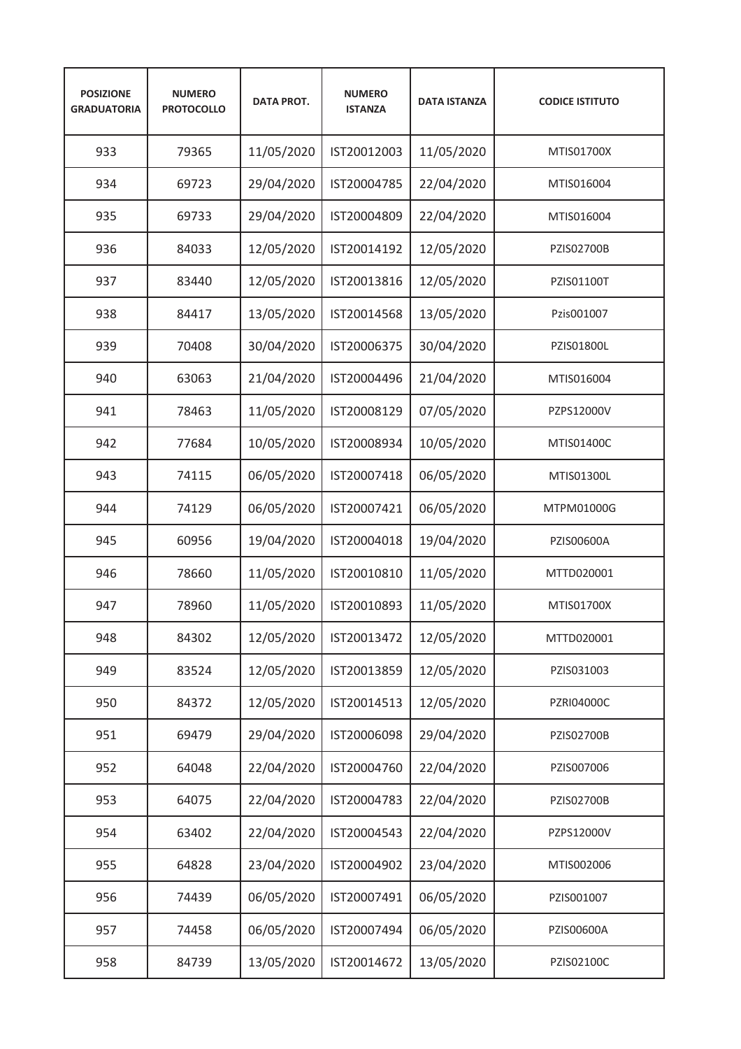| POSIZIONE GRADUATORIA | NUMERO PROTOCOLLO | DATA PROT. | NUMERO ISTANZA | DATA ISTANZA | CODICE ISTITUTO |
|---|---|---|---|---|---|
| 933 | 79365 | 11/05/2020 | IST20012003 | 11/05/2020 | MTIS01700X |
| 934 | 69723 | 29/04/2020 | IST20004785 | 22/04/2020 | MTIS016004 |
| 935 | 69733 | 29/04/2020 | IST20004809 | 22/04/2020 | MTIS016004 |
| 936 | 84033 | 12/05/2020 | IST20014192 | 12/05/2020 | PZIS02700B |
| 937 | 83440 | 12/05/2020 | IST20013816 | 12/05/2020 | PZIS01100T |
| 938 | 84417 | 13/05/2020 | IST20014568 | 13/05/2020 | Pzis001007 |
| 939 | 70408 | 30/04/2020 | IST20006375 | 30/04/2020 | PZIS01800L |
| 940 | 63063 | 21/04/2020 | IST20004496 | 21/04/2020 | MTIS016004 |
| 941 | 78463 | 11/05/2020 | IST20008129 | 07/05/2020 | PZPS12000V |
| 942 | 77684 | 10/05/2020 | IST20008934 | 10/05/2020 | MTIS01400C |
| 943 | 74115 | 06/05/2020 | IST20007418 | 06/05/2020 | MTIS01300L |
| 944 | 74129 | 06/05/2020 | IST20007421 | 06/05/2020 | MTPM01000G |
| 945 | 60956 | 19/04/2020 | IST20004018 | 19/04/2020 | PZIS00600A |
| 946 | 78660 | 11/05/2020 | IST20010810 | 11/05/2020 | MTTD020001 |
| 947 | 78960 | 11/05/2020 | IST20010893 | 11/05/2020 | MTIS01700X |
| 948 | 84302 | 12/05/2020 | IST20013472 | 12/05/2020 | MTTD020001 |
| 949 | 83524 | 12/05/2020 | IST20013859 | 12/05/2020 | PZIS031003 |
| 950 | 84372 | 12/05/2020 | IST20014513 | 12/05/2020 | PZRI04000C |
| 951 | 69479 | 29/04/2020 | IST20006098 | 29/04/2020 | PZIS02700B |
| 952 | 64048 | 22/04/2020 | IST20004760 | 22/04/2020 | PZIS007006 |
| 953 | 64075 | 22/04/2020 | IST20004783 | 22/04/2020 | PZIS02700B |
| 954 | 63402 | 22/04/2020 | IST20004543 | 22/04/2020 | PZPS12000V |
| 955 | 64828 | 23/04/2020 | IST20004902 | 23/04/2020 | MTIS002006 |
| 956 | 74439 | 06/05/2020 | IST20007491 | 06/05/2020 | PZIS001007 |
| 957 | 74458 | 06/05/2020 | IST20007494 | 06/05/2020 | PZIS00600A |
| 958 | 84739 | 13/05/2020 | IST20014672 | 13/05/2020 | PZIS02100C |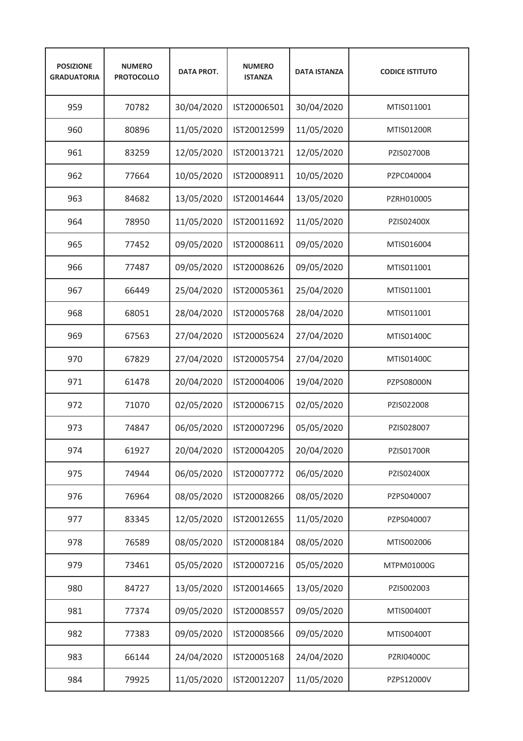| POSIZIONE GRADUATORIA | NUMERO PROTOCOLLO | DATA PROT. | NUMERO ISTANZA | DATA ISTANZA | CODICE ISTITUTO |
|---|---|---|---|---|---|
| 959 | 70782 | 30/04/2020 | IST20006501 | 30/04/2020 | MTIS011001 |
| 960 | 80896 | 11/05/2020 | IST20012599 | 11/05/2020 | MTIS01200R |
| 961 | 83259 | 12/05/2020 | IST20013721 | 12/05/2020 | PZIS02700B |
| 962 | 77664 | 10/05/2020 | IST20008911 | 10/05/2020 | PZPC040004 |
| 963 | 84682 | 13/05/2020 | IST20014644 | 13/05/2020 | PZRH010005 |
| 964 | 78950 | 11/05/2020 | IST20011692 | 11/05/2020 | PZIS02400X |
| 965 | 77452 | 09/05/2020 | IST20008611 | 09/05/2020 | MTIS016004 |
| 966 | 77487 | 09/05/2020 | IST20008626 | 09/05/2020 | MTIS011001 |
| 967 | 66449 | 25/04/2020 | IST20005361 | 25/04/2020 | MTIS011001 |
| 968 | 68051 | 28/04/2020 | IST20005768 | 28/04/2020 | MTIS011001 |
| 969 | 67563 | 27/04/2020 | IST20005624 | 27/04/2020 | MTIS01400C |
| 970 | 67829 | 27/04/2020 | IST20005754 | 27/04/2020 | MTIS01400C |
| 971 | 61478 | 20/04/2020 | IST20004006 | 19/04/2020 | PZPS08000N |
| 972 | 71070 | 02/05/2020 | IST20006715 | 02/05/2020 | PZIS022008 |
| 973 | 74847 | 06/05/2020 | IST20007296 | 05/05/2020 | PZIS028007 |
| 974 | 61927 | 20/04/2020 | IST20004205 | 20/04/2020 | PZIS01700R |
| 975 | 74944 | 06/05/2020 | IST20007772 | 06/05/2020 | PZIS02400X |
| 976 | 76964 | 08/05/2020 | IST20008266 | 08/05/2020 | PZPS040007 |
| 977 | 83345 | 12/05/2020 | IST20012655 | 11/05/2020 | PZPS040007 |
| 978 | 76589 | 08/05/2020 | IST20008184 | 08/05/2020 | MTIS002006 |
| 979 | 73461 | 05/05/2020 | IST20007216 | 05/05/2020 | MTPM01000G |
| 980 | 84727 | 13/05/2020 | IST20014665 | 13/05/2020 | PZIS002003 |
| 981 | 77374 | 09/05/2020 | IST20008557 | 09/05/2020 | MTIS00400T |
| 982 | 77383 | 09/05/2020 | IST20008566 | 09/05/2020 | MTIS00400T |
| 983 | 66144 | 24/04/2020 | IST20005168 | 24/04/2020 | PZRI04000C |
| 984 | 79925 | 11/05/2020 | IST20012207 | 11/05/2020 | PZPS12000V |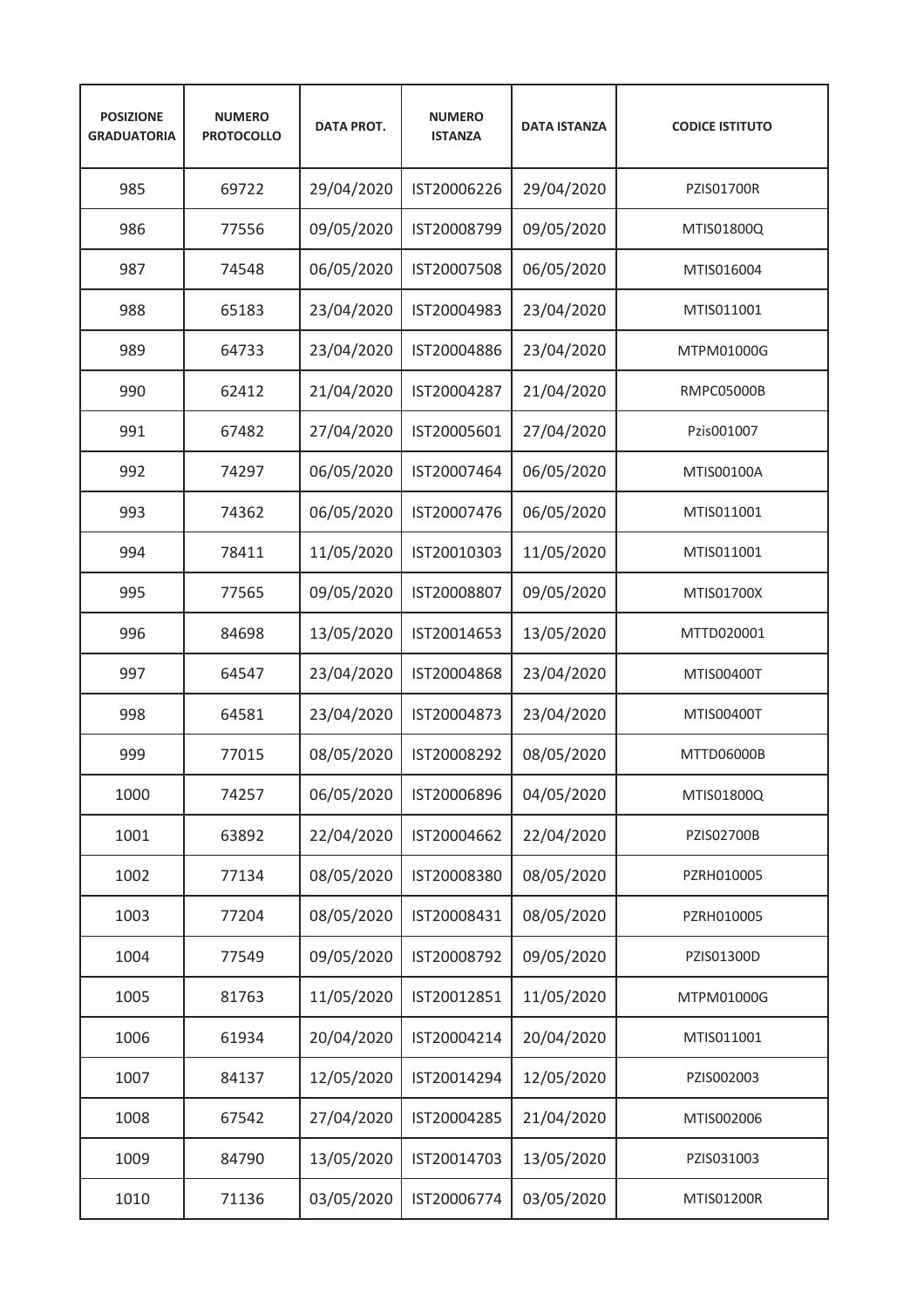| POSIZIONE GRADUATORIA | NUMERO PROTOCOLLO | DATA PROT. | NUMERO ISTANZA | DATA ISTANZA | CODICE ISTITUTO |
|---|---|---|---|---|---|
| 985 | 69722 | 29/04/2020 | IST20006226 | 29/04/2020 | PZIS01700R |
| 986 | 77556 | 09/05/2020 | IST20008799 | 09/05/2020 | MTIS01800Q |
| 987 | 74548 | 06/05/2020 | IST20007508 | 06/05/2020 | MTIS016004 |
| 988 | 65183 | 23/04/2020 | IST20004983 | 23/04/2020 | MTIS011001 |
| 989 | 64733 | 23/04/2020 | IST20004886 | 23/04/2020 | MTPM01000G |
| 990 | 62412 | 21/04/2020 | IST20004287 | 21/04/2020 | RMPC05000B |
| 991 | 67482 | 27/04/2020 | IST20005601 | 27/04/2020 | Pzis001007 |
| 992 | 74297 | 06/05/2020 | IST20007464 | 06/05/2020 | MTIS00100A |
| 993 | 74362 | 06/05/2020 | IST20007476 | 06/05/2020 | MTIS011001 |
| 994 | 78411 | 11/05/2020 | IST20010303 | 11/05/2020 | MTIS011001 |
| 995 | 77565 | 09/05/2020 | IST20008807 | 09/05/2020 | MTIS01700X |
| 996 | 84698 | 13/05/2020 | IST20014653 | 13/05/2020 | MTTD020001 |
| 997 | 64547 | 23/04/2020 | IST20004868 | 23/04/2020 | MTIS00400T |
| 998 | 64581 | 23/04/2020 | IST20004873 | 23/04/2020 | MTIS00400T |
| 999 | 77015 | 08/05/2020 | IST20008292 | 08/05/2020 | MTTD06000B |
| 1000 | 74257 | 06/05/2020 | IST20006896 | 04/05/2020 | MTIS01800Q |
| 1001 | 63892 | 22/04/2020 | IST20004662 | 22/04/2020 | PZIS02700B |
| 1002 | 77134 | 08/05/2020 | IST20008380 | 08/05/2020 | PZRH010005 |
| 1003 | 77204 | 08/05/2020 | IST20008431 | 08/05/2020 | PZRH010005 |
| 1004 | 77549 | 09/05/2020 | IST20008792 | 09/05/2020 | PZIS01300D |
| 1005 | 81763 | 11/05/2020 | IST20012851 | 11/05/2020 | MTPM01000G |
| 1006 | 61934 | 20/04/2020 | IST20004214 | 20/04/2020 | MTIS011001 |
| 1007 | 84137 | 12/05/2020 | IST20014294 | 12/05/2020 | PZIS002003 |
| 1008 | 67542 | 27/04/2020 | IST20004285 | 21/04/2020 | MTIS002006 |
| 1009 | 84790 | 13/05/2020 | IST20014703 | 13/05/2020 | PZIS031003 |
| 1010 | 71136 | 03/05/2020 | IST20006774 | 03/05/2020 | MTIS01200R |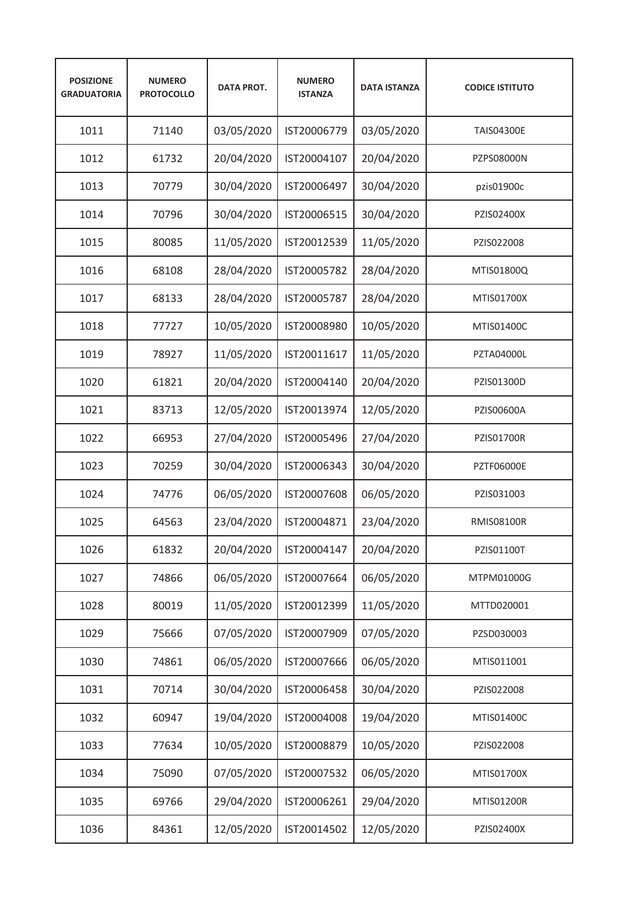| POSIZIONE GRADUATORIA | NUMERO PROTOCOLLO | DATA PROT. | NUMERO ISTANZA | DATA ISTANZA | CODICE ISTITUTO |
|---|---|---|---|---|---|
| 1011 | 71140 | 03/05/2020 | IST20006779 | 03/05/2020 | TAIS04300E |
| 1012 | 61732 | 20/04/2020 | IST20004107 | 20/04/2020 | PZPS08000N |
| 1013 | 70779 | 30/04/2020 | IST20006497 | 30/04/2020 | pzis01900c |
| 1014 | 70796 | 30/04/2020 | IST20006515 | 30/04/2020 | PZIS02400X |
| 1015 | 80085 | 11/05/2020 | IST20012539 | 11/05/2020 | PZIS022008 |
| 1016 | 68108 | 28/04/2020 | IST20005782 | 28/04/2020 | MTIS01800Q |
| 1017 | 68133 | 28/04/2020 | IST20005787 | 28/04/2020 | MTIS01700X |
| 1018 | 77727 | 10/05/2020 | IST20008980 | 10/05/2020 | MTIS01400C |
| 1019 | 78927 | 11/05/2020 | IST20011617 | 11/05/2020 | PZTA04000L |
| 1020 | 61821 | 20/04/2020 | IST20004140 | 20/04/2020 | PZIS01300D |
| 1021 | 83713 | 12/05/2020 | IST20013974 | 12/05/2020 | PZIS00600A |
| 1022 | 66953 | 27/04/2020 | IST20005496 | 27/04/2020 | PZIS01700R |
| 1023 | 70259 | 30/04/2020 | IST20006343 | 30/04/2020 | PZTF06000E |
| 1024 | 74776 | 06/05/2020 | IST20007608 | 06/05/2020 | PZIS031003 |
| 1025 | 64563 | 23/04/2020 | IST20004871 | 23/04/2020 | RMIS08100R |
| 1026 | 61832 | 20/04/2020 | IST20004147 | 20/04/2020 | PZIS01100T |
| 1027 | 74866 | 06/05/2020 | IST20007664 | 06/05/2020 | MTPM01000G |
| 1028 | 80019 | 11/05/2020 | IST20012399 | 11/05/2020 | MTTD020001 |
| 1029 | 75666 | 07/05/2020 | IST20007909 | 07/05/2020 | PZSD030003 |
| 1030 | 74861 | 06/05/2020 | IST20007666 | 06/05/2020 | MTIS011001 |
| 1031 | 70714 | 30/04/2020 | IST20006458 | 30/04/2020 | PZIS022008 |
| 1032 | 60947 | 19/04/2020 | IST20004008 | 19/04/2020 | MTIS01400C |
| 1033 | 77634 | 10/05/2020 | IST20008879 | 10/05/2020 | PZIS022008 |
| 1034 | 75090 | 07/05/2020 | IST20007532 | 06/05/2020 | MTIS01700X |
| 1035 | 69766 | 29/04/2020 | IST20006261 | 29/04/2020 | MTIS01200R |
| 1036 | 84361 | 12/05/2020 | IST20014502 | 12/05/2020 | PZIS02400X |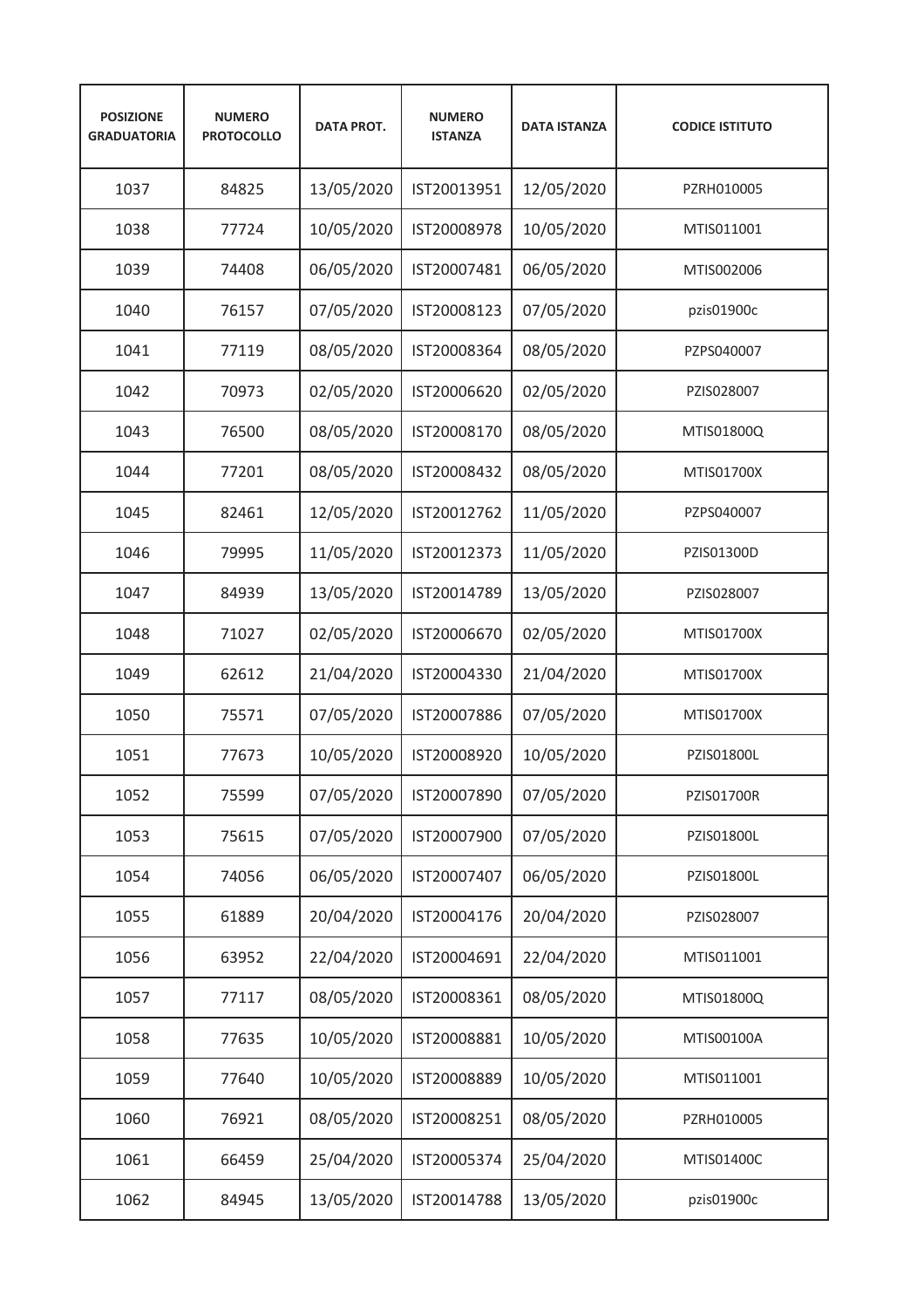| POSIZIONE GRADUATORIA | NUMERO PROTOCOLLO | DATA PROT. | NUMERO ISTANZA | DATA ISTANZA | CODICE ISTITUTO |
|---|---|---|---|---|---|
| 1037 | 84825 | 13/05/2020 | IST20013951 | 12/05/2020 | PZRH010005 |
| 1038 | 77724 | 10/05/2020 | IST20008978 | 10/05/2020 | MTIS011001 |
| 1039 | 74408 | 06/05/2020 | IST20007481 | 06/05/2020 | MTIS002006 |
| 1040 | 76157 | 07/05/2020 | IST20008123 | 07/05/2020 | pzis01900c |
| 1041 | 77119 | 08/05/2020 | IST20008364 | 08/05/2020 | PZPS040007 |
| 1042 | 70973 | 02/05/2020 | IST20006620 | 02/05/2020 | PZIS028007 |
| 1043 | 76500 | 08/05/2020 | IST20008170 | 08/05/2020 | MTIS01800Q |
| 1044 | 77201 | 08/05/2020 | IST20008432 | 08/05/2020 | MTIS01700X |
| 1045 | 82461 | 12/05/2020 | IST20012762 | 11/05/2020 | PZPS040007 |
| 1046 | 79995 | 11/05/2020 | IST20012373 | 11/05/2020 | PZIS01300D |
| 1047 | 84939 | 13/05/2020 | IST20014789 | 13/05/2020 | PZIS028007 |
| 1048 | 71027 | 02/05/2020 | IST20006670 | 02/05/2020 | MTIS01700X |
| 1049 | 62612 | 21/04/2020 | IST20004330 | 21/04/2020 | MTIS01700X |
| 1050 | 75571 | 07/05/2020 | IST20007886 | 07/05/2020 | MTIS01700X |
| 1051 | 77673 | 10/05/2020 | IST20008920 | 10/05/2020 | PZIS01800L |
| 1052 | 75599 | 07/05/2020 | IST20007890 | 07/05/2020 | PZIS01700R |
| 1053 | 75615 | 07/05/2020 | IST20007900 | 07/05/2020 | PZIS01800L |
| 1054 | 74056 | 06/05/2020 | IST20007407 | 06/05/2020 | PZIS01800L |
| 1055 | 61889 | 20/04/2020 | IST20004176 | 20/04/2020 | PZIS028007 |
| 1056 | 63952 | 22/04/2020 | IST20004691 | 22/04/2020 | MTIS011001 |
| 1057 | 77117 | 08/05/2020 | IST20008361 | 08/05/2020 | MTIS01800Q |
| 1058 | 77635 | 10/05/2020 | IST20008881 | 10/05/2020 | MTIS00100A |
| 1059 | 77640 | 10/05/2020 | IST20008889 | 10/05/2020 | MTIS011001 |
| 1060 | 76921 | 08/05/2020 | IST20008251 | 08/05/2020 | PZRH010005 |
| 1061 | 66459 | 25/04/2020 | IST20005374 | 25/04/2020 | MTIS01400C |
| 1062 | 84945 | 13/05/2020 | IST20014788 | 13/05/2020 | pzis01900c |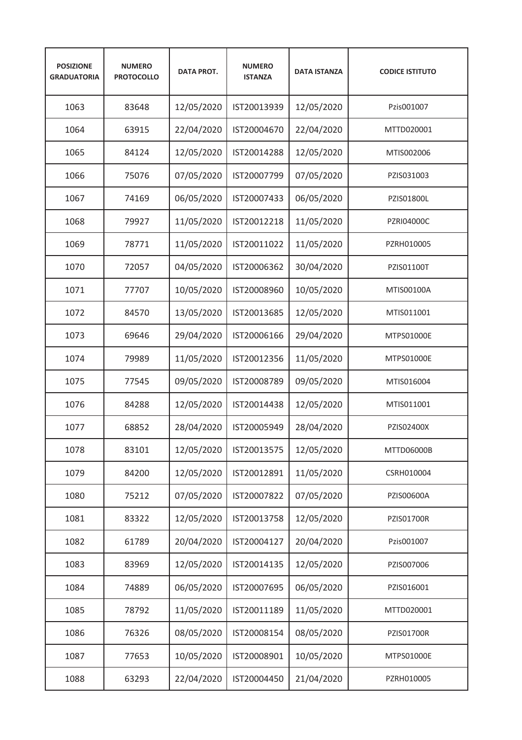| POSIZIONE GRADUATORIA | NUMERO PROTOCOLLO | DATA PROT. | NUMERO ISTANZA | DATA ISTANZA | CODICE ISTITUTO |
|---|---|---|---|---|---|
| 1063 | 83648 | 12/05/2020 | IST20013939 | 12/05/2020 | Pzis001007 |
| 1064 | 63915 | 22/04/2020 | IST20004670 | 22/04/2020 | MTTD020001 |
| 1065 | 84124 | 12/05/2020 | IST20014288 | 12/05/2020 | MTIS002006 |
| 1066 | 75076 | 07/05/2020 | IST20007799 | 07/05/2020 | PZIS031003 |
| 1067 | 74169 | 06/05/2020 | IST20007433 | 06/05/2020 | PZIS01800L |
| 1068 | 79927 | 11/05/2020 | IST20012218 | 11/05/2020 | PZRI04000C |
| 1069 | 78771 | 11/05/2020 | IST20011022 | 11/05/2020 | PZRH010005 |
| 1070 | 72057 | 04/05/2020 | IST20006362 | 30/04/2020 | PZIS01100T |
| 1071 | 77707 | 10/05/2020 | IST20008960 | 10/05/2020 | MTIS00100A |
| 1072 | 84570 | 13/05/2020 | IST20013685 | 12/05/2020 | MTIS011001 |
| 1073 | 69646 | 29/04/2020 | IST20006166 | 29/04/2020 | MTPS01000E |
| 1074 | 79989 | 11/05/2020 | IST20012356 | 11/05/2020 | MTPS01000E |
| 1075 | 77545 | 09/05/2020 | IST20008789 | 09/05/2020 | MTIS016004 |
| 1076 | 84288 | 12/05/2020 | IST20014438 | 12/05/2020 | MTIS011001 |
| 1077 | 68852 | 28/04/2020 | IST20005949 | 28/04/2020 | PZIS02400X |
| 1078 | 83101 | 12/05/2020 | IST20013575 | 12/05/2020 | MTTD06000B |
| 1079 | 84200 | 12/05/2020 | IST20012891 | 11/05/2020 | CSRH010004 |
| 1080 | 75212 | 07/05/2020 | IST20007822 | 07/05/2020 | PZIS00600A |
| 1081 | 83322 | 12/05/2020 | IST20013758 | 12/05/2020 | PZIS01700R |
| 1082 | 61789 | 20/04/2020 | IST20004127 | 20/04/2020 | Pzis001007 |
| 1083 | 83969 | 12/05/2020 | IST20014135 | 12/05/2020 | PZIS007006 |
| 1084 | 74889 | 06/05/2020 | IST20007695 | 06/05/2020 | PZIS016001 |
| 1085 | 78792 | 11/05/2020 | IST20011189 | 11/05/2020 | MTTD020001 |
| 1086 | 76326 | 08/05/2020 | IST20008154 | 08/05/2020 | PZIS01700R |
| 1087 | 77653 | 10/05/2020 | IST20008901 | 10/05/2020 | MTPS01000E |
| 1088 | 63293 | 22/04/2020 | IST20004450 | 21/04/2020 | PZRH010005 |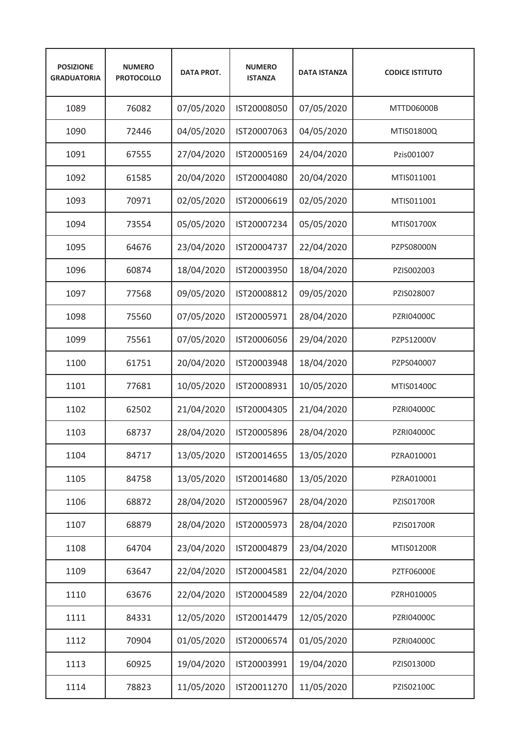| POSIZIONE GRADUATORIA | NUMERO PROTOCOLLO | DATA PROT. | NUMERO ISTANZA | DATA ISTANZA | CODICE ISTITUTO |
|---|---|---|---|---|---|
| 1089 | 76082 | 07/05/2020 | IST20008050 | 07/05/2020 | MTTD06000B |
| 1090 | 72446 | 04/05/2020 | IST20007063 | 04/05/2020 | MTIS01800Q |
| 1091 | 67555 | 27/04/2020 | IST20005169 | 24/04/2020 | Pzis001007 |
| 1092 | 61585 | 20/04/2020 | IST20004080 | 20/04/2020 | MTIS011001 |
| 1093 | 70971 | 02/05/2020 | IST20006619 | 02/05/2020 | MTIS011001 |
| 1094 | 73554 | 05/05/2020 | IST20007234 | 05/05/2020 | MTIS01700X |
| 1095 | 64676 | 23/04/2020 | IST20004737 | 22/04/2020 | PZPS08000N |
| 1096 | 60874 | 18/04/2020 | IST20003950 | 18/04/2020 | PZIS002003 |
| 1097 | 77568 | 09/05/2020 | IST20008812 | 09/05/2020 | PZIS028007 |
| 1098 | 75560 | 07/05/2020 | IST20005971 | 28/04/2020 | PZRI04000C |
| 1099 | 75561 | 07/05/2020 | IST20006056 | 29/04/2020 | PZPS12000V |
| 1100 | 61751 | 20/04/2020 | IST20003948 | 18/04/2020 | PZPS040007 |
| 1101 | 77681 | 10/05/2020 | IST20008931 | 10/05/2020 | MTIS01400C |
| 1102 | 62502 | 21/04/2020 | IST20004305 | 21/04/2020 | PZRI04000C |
| 1103 | 68737 | 28/04/2020 | IST20005896 | 28/04/2020 | PZRI04000C |
| 1104 | 84717 | 13/05/2020 | IST20014655 | 13/05/2020 | PZRA010001 |
| 1105 | 84758 | 13/05/2020 | IST20014680 | 13/05/2020 | PZRA010001 |
| 1106 | 68872 | 28/04/2020 | IST20005967 | 28/04/2020 | PZIS01700R |
| 1107 | 68879 | 28/04/2020 | IST20005973 | 28/04/2020 | PZIS01700R |
| 1108 | 64704 | 23/04/2020 | IST20004879 | 23/04/2020 | MTIS01200R |
| 1109 | 63647 | 22/04/2020 | IST20004581 | 22/04/2020 | PZTF06000E |
| 1110 | 63676 | 22/04/2020 | IST20004589 | 22/04/2020 | PZRH010005 |
| 1111 | 84331 | 12/05/2020 | IST20014479 | 12/05/2020 | PZRI04000C |
| 1112 | 70904 | 01/05/2020 | IST20006574 | 01/05/2020 | PZRI04000C |
| 1113 | 60925 | 19/04/2020 | IST20003991 | 19/04/2020 | PZIS01300D |
| 1114 | 78823 | 11/05/2020 | IST20011270 | 11/05/2020 | PZIS02100C |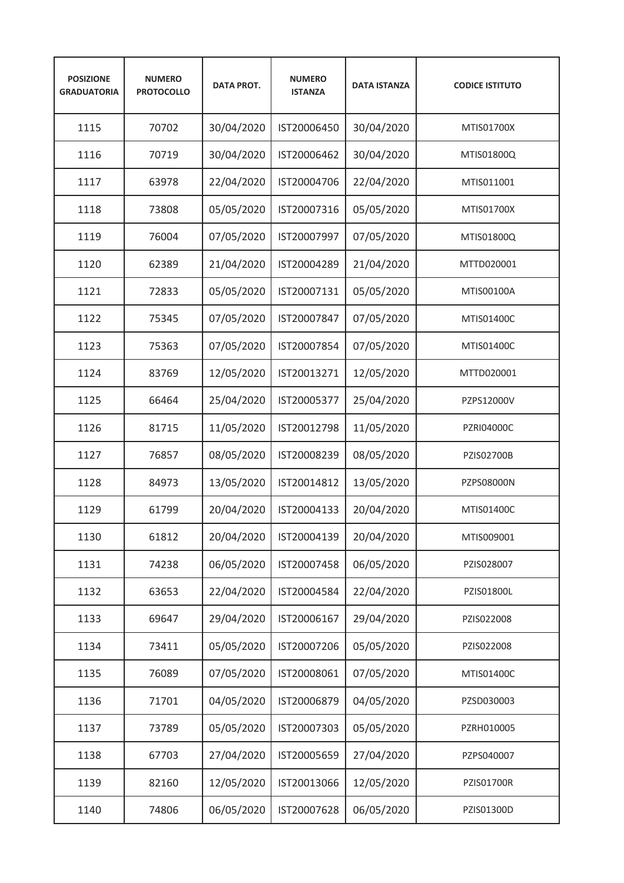| POSIZIONE GRADUATORIA | NUMERO PROTOCOLLO | DATA PROT. | NUMERO ISTANZA | DATA ISTANZA | CODICE ISTITUTO |
|---|---|---|---|---|---|
| 1115 | 70702 | 30/04/2020 | IST20006450 | 30/04/2020 | MTIS01700X |
| 1116 | 70719 | 30/04/2020 | IST20006462 | 30/04/2020 | MTIS01800Q |
| 1117 | 63978 | 22/04/2020 | IST20004706 | 22/04/2020 | MTIS011001 |
| 1118 | 73808 | 05/05/2020 | IST20007316 | 05/05/2020 | MTIS01700X |
| 1119 | 76004 | 07/05/2020 | IST20007997 | 07/05/2020 | MTIS01800Q |
| 1120 | 62389 | 21/04/2020 | IST20004289 | 21/04/2020 | MTTD020001 |
| 1121 | 72833 | 05/05/2020 | IST20007131 | 05/05/2020 | MTIS00100A |
| 1122 | 75345 | 07/05/2020 | IST20007847 | 07/05/2020 | MTIS01400C |
| 1123 | 75363 | 07/05/2020 | IST20007854 | 07/05/2020 | MTIS01400C |
| 1124 | 83769 | 12/05/2020 | IST20013271 | 12/05/2020 | MTTD020001 |
| 1125 | 66464 | 25/04/2020 | IST20005377 | 25/04/2020 | PZPS12000V |
| 1126 | 81715 | 11/05/2020 | IST20012798 | 11/05/2020 | PZRI04000C |
| 1127 | 76857 | 08/05/2020 | IST20008239 | 08/05/2020 | PZIS02700B |
| 1128 | 84973 | 13/05/2020 | IST20014812 | 13/05/2020 | PZPS08000N |
| 1129 | 61799 | 20/04/2020 | IST20004133 | 20/04/2020 | MTIS01400C |
| 1130 | 61812 | 20/04/2020 | IST20004139 | 20/04/2020 | MTIS009001 |
| 1131 | 74238 | 06/05/2020 | IST20007458 | 06/05/2020 | PZIS028007 |
| 1132 | 63653 | 22/04/2020 | IST20004584 | 22/04/2020 | PZIS01800L |
| 1133 | 69647 | 29/04/2020 | IST20006167 | 29/04/2020 | PZIS022008 |
| 1134 | 73411 | 05/05/2020 | IST20007206 | 05/05/2020 | PZIS022008 |
| 1135 | 76089 | 07/05/2020 | IST20008061 | 07/05/2020 | MTIS01400C |
| 1136 | 71701 | 04/05/2020 | IST20006879 | 04/05/2020 | PZSD030003 |
| 1137 | 73789 | 05/05/2020 | IST20007303 | 05/05/2020 | PZRH010005 |
| 1138 | 67703 | 27/04/2020 | IST20005659 | 27/04/2020 | PZPS040007 |
| 1139 | 82160 | 12/05/2020 | IST20013066 | 12/05/2020 | PZIS01700R |
| 1140 | 74806 | 06/05/2020 | IST20007628 | 06/05/2020 | PZIS01300D |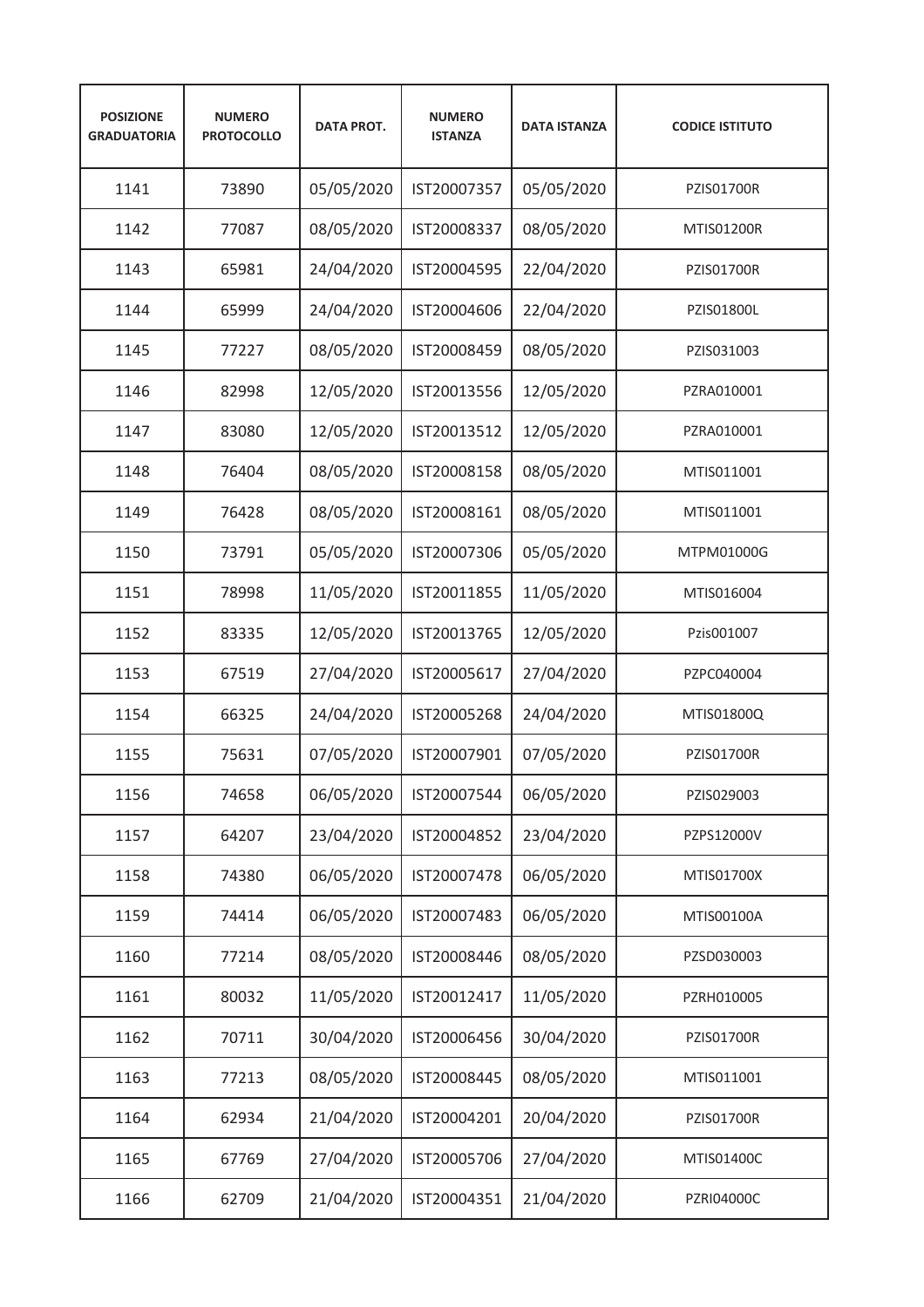| POSIZIONE GRADUATORIA | NUMERO PROTOCOLLO | DATA PROT. | NUMERO ISTANZA | DATA ISTANZA | CODICE ISTITUTO |
|---|---|---|---|---|---|
| 1141 | 73890 | 05/05/2020 | IST20007357 | 05/05/2020 | PZIS01700R |
| 1142 | 77087 | 08/05/2020 | IST20008337 | 08/05/2020 | MTIS01200R |
| 1143 | 65981 | 24/04/2020 | IST20004595 | 22/04/2020 | PZIS01700R |
| 1144 | 65999 | 24/04/2020 | IST20004606 | 22/04/2020 | PZIS01800L |
| 1145 | 77227 | 08/05/2020 | IST20008459 | 08/05/2020 | PZIS031003 |
| 1146 | 82998 | 12/05/2020 | IST20013556 | 12/05/2020 | PZRA010001 |
| 1147 | 83080 | 12/05/2020 | IST20013512 | 12/05/2020 | PZRA010001 |
| 1148 | 76404 | 08/05/2020 | IST20008158 | 08/05/2020 | MTIS011001 |
| 1149 | 76428 | 08/05/2020 | IST20008161 | 08/05/2020 | MTIS011001 |
| 1150 | 73791 | 05/05/2020 | IST20007306 | 05/05/2020 | MTPM01000G |
| 1151 | 78998 | 11/05/2020 | IST20011855 | 11/05/2020 | MTIS016004 |
| 1152 | 83335 | 12/05/2020 | IST20013765 | 12/05/2020 | Pzis001007 |
| 1153 | 67519 | 27/04/2020 | IST20005617 | 27/04/2020 | PZPC040004 |
| 1154 | 66325 | 24/04/2020 | IST20005268 | 24/04/2020 | MTIS01800Q |
| 1155 | 75631 | 07/05/2020 | IST20007901 | 07/05/2020 | PZIS01700R |
| 1156 | 74658 | 06/05/2020 | IST20007544 | 06/05/2020 | PZIS029003 |
| 1157 | 64207 | 23/04/2020 | IST20004852 | 23/04/2020 | PZPS12000V |
| 1158 | 74380 | 06/05/2020 | IST20007478 | 06/05/2020 | MTIS01700X |
| 1159 | 74414 | 06/05/2020 | IST20007483 | 06/05/2020 | MTIS00100A |
| 1160 | 77214 | 08/05/2020 | IST20008446 | 08/05/2020 | PZSD030003 |
| 1161 | 80032 | 11/05/2020 | IST20012417 | 11/05/2020 | PZRH010005 |
| 1162 | 70711 | 30/04/2020 | IST20006456 | 30/04/2020 | PZIS01700R |
| 1163 | 77213 | 08/05/2020 | IST20008445 | 08/05/2020 | MTIS011001 |
| 1164 | 62934 | 21/04/2020 | IST20004201 | 20/04/2020 | PZIS01700R |
| 1165 | 67769 | 27/04/2020 | IST20005706 | 27/04/2020 | MTIS01400C |
| 1166 | 62709 | 21/04/2020 | IST20004351 | 21/04/2020 | PZRI04000C |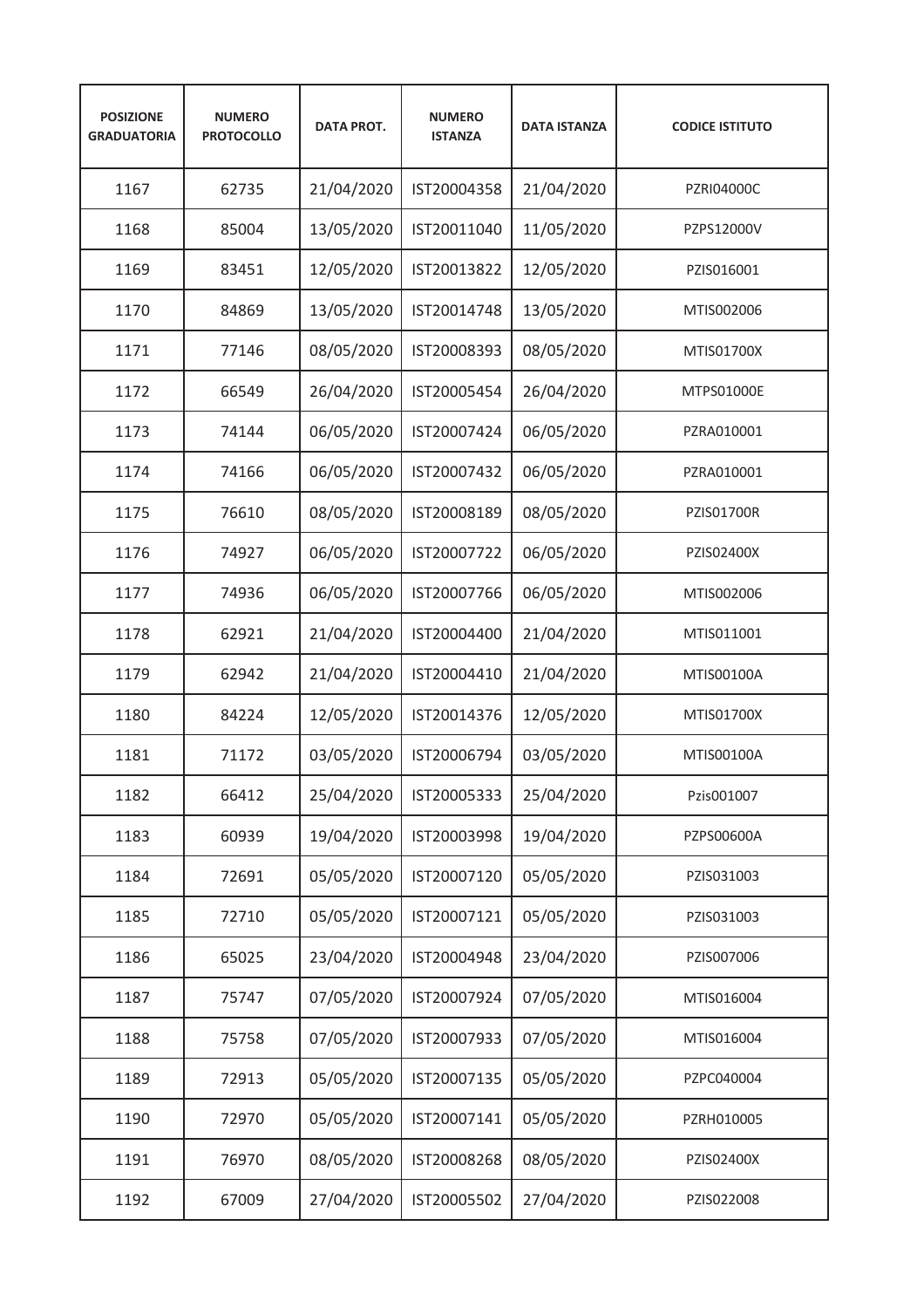| POSIZIONE GRADUATORIA | NUMERO PROTOCOLLO | DATA PROT. | NUMERO ISTANZA | DATA ISTANZA | CODICE ISTITUTO |
|---|---|---|---|---|---|
| 1167 | 62735 | 21/04/2020 | IST20004358 | 21/04/2020 | PZRI04000C |
| 1168 | 85004 | 13/05/2020 | IST20011040 | 11/05/2020 | PZPS12000V |
| 1169 | 83451 | 12/05/2020 | IST20013822 | 12/05/2020 | PZIS016001 |
| 1170 | 84869 | 13/05/2020 | IST20014748 | 13/05/2020 | MTIS002006 |
| 1171 | 77146 | 08/05/2020 | IST20008393 | 08/05/2020 | MTIS01700X |
| 1172 | 66549 | 26/04/2020 | IST20005454 | 26/04/2020 | MTPS01000E |
| 1173 | 74144 | 06/05/2020 | IST20007424 | 06/05/2020 | PZRA010001 |
| 1174 | 74166 | 06/05/2020 | IST20007432 | 06/05/2020 | PZRA010001 |
| 1175 | 76610 | 08/05/2020 | IST20008189 | 08/05/2020 | PZIS01700R |
| 1176 | 74927 | 06/05/2020 | IST20007722 | 06/05/2020 | PZIS02400X |
| 1177 | 74936 | 06/05/2020 | IST20007766 | 06/05/2020 | MTIS002006 |
| 1178 | 62921 | 21/04/2020 | IST20004400 | 21/04/2020 | MTIS011001 |
| 1179 | 62942 | 21/04/2020 | IST20004410 | 21/04/2020 | MTIS00100A |
| 1180 | 84224 | 12/05/2020 | IST20014376 | 12/05/2020 | MTIS01700X |
| 1181 | 71172 | 03/05/2020 | IST20006794 | 03/05/2020 | MTIS00100A |
| 1182 | 66412 | 25/04/2020 | IST20005333 | 25/04/2020 | Pzis001007 |
| 1183 | 60939 | 19/04/2020 | IST20003998 | 19/04/2020 | PZPS00600A |
| 1184 | 72691 | 05/05/2020 | IST20007120 | 05/05/2020 | PZIS031003 |
| 1185 | 72710 | 05/05/2020 | IST20007121 | 05/05/2020 | PZIS031003 |
| 1186 | 65025 | 23/04/2020 | IST20004948 | 23/04/2020 | PZIS007006 |
| 1187 | 75747 | 07/05/2020 | IST20007924 | 07/05/2020 | MTIS016004 |
| 1188 | 75758 | 07/05/2020 | IST20007933 | 07/05/2020 | MTIS016004 |
| 1189 | 72913 | 05/05/2020 | IST20007135 | 05/05/2020 | PZPC040004 |
| 1190 | 72970 | 05/05/2020 | IST20007141 | 05/05/2020 | PZRH010005 |
| 1191 | 76970 | 08/05/2020 | IST20008268 | 08/05/2020 | PZIS02400X |
| 1192 | 67009 | 27/04/2020 | IST20005502 | 27/04/2020 | PZIS022008 |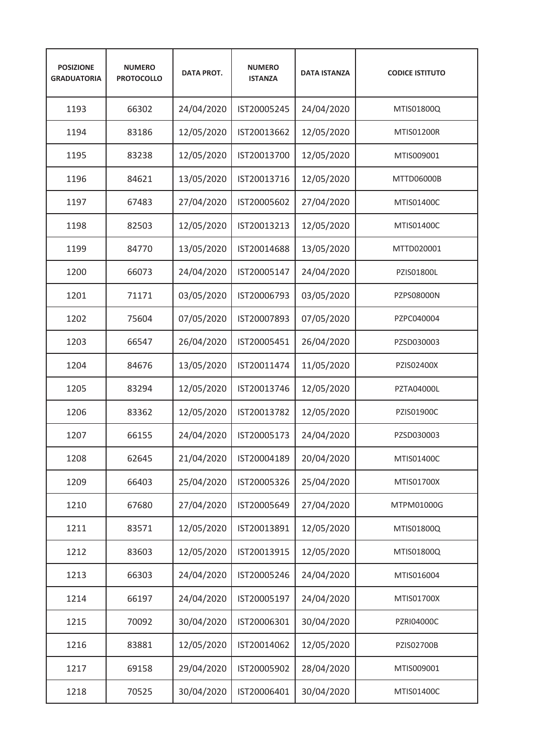| POSIZIONE GRADUATORIA | NUMERO PROTOCOLLO | DATA PROT. | NUMERO ISTANZA | DATA ISTANZA | CODICE ISTITUTO |
|---|---|---|---|---|---|
| 1193 | 66302 | 24/04/2020 | IST20005245 | 24/04/2020 | MTIS01800Q |
| 1194 | 83186 | 12/05/2020 | IST20013662 | 12/05/2020 | MTIS01200R |
| 1195 | 83238 | 12/05/2020 | IST20013700 | 12/05/2020 | MTIS009001 |
| 1196 | 84621 | 13/05/2020 | IST20013716 | 12/05/2020 | MTTD06000B |
| 1197 | 67483 | 27/04/2020 | IST20005602 | 27/04/2020 | MTIS01400C |
| 1198 | 82503 | 12/05/2020 | IST20013213 | 12/05/2020 | MTIS01400C |
| 1199 | 84770 | 13/05/2020 | IST20014688 | 13/05/2020 | MTTD020001 |
| 1200 | 66073 | 24/04/2020 | IST20005147 | 24/04/2020 | PZIS01800L |
| 1201 | 71171 | 03/05/2020 | IST20006793 | 03/05/2020 | PZPS08000N |
| 1202 | 75604 | 07/05/2020 | IST20007893 | 07/05/2020 | PZPC040004 |
| 1203 | 66547 | 26/04/2020 | IST20005451 | 26/04/2020 | PZSD030003 |
| 1204 | 84676 | 13/05/2020 | IST20011474 | 11/05/2020 | PZIS02400X |
| 1205 | 83294 | 12/05/2020 | IST20013746 | 12/05/2020 | PZTA04000L |
| 1206 | 83362 | 12/05/2020 | IST20013782 | 12/05/2020 | PZIS01900C |
| 1207 | 66155 | 24/04/2020 | IST20005173 | 24/04/2020 | PZSD030003 |
| 1208 | 62645 | 21/04/2020 | IST20004189 | 20/04/2020 | MTIS01400C |
| 1209 | 66403 | 25/04/2020 | IST20005326 | 25/04/2020 | MTIS01700X |
| 1210 | 67680 | 27/04/2020 | IST20005649 | 27/04/2020 | MTPM01000G |
| 1211 | 83571 | 12/05/2020 | IST20013891 | 12/05/2020 | MTIS01800Q |
| 1212 | 83603 | 12/05/2020 | IST20013915 | 12/05/2020 | MTIS01800Q |
| 1213 | 66303 | 24/04/2020 | IST20005246 | 24/04/2020 | MTIS016004 |
| 1214 | 66197 | 24/04/2020 | IST20005197 | 24/04/2020 | MTIS01700X |
| 1215 | 70092 | 30/04/2020 | IST20006301 | 30/04/2020 | PZRI04000C |
| 1216 | 83881 | 12/05/2020 | IST20014062 | 12/05/2020 | PZIS02700B |
| 1217 | 69158 | 29/04/2020 | IST20005902 | 28/04/2020 | MTIS009001 |
| 1218 | 70525 | 30/04/2020 | IST20006401 | 30/04/2020 | MTIS01400C |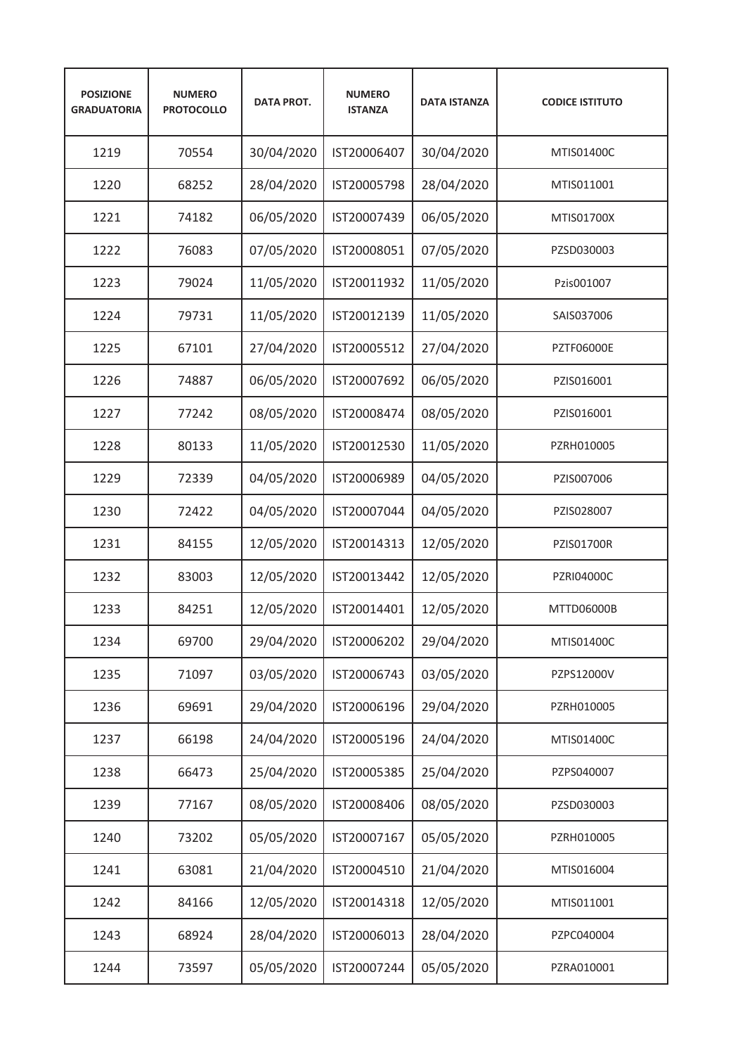| POSIZIONE GRADUATORIA | NUMERO PROTOCOLLO | DATA PROT. | NUMERO ISTANZA | DATA ISTANZA | CODICE ISTITUTO |
|---|---|---|---|---|---|
| 1219 | 70554 | 30/04/2020 | IST20006407 | 30/04/2020 | MTIS01400C |
| 1220 | 68252 | 28/04/2020 | IST20005798 | 28/04/2020 | MTIS011001 |
| 1221 | 74182 | 06/05/2020 | IST20007439 | 06/05/2020 | MTIS01700X |
| 1222 | 76083 | 07/05/2020 | IST20008051 | 07/05/2020 | PZSD030003 |
| 1223 | 79024 | 11/05/2020 | IST20011932 | 11/05/2020 | Pzis001007 |
| 1224 | 79731 | 11/05/2020 | IST20012139 | 11/05/2020 | SAIS037006 |
| 1225 | 67101 | 27/04/2020 | IST20005512 | 27/04/2020 | PZTF06000E |
| 1226 | 74887 | 06/05/2020 | IST20007692 | 06/05/2020 | PZIS016001 |
| 1227 | 77242 | 08/05/2020 | IST20008474 | 08/05/2020 | PZIS016001 |
| 1228 | 80133 | 11/05/2020 | IST20012530 | 11/05/2020 | PZRH010005 |
| 1229 | 72339 | 04/05/2020 | IST20006989 | 04/05/2020 | PZIS007006 |
| 1230 | 72422 | 04/05/2020 | IST20007044 | 04/05/2020 | PZIS028007 |
| 1231 | 84155 | 12/05/2020 | IST20014313 | 12/05/2020 | PZIS01700R |
| 1232 | 83003 | 12/05/2020 | IST20013442 | 12/05/2020 | PZRI04000C |
| 1233 | 84251 | 12/05/2020 | IST20014401 | 12/05/2020 | MTTD06000B |
| 1234 | 69700 | 29/04/2020 | IST20006202 | 29/04/2020 | MTIS01400C |
| 1235 | 71097 | 03/05/2020 | IST20006743 | 03/05/2020 | PZPS12000V |
| 1236 | 69691 | 29/04/2020 | IST20006196 | 29/04/2020 | PZRH010005 |
| 1237 | 66198 | 24/04/2020 | IST20005196 | 24/04/2020 | MTIS01400C |
| 1238 | 66473 | 25/04/2020 | IST20005385 | 25/04/2020 | PZPS040007 |
| 1239 | 77167 | 08/05/2020 | IST20008406 | 08/05/2020 | PZSD030003 |
| 1240 | 73202 | 05/05/2020 | IST20007167 | 05/05/2020 | PZRH010005 |
| 1241 | 63081 | 21/04/2020 | IST20004510 | 21/04/2020 | MTIS016004 |
| 1242 | 84166 | 12/05/2020 | IST20014318 | 12/05/2020 | MTIS011001 |
| 1243 | 68924 | 28/04/2020 | IST20006013 | 28/04/2020 | PZPC040004 |
| 1244 | 73597 | 05/05/2020 | IST20007244 | 05/05/2020 | PZRA010001 |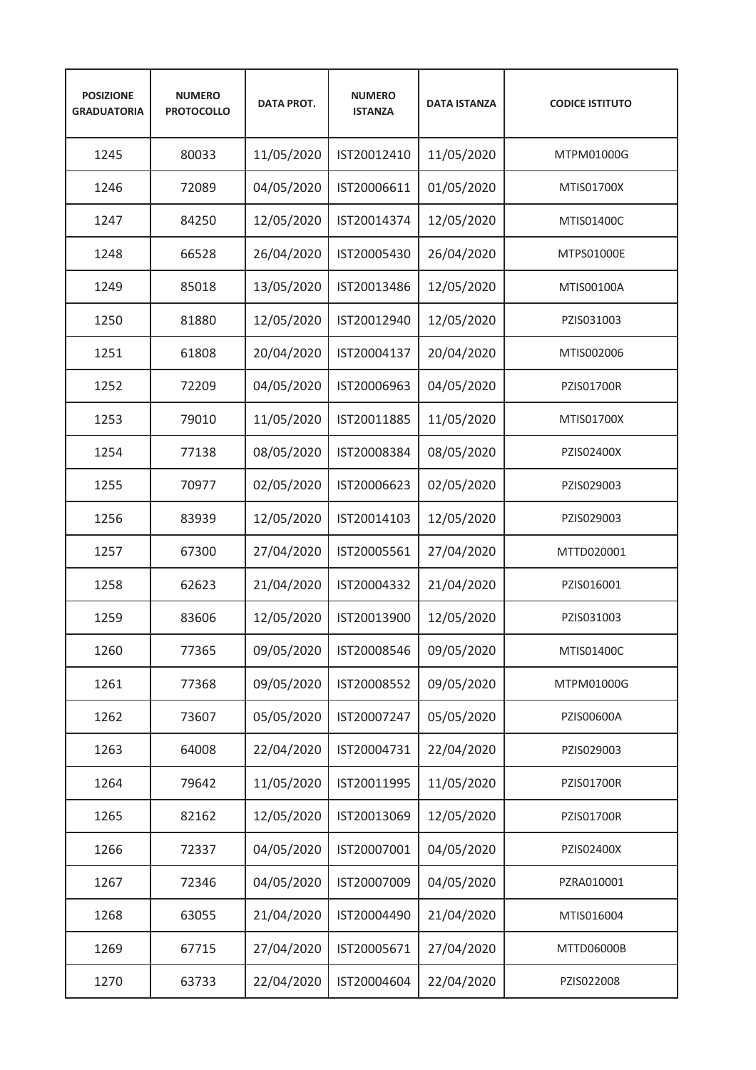| POSIZIONE GRADUATORIA | NUMERO PROTOCOLLO | DATA PROT. | NUMERO ISTANZA | DATA ISTANZA | CODICE ISTITUTO |
|---|---|---|---|---|---|
| 1245 | 80033 | 11/05/2020 | IST20012410 | 11/05/2020 | MTPM01000G |
| 1246 | 72089 | 04/05/2020 | IST20006611 | 01/05/2020 | MTIS01700X |
| 1247 | 84250 | 12/05/2020 | IST20014374 | 12/05/2020 | MTIS01400C |
| 1248 | 66528 | 26/04/2020 | IST20005430 | 26/04/2020 | MTPS01000E |
| 1249 | 85018 | 13/05/2020 | IST20013486 | 12/05/2020 | MTIS00100A |
| 1250 | 81880 | 12/05/2020 | IST20012940 | 12/05/2020 | PZIS031003 |
| 1251 | 61808 | 20/04/2020 | IST20004137 | 20/04/2020 | MTIS002006 |
| 1252 | 72209 | 04/05/2020 | IST20006963 | 04/05/2020 | PZIS01700R |
| 1253 | 79010 | 11/05/2020 | IST20011885 | 11/05/2020 | MTIS01700X |
| 1254 | 77138 | 08/05/2020 | IST20008384 | 08/05/2020 | PZIS02400X |
| 1255 | 70977 | 02/05/2020 | IST20006623 | 02/05/2020 | PZIS029003 |
| 1256 | 83939 | 12/05/2020 | IST20014103 | 12/05/2020 | PZIS029003 |
| 1257 | 67300 | 27/04/2020 | IST20005561 | 27/04/2020 | MTTD020001 |
| 1258 | 62623 | 21/04/2020 | IST20004332 | 21/04/2020 | PZIS016001 |
| 1259 | 83606 | 12/05/2020 | IST20013900 | 12/05/2020 | PZIS031003 |
| 1260 | 77365 | 09/05/2020 | IST20008546 | 09/05/2020 | MTIS01400C |
| 1261 | 77368 | 09/05/2020 | IST20008552 | 09/05/2020 | MTPM01000G |
| 1262 | 73607 | 05/05/2020 | IST20007247 | 05/05/2020 | PZIS00600A |
| 1263 | 64008 | 22/04/2020 | IST20004731 | 22/04/2020 | PZIS029003 |
| 1264 | 79642 | 11/05/2020 | IST20011995 | 11/05/2020 | PZIS01700R |
| 1265 | 82162 | 12/05/2020 | IST20013069 | 12/05/2020 | PZIS01700R |
| 1266 | 72337 | 04/05/2020 | IST20007001 | 04/05/2020 | PZIS02400X |
| 1267 | 72346 | 04/05/2020 | IST20007009 | 04/05/2020 | PZRA010001 |
| 1268 | 63055 | 21/04/2020 | IST20004490 | 21/04/2020 | MTIS016004 |
| 1269 | 67715 | 27/04/2020 | IST20005671 | 27/04/2020 | MTTD06000B |
| 1270 | 63733 | 22/04/2020 | IST20004604 | 22/04/2020 | PZIS022008 |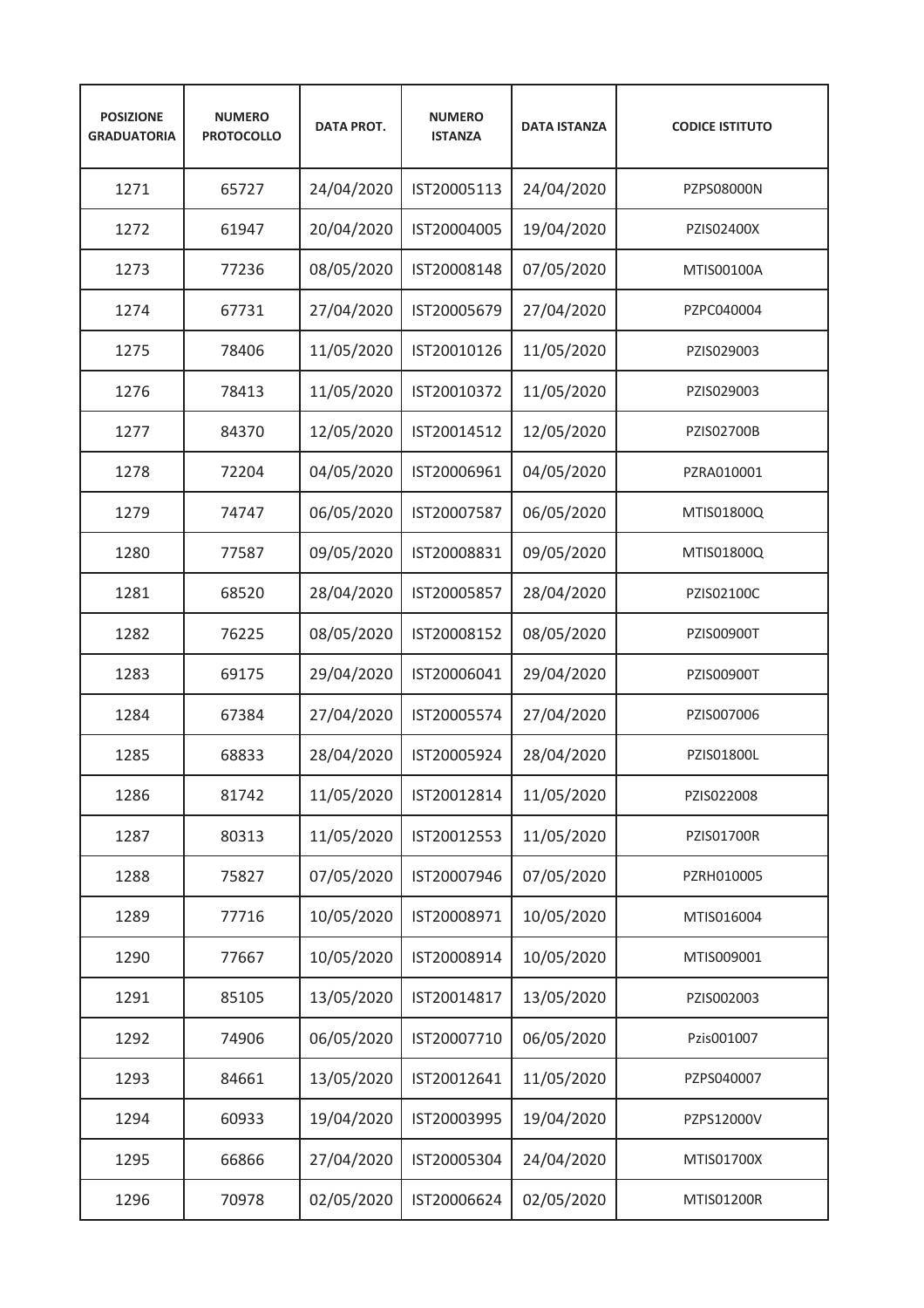| POSIZIONE GRADUATORIA | NUMERO PROTOCOLLO | DATA PROT. | NUMERO ISTANZA | DATA ISTANZA | CODICE ISTITUTO |
|---|---|---|---|---|---|
| 1271 | 65727 | 24/04/2020 | IST20005113 | 24/04/2020 | PZPS08000N |
| 1272 | 61947 | 20/04/2020 | IST20004005 | 19/04/2020 | PZIS02400X |
| 1273 | 77236 | 08/05/2020 | IST20008148 | 07/05/2020 | MTIS00100A |
| 1274 | 67731 | 27/04/2020 | IST20005679 | 27/04/2020 | PZPC040004 |
| 1275 | 78406 | 11/05/2020 | IST20010126 | 11/05/2020 | PZIS029003 |
| 1276 | 78413 | 11/05/2020 | IST20010372 | 11/05/2020 | PZIS029003 |
| 1277 | 84370 | 12/05/2020 | IST20014512 | 12/05/2020 | PZIS02700B |
| 1278 | 72204 | 04/05/2020 | IST20006961 | 04/05/2020 | PZRA010001 |
| 1279 | 74747 | 06/05/2020 | IST20007587 | 06/05/2020 | MTIS01800Q |
| 1280 | 77587 | 09/05/2020 | IST20008831 | 09/05/2020 | MTIS01800Q |
| 1281 | 68520 | 28/04/2020 | IST20005857 | 28/04/2020 | PZIS02100C |
| 1282 | 76225 | 08/05/2020 | IST20008152 | 08/05/2020 | PZIS00900T |
| 1283 | 69175 | 29/04/2020 | IST20006041 | 29/04/2020 | PZIS00900T |
| 1284 | 67384 | 27/04/2020 | IST20005574 | 27/04/2020 | PZIS007006 |
| 1285 | 68833 | 28/04/2020 | IST20005924 | 28/04/2020 | PZIS01800L |
| 1286 | 81742 | 11/05/2020 | IST20012814 | 11/05/2020 | PZIS022008 |
| 1287 | 80313 | 11/05/2020 | IST20012553 | 11/05/2020 | PZIS01700R |
| 1288 | 75827 | 07/05/2020 | IST20007946 | 07/05/2020 | PZRH010005 |
| 1289 | 77716 | 10/05/2020 | IST20008971 | 10/05/2020 | MTIS016004 |
| 1290 | 77667 | 10/05/2020 | IST20008914 | 10/05/2020 | MTIS009001 |
| 1291 | 85105 | 13/05/2020 | IST20014817 | 13/05/2020 | PZIS002003 |
| 1292 | 74906 | 06/05/2020 | IST20007710 | 06/05/2020 | Pzis001007 |
| 1293 | 84661 | 13/05/2020 | IST20012641 | 11/05/2020 | PZPS040007 |
| 1294 | 60933 | 19/04/2020 | IST20003995 | 19/04/2020 | PZPS12000V |
| 1295 | 66866 | 27/04/2020 | IST20005304 | 24/04/2020 | MTIS01700X |
| 1296 | 70978 | 02/05/2020 | IST20006624 | 02/05/2020 | MTIS01200R |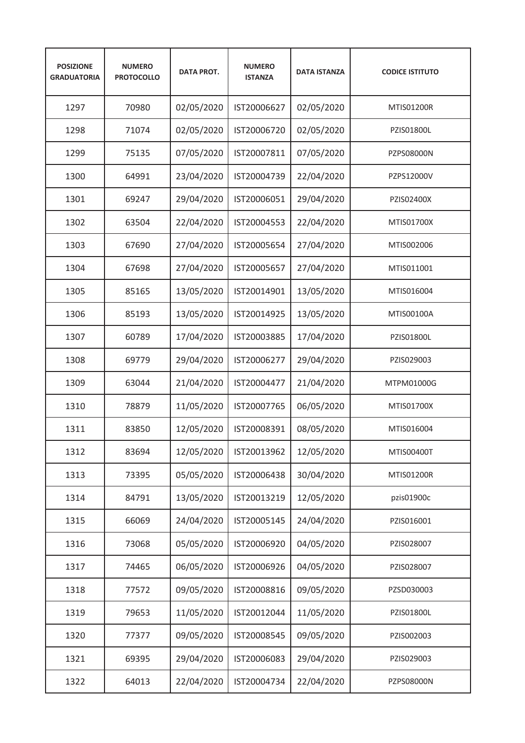| POSIZIONE GRADUATORIA | NUMERO PROTOCOLLO | DATA PROT. | NUMERO ISTANZA | DATA ISTANZA | CODICE ISTITUTO |
|---|---|---|---|---|---|
| 1297 | 70980 | 02/05/2020 | IST20006627 | 02/05/2020 | MTIS01200R |
| 1298 | 71074 | 02/05/2020 | IST20006720 | 02/05/2020 | PZIS01800L |
| 1299 | 75135 | 07/05/2020 | IST20007811 | 07/05/2020 | PZPS08000N |
| 1300 | 64991 | 23/04/2020 | IST20004739 | 22/04/2020 | PZPS12000V |
| 1301 | 69247 | 29/04/2020 | IST20006051 | 29/04/2020 | PZIS02400X |
| 1302 | 63504 | 22/04/2020 | IST20004553 | 22/04/2020 | MTIS01700X |
| 1303 | 67690 | 27/04/2020 | IST20005654 | 27/04/2020 | MTIS002006 |
| 1304 | 67698 | 27/04/2020 | IST20005657 | 27/04/2020 | MTIS011001 |
| 1305 | 85165 | 13/05/2020 | IST20014901 | 13/05/2020 | MTIS016004 |
| 1306 | 85193 | 13/05/2020 | IST20014925 | 13/05/2020 | MTIS00100A |
| 1307 | 60789 | 17/04/2020 | IST20003885 | 17/04/2020 | PZIS01800L |
| 1308 | 69779 | 29/04/2020 | IST20006277 | 29/04/2020 | PZIS029003 |
| 1309 | 63044 | 21/04/2020 | IST20004477 | 21/04/2020 | MTPM01000G |
| 1310 | 78879 | 11/05/2020 | IST20007765 | 06/05/2020 | MTIS01700X |
| 1311 | 83850 | 12/05/2020 | IST20008391 | 08/05/2020 | MTIS016004 |
| 1312 | 83694 | 12/05/2020 | IST20013962 | 12/05/2020 | MTIS00400T |
| 1313 | 73395 | 05/05/2020 | IST20006438 | 30/04/2020 | MTIS01200R |
| 1314 | 84791 | 13/05/2020 | IST20013219 | 12/05/2020 | pzis01900c |
| 1315 | 66069 | 24/04/2020 | IST20005145 | 24/04/2020 | PZIS016001 |
| 1316 | 73068 | 05/05/2020 | IST20006920 | 04/05/2020 | PZIS028007 |
| 1317 | 74465 | 06/05/2020 | IST20006926 | 04/05/2020 | PZIS028007 |
| 1318 | 77572 | 09/05/2020 | IST20008816 | 09/05/2020 | PZSD030003 |
| 1319 | 79653 | 11/05/2020 | IST20012044 | 11/05/2020 | PZIS01800L |
| 1320 | 77377 | 09/05/2020 | IST20008545 | 09/05/2020 | PZIS002003 |
| 1321 | 69395 | 29/04/2020 | IST20006083 | 29/04/2020 | PZIS029003 |
| 1322 | 64013 | 22/04/2020 | IST20004734 | 22/04/2020 | PZPS08000N |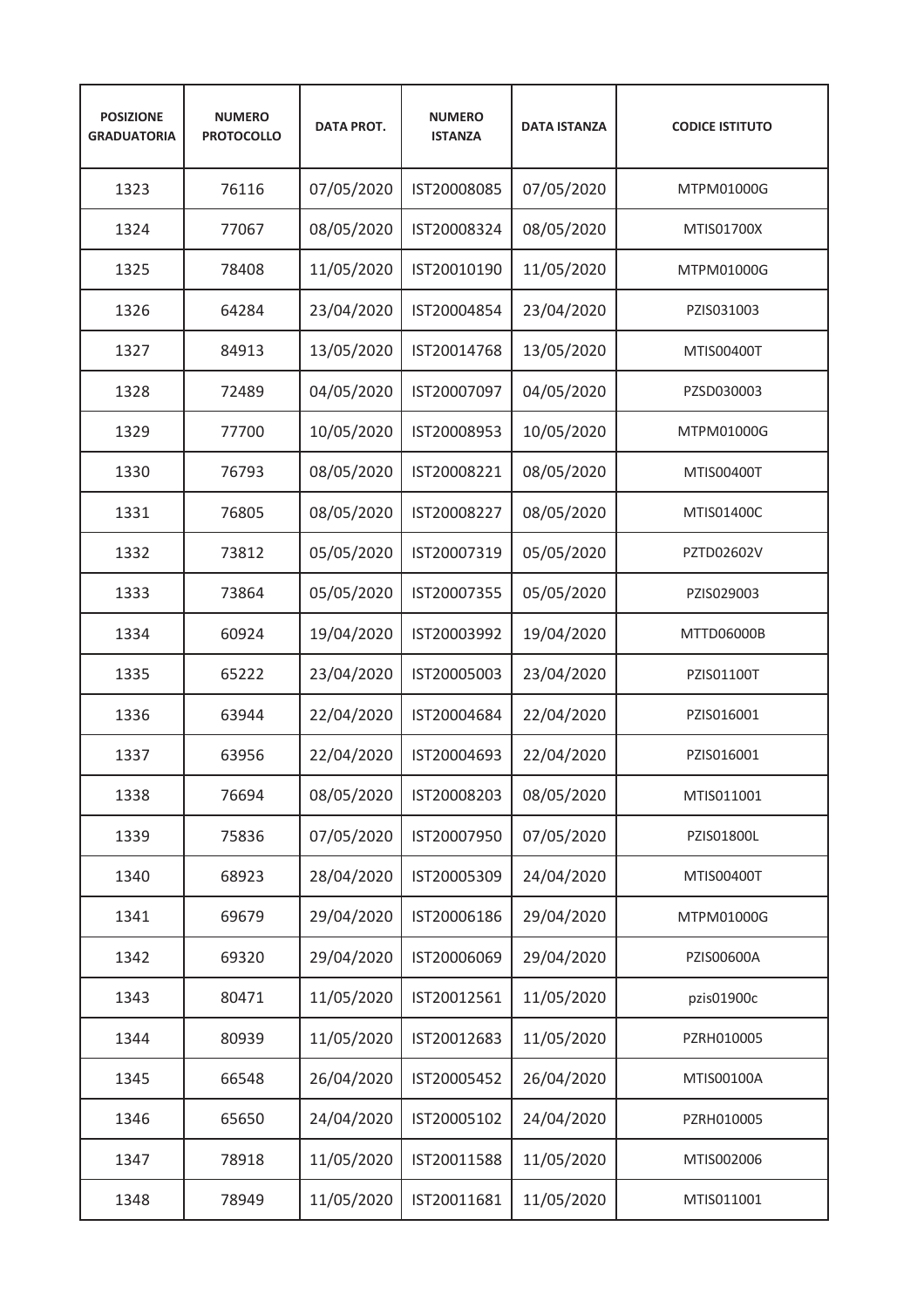| POSIZIONE GRADUATORIA | NUMERO PROTOCOLLO | DATA PROT. | NUMERO ISTANZA | DATA ISTANZA | CODICE ISTITUTO |
|---|---|---|---|---|---|
| 1323 | 76116 | 07/05/2020 | IST20008085 | 07/05/2020 | MTPM01000G |
| 1324 | 77067 | 08/05/2020 | IST20008324 | 08/05/2020 | MTIS01700X |
| 1325 | 78408 | 11/05/2020 | IST20010190 | 11/05/2020 | MTPM01000G |
| 1326 | 64284 | 23/04/2020 | IST20004854 | 23/04/2020 | PZIS031003 |
| 1327 | 84913 | 13/05/2020 | IST20014768 | 13/05/2020 | MTIS00400T |
| 1328 | 72489 | 04/05/2020 | IST20007097 | 04/05/2020 | PZSD030003 |
| 1329 | 77700 | 10/05/2020 | IST20008953 | 10/05/2020 | MTPM01000G |
| 1330 | 76793 | 08/05/2020 | IST20008221 | 08/05/2020 | MTIS00400T |
| 1331 | 76805 | 08/05/2020 | IST20008227 | 08/05/2020 | MTIS01400C |
| 1332 | 73812 | 05/05/2020 | IST20007319 | 05/05/2020 | PZTD02602V |
| 1333 | 73864 | 05/05/2020 | IST20007355 | 05/05/2020 | PZIS029003 |
| 1334 | 60924 | 19/04/2020 | IST20003992 | 19/04/2020 | MTTD06000B |
| 1335 | 65222 | 23/04/2020 | IST20005003 | 23/04/2020 | PZIS01100T |
| 1336 | 63944 | 22/04/2020 | IST20004684 | 22/04/2020 | PZIS016001 |
| 1337 | 63956 | 22/04/2020 | IST20004693 | 22/04/2020 | PZIS016001 |
| 1338 | 76694 | 08/05/2020 | IST20008203 | 08/05/2020 | MTIS011001 |
| 1339 | 75836 | 07/05/2020 | IST20007950 | 07/05/2020 | PZIS01800L |
| 1340 | 68923 | 28/04/2020 | IST20005309 | 24/04/2020 | MTIS00400T |
| 1341 | 69679 | 29/04/2020 | IST20006186 | 29/04/2020 | MTPM01000G |
| 1342 | 69320 | 29/04/2020 | IST20006069 | 29/04/2020 | PZIS00600A |
| 1343 | 80471 | 11/05/2020 | IST20012561 | 11/05/2020 | pzis01900c |
| 1344 | 80939 | 11/05/2020 | IST20012683 | 11/05/2020 | PZRH010005 |
| 1345 | 66548 | 26/04/2020 | IST20005452 | 26/04/2020 | MTIS00100A |
| 1346 | 65650 | 24/04/2020 | IST20005102 | 24/04/2020 | PZRH010005 |
| 1347 | 78918 | 11/05/2020 | IST20011588 | 11/05/2020 | MTIS002006 |
| 1348 | 78949 | 11/05/2020 | IST20011681 | 11/05/2020 | MTIS011001 |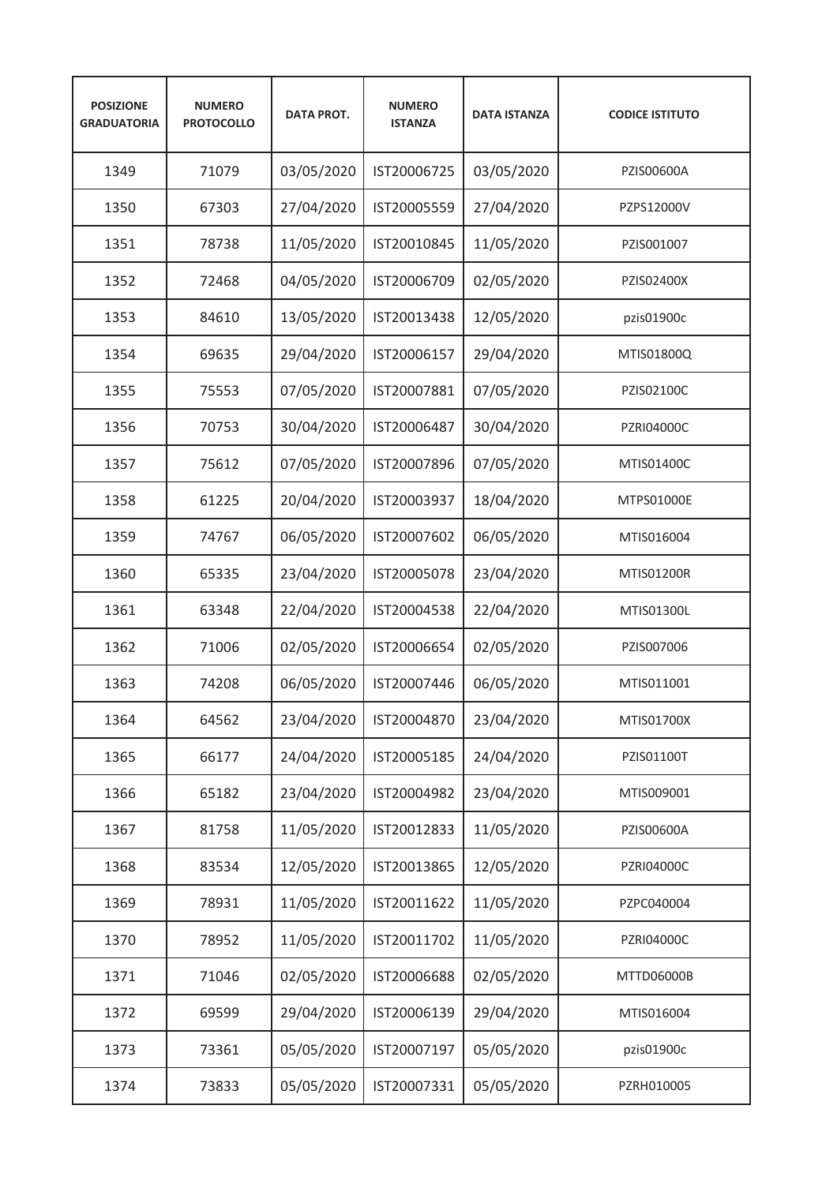| POSIZIONE GRADUATORIA | NUMERO PROTOCOLLO | DATA PROT. | NUMERO ISTANZA | DATA ISTANZA | CODICE ISTITUTO |
|---|---|---|---|---|---|
| 1349 | 71079 | 03/05/2020 | IST20006725 | 03/05/2020 | PZIS00600A |
| 1350 | 67303 | 27/04/2020 | IST20005559 | 27/04/2020 | PZPS12000V |
| 1351 | 78738 | 11/05/2020 | IST20010845 | 11/05/2020 | PZIS001007 |
| 1352 | 72468 | 04/05/2020 | IST20006709 | 02/05/2020 | PZIS02400X |
| 1353 | 84610 | 13/05/2020 | IST20013438 | 12/05/2020 | pzis01900c |
| 1354 | 69635 | 29/04/2020 | IST20006157 | 29/04/2020 | MTIS01800Q |
| 1355 | 75553 | 07/05/2020 | IST20007881 | 07/05/2020 | PZIS02100C |
| 1356 | 70753 | 30/04/2020 | IST20006487 | 30/04/2020 | PZRI04000C |
| 1357 | 75612 | 07/05/2020 | IST20007896 | 07/05/2020 | MTIS01400C |
| 1358 | 61225 | 20/04/2020 | IST20003937 | 18/04/2020 | MTPS01000E |
| 1359 | 74767 | 06/05/2020 | IST20007602 | 06/05/2020 | MTIS016004 |
| 1360 | 65335 | 23/04/2020 | IST20005078 | 23/04/2020 | MTIS01200R |
| 1361 | 63348 | 22/04/2020 | IST20004538 | 22/04/2020 | MTIS01300L |
| 1362 | 71006 | 02/05/2020 | IST20006654 | 02/05/2020 | PZIS007006 |
| 1363 | 74208 | 06/05/2020 | IST20007446 | 06/05/2020 | MTIS011001 |
| 1364 | 64562 | 23/04/2020 | IST20004870 | 23/04/2020 | MTIS01700X |
| 1365 | 66177 | 24/04/2020 | IST20005185 | 24/04/2020 | PZIS01100T |
| 1366 | 65182 | 23/04/2020 | IST20004982 | 23/04/2020 | MTIS009001 |
| 1367 | 81758 | 11/05/2020 | IST20012833 | 11/05/2020 | PZIS00600A |
| 1368 | 83534 | 12/05/2020 | IST20013865 | 12/05/2020 | PZRI04000C |
| 1369 | 78931 | 11/05/2020 | IST20011622 | 11/05/2020 | PZPC040004 |
| 1370 | 78952 | 11/05/2020 | IST20011702 | 11/05/2020 | PZRI04000C |
| 1371 | 71046 | 02/05/2020 | IST20006688 | 02/05/2020 | MTTD06000B |
| 1372 | 69599 | 29/04/2020 | IST20006139 | 29/04/2020 | MTIS016004 |
| 1373 | 73361 | 05/05/2020 | IST20007197 | 05/05/2020 | pzis01900c |
| 1374 | 73833 | 05/05/2020 | IST20007331 | 05/05/2020 | PZRH010005 |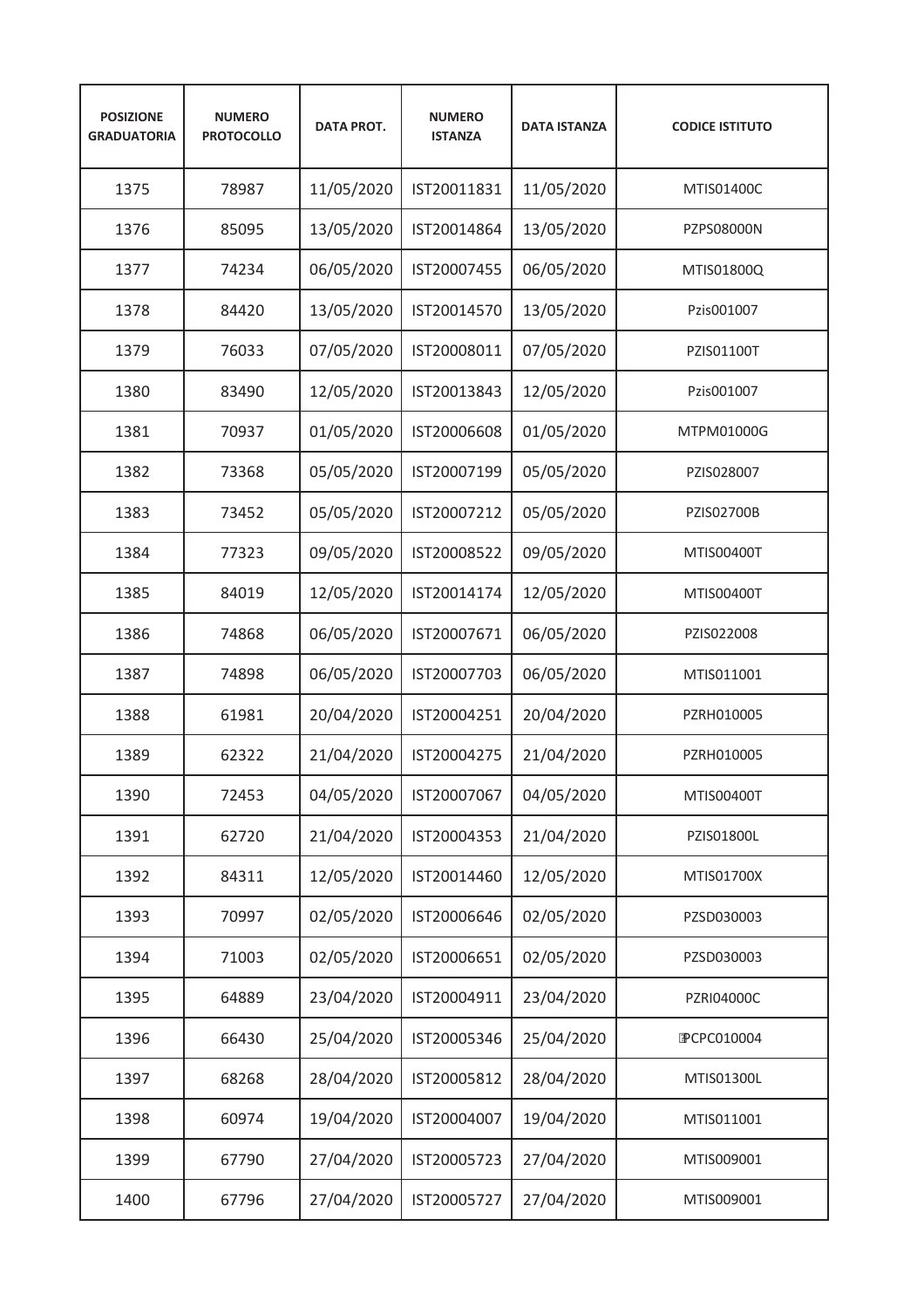| POSIZIONE GRADUATORIA | NUMERO PROTOCOLLO | DATA PROT. | NUMERO ISTANZA | DATA ISTANZA | CODICE ISTITUTO |
|---|---|---|---|---|---|
| 1375 | 78987 | 11/05/2020 | IST20011831 | 11/05/2020 | MTIS01400C |
| 1376 | 85095 | 13/05/2020 | IST20014864 | 13/05/2020 | PZPS08000N |
| 1377 | 74234 | 06/05/2020 | IST20007455 | 06/05/2020 | MTIS01800Q |
| 1378 | 84420 | 13/05/2020 | IST20014570 | 13/05/2020 | Pzis001007 |
| 1379 | 76033 | 07/05/2020 | IST20008011 | 07/05/2020 | PZIS01100T |
| 1380 | 83490 | 12/05/2020 | IST20013843 | 12/05/2020 | Pzis001007 |
| 1381 | 70937 | 01/05/2020 | IST20006608 | 01/05/2020 | MTPM01000G |
| 1382 | 73368 | 05/05/2020 | IST20007199 | 05/05/2020 | PZIS028007 |
| 1383 | 73452 | 05/05/2020 | IST20007212 | 05/05/2020 | PZIS02700B |
| 1384 | 77323 | 09/05/2020 | IST20008522 | 09/05/2020 | MTIS00400T |
| 1385 | 84019 | 12/05/2020 | IST20014174 | 12/05/2020 | MTIS00400T |
| 1386 | 74868 | 06/05/2020 | IST20007671 | 06/05/2020 | PZIS022008 |
| 1387 | 74898 | 06/05/2020 | IST20007703 | 06/05/2020 | MTIS011001 |
| 1388 | 61981 | 20/04/2020 | IST20004251 | 20/04/2020 | PZRH010005 |
| 1389 | 62322 | 21/04/2020 | IST20004275 | 21/04/2020 | PZRH010005 |
| 1390 | 72453 | 04/05/2020 | IST20007067 | 04/05/2020 | MTIS00400T |
| 1391 | 62720 | 21/04/2020 | IST20004353 | 21/04/2020 | PZIS01800L |
| 1392 | 84311 | 12/05/2020 | IST20014460 | 12/05/2020 | MTIS01700X |
| 1393 | 70997 | 02/05/2020 | IST20006646 | 02/05/2020 | PZSD030003 |
| 1394 | 71003 | 02/05/2020 | IST20006651 | 02/05/2020 | PZSD030003 |
| 1395 | 64889 | 23/04/2020 | IST20004911 | 23/04/2020 | PZRI04000C |
| 1396 | 66430 | 25/04/2020 | IST20005346 | 25/04/2020 | PCPC010004 |
| 1397 | 68268 | 28/04/2020 | IST20005812 | 28/04/2020 | MTIS01300L |
| 1398 | 60974 | 19/04/2020 | IST20004007 | 19/04/2020 | MTIS011001 |
| 1399 | 67790 | 27/04/2020 | IST20005723 | 27/04/2020 | MTIS009001 |
| 1400 | 67796 | 27/04/2020 | IST20005727 | 27/04/2020 | MTIS009001 |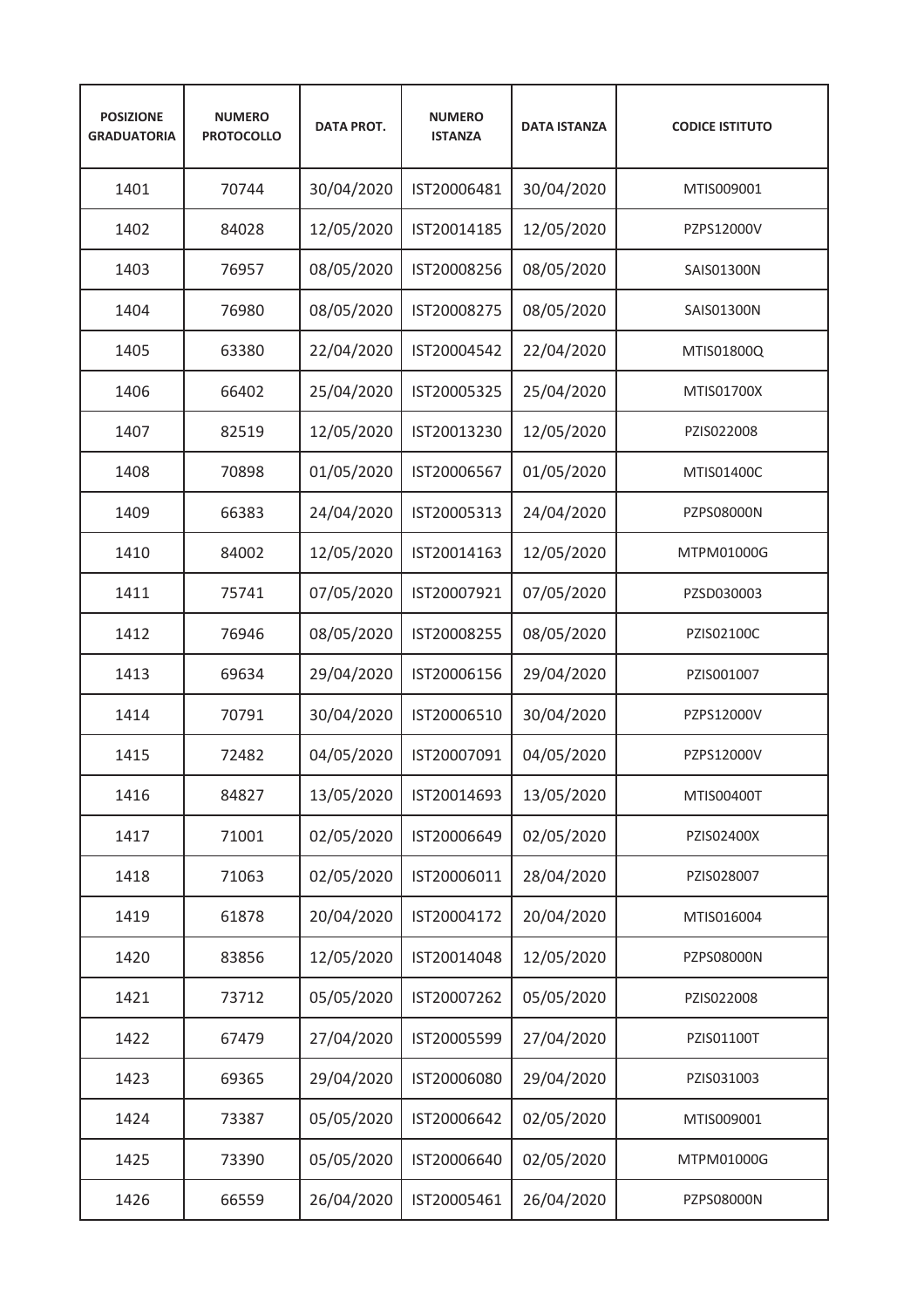| POSIZIONE GRADUATORIA | NUMERO PROTOCOLLO | DATA PROT. | NUMERO ISTANZA | DATA ISTANZA | CODICE ISTITUTO |
|---|---|---|---|---|---|
| 1401 | 70744 | 30/04/2020 | IST20006481 | 30/04/2020 | MTIS009001 |
| 1402 | 84028 | 12/05/2020 | IST20014185 | 12/05/2020 | PZPS12000V |
| 1403 | 76957 | 08/05/2020 | IST20008256 | 08/05/2020 | SAIS01300N |
| 1404 | 76980 | 08/05/2020 | IST20008275 | 08/05/2020 | SAIS01300N |
| 1405 | 63380 | 22/04/2020 | IST20004542 | 22/04/2020 | MTIS01800Q |
| 1406 | 66402 | 25/04/2020 | IST20005325 | 25/04/2020 | MTIS01700X |
| 1407 | 82519 | 12/05/2020 | IST20013230 | 12/05/2020 | PZIS022008 |
| 1408 | 70898 | 01/05/2020 | IST20006567 | 01/05/2020 | MTIS01400C |
| 1409 | 66383 | 24/04/2020 | IST20005313 | 24/04/2020 | PZPS08000N |
| 1410 | 84002 | 12/05/2020 | IST20014163 | 12/05/2020 | MTPM01000G |
| 1411 | 75741 | 07/05/2020 | IST20007921 | 07/05/2020 | PZSD030003 |
| 1412 | 76946 | 08/05/2020 | IST20008255 | 08/05/2020 | PZIS02100C |
| 1413 | 69634 | 29/04/2020 | IST20006156 | 29/04/2020 | PZIS001007 |
| 1414 | 70791 | 30/04/2020 | IST20006510 | 30/04/2020 | PZPS12000V |
| 1415 | 72482 | 04/05/2020 | IST20007091 | 04/05/2020 | PZPS12000V |
| 1416 | 84827 | 13/05/2020 | IST20014693 | 13/05/2020 | MTIS00400T |
| 1417 | 71001 | 02/05/2020 | IST20006649 | 02/05/2020 | PZIS02400X |
| 1418 | 71063 | 02/05/2020 | IST20006011 | 28/04/2020 | PZIS028007 |
| 1419 | 61878 | 20/04/2020 | IST20004172 | 20/04/2020 | MTIS016004 |
| 1420 | 83856 | 12/05/2020 | IST20014048 | 12/05/2020 | PZPS08000N |
| 1421 | 73712 | 05/05/2020 | IST20007262 | 05/05/2020 | PZIS022008 |
| 1422 | 67479 | 27/04/2020 | IST20005599 | 27/04/2020 | PZIS01100T |
| 1423 | 69365 | 29/04/2020 | IST20006080 | 29/04/2020 | PZIS031003 |
| 1424 | 73387 | 05/05/2020 | IST20006642 | 02/05/2020 | MTIS009001 |
| 1425 | 73390 | 05/05/2020 | IST20006640 | 02/05/2020 | MTPM01000G |
| 1426 | 66559 | 26/04/2020 | IST20005461 | 26/04/2020 | PZPS08000N |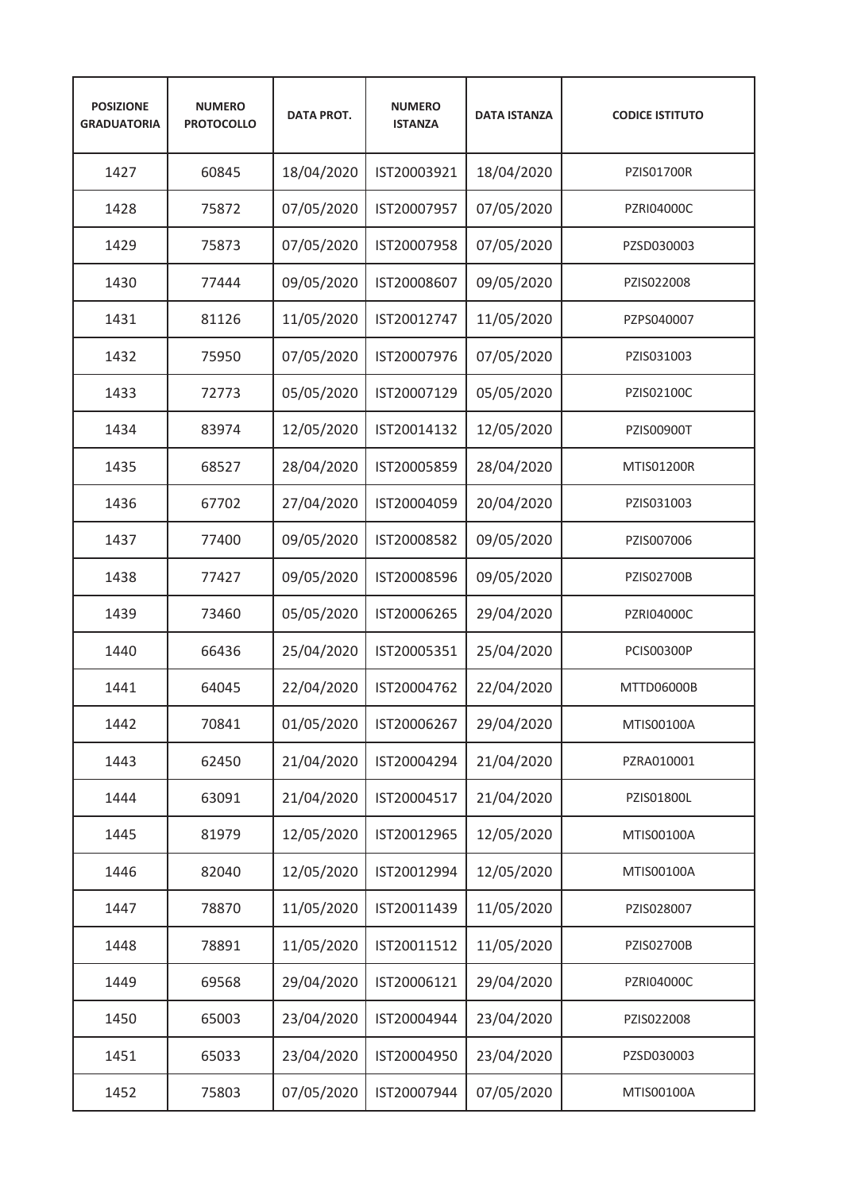| POSIZIONE GRADUATORIA | NUMERO PROTOCOLLO | DATA PROT. | NUMERO ISTANZA | DATA ISTANZA | CODICE ISTITUTO |
|---|---|---|---|---|---|
| 1427 | 60845 | 18/04/2020 | IST20003921 | 18/04/2020 | PZIS01700R |
| 1428 | 75872 | 07/05/2020 | IST20007957 | 07/05/2020 | PZRI04000C |
| 1429 | 75873 | 07/05/2020 | IST20007958 | 07/05/2020 | PZSD030003 |
| 1430 | 77444 | 09/05/2020 | IST20008607 | 09/05/2020 | PZIS022008 |
| 1431 | 81126 | 11/05/2020 | IST20012747 | 11/05/2020 | PZPS040007 |
| 1432 | 75950 | 07/05/2020 | IST20007976 | 07/05/2020 | PZIS031003 |
| 1433 | 72773 | 05/05/2020 | IST20007129 | 05/05/2020 | PZIS02100C |
| 1434 | 83974 | 12/05/2020 | IST20014132 | 12/05/2020 | PZIS00900T |
| 1435 | 68527 | 28/04/2020 | IST20005859 | 28/04/2020 | MTIS01200R |
| 1436 | 67702 | 27/04/2020 | IST20004059 | 20/04/2020 | PZIS031003 |
| 1437 | 77400 | 09/05/2020 | IST20008582 | 09/05/2020 | PZIS007006 |
| 1438 | 77427 | 09/05/2020 | IST20008596 | 09/05/2020 | PZIS02700B |
| 1439 | 73460 | 05/05/2020 | IST20006265 | 29/04/2020 | PZRI04000C |
| 1440 | 66436 | 25/04/2020 | IST20005351 | 25/04/2020 | PCIS00300P |
| 1441 | 64045 | 22/04/2020 | IST20004762 | 22/04/2020 | MTTD06000B |
| 1442 | 70841 | 01/05/2020 | IST20006267 | 29/04/2020 | MTIS00100A |
| 1443 | 62450 | 21/04/2020 | IST20004294 | 21/04/2020 | PZRA010001 |
| 1444 | 63091 | 21/04/2020 | IST20004517 | 21/04/2020 | PZIS01800L |
| 1445 | 81979 | 12/05/2020 | IST20012965 | 12/05/2020 | MTIS00100A |
| 1446 | 82040 | 12/05/2020 | IST20012994 | 12/05/2020 | MTIS00100A |
| 1447 | 78870 | 11/05/2020 | IST20011439 | 11/05/2020 | PZIS028007 |
| 1448 | 78891 | 11/05/2020 | IST20011512 | 11/05/2020 | PZIS02700B |
| 1449 | 69568 | 29/04/2020 | IST20006121 | 29/04/2020 | PZRI04000C |
| 1450 | 65003 | 23/04/2020 | IST20004944 | 23/04/2020 | PZIS022008 |
| 1451 | 65033 | 23/04/2020 | IST20004950 | 23/04/2020 | PZSD030003 |
| 1452 | 75803 | 07/05/2020 | IST20007944 | 07/05/2020 | MTIS00100A |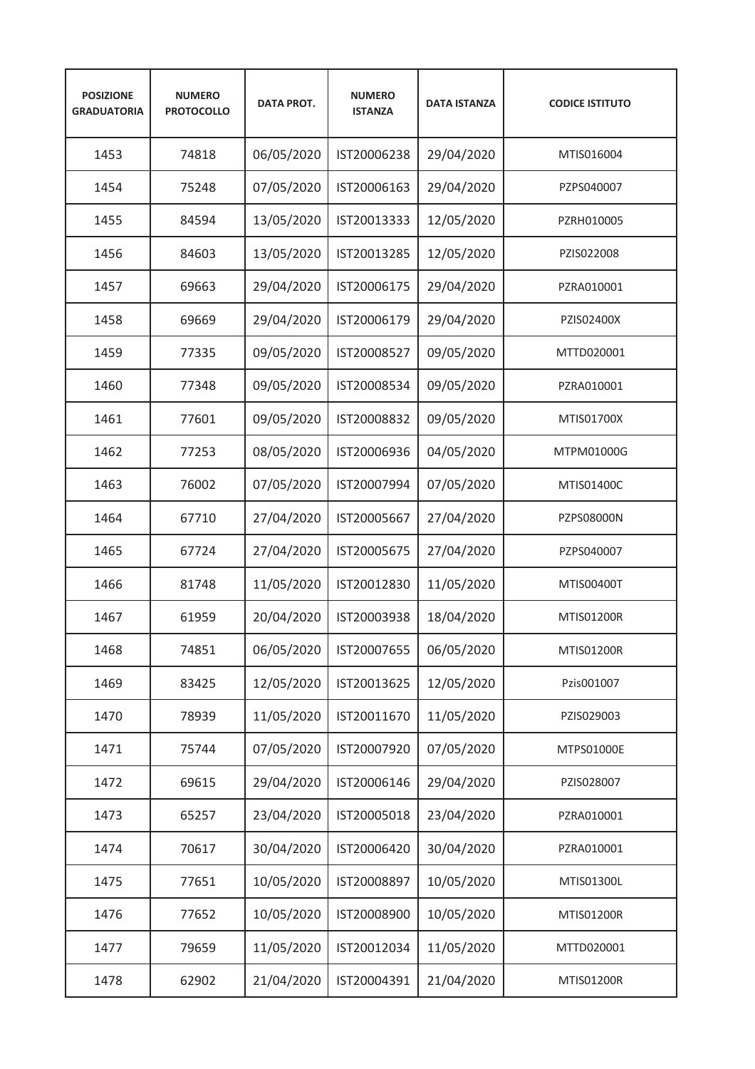| POSIZIONE GRADUATORIA | NUMERO PROTOCOLLO | DATA PROT. | NUMERO ISTANZA | DATA ISTANZA | CODICE ISTITUTO |
|---|---|---|---|---|---|
| 1453 | 74818 | 06/05/2020 | IST20006238 | 29/04/2020 | MTIS016004 |
| 1454 | 75248 | 07/05/2020 | IST20006163 | 29/04/2020 | PZPS040007 |
| 1455 | 84594 | 13/05/2020 | IST20013333 | 12/05/2020 | PZRH010005 |
| 1456 | 84603 | 13/05/2020 | IST20013285 | 12/05/2020 | PZIS022008 |
| 1457 | 69663 | 29/04/2020 | IST20006175 | 29/04/2020 | PZRA010001 |
| 1458 | 69669 | 29/04/2020 | IST20006179 | 29/04/2020 | PZIS02400X |
| 1459 | 77335 | 09/05/2020 | IST20008527 | 09/05/2020 | MTTD020001 |
| 1460 | 77348 | 09/05/2020 | IST20008534 | 09/05/2020 | PZRA010001 |
| 1461 | 77601 | 09/05/2020 | IST20008832 | 09/05/2020 | MTIS01700X |
| 1462 | 77253 | 08/05/2020 | IST20006936 | 04/05/2020 | MTPM01000G |
| 1463 | 76002 | 07/05/2020 | IST20007994 | 07/05/2020 | MTIS01400C |
| 1464 | 67710 | 27/04/2020 | IST20005667 | 27/04/2020 | PZPS08000N |
| 1465 | 67724 | 27/04/2020 | IST20005675 | 27/04/2020 | PZPS040007 |
| 1466 | 81748 | 11/05/2020 | IST20012830 | 11/05/2020 | MTIS00400T |
| 1467 | 61959 | 20/04/2020 | IST20003938 | 18/04/2020 | MTIS01200R |
| 1468 | 74851 | 06/05/2020 | IST20007655 | 06/05/2020 | MTIS01200R |
| 1469 | 83425 | 12/05/2020 | IST20013625 | 12/05/2020 | Pzis001007 |
| 1470 | 78939 | 11/05/2020 | IST20011670 | 11/05/2020 | PZIS029003 |
| 1471 | 75744 | 07/05/2020 | IST20007920 | 07/05/2020 | MTPS01000E |
| 1472 | 69615 | 29/04/2020 | IST20006146 | 29/04/2020 | PZIS028007 |
| 1473 | 65257 | 23/04/2020 | IST20005018 | 23/04/2020 | PZRA010001 |
| 1474 | 70617 | 30/04/2020 | IST20006420 | 30/04/2020 | PZRA010001 |
| 1475 | 77651 | 10/05/2020 | IST20008897 | 10/05/2020 | MTIS01300L |
| 1476 | 77652 | 10/05/2020 | IST20008900 | 10/05/2020 | MTIS01200R |
| 1477 | 79659 | 11/05/2020 | IST20012034 | 11/05/2020 | MTTD020001 |
| 1478 | 62902 | 21/04/2020 | IST20004391 | 21/04/2020 | MTIS01200R |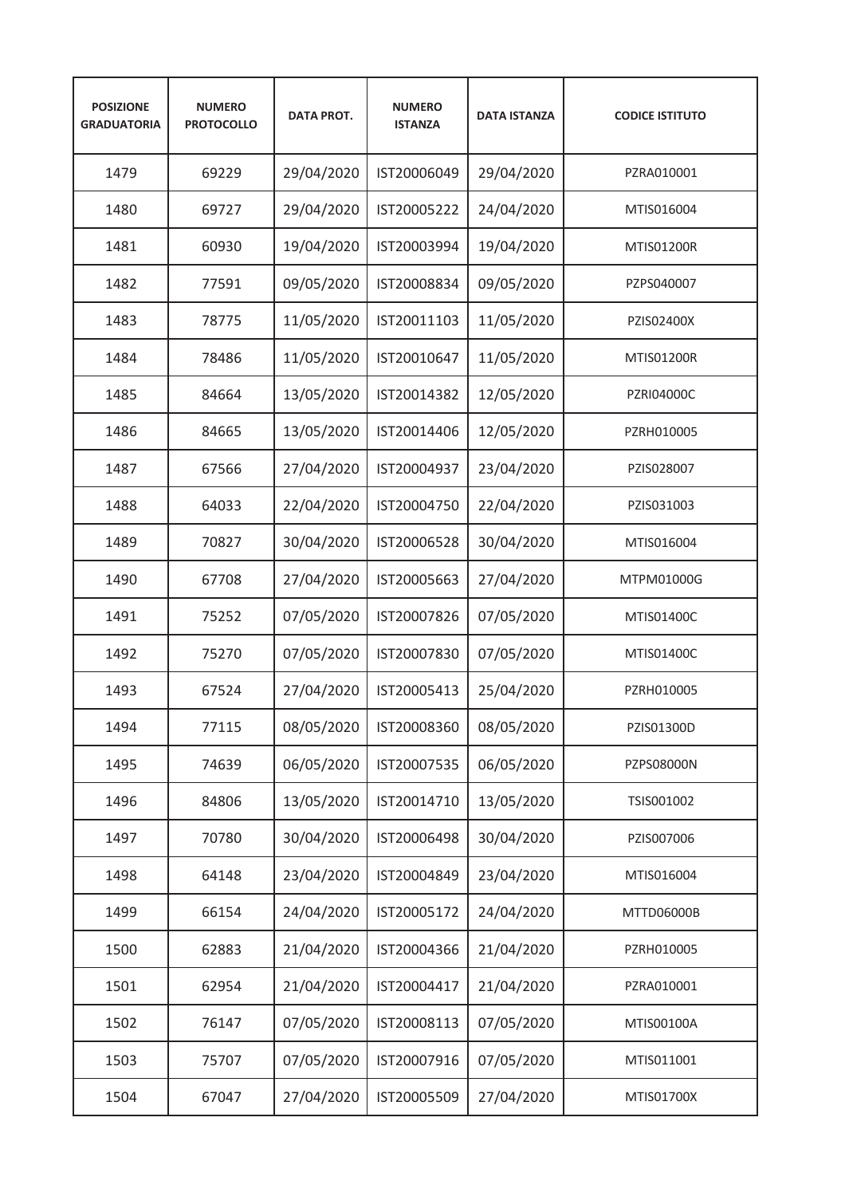| POSIZIONE GRADUATORIA | NUMERO PROTOCOLLO | DATA PROT. | NUMERO ISTANZA | DATA ISTANZA | CODICE ISTITUTO |
|---|---|---|---|---|---|
| 1479 | 69229 | 29/04/2020 | IST20006049 | 29/04/2020 | PZRA010001 |
| 1480 | 69727 | 29/04/2020 | IST20005222 | 24/04/2020 | MTIS016004 |
| 1481 | 60930 | 19/04/2020 | IST20003994 | 19/04/2020 | MTIS01200R |
| 1482 | 77591 | 09/05/2020 | IST20008834 | 09/05/2020 | PZPS040007 |
| 1483 | 78775 | 11/05/2020 | IST20011103 | 11/05/2020 | PZIS02400X |
| 1484 | 78486 | 11/05/2020 | IST20010647 | 11/05/2020 | MTIS01200R |
| 1485 | 84664 | 13/05/2020 | IST20014382 | 12/05/2020 | PZRI04000C |
| 1486 | 84665 | 13/05/2020 | IST20014406 | 12/05/2020 | PZRH010005 |
| 1487 | 67566 | 27/04/2020 | IST20004937 | 23/04/2020 | PZIS028007 |
| 1488 | 64033 | 22/04/2020 | IST20004750 | 22/04/2020 | PZIS031003 |
| 1489 | 70827 | 30/04/2020 | IST20006528 | 30/04/2020 | MTIS016004 |
| 1490 | 67708 | 27/04/2020 | IST20005663 | 27/04/2020 | MTPM01000G |
| 1491 | 75252 | 07/05/2020 | IST20007826 | 07/05/2020 | MTIS01400C |
| 1492 | 75270 | 07/05/2020 | IST20007830 | 07/05/2020 | MTIS01400C |
| 1493 | 67524 | 27/04/2020 | IST20005413 | 25/04/2020 | PZRH010005 |
| 1494 | 77115 | 08/05/2020 | IST20008360 | 08/05/2020 | PZIS01300D |
| 1495 | 74639 | 06/05/2020 | IST20007535 | 06/05/2020 | PZPS08000N |
| 1496 | 84806 | 13/05/2020 | IST20014710 | 13/05/2020 | TSIS001002 |
| 1497 | 70780 | 30/04/2020 | IST20006498 | 30/04/2020 | PZIS007006 |
| 1498 | 64148 | 23/04/2020 | IST20004849 | 23/04/2020 | MTIS016004 |
| 1499 | 66154 | 24/04/2020 | IST20005172 | 24/04/2020 | MTTD06000B |
| 1500 | 62883 | 21/04/2020 | IST20004366 | 21/04/2020 | PZRH010005 |
| 1501 | 62954 | 21/04/2020 | IST20004417 | 21/04/2020 | PZRA010001 |
| 1502 | 76147 | 07/05/2020 | IST20008113 | 07/05/2020 | MTIS00100A |
| 1503 | 75707 | 07/05/2020 | IST20007916 | 07/05/2020 | MTIS011001 |
| 1504 | 67047 | 27/04/2020 | IST20005509 | 27/04/2020 | MTIS01700X |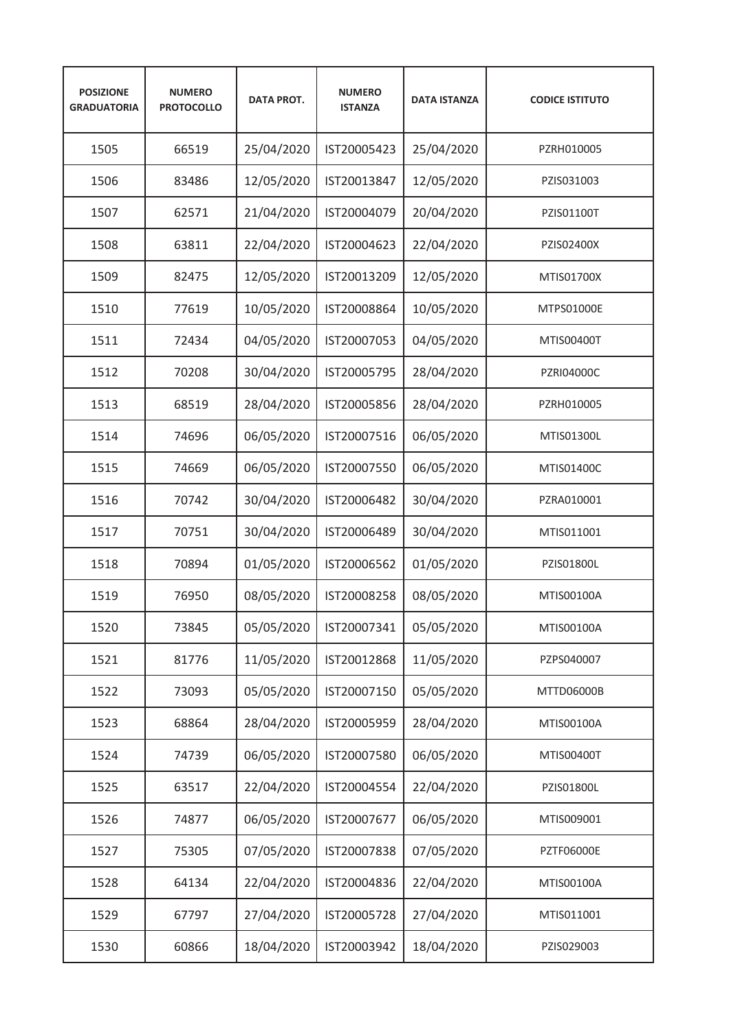| POSIZIONE GRADUATORIA | NUMERO PROTOCOLLO | DATA PROT. | NUMERO ISTANZA | DATA ISTANZA | CODICE ISTITUTO |
|---|---|---|---|---|---|
| 1505 | 66519 | 25/04/2020 | IST20005423 | 25/04/2020 | PZRH010005 |
| 1506 | 83486 | 12/05/2020 | IST20013847 | 12/05/2020 | PZIS031003 |
| 1507 | 62571 | 21/04/2020 | IST20004079 | 20/04/2020 | PZIS01100T |
| 1508 | 63811 | 22/04/2020 | IST20004623 | 22/04/2020 | PZIS02400X |
| 1509 | 82475 | 12/05/2020 | IST20013209 | 12/05/2020 | MTIS01700X |
| 1510 | 77619 | 10/05/2020 | IST20008864 | 10/05/2020 | MTPS01000E |
| 1511 | 72434 | 04/05/2020 | IST20007053 | 04/05/2020 | MTIS00400T |
| 1512 | 70208 | 30/04/2020 | IST20005795 | 28/04/2020 | PZRI04000C |
| 1513 | 68519 | 28/04/2020 | IST20005856 | 28/04/2020 | PZRH010005 |
| 1514 | 74696 | 06/05/2020 | IST20007516 | 06/05/2020 | MTIS01300L |
| 1515 | 74669 | 06/05/2020 | IST20007550 | 06/05/2020 | MTIS01400C |
| 1516 | 70742 | 30/04/2020 | IST20006482 | 30/04/2020 | PZRA010001 |
| 1517 | 70751 | 30/04/2020 | IST20006489 | 30/04/2020 | MTIS011001 |
| 1518 | 70894 | 01/05/2020 | IST20006562 | 01/05/2020 | PZIS01800L |
| 1519 | 76950 | 08/05/2020 | IST20008258 | 08/05/2020 | MTIS00100A |
| 1520 | 73845 | 05/05/2020 | IST20007341 | 05/05/2020 | MTIS00100A |
| 1521 | 81776 | 11/05/2020 | IST20012868 | 11/05/2020 | PZPS040007 |
| 1522 | 73093 | 05/05/2020 | IST20007150 | 05/05/2020 | MTTD06000B |
| 1523 | 68864 | 28/04/2020 | IST20005959 | 28/04/2020 | MTIS00100A |
| 1524 | 74739 | 06/05/2020 | IST20007580 | 06/05/2020 | MTIS00400T |
| 1525 | 63517 | 22/04/2020 | IST20004554 | 22/04/2020 | PZIS01800L |
| 1526 | 74877 | 06/05/2020 | IST20007677 | 06/05/2020 | MTIS009001 |
| 1527 | 75305 | 07/05/2020 | IST20007838 | 07/05/2020 | PZTF06000E |
| 1528 | 64134 | 22/04/2020 | IST20004836 | 22/04/2020 | MTIS00100A |
| 1529 | 67797 | 27/04/2020 | IST20005728 | 27/04/2020 | MTIS011001 |
| 1530 | 60866 | 18/04/2020 | IST20003942 | 18/04/2020 | PZIS029003 |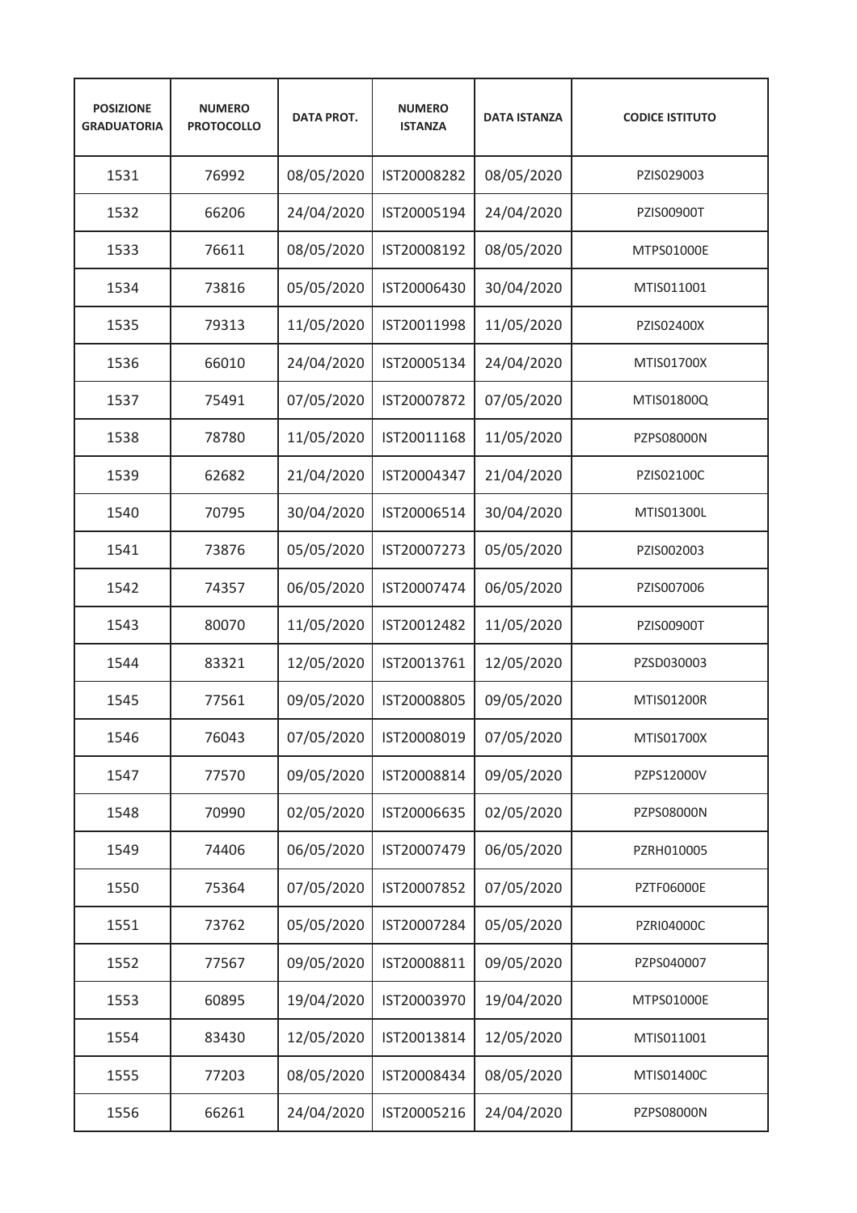| POSIZIONE GRADUATORIA | NUMERO PROTOCOLLO | DATA PROT. | NUMERO ISTANZA | DATA ISTANZA | CODICE ISTITUTO |
|---|---|---|---|---|---|
| 1531 | 76992 | 08/05/2020 | IST20008282 | 08/05/2020 | PZIS029003 |
| 1532 | 66206 | 24/04/2020 | IST20005194 | 24/04/2020 | PZIS00900T |
| 1533 | 76611 | 08/05/2020 | IST20008192 | 08/05/2020 | MTPS01000E |
| 1534 | 73816 | 05/05/2020 | IST20006430 | 30/04/2020 | MTIS011001 |
| 1535 | 79313 | 11/05/2020 | IST20011998 | 11/05/2020 | PZIS02400X |
| 1536 | 66010 | 24/04/2020 | IST20005134 | 24/04/2020 | MTIS01700X |
| 1537 | 75491 | 07/05/2020 | IST20007872 | 07/05/2020 | MTIS01800Q |
| 1538 | 78780 | 11/05/2020 | IST20011168 | 11/05/2020 | PZPS08000N |
| 1539 | 62682 | 21/04/2020 | IST20004347 | 21/04/2020 | PZIS02100C |
| 1540 | 70795 | 30/04/2020 | IST20006514 | 30/04/2020 | MTIS01300L |
| 1541 | 73876 | 05/05/2020 | IST20007273 | 05/05/2020 | PZIS002003 |
| 1542 | 74357 | 06/05/2020 | IST20007474 | 06/05/2020 | PZIS007006 |
| 1543 | 80070 | 11/05/2020 | IST20012482 | 11/05/2020 | PZIS00900T |
| 1544 | 83321 | 12/05/2020 | IST20013761 | 12/05/2020 | PZSD030003 |
| 1545 | 77561 | 09/05/2020 | IST20008805 | 09/05/2020 | MTIS01200R |
| 1546 | 76043 | 07/05/2020 | IST20008019 | 07/05/2020 | MTIS01700X |
| 1547 | 77570 | 09/05/2020 | IST20008814 | 09/05/2020 | PZPS12000V |
| 1548 | 70990 | 02/05/2020 | IST20006635 | 02/05/2020 | PZPS08000N |
| 1549 | 74406 | 06/05/2020 | IST20007479 | 06/05/2020 | PZRH010005 |
| 1550 | 75364 | 07/05/2020 | IST20007852 | 07/05/2020 | PZTF06000E |
| 1551 | 73762 | 05/05/2020 | IST20007284 | 05/05/2020 | PZRI04000C |
| 1552 | 77567 | 09/05/2020 | IST20008811 | 09/05/2020 | PZPS040007 |
| 1553 | 60895 | 19/04/2020 | IST20003970 | 19/04/2020 | MTPS01000E |
| 1554 | 83430 | 12/05/2020 | IST20013814 | 12/05/2020 | MTIS011001 |
| 1555 | 77203 | 08/05/2020 | IST20008434 | 08/05/2020 | MTIS01400C |
| 1556 | 66261 | 24/04/2020 | IST20005216 | 24/04/2020 | PZPS08000N |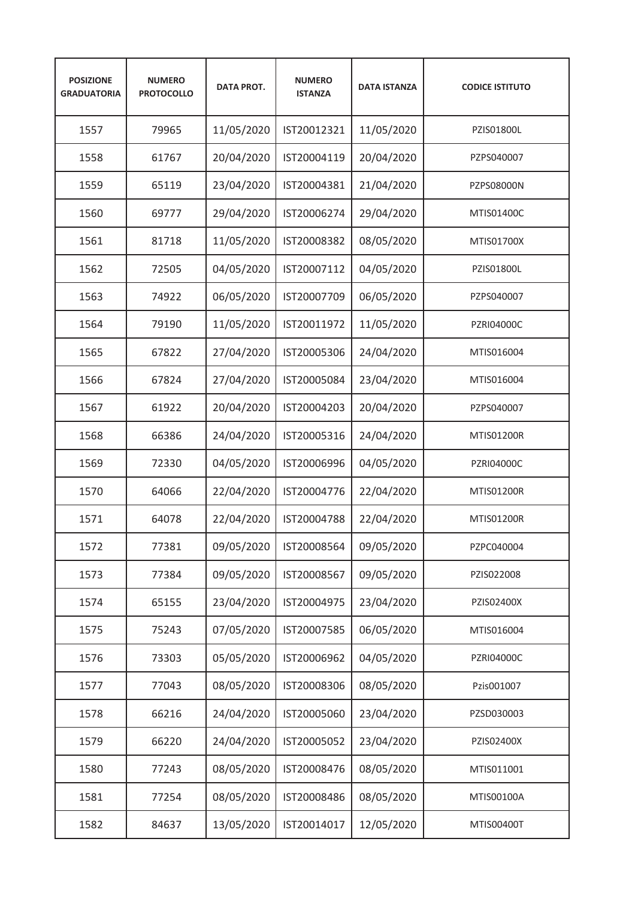| POSIZIONE GRADUATORIA | NUMERO PROTOCOLLO | DATA PROT. | NUMERO ISTANZA | DATA ISTANZA | CODICE ISTITUTO |
|---|---|---|---|---|---|
| 1557 | 79965 | 11/05/2020 | IST20012321 | 11/05/2020 | PZIS01800L |
| 1558 | 61767 | 20/04/2020 | IST20004119 | 20/04/2020 | PZPS040007 |
| 1559 | 65119 | 23/04/2020 | IST20004381 | 21/04/2020 | PZPS08000N |
| 1560 | 69777 | 29/04/2020 | IST20006274 | 29/04/2020 | MTIS01400C |
| 1561 | 81718 | 11/05/2020 | IST20008382 | 08/05/2020 | MTIS01700X |
| 1562 | 72505 | 04/05/2020 | IST20007112 | 04/05/2020 | PZIS01800L |
| 1563 | 74922 | 06/05/2020 | IST20007709 | 06/05/2020 | PZPS040007 |
| 1564 | 79190 | 11/05/2020 | IST20011972 | 11/05/2020 | PZRI04000C |
| 1565 | 67822 | 27/04/2020 | IST20005306 | 24/04/2020 | MTIS016004 |
| 1566 | 67824 | 27/04/2020 | IST20005084 | 23/04/2020 | MTIS016004 |
| 1567 | 61922 | 20/04/2020 | IST20004203 | 20/04/2020 | PZPS040007 |
| 1568 | 66386 | 24/04/2020 | IST20005316 | 24/04/2020 | MTIS01200R |
| 1569 | 72330 | 04/05/2020 | IST20006996 | 04/05/2020 | PZRI04000C |
| 1570 | 64066 | 22/04/2020 | IST20004776 | 22/04/2020 | MTIS01200R |
| 1571 | 64078 | 22/04/2020 | IST20004788 | 22/04/2020 | MTIS01200R |
| 1572 | 77381 | 09/05/2020 | IST20008564 | 09/05/2020 | PZPC040004 |
| 1573 | 77384 | 09/05/2020 | IST20008567 | 09/05/2020 | PZIS022008 |
| 1574 | 65155 | 23/04/2020 | IST20004975 | 23/04/2020 | PZIS02400X |
| 1575 | 75243 | 07/05/2020 | IST20007585 | 06/05/2020 | MTIS016004 |
| 1576 | 73303 | 05/05/2020 | IST20006962 | 04/05/2020 | PZRI04000C |
| 1577 | 77043 | 08/05/2020 | IST20008306 | 08/05/2020 | Pzis001007 |
| 1578 | 66216 | 24/04/2020 | IST20005060 | 23/04/2020 | PZSD030003 |
| 1579 | 66220 | 24/04/2020 | IST20005052 | 23/04/2020 | PZIS02400X |
| 1580 | 77243 | 08/05/2020 | IST20008476 | 08/05/2020 | MTIS011001 |
| 1581 | 77254 | 08/05/2020 | IST20008486 | 08/05/2020 | MTIS00100A |
| 1582 | 84637 | 13/05/2020 | IST20014017 | 12/05/2020 | MTIS00400T |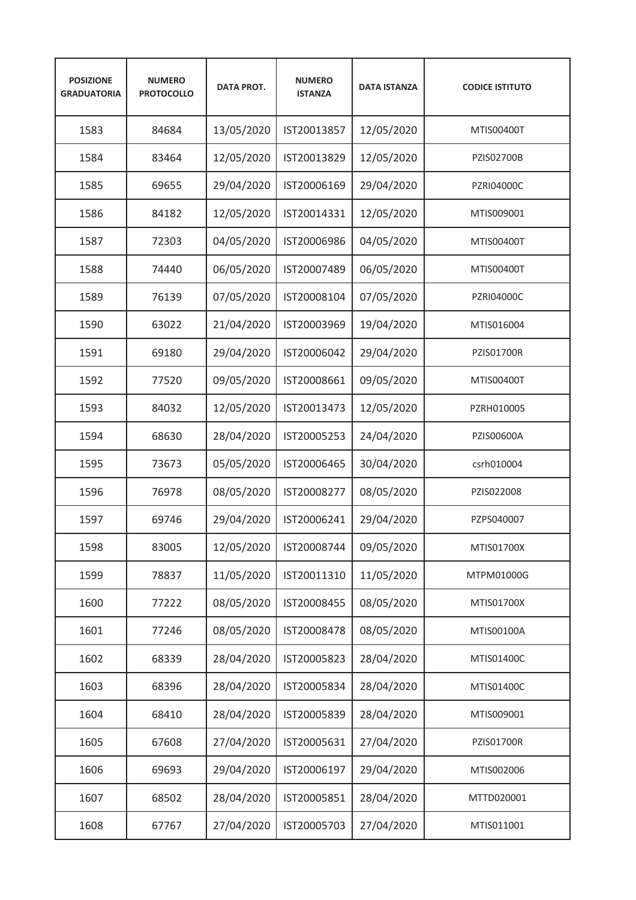| POSIZIONE GRADUATORIA | NUMERO PROTOCOLLO | DATA PROT. | NUMERO ISTANZA | DATA ISTANZA | CODICE ISTITUTO |
|---|---|---|---|---|---|
| 1583 | 84684 | 13/05/2020 | IST20013857 | 12/05/2020 | MTIS00400T |
| 1584 | 83464 | 12/05/2020 | IST20013829 | 12/05/2020 | PZIS02700B |
| 1585 | 69655 | 29/04/2020 | IST20006169 | 29/04/2020 | PZRI04000C |
| 1586 | 84182 | 12/05/2020 | IST20014331 | 12/05/2020 | MTIS009001 |
| 1587 | 72303 | 04/05/2020 | IST20006986 | 04/05/2020 | MTIS00400T |
| 1588 | 74440 | 06/05/2020 | IST20007489 | 06/05/2020 | MTIS00400T |
| 1589 | 76139 | 07/05/2020 | IST20008104 | 07/05/2020 | PZRI04000C |
| 1590 | 63022 | 21/04/2020 | IST20003969 | 19/04/2020 | MTIS016004 |
| 1591 | 69180 | 29/04/2020 | IST20006042 | 29/04/2020 | PZIS01700R |
| 1592 | 77520 | 09/05/2020 | IST20008661 | 09/05/2020 | MTIS00400T |
| 1593 | 84032 | 12/05/2020 | IST20013473 | 12/05/2020 | PZRH010005 |
| 1594 | 68630 | 28/04/2020 | IST20005253 | 24/04/2020 | PZIS00600A |
| 1595 | 73673 | 05/05/2020 | IST20006465 | 30/04/2020 | csrh010004 |
| 1596 | 76978 | 08/05/2020 | IST20008277 | 08/05/2020 | PZIS022008 |
| 1597 | 69746 | 29/04/2020 | IST20006241 | 29/04/2020 | PZPS040007 |
| 1598 | 83005 | 12/05/2020 | IST20008744 | 09/05/2020 | MTIS01700X |
| 1599 | 78837 | 11/05/2020 | IST20011310 | 11/05/2020 | MTPM01000G |
| 1600 | 77222 | 08/05/2020 | IST20008455 | 08/05/2020 | MTIS01700X |
| 1601 | 77246 | 08/05/2020 | IST20008478 | 08/05/2020 | MTIS00100A |
| 1602 | 68339 | 28/04/2020 | IST20005823 | 28/04/2020 | MTIS01400C |
| 1603 | 68396 | 28/04/2020 | IST20005834 | 28/04/2020 | MTIS01400C |
| 1604 | 68410 | 28/04/2020 | IST20005839 | 28/04/2020 | MTIS009001 |
| 1605 | 67608 | 27/04/2020 | IST20005631 | 27/04/2020 | PZIS01700R |
| 1606 | 69693 | 29/04/2020 | IST20006197 | 29/04/2020 | MTIS002006 |
| 1607 | 68502 | 28/04/2020 | IST20005851 | 28/04/2020 | MTTD020001 |
| 1608 | 67767 | 27/04/2020 | IST20005703 | 27/04/2020 | MTIS011001 |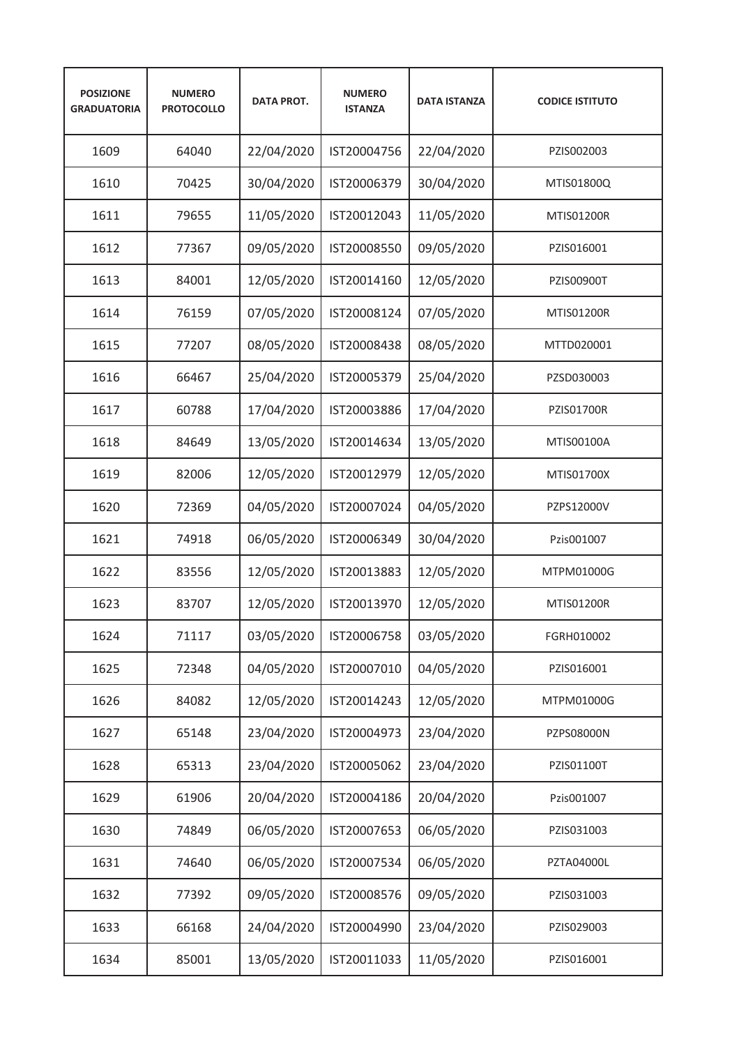| POSIZIONE GRADUATORIA | NUMERO PROTOCOLLO | DATA PROT. | NUMERO ISTANZA | DATA ISTANZA | CODICE ISTITUTO |
|---|---|---|---|---|---|
| 1609 | 64040 | 22/04/2020 | IST20004756 | 22/04/2020 | PZIS002003 |
| 1610 | 70425 | 30/04/2020 | IST20006379 | 30/04/2020 | MTIS01800Q |
| 1611 | 79655 | 11/05/2020 | IST20012043 | 11/05/2020 | MTIS01200R |
| 1612 | 77367 | 09/05/2020 | IST20008550 | 09/05/2020 | PZIS016001 |
| 1613 | 84001 | 12/05/2020 | IST20014160 | 12/05/2020 | PZIS00900T |
| 1614 | 76159 | 07/05/2020 | IST20008124 | 07/05/2020 | MTIS01200R |
| 1615 | 77207 | 08/05/2020 | IST20008438 | 08/05/2020 | MTTD020001 |
| 1616 | 66467 | 25/04/2020 | IST20005379 | 25/04/2020 | PZSD030003 |
| 1617 | 60788 | 17/04/2020 | IST20003886 | 17/04/2020 | PZIS01700R |
| 1618 | 84649 | 13/05/2020 | IST20014634 | 13/05/2020 | MTIS00100A |
| 1619 | 82006 | 12/05/2020 | IST20012979 | 12/05/2020 | MTIS01700X |
| 1620 | 72369 | 04/05/2020 | IST20007024 | 04/05/2020 | PZPS12000V |
| 1621 | 74918 | 06/05/2020 | IST20006349 | 30/04/2020 | Pzis001007 |
| 1622 | 83556 | 12/05/2020 | IST20013883 | 12/05/2020 | MTPM01000G |
| 1623 | 83707 | 12/05/2020 | IST20013970 | 12/05/2020 | MTIS01200R |
| 1624 | 71117 | 03/05/2020 | IST20006758 | 03/05/2020 | FGRH010002 |
| 1625 | 72348 | 04/05/2020 | IST20007010 | 04/05/2020 | PZIS016001 |
| 1626 | 84082 | 12/05/2020 | IST20014243 | 12/05/2020 | MTPM01000G |
| 1627 | 65148 | 23/04/2020 | IST20004973 | 23/04/2020 | PZPS08000N |
| 1628 | 65313 | 23/04/2020 | IST20005062 | 23/04/2020 | PZIS01100T |
| 1629 | 61906 | 20/04/2020 | IST20004186 | 20/04/2020 | Pzis001007 |
| 1630 | 74849 | 06/05/2020 | IST20007653 | 06/05/2020 | PZIS031003 |
| 1631 | 74640 | 06/05/2020 | IST20007534 | 06/05/2020 | PZTA04000L |
| 1632 | 77392 | 09/05/2020 | IST20008576 | 09/05/2020 | PZIS031003 |
| 1633 | 66168 | 24/04/2020 | IST20004990 | 23/04/2020 | PZIS029003 |
| 1634 | 85001 | 13/05/2020 | IST20011033 | 11/05/2020 | PZIS016001 |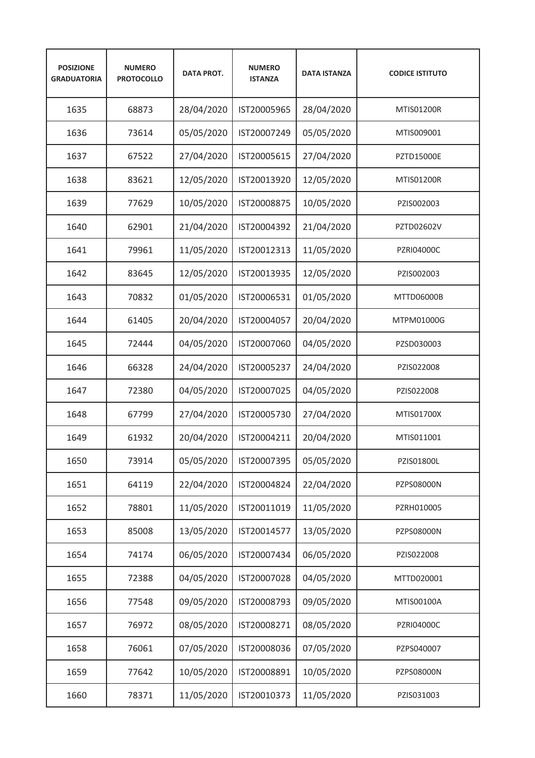| POSIZIONE GRADUATORIA | NUMERO PROTOCOLLO | DATA PROT. | NUMERO ISTANZA | DATA ISTANZA | CODICE ISTITUTO |
|---|---|---|---|---|---|
| 1635 | 68873 | 28/04/2020 | IST20005965 | 28/04/2020 | MTIS01200R |
| 1636 | 73614 | 05/05/2020 | IST20007249 | 05/05/2020 | MTIS009001 |
| 1637 | 67522 | 27/04/2020 | IST20005615 | 27/04/2020 | PZTD15000E |
| 1638 | 83621 | 12/05/2020 | IST20013920 | 12/05/2020 | MTIS01200R |
| 1639 | 77629 | 10/05/2020 | IST20008875 | 10/05/2020 | PZIS002003 |
| 1640 | 62901 | 21/04/2020 | IST20004392 | 21/04/2020 | PZTD02602V |
| 1641 | 79961 | 11/05/2020 | IST20012313 | 11/05/2020 | PZRI04000C |
| 1642 | 83645 | 12/05/2020 | IST20013935 | 12/05/2020 | PZIS002003 |
| 1643 | 70832 | 01/05/2020 | IST20006531 | 01/05/2020 | MTTD06000B |
| 1644 | 61405 | 20/04/2020 | IST20004057 | 20/04/2020 | MTPM01000G |
| 1645 | 72444 | 04/05/2020 | IST20007060 | 04/05/2020 | PZSD030003 |
| 1646 | 66328 | 24/04/2020 | IST20005237 | 24/04/2020 | PZIS022008 |
| 1647 | 72380 | 04/05/2020 | IST20007025 | 04/05/2020 | PZIS022008 |
| 1648 | 67799 | 27/04/2020 | IST20005730 | 27/04/2020 | MTIS01700X |
| 1649 | 61932 | 20/04/2020 | IST20004211 | 20/04/2020 | MTIS011001 |
| 1650 | 73914 | 05/05/2020 | IST20007395 | 05/05/2020 | PZIS01800L |
| 1651 | 64119 | 22/04/2020 | IST20004824 | 22/04/2020 | PZPS08000N |
| 1652 | 78801 | 11/05/2020 | IST20011019 | 11/05/2020 | PZRH010005 |
| 1653 | 85008 | 13/05/2020 | IST20014577 | 13/05/2020 | PZPS08000N |
| 1654 | 74174 | 06/05/2020 | IST20007434 | 06/05/2020 | PZIS022008 |
| 1655 | 72388 | 04/05/2020 | IST20007028 | 04/05/2020 | MTTD020001 |
| 1656 | 77548 | 09/05/2020 | IST20008793 | 09/05/2020 | MTIS00100A |
| 1657 | 76972 | 08/05/2020 | IST20008271 | 08/05/2020 | PZRI04000C |
| 1658 | 76061 | 07/05/2020 | IST20008036 | 07/05/2020 | PZPS040007 |
| 1659 | 77642 | 10/05/2020 | IST20008891 | 10/05/2020 | PZPS08000N |
| 1660 | 78371 | 11/05/2020 | IST20010373 | 11/05/2020 | PZIS031003 |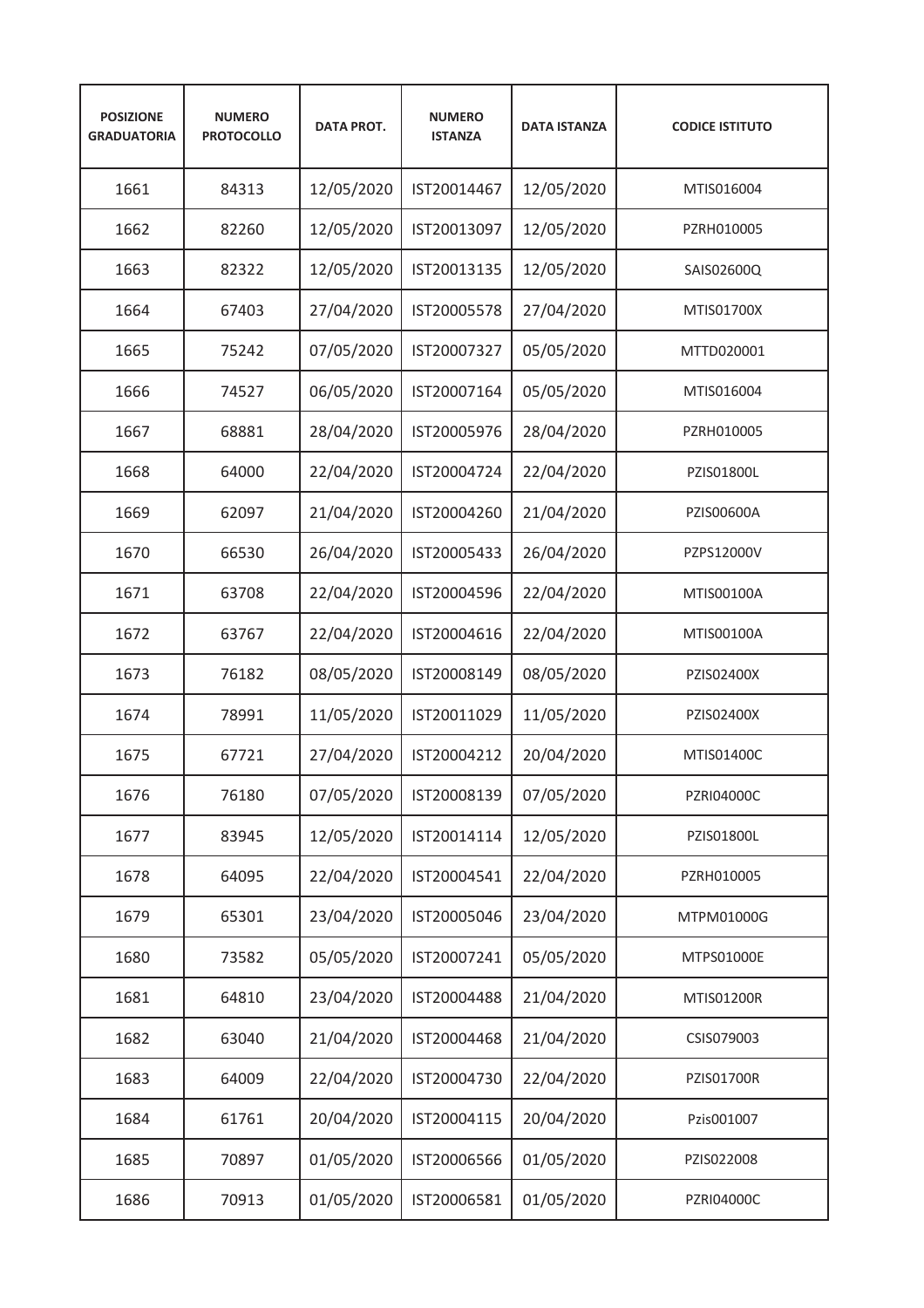| POSIZIONE GRADUATORIA | NUMERO PROTOCOLLO | DATA PROT. | NUMERO ISTANZA | DATA ISTANZA | CODICE ISTITUTO |
|---|---|---|---|---|---|
| 1661 | 84313 | 12/05/2020 | IST20014467 | 12/05/2020 | MTIS016004 |
| 1662 | 82260 | 12/05/2020 | IST20013097 | 12/05/2020 | PZRH010005 |
| 1663 | 82322 | 12/05/2020 | IST20013135 | 12/05/2020 | SAIS02600Q |
| 1664 | 67403 | 27/04/2020 | IST20005578 | 27/04/2020 | MTIS01700X |
| 1665 | 75242 | 07/05/2020 | IST20007327 | 05/05/2020 | MTTD020001 |
| 1666 | 74527 | 06/05/2020 | IST20007164 | 05/05/2020 | MTIS016004 |
| 1667 | 68881 | 28/04/2020 | IST20005976 | 28/04/2020 | PZRH010005 |
| 1668 | 64000 | 22/04/2020 | IST20004724 | 22/04/2020 | PZIS01800L |
| 1669 | 62097 | 21/04/2020 | IST20004260 | 21/04/2020 | PZIS00600A |
| 1670 | 66530 | 26/04/2020 | IST20005433 | 26/04/2020 | PZPS12000V |
| 1671 | 63708 | 22/04/2020 | IST20004596 | 22/04/2020 | MTIS00100A |
| 1672 | 63767 | 22/04/2020 | IST20004616 | 22/04/2020 | MTIS00100A |
| 1673 | 76182 | 08/05/2020 | IST20008149 | 08/05/2020 | PZIS02400X |
| 1674 | 78991 | 11/05/2020 | IST20011029 | 11/05/2020 | PZIS02400X |
| 1675 | 67721 | 27/04/2020 | IST20004212 | 20/04/2020 | MTIS01400C |
| 1676 | 76180 | 07/05/2020 | IST20008139 | 07/05/2020 | PZRI04000C |
| 1677 | 83945 | 12/05/2020 | IST20014114 | 12/05/2020 | PZIS01800L |
| 1678 | 64095 | 22/04/2020 | IST20004541 | 22/04/2020 | PZRH010005 |
| 1679 | 65301 | 23/04/2020 | IST20005046 | 23/04/2020 | MTPM01000G |
| 1680 | 73582 | 05/05/2020 | IST20007241 | 05/05/2020 | MTPS01000E |
| 1681 | 64810 | 23/04/2020 | IST20004488 | 21/04/2020 | MTIS01200R |
| 1682 | 63040 | 21/04/2020 | IST20004468 | 21/04/2020 | CSIS079003 |
| 1683 | 64009 | 22/04/2020 | IST20004730 | 22/04/2020 | PZIS01700R |
| 1684 | 61761 | 20/04/2020 | IST20004115 | 20/04/2020 | Pzis001007 |
| 1685 | 70897 | 01/05/2020 | IST20006566 | 01/05/2020 | PZIS022008 |
| 1686 | 70913 | 01/05/2020 | IST20006581 | 01/05/2020 | PZRI04000C |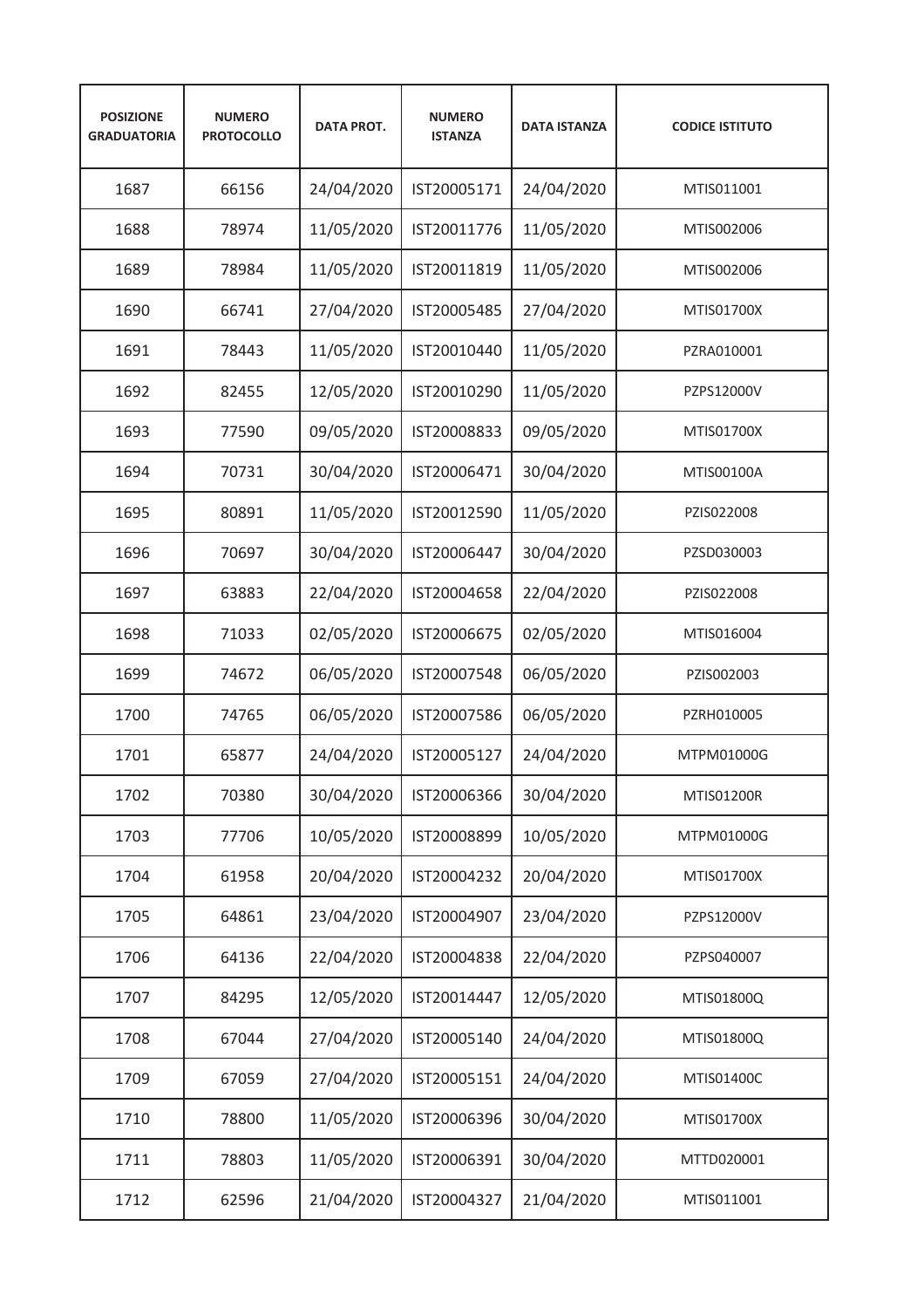| POSIZIONE GRADUATORIA | NUMERO PROTOCOLLO | DATA PROT. | NUMERO ISTANZA | DATA ISTANZA | CODICE ISTITUTO |
|---|---|---|---|---|---|
| 1687 | 66156 | 24/04/2020 | IST20005171 | 24/04/2020 | MTIS011001 |
| 1688 | 78974 | 11/05/2020 | IST20011776 | 11/05/2020 | MTIS002006 |
| 1689 | 78984 | 11/05/2020 | IST20011819 | 11/05/2020 | MTIS002006 |
| 1690 | 66741 | 27/04/2020 | IST20005485 | 27/04/2020 | MTIS01700X |
| 1691 | 78443 | 11/05/2020 | IST20010440 | 11/05/2020 | PZRA010001 |
| 1692 | 82455 | 12/05/2020 | IST20010290 | 11/05/2020 | PZPS12000V |
| 1693 | 77590 | 09/05/2020 | IST20008833 | 09/05/2020 | MTIS01700X |
| 1694 | 70731 | 30/04/2020 | IST20006471 | 30/04/2020 | MTIS00100A |
| 1695 | 80891 | 11/05/2020 | IST20012590 | 11/05/2020 | PZIS022008 |
| 1696 | 70697 | 30/04/2020 | IST20006447 | 30/04/2020 | PZSD030003 |
| 1697 | 63883 | 22/04/2020 | IST20004658 | 22/04/2020 | PZIS022008 |
| 1698 | 71033 | 02/05/2020 | IST20006675 | 02/05/2020 | MTIS016004 |
| 1699 | 74672 | 06/05/2020 | IST20007548 | 06/05/2020 | PZIS002003 |
| 1700 | 74765 | 06/05/2020 | IST20007586 | 06/05/2020 | PZRH010005 |
| 1701 | 65877 | 24/04/2020 | IST20005127 | 24/04/2020 | MTPM01000G |
| 1702 | 70380 | 30/04/2020 | IST20006366 | 30/04/2020 | MTIS01200R |
| 1703 | 77706 | 10/05/2020 | IST20008899 | 10/05/2020 | MTPM01000G |
| 1704 | 61958 | 20/04/2020 | IST20004232 | 20/04/2020 | MTIS01700X |
| 1705 | 64861 | 23/04/2020 | IST20004907 | 23/04/2020 | PZPS12000V |
| 1706 | 64136 | 22/04/2020 | IST20004838 | 22/04/2020 | PZPS040007 |
| 1707 | 84295 | 12/05/2020 | IST20014447 | 12/05/2020 | MTIS01800Q |
| 1708 | 67044 | 27/04/2020 | IST20005140 | 24/04/2020 | MTIS01800Q |
| 1709 | 67059 | 27/04/2020 | IST20005151 | 24/04/2020 | MTIS01400C |
| 1710 | 78800 | 11/05/2020 | IST20006396 | 30/04/2020 | MTIS01700X |
| 1711 | 78803 | 11/05/2020 | IST20006391 | 30/04/2020 | MTTD020001 |
| 1712 | 62596 | 21/04/2020 | IST20004327 | 21/04/2020 | MTIS011001 |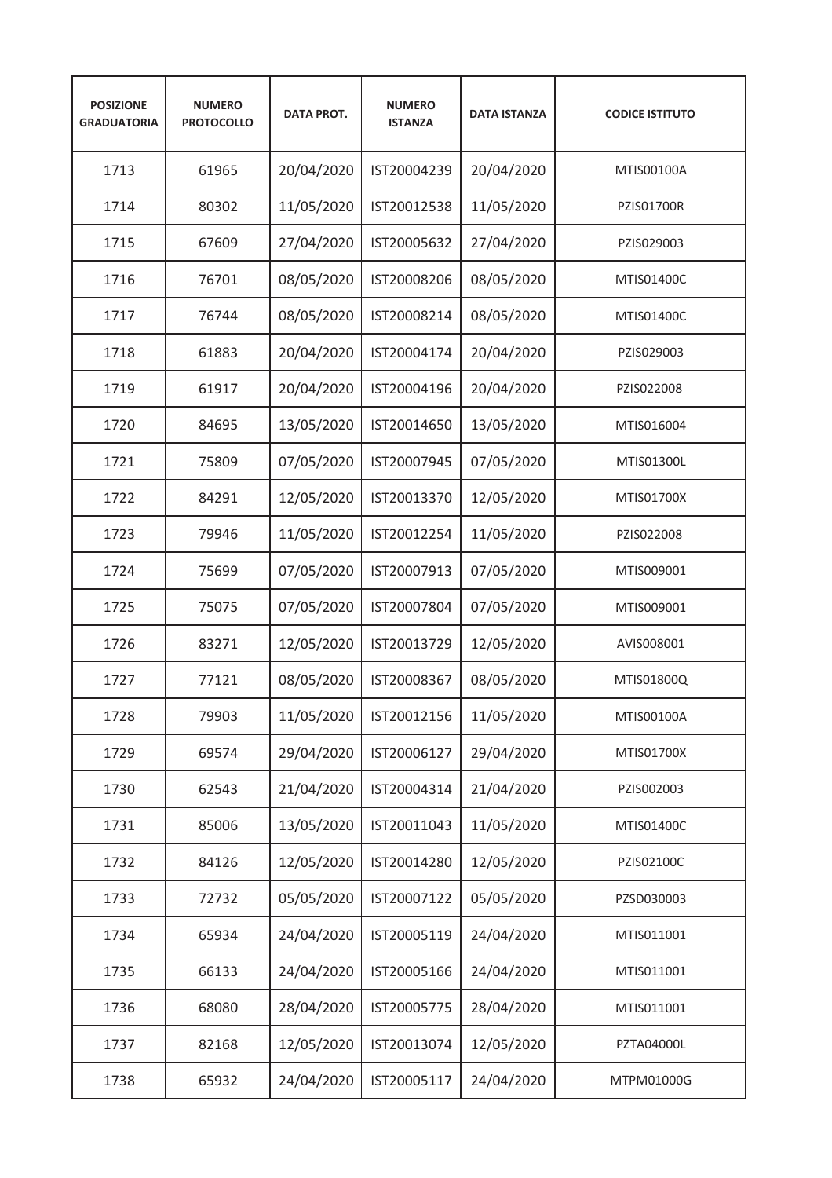| POSIZIONE GRADUATORIA | NUMERO PROTOCOLLO | DATA PROT. | NUMERO ISTANZA | DATA ISTANZA | CODICE ISTITUTO |
|---|---|---|---|---|---|
| 1713 | 61965 | 20/04/2020 | IST20004239 | 20/04/2020 | MTIS00100A |
| 1714 | 80302 | 11/05/2020 | IST20012538 | 11/05/2020 | PZIS01700R |
| 1715 | 67609 | 27/04/2020 | IST20005632 | 27/04/2020 | PZIS029003 |
| 1716 | 76701 | 08/05/2020 | IST20008206 | 08/05/2020 | MTIS01400C |
| 1717 | 76744 | 08/05/2020 | IST20008214 | 08/05/2020 | MTIS01400C |
| 1718 | 61883 | 20/04/2020 | IST20004174 | 20/04/2020 | PZIS029003 |
| 1719 | 61917 | 20/04/2020 | IST20004196 | 20/04/2020 | PZIS022008 |
| 1720 | 84695 | 13/05/2020 | IST20014650 | 13/05/2020 | MTIS016004 |
| 1721 | 75809 | 07/05/2020 | IST20007945 | 07/05/2020 | MTIS01300L |
| 1722 | 84291 | 12/05/2020 | IST20013370 | 12/05/2020 | MTIS01700X |
| 1723 | 79946 | 11/05/2020 | IST20012254 | 11/05/2020 | PZIS022008 |
| 1724 | 75699 | 07/05/2020 | IST20007913 | 07/05/2020 | MTIS009001 |
| 1725 | 75075 | 07/05/2020 | IST20007804 | 07/05/2020 | MTIS009001 |
| 1726 | 83271 | 12/05/2020 | IST20013729 | 12/05/2020 | AVIS008001 |
| 1727 | 77121 | 08/05/2020 | IST20008367 | 08/05/2020 | MTIS01800Q |
| 1728 | 79903 | 11/05/2020 | IST20012156 | 11/05/2020 | MTIS00100A |
| 1729 | 69574 | 29/04/2020 | IST20006127 | 29/04/2020 | MTIS01700X |
| 1730 | 62543 | 21/04/2020 | IST20004314 | 21/04/2020 | PZIS002003 |
| 1731 | 85006 | 13/05/2020 | IST20011043 | 11/05/2020 | MTIS01400C |
| 1732 | 84126 | 12/05/2020 | IST20014280 | 12/05/2020 | PZIS02100C |
| 1733 | 72732 | 05/05/2020 | IST20007122 | 05/05/2020 | PZSD030003 |
| 1734 | 65934 | 24/04/2020 | IST20005119 | 24/04/2020 | MTIS011001 |
| 1735 | 66133 | 24/04/2020 | IST20005166 | 24/04/2020 | MTIS011001 |
| 1736 | 68080 | 28/04/2020 | IST20005775 | 28/04/2020 | MTIS011001 |
| 1737 | 82168 | 12/05/2020 | IST20013074 | 12/05/2020 | PZTA04000L |
| 1738 | 65932 | 24/04/2020 | IST20005117 | 24/04/2020 | MTPM01000G |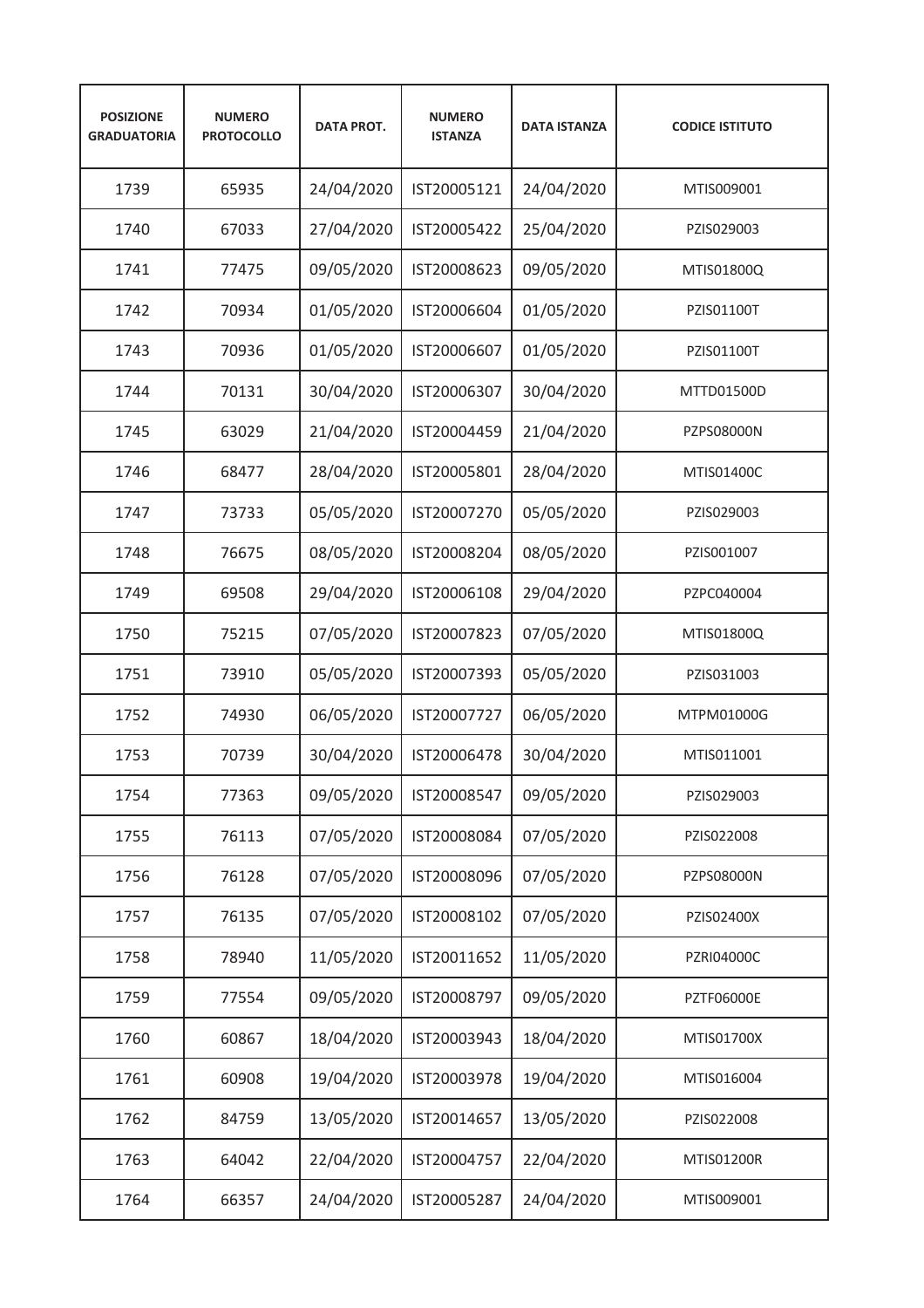| POSIZIONE GRADUATORIA | NUMERO PROTOCOLLO | DATA PROT. | NUMERO ISTANZA | DATA ISTANZA | CODICE ISTITUTO |
|---|---|---|---|---|---|
| 1739 | 65935 | 24/04/2020 | IST20005121 | 24/04/2020 | MTIS009001 |
| 1740 | 67033 | 27/04/2020 | IST20005422 | 25/04/2020 | PZIS029003 |
| 1741 | 77475 | 09/05/2020 | IST20008623 | 09/05/2020 | MTIS01800Q |
| 1742 | 70934 | 01/05/2020 | IST20006604 | 01/05/2020 | PZIS01100T |
| 1743 | 70936 | 01/05/2020 | IST20006607 | 01/05/2020 | PZIS01100T |
| 1744 | 70131 | 30/04/2020 | IST20006307 | 30/04/2020 | MTTD01500D |
| 1745 | 63029 | 21/04/2020 | IST20004459 | 21/04/2020 | PZPS08000N |
| 1746 | 68477 | 28/04/2020 | IST20005801 | 28/04/2020 | MTIS01400C |
| 1747 | 73733 | 05/05/2020 | IST20007270 | 05/05/2020 | PZIS029003 |
| 1748 | 76675 | 08/05/2020 | IST20008204 | 08/05/2020 | PZIS001007 |
| 1749 | 69508 | 29/04/2020 | IST20006108 | 29/04/2020 | PZPC040004 |
| 1750 | 75215 | 07/05/2020 | IST20007823 | 07/05/2020 | MTIS01800Q |
| 1751 | 73910 | 05/05/2020 | IST20007393 | 05/05/2020 | PZIS031003 |
| 1752 | 74930 | 06/05/2020 | IST20007727 | 06/05/2020 | MTPM01000G |
| 1753 | 70739 | 30/04/2020 | IST20006478 | 30/04/2020 | MTIS011001 |
| 1754 | 77363 | 09/05/2020 | IST20008547 | 09/05/2020 | PZIS029003 |
| 1755 | 76113 | 07/05/2020 | IST20008084 | 07/05/2020 | PZIS022008 |
| 1756 | 76128 | 07/05/2020 | IST20008096 | 07/05/2020 | PZPS08000N |
| 1757 | 76135 | 07/05/2020 | IST20008102 | 07/05/2020 | PZIS02400X |
| 1758 | 78940 | 11/05/2020 | IST20011652 | 11/05/2020 | PZRI04000C |
| 1759 | 77554 | 09/05/2020 | IST20008797 | 09/05/2020 | PZTF06000E |
| 1760 | 60867 | 18/04/2020 | IST20003943 | 18/04/2020 | MTIS01700X |
| 1761 | 60908 | 19/04/2020 | IST20003978 | 19/04/2020 | MTIS016004 |
| 1762 | 84759 | 13/05/2020 | IST20014657 | 13/05/2020 | PZIS022008 |
| 1763 | 64042 | 22/04/2020 | IST20004757 | 22/04/2020 | MTIS01200R |
| 1764 | 66357 | 24/04/2020 | IST20005287 | 24/04/2020 | MTIS009001 |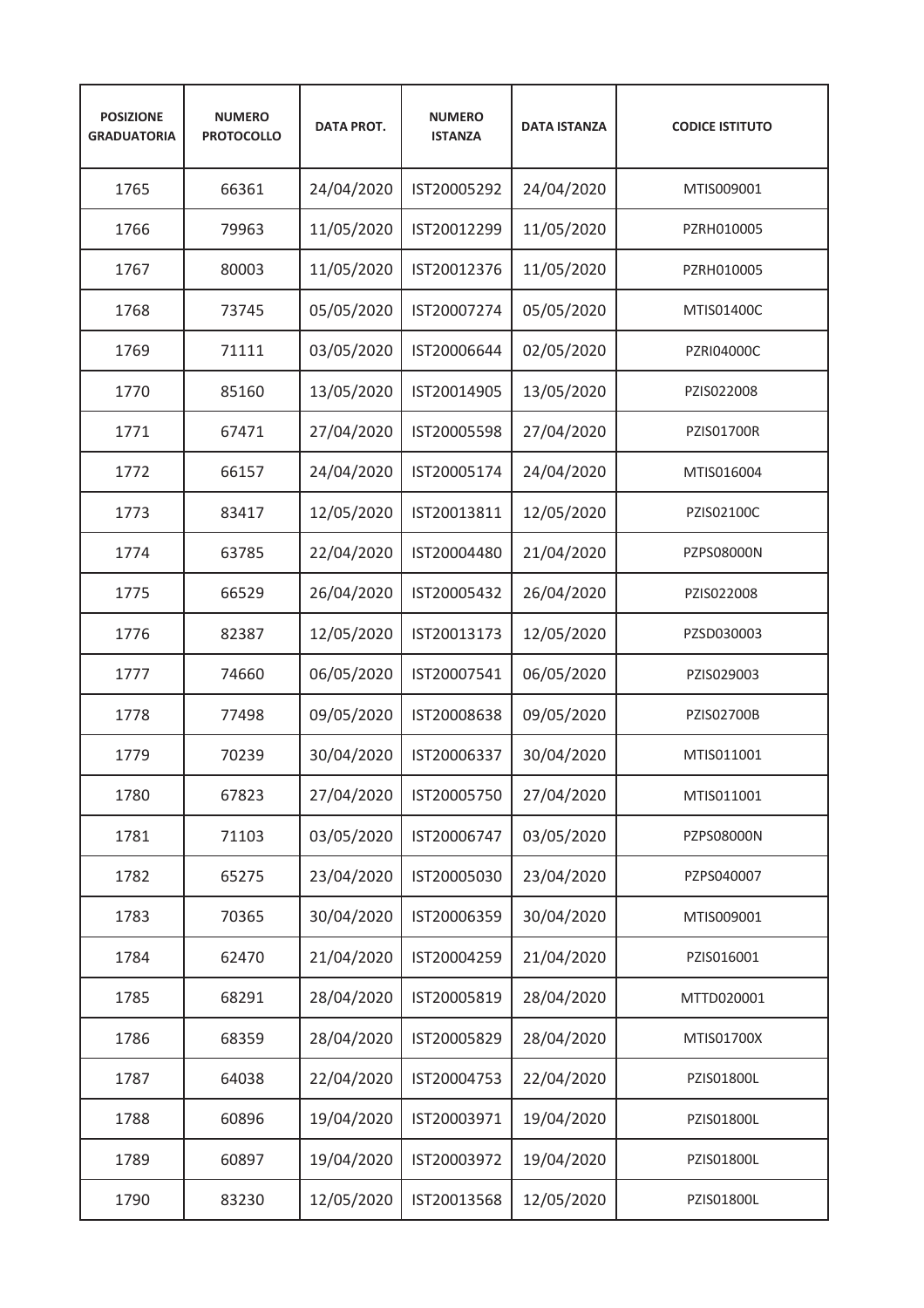| POSIZIONE GRADUATORIA | NUMERO PROTOCOLLO | DATA PROT. | NUMERO ISTANZA | DATA ISTANZA | CODICE ISTITUTO |
|---|---|---|---|---|---|
| 1765 | 66361 | 24/04/2020 | IST20005292 | 24/04/2020 | MTIS009001 |
| 1766 | 79963 | 11/05/2020 | IST20012299 | 11/05/2020 | PZRH010005 |
| 1767 | 80003 | 11/05/2020 | IST20012376 | 11/05/2020 | PZRH010005 |
| 1768 | 73745 | 05/05/2020 | IST20007274 | 05/05/2020 | MTIS01400C |
| 1769 | 71111 | 03/05/2020 | IST20006644 | 02/05/2020 | PZRI04000C |
| 1770 | 85160 | 13/05/2020 | IST20014905 | 13/05/2020 | PZIS022008 |
| 1771 | 67471 | 27/04/2020 | IST20005598 | 27/04/2020 | PZIS01700R |
| 1772 | 66157 | 24/04/2020 | IST20005174 | 24/04/2020 | MTIS016004 |
| 1773 | 83417 | 12/05/2020 | IST20013811 | 12/05/2020 | PZIS02100C |
| 1774 | 63785 | 22/04/2020 | IST20004480 | 21/04/2020 | PZPS08000N |
| 1775 | 66529 | 26/04/2020 | IST20005432 | 26/04/2020 | PZIS022008 |
| 1776 | 82387 | 12/05/2020 | IST20013173 | 12/05/2020 | PZSD030003 |
| 1777 | 74660 | 06/05/2020 | IST20007541 | 06/05/2020 | PZIS029003 |
| 1778 | 77498 | 09/05/2020 | IST20008638 | 09/05/2020 | PZIS02700B |
| 1779 | 70239 | 30/04/2020 | IST20006337 | 30/04/2020 | MTIS011001 |
| 1780 | 67823 | 27/04/2020 | IST20005750 | 27/04/2020 | MTIS011001 |
| 1781 | 71103 | 03/05/2020 | IST20006747 | 03/05/2020 | PZPS08000N |
| 1782 | 65275 | 23/04/2020 | IST20005030 | 23/04/2020 | PZPS040007 |
| 1783 | 70365 | 30/04/2020 | IST20006359 | 30/04/2020 | MTIS009001 |
| 1784 | 62470 | 21/04/2020 | IST20004259 | 21/04/2020 | PZIS016001 |
| 1785 | 68291 | 28/04/2020 | IST20005819 | 28/04/2020 | MTTD020001 |
| 1786 | 68359 | 28/04/2020 | IST20005829 | 28/04/2020 | MTIS01700X |
| 1787 | 64038 | 22/04/2020 | IST20004753 | 22/04/2020 | PZIS01800L |
| 1788 | 60896 | 19/04/2020 | IST20003971 | 19/04/2020 | PZIS01800L |
| 1789 | 60897 | 19/04/2020 | IST20003972 | 19/04/2020 | PZIS01800L |
| 1790 | 83230 | 12/05/2020 | IST20013568 | 12/05/2020 | PZIS01800L |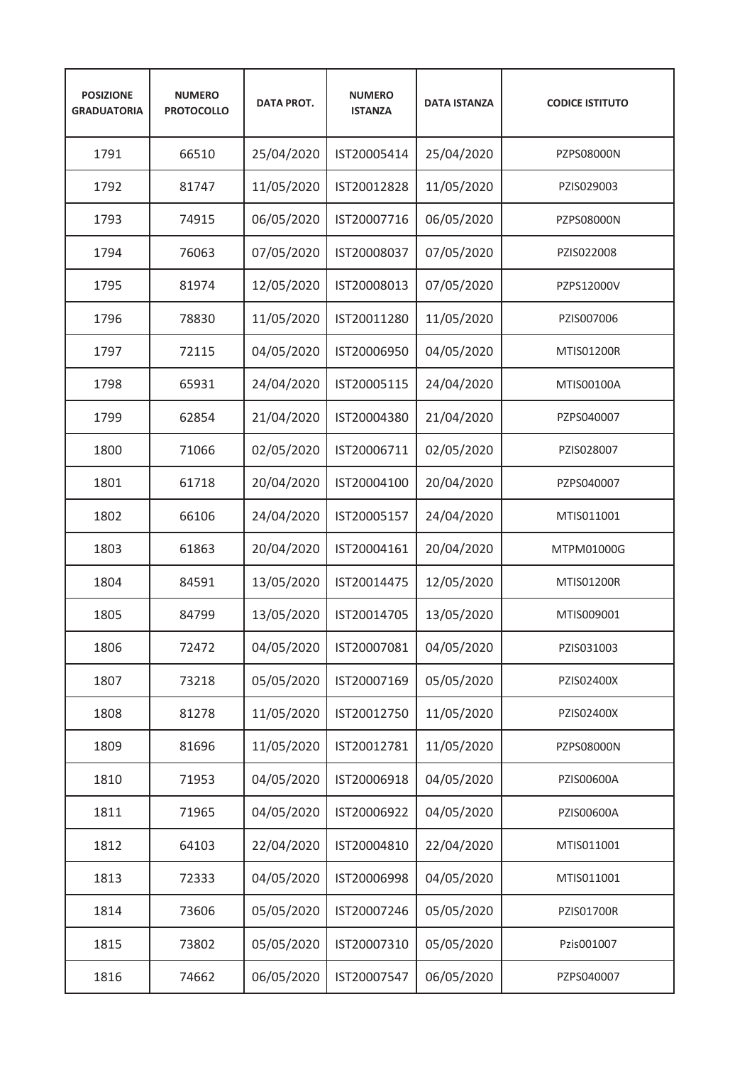| POSIZIONE GRADUATORIA | NUMERO PROTOCOLLO | DATA PROT. | NUMERO ISTANZA | DATA ISTANZA | CODICE ISTITUTO |
|---|---|---|---|---|---|
| 1791 | 66510 | 25/04/2020 | IST20005414 | 25/04/2020 | PZPS08000N |
| 1792 | 81747 | 11/05/2020 | IST20012828 | 11/05/2020 | PZIS029003 |
| 1793 | 74915 | 06/05/2020 | IST20007716 | 06/05/2020 | PZPS08000N |
| 1794 | 76063 | 07/05/2020 | IST20008037 | 07/05/2020 | PZIS022008 |
| 1795 | 81974 | 12/05/2020 | IST20008013 | 07/05/2020 | PZPS12000V |
| 1796 | 78830 | 11/05/2020 | IST20011280 | 11/05/2020 | PZIS007006 |
| 1797 | 72115 | 04/05/2020 | IST20006950 | 04/05/2020 | MTIS01200R |
| 1798 | 65931 | 24/04/2020 | IST20005115 | 24/04/2020 | MTIS00100A |
| 1799 | 62854 | 21/04/2020 | IST20004380 | 21/04/2020 | PZPS040007 |
| 1800 | 71066 | 02/05/2020 | IST20006711 | 02/05/2020 | PZIS028007 |
| 1801 | 61718 | 20/04/2020 | IST20004100 | 20/04/2020 | PZPS040007 |
| 1802 | 66106 | 24/04/2020 | IST20005157 | 24/04/2020 | MTIS011001 |
| 1803 | 61863 | 20/04/2020 | IST20004161 | 20/04/2020 | MTPM01000G |
| 1804 | 84591 | 13/05/2020 | IST20014475 | 12/05/2020 | MTIS01200R |
| 1805 | 84799 | 13/05/2020 | IST20014705 | 13/05/2020 | MTIS009001 |
| 1806 | 72472 | 04/05/2020 | IST20007081 | 04/05/2020 | PZIS031003 |
| 1807 | 73218 | 05/05/2020 | IST20007169 | 05/05/2020 | PZIS02400X |
| 1808 | 81278 | 11/05/2020 | IST20012750 | 11/05/2020 | PZIS02400X |
| 1809 | 81696 | 11/05/2020 | IST20012781 | 11/05/2020 | PZPS08000N |
| 1810 | 71953 | 04/05/2020 | IST20006918 | 04/05/2020 | PZIS00600A |
| 1811 | 71965 | 04/05/2020 | IST20006922 | 04/05/2020 | PZIS00600A |
| 1812 | 64103 | 22/04/2020 | IST20004810 | 22/04/2020 | MTIS011001 |
| 1813 | 72333 | 04/05/2020 | IST20006998 | 04/05/2020 | MTIS011001 |
| 1814 | 73606 | 05/05/2020 | IST20007246 | 05/05/2020 | PZIS01700R |
| 1815 | 73802 | 05/05/2020 | IST20007310 | 05/05/2020 | Pzis001007 |
| 1816 | 74662 | 06/05/2020 | IST20007547 | 06/05/2020 | PZPS040007 |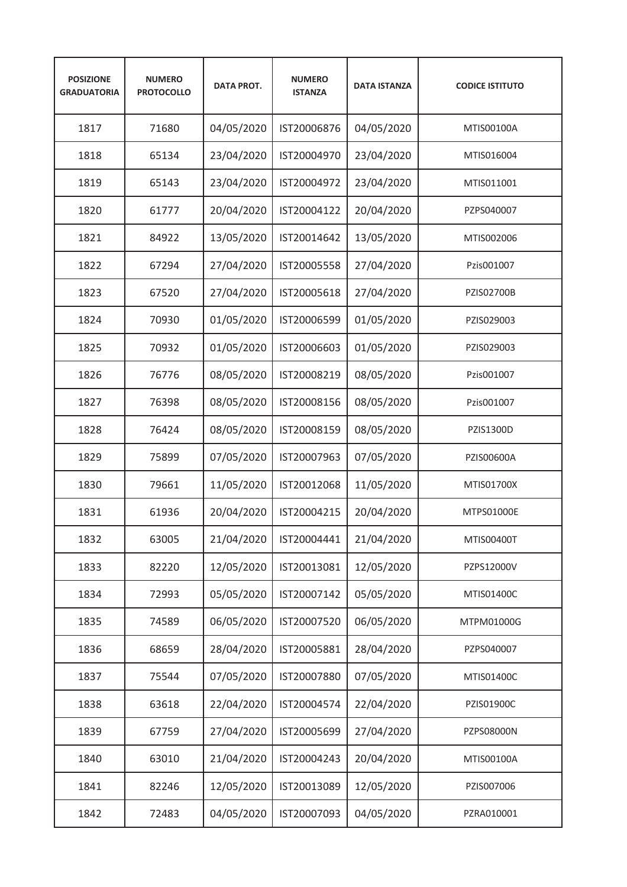| POSIZIONE GRADUATORIA | NUMERO PROTOCOLLO | DATA PROT. | NUMERO ISTANZA | DATA ISTANZA | CODICE ISTITUTO |
|---|---|---|---|---|---|
| 1817 | 71680 | 04/05/2020 | IST20006876 | 04/05/2020 | MTIS00100A |
| 1818 | 65134 | 23/04/2020 | IST20004970 | 23/04/2020 | MTIS016004 |
| 1819 | 65143 | 23/04/2020 | IST20004972 | 23/04/2020 | MTIS011001 |
| 1820 | 61777 | 20/04/2020 | IST20004122 | 20/04/2020 | PZPS040007 |
| 1821 | 84922 | 13/05/2020 | IST20014642 | 13/05/2020 | MTIS002006 |
| 1822 | 67294 | 27/04/2020 | IST20005558 | 27/04/2020 | Pzis001007 |
| 1823 | 67520 | 27/04/2020 | IST20005618 | 27/04/2020 | PZIS02700B |
| 1824 | 70930 | 01/05/2020 | IST20006599 | 01/05/2020 | PZIS029003 |
| 1825 | 70932 | 01/05/2020 | IST20006603 | 01/05/2020 | PZIS029003 |
| 1826 | 76776 | 08/05/2020 | IST20008219 | 08/05/2020 | Pzis001007 |
| 1827 | 76398 | 08/05/2020 | IST20008156 | 08/05/2020 | Pzis001007 |
| 1828 | 76424 | 08/05/2020 | IST20008159 | 08/05/2020 | PZIS1300D |
| 1829 | 75899 | 07/05/2020 | IST20007963 | 07/05/2020 | PZIS00600A |
| 1830 | 79661 | 11/05/2020 | IST20012068 | 11/05/2020 | MTIS01700X |
| 1831 | 61936 | 20/04/2020 | IST20004215 | 20/04/2020 | MTPS01000E |
| 1832 | 63005 | 21/04/2020 | IST20004441 | 21/04/2020 | MTIS00400T |
| 1833 | 82220 | 12/05/2020 | IST20013081 | 12/05/2020 | PZPS12000V |
| 1834 | 72993 | 05/05/2020 | IST20007142 | 05/05/2020 | MTIS01400C |
| 1835 | 74589 | 06/05/2020 | IST20007520 | 06/05/2020 | MTPM01000G |
| 1836 | 68659 | 28/04/2020 | IST20005881 | 28/04/2020 | PZPS040007 |
| 1837 | 75544 | 07/05/2020 | IST20007880 | 07/05/2020 | MTIS01400C |
| 1838 | 63618 | 22/04/2020 | IST20004574 | 22/04/2020 | PZIS01900C |
| 1839 | 67759 | 27/04/2020 | IST20005699 | 27/04/2020 | PZPS08000N |
| 1840 | 63010 | 21/04/2020 | IST20004243 | 20/04/2020 | MTIS00100A |
| 1841 | 82246 | 12/05/2020 | IST20013089 | 12/05/2020 | PZIS007006 |
| 1842 | 72483 | 04/05/2020 | IST20007093 | 04/05/2020 | PZRA010001 |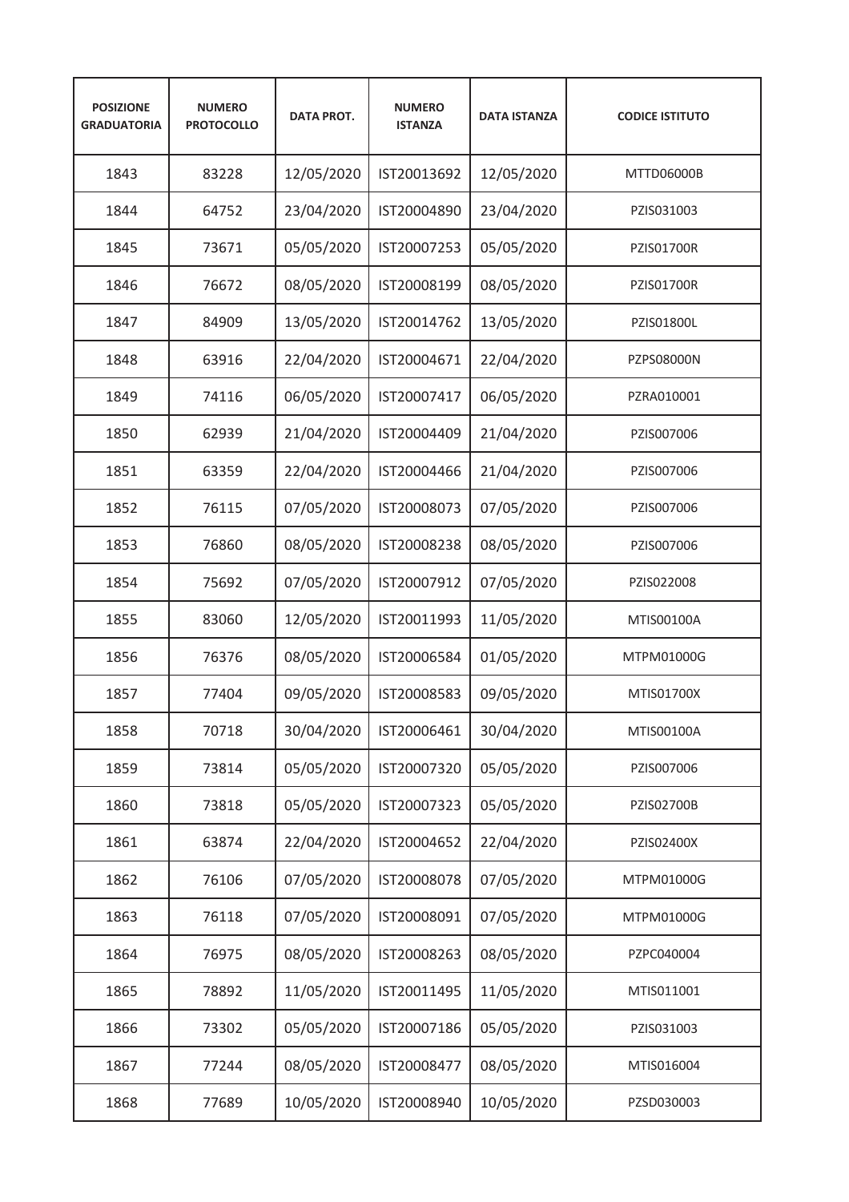| POSIZIONE GRADUATORIA | NUMERO PROTOCOLLO | DATA PROT. | NUMERO ISTANZA | DATA ISTANZA | CODICE ISTITUTO |
|---|---|---|---|---|---|
| 1843 | 83228 | 12/05/2020 | IST20013692 | 12/05/2020 | MTTD06000B |
| 1844 | 64752 | 23/04/2020 | IST20004890 | 23/04/2020 | PZIS031003 |
| 1845 | 73671 | 05/05/2020 | IST20007253 | 05/05/2020 | PZIS01700R |
| 1846 | 76672 | 08/05/2020 | IST20008199 | 08/05/2020 | PZIS01700R |
| 1847 | 84909 | 13/05/2020 | IST20014762 | 13/05/2020 | PZIS01800L |
| 1848 | 63916 | 22/04/2020 | IST20004671 | 22/04/2020 | PZPS08000N |
| 1849 | 74116 | 06/05/2020 | IST20007417 | 06/05/2020 | PZRA010001 |
| 1850 | 62939 | 21/04/2020 | IST20004409 | 21/04/2020 | PZIS007006 |
| 1851 | 63359 | 22/04/2020 | IST20004466 | 21/04/2020 | PZIS007006 |
| 1852 | 76115 | 07/05/2020 | IST20008073 | 07/05/2020 | PZIS007006 |
| 1853 | 76860 | 08/05/2020 | IST20008238 | 08/05/2020 | PZIS007006 |
| 1854 | 75692 | 07/05/2020 | IST20007912 | 07/05/2020 | PZIS022008 |
| 1855 | 83060 | 12/05/2020 | IST20011993 | 11/05/2020 | MTIS00100A |
| 1856 | 76376 | 08/05/2020 | IST20006584 | 01/05/2020 | MTPM01000G |
| 1857 | 77404 | 09/05/2020 | IST20008583 | 09/05/2020 | MTIS01700X |
| 1858 | 70718 | 30/04/2020 | IST20006461 | 30/04/2020 | MTIS00100A |
| 1859 | 73814 | 05/05/2020 | IST20007320 | 05/05/2020 | PZIS007006 |
| 1860 | 73818 | 05/05/2020 | IST20007323 | 05/05/2020 | PZIS02700B |
| 1861 | 63874 | 22/04/2020 | IST20004652 | 22/04/2020 | PZIS02400X |
| 1862 | 76106 | 07/05/2020 | IST20008078 | 07/05/2020 | MTPM01000G |
| 1863 | 76118 | 07/05/2020 | IST20008091 | 07/05/2020 | MTPM01000G |
| 1864 | 76975 | 08/05/2020 | IST20008263 | 08/05/2020 | PZPC040004 |
| 1865 | 78892 | 11/05/2020 | IST20011495 | 11/05/2020 | MTIS011001 |
| 1866 | 73302 | 05/05/2020 | IST20007186 | 05/05/2020 | PZIS031003 |
| 1867 | 77244 | 08/05/2020 | IST20008477 | 08/05/2020 | MTIS016004 |
| 1868 | 77689 | 10/05/2020 | IST20008940 | 10/05/2020 | PZSD030003 |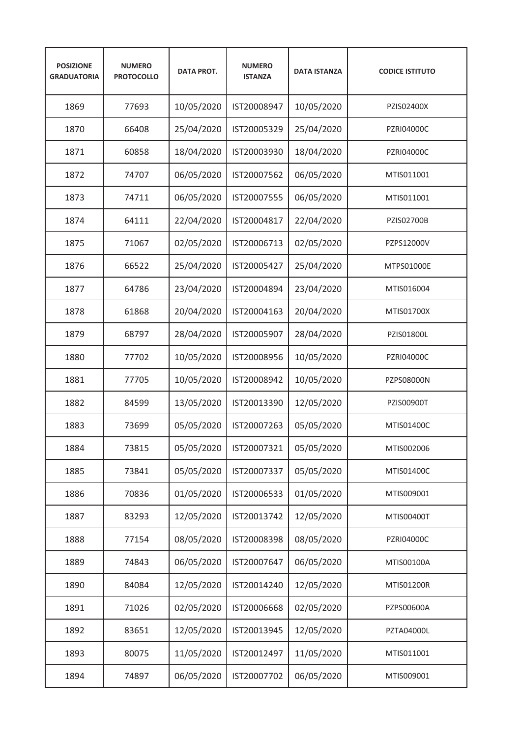| POSIZIONE GRADUATORIA | NUMERO PROTOCOLLO | DATA PROT. | NUMERO ISTANZA | DATA ISTANZA | CODICE ISTITUTO |
|---|---|---|---|---|---|
| 1869 | 77693 | 10/05/2020 | IST20008947 | 10/05/2020 | PZIS02400X |
| 1870 | 66408 | 25/04/2020 | IST20005329 | 25/04/2020 | PZRI04000C |
| 1871 | 60858 | 18/04/2020 | IST20003930 | 18/04/2020 | PZRI04000C |
| 1872 | 74707 | 06/05/2020 | IST20007562 | 06/05/2020 | MTIS011001 |
| 1873 | 74711 | 06/05/2020 | IST20007555 | 06/05/2020 | MTIS011001 |
| 1874 | 64111 | 22/04/2020 | IST20004817 | 22/04/2020 | PZIS02700B |
| 1875 | 71067 | 02/05/2020 | IST20006713 | 02/05/2020 | PZPS12000V |
| 1876 | 66522 | 25/04/2020 | IST20005427 | 25/04/2020 | MTPS01000E |
| 1877 | 64786 | 23/04/2020 | IST20004894 | 23/04/2020 | MTIS016004 |
| 1878 | 61868 | 20/04/2020 | IST20004163 | 20/04/2020 | MTIS01700X |
| 1879 | 68797 | 28/04/2020 | IST20005907 | 28/04/2020 | PZIS01800L |
| 1880 | 77702 | 10/05/2020 | IST20008956 | 10/05/2020 | PZRI04000C |
| 1881 | 77705 | 10/05/2020 | IST20008942 | 10/05/2020 | PZPS08000N |
| 1882 | 84599 | 13/05/2020 | IST20013390 | 12/05/2020 | PZIS00900T |
| 1883 | 73699 | 05/05/2020 | IST20007263 | 05/05/2020 | MTIS01400C |
| 1884 | 73815 | 05/05/2020 | IST20007321 | 05/05/2020 | MTIS002006 |
| 1885 | 73841 | 05/05/2020 | IST20007337 | 05/05/2020 | MTIS01400C |
| 1886 | 70836 | 01/05/2020 | IST20006533 | 01/05/2020 | MTIS009001 |
| 1887 | 83293 | 12/05/2020 | IST20013742 | 12/05/2020 | MTIS00400T |
| 1888 | 77154 | 08/05/2020 | IST20008398 | 08/05/2020 | PZRI04000C |
| 1889 | 74843 | 06/05/2020 | IST20007647 | 06/05/2020 | MTIS00100A |
| 1890 | 84084 | 12/05/2020 | IST20014240 | 12/05/2020 | MTIS01200R |
| 1891 | 71026 | 02/05/2020 | IST20006668 | 02/05/2020 | PZPS00600A |
| 1892 | 83651 | 12/05/2020 | IST20013945 | 12/05/2020 | PZTA04000L |
| 1893 | 80075 | 11/05/2020 | IST20012497 | 11/05/2020 | MTIS011001 |
| 1894 | 74897 | 06/05/2020 | IST20007702 | 06/05/2020 | MTIS009001 |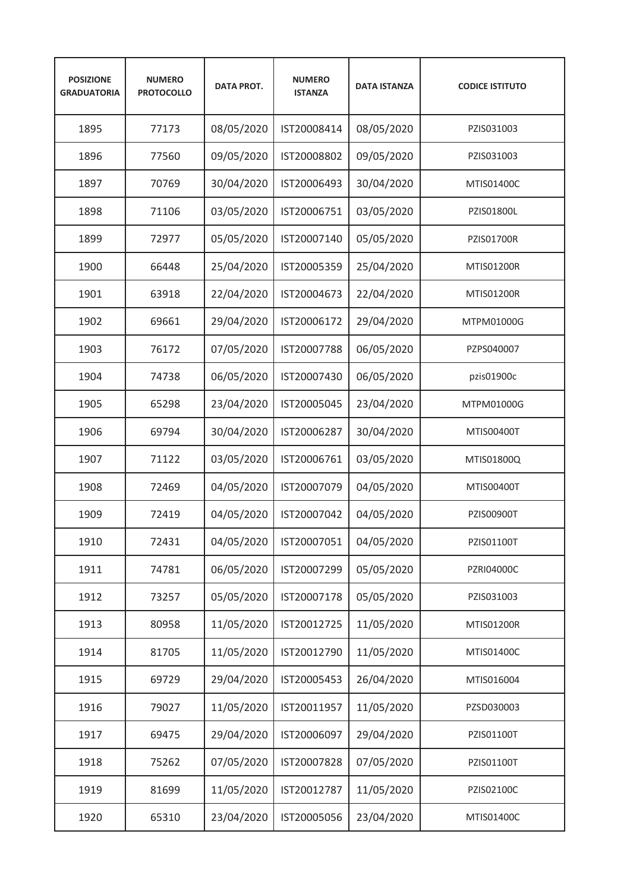| POSIZIONE GRADUATORIA | NUMERO PROTOCOLLO | DATA PROT. | NUMERO ISTANZA | DATA ISTANZA | CODICE ISTITUTO |
|---|---|---|---|---|---|
| 1895 | 77173 | 08/05/2020 | IST20008414 | 08/05/2020 | PZIS031003 |
| 1896 | 77560 | 09/05/2020 | IST20008802 | 09/05/2020 | PZIS031003 |
| 1897 | 70769 | 30/04/2020 | IST20006493 | 30/04/2020 | MTIS01400C |
| 1898 | 71106 | 03/05/2020 | IST20006751 | 03/05/2020 | PZIS01800L |
| 1899 | 72977 | 05/05/2020 | IST20007140 | 05/05/2020 | PZIS01700R |
| 1900 | 66448 | 25/04/2020 | IST20005359 | 25/04/2020 | MTIS01200R |
| 1901 | 63918 | 22/04/2020 | IST20004673 | 22/04/2020 | MTIS01200R |
| 1902 | 69661 | 29/04/2020 | IST20006172 | 29/04/2020 | MTPM01000G |
| 1903 | 76172 | 07/05/2020 | IST20007788 | 06/05/2020 | PZPS040007 |
| 1904 | 74738 | 06/05/2020 | IST20007430 | 06/05/2020 | pzis01900c |
| 1905 | 65298 | 23/04/2020 | IST20005045 | 23/04/2020 | MTPM01000G |
| 1906 | 69794 | 30/04/2020 | IST20006287 | 30/04/2020 | MTIS00400T |
| 1907 | 71122 | 03/05/2020 | IST20006761 | 03/05/2020 | MTIS01800Q |
| 1908 | 72469 | 04/05/2020 | IST20007079 | 04/05/2020 | MTIS00400T |
| 1909 | 72419 | 04/05/2020 | IST20007042 | 04/05/2020 | PZIS00900T |
| 1910 | 72431 | 04/05/2020 | IST20007051 | 04/05/2020 | PZIS01100T |
| 1911 | 74781 | 06/05/2020 | IST20007299 | 05/05/2020 | PZRI04000C |
| 1912 | 73257 | 05/05/2020 | IST20007178 | 05/05/2020 | PZIS031003 |
| 1913 | 80958 | 11/05/2020 | IST20012725 | 11/05/2020 | MTIS01200R |
| 1914 | 81705 | 11/05/2020 | IST20012790 | 11/05/2020 | MTIS01400C |
| 1915 | 69729 | 29/04/2020 | IST20005453 | 26/04/2020 | MTIS016004 |
| 1916 | 79027 | 11/05/2020 | IST20011957 | 11/05/2020 | PZSD030003 |
| 1917 | 69475 | 29/04/2020 | IST20006097 | 29/04/2020 | PZIS01100T |
| 1918 | 75262 | 07/05/2020 | IST20007828 | 07/05/2020 | PZIS01100T |
| 1919 | 81699 | 11/05/2020 | IST20012787 | 11/05/2020 | PZIS02100C |
| 1920 | 65310 | 23/04/2020 | IST20005056 | 23/04/2020 | MTIS01400C |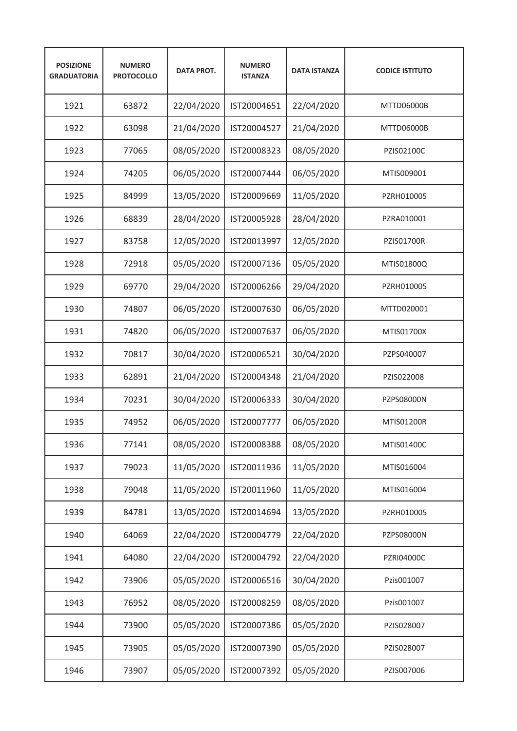| POSIZIONE GRADUATORIA | NUMERO PROTOCOLLO | DATA PROT. | NUMERO ISTANZA | DATA ISTANZA | CODICE ISTITUTO |
|---|---|---|---|---|---|
| 1921 | 63872 | 22/04/2020 | IST20004651 | 22/04/2020 | MTTD06000B |
| 1922 | 63098 | 21/04/2020 | IST20004527 | 21/04/2020 | MTTD06000B |
| 1923 | 77065 | 08/05/2020 | IST20008323 | 08/05/2020 | PZIS02100C |
| 1924 | 74205 | 06/05/2020 | IST20007444 | 06/05/2020 | MTIS009001 |
| 1925 | 84999 | 13/05/2020 | IST20009669 | 11/05/2020 | PZRH010005 |
| 1926 | 68839 | 28/04/2020 | IST20005928 | 28/04/2020 | PZRA010001 |
| 1927 | 83758 | 12/05/2020 | IST20013997 | 12/05/2020 | PZIS01700R |
| 1928 | 72918 | 05/05/2020 | IST20007136 | 05/05/2020 | MTIS01800Q |
| 1929 | 69770 | 29/04/2020 | IST20006266 | 29/04/2020 | PZRH010005 |
| 1930 | 74807 | 06/05/2020 | IST20007630 | 06/05/2020 | MTTD020001 |
| 1931 | 74820 | 06/05/2020 | IST20007637 | 06/05/2020 | MTIS01700X |
| 1932 | 70817 | 30/04/2020 | IST20006521 | 30/04/2020 | PZPS040007 |
| 1933 | 62891 | 21/04/2020 | IST20004348 | 21/04/2020 | PZIS022008 |
| 1934 | 70231 | 30/04/2020 | IST20006333 | 30/04/2020 | PZPS08000N |
| 1935 | 74952 | 06/05/2020 | IST20007777 | 06/05/2020 | MTIS01200R |
| 1936 | 77141 | 08/05/2020 | IST20008388 | 08/05/2020 | MTIS01400C |
| 1937 | 79023 | 11/05/2020 | IST20011936 | 11/05/2020 | MTIS016004 |
| 1938 | 79048 | 11/05/2020 | IST20011960 | 11/05/2020 | MTIS016004 |
| 1939 | 84781 | 13/05/2020 | IST20014694 | 13/05/2020 | PZRH010005 |
| 1940 | 64069 | 22/04/2020 | IST20004779 | 22/04/2020 | PZPS08000N |
| 1941 | 64080 | 22/04/2020 | IST20004792 | 22/04/2020 | PZRI04000C |
| 1942 | 73906 | 05/05/2020 | IST20006516 | 30/04/2020 | Pzis001007 |
| 1943 | 76952 | 08/05/2020 | IST20008259 | 08/05/2020 | Pzis001007 |
| 1944 | 73900 | 05/05/2020 | IST20007386 | 05/05/2020 | PZIS028007 |
| 1945 | 73905 | 05/05/2020 | IST20007390 | 05/05/2020 | PZIS028007 |
| 1946 | 73907 | 05/05/2020 | IST20007392 | 05/05/2020 | PZIS007006 |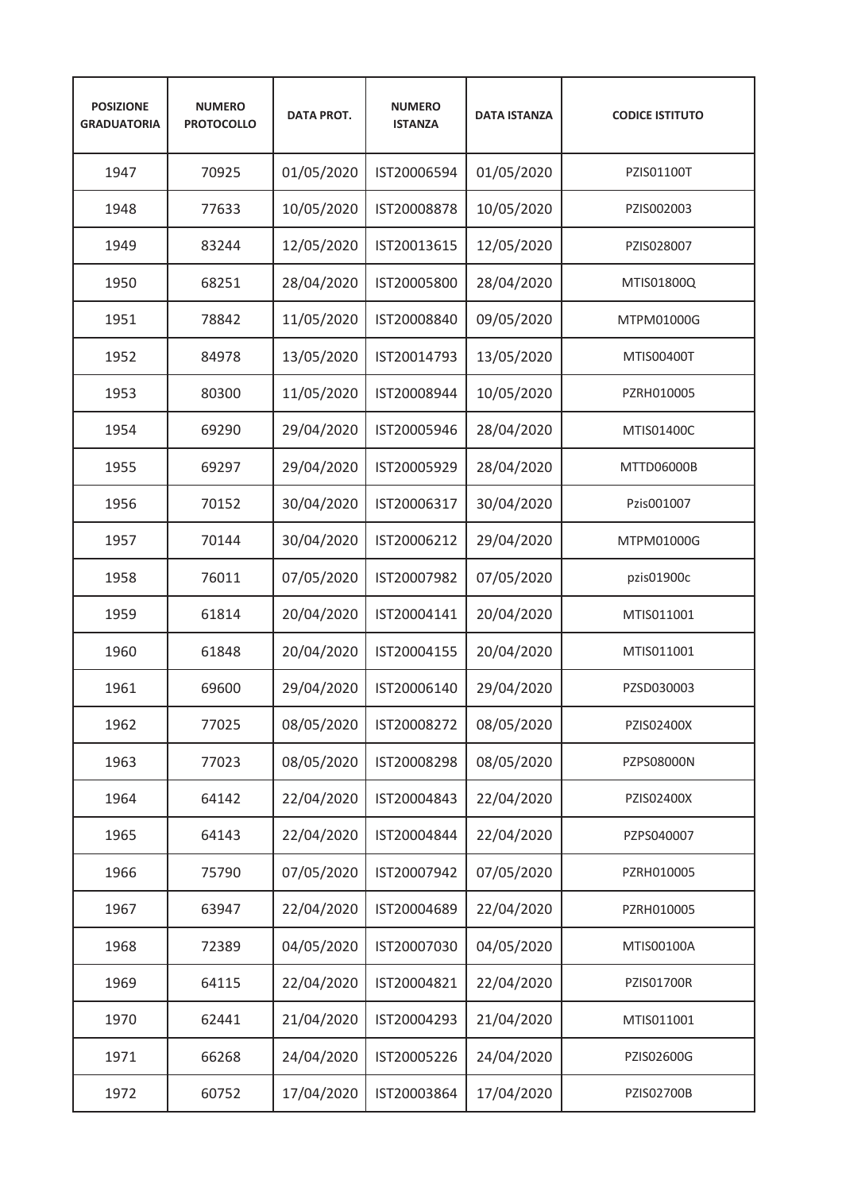| POSIZIONE GRADUATORIA | NUMERO PROTOCOLLO | DATA PROT. | NUMERO ISTANZA | DATA ISTANZA | CODICE ISTITUTO |
|---|---|---|---|---|---|
| 1947 | 70925 | 01/05/2020 | IST20006594 | 01/05/2020 | PZIS01100T |
| 1948 | 77633 | 10/05/2020 | IST20008878 | 10/05/2020 | PZIS002003 |
| 1949 | 83244 | 12/05/2020 | IST20013615 | 12/05/2020 | PZIS028007 |
| 1950 | 68251 | 28/04/2020 | IST20005800 | 28/04/2020 | MTIS01800Q |
| 1951 | 78842 | 11/05/2020 | IST20008840 | 09/05/2020 | MTPM01000G |
| 1952 | 84978 | 13/05/2020 | IST20014793 | 13/05/2020 | MTIS00400T |
| 1953 | 80300 | 11/05/2020 | IST20008944 | 10/05/2020 | PZRH010005 |
| 1954 | 69290 | 29/04/2020 | IST20005946 | 28/04/2020 | MTIS01400C |
| 1955 | 69297 | 29/04/2020 | IST20005929 | 28/04/2020 | MTTD06000B |
| 1956 | 70152 | 30/04/2020 | IST20006317 | 30/04/2020 | Pzis001007 |
| 1957 | 70144 | 30/04/2020 | IST20006212 | 29/04/2020 | MTPM01000G |
| 1958 | 76011 | 07/05/2020 | IST20007982 | 07/05/2020 | pzis01900c |
| 1959 | 61814 | 20/04/2020 | IST20004141 | 20/04/2020 | MTIS011001 |
| 1960 | 61848 | 20/04/2020 | IST20004155 | 20/04/2020 | MTIS011001 |
| 1961 | 69600 | 29/04/2020 | IST20006140 | 29/04/2020 | PZSD030003 |
| 1962 | 77025 | 08/05/2020 | IST20008272 | 08/05/2020 | PZIS02400X |
| 1963 | 77023 | 08/05/2020 | IST20008298 | 08/05/2020 | PZPS08000N |
| 1964 | 64142 | 22/04/2020 | IST20004843 | 22/04/2020 | PZIS02400X |
| 1965 | 64143 | 22/04/2020 | IST20004844 | 22/04/2020 | PZPS040007 |
| 1966 | 75790 | 07/05/2020 | IST20007942 | 07/05/2020 | PZRH010005 |
| 1967 | 63947 | 22/04/2020 | IST20004689 | 22/04/2020 | PZRH010005 |
| 1968 | 72389 | 04/05/2020 | IST20007030 | 04/05/2020 | MTIS00100A |
| 1969 | 64115 | 22/04/2020 | IST20004821 | 22/04/2020 | PZIS01700R |
| 1970 | 62441 | 21/04/2020 | IST20004293 | 21/04/2020 | MTIS011001 |
| 1971 | 66268 | 24/04/2020 | IST20005226 | 24/04/2020 | PZIS02600G |
| 1972 | 60752 | 17/04/2020 | IST20003864 | 17/04/2020 | PZIS02700B |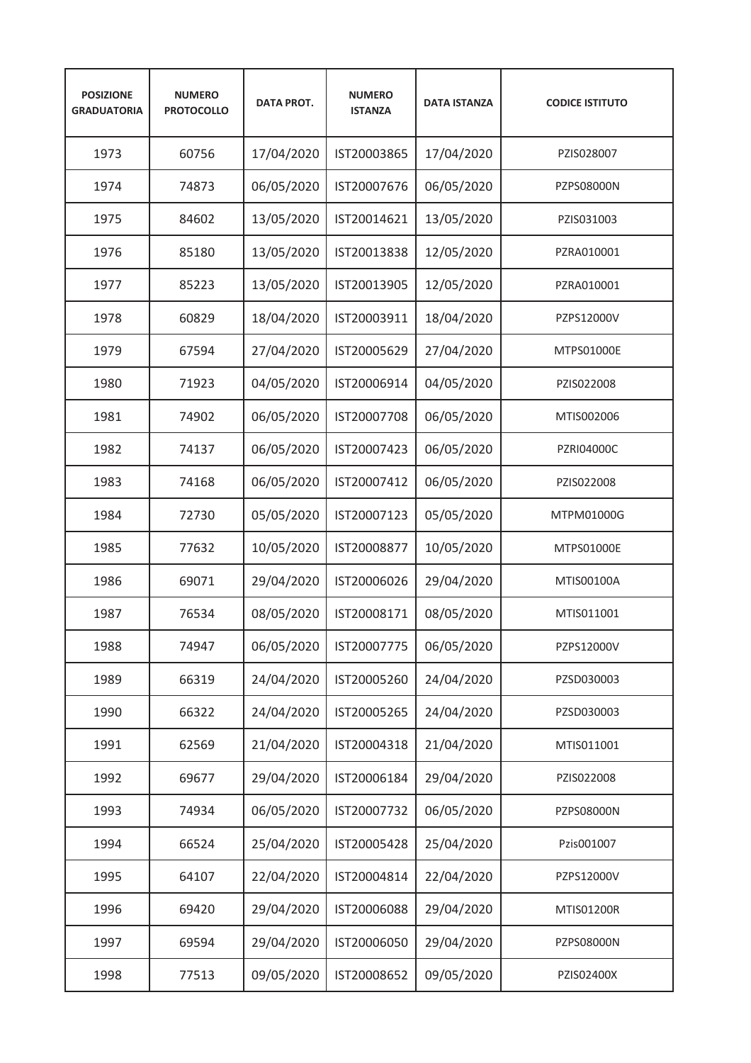| POSIZIONE GRADUATORIA | NUMERO PROTOCOLLO | DATA PROT. | NUMERO ISTANZA | DATA ISTANZA | CODICE ISTITUTO |
|---|---|---|---|---|---|
| 1973 | 60756 | 17/04/2020 | IST20003865 | 17/04/2020 | PZIS028007 |
| 1974 | 74873 | 06/05/2020 | IST20007676 | 06/05/2020 | PZPS08000N |
| 1975 | 84602 | 13/05/2020 | IST20014621 | 13/05/2020 | PZIS031003 |
| 1976 | 85180 | 13/05/2020 | IST20013838 | 12/05/2020 | PZRA010001 |
| 1977 | 85223 | 13/05/2020 | IST20013905 | 12/05/2020 | PZRA010001 |
| 1978 | 60829 | 18/04/2020 | IST20003911 | 18/04/2020 | PZPS12000V |
| 1979 | 67594 | 27/04/2020 | IST20005629 | 27/04/2020 | MTPS01000E |
| 1980 | 71923 | 04/05/2020 | IST20006914 | 04/05/2020 | PZIS022008 |
| 1981 | 74902 | 06/05/2020 | IST20007708 | 06/05/2020 | MTIS002006 |
| 1982 | 74137 | 06/05/2020 | IST20007423 | 06/05/2020 | PZRI04000C |
| 1983 | 74168 | 06/05/2020 | IST20007412 | 06/05/2020 | PZIS022008 |
| 1984 | 72730 | 05/05/2020 | IST20007123 | 05/05/2020 | MTPM01000G |
| 1985 | 77632 | 10/05/2020 | IST20008877 | 10/05/2020 | MTPS01000E |
| 1986 | 69071 | 29/04/2020 | IST20006026 | 29/04/2020 | MTIS00100A |
| 1987 | 76534 | 08/05/2020 | IST20008171 | 08/05/2020 | MTIS011001 |
| 1988 | 74947 | 06/05/2020 | IST20007775 | 06/05/2020 | PZPS12000V |
| 1989 | 66319 | 24/04/2020 | IST20005260 | 24/04/2020 | PZSD030003 |
| 1990 | 66322 | 24/04/2020 | IST20005265 | 24/04/2020 | PZSD030003 |
| 1991 | 62569 | 21/04/2020 | IST20004318 | 21/04/2020 | MTIS011001 |
| 1992 | 69677 | 29/04/2020 | IST20006184 | 29/04/2020 | PZIS022008 |
| 1993 | 74934 | 06/05/2020 | IST20007732 | 06/05/2020 | PZPS08000N |
| 1994 | 66524 | 25/04/2020 | IST20005428 | 25/04/2020 | Pzis001007 |
| 1995 | 64107 | 22/04/2020 | IST20004814 | 22/04/2020 | PZPS12000V |
| 1996 | 69420 | 29/04/2020 | IST20006088 | 29/04/2020 | MTIS01200R |
| 1997 | 69594 | 29/04/2020 | IST20006050 | 29/04/2020 | PZPS08000N |
| 1998 | 77513 | 09/05/2020 | IST20008652 | 09/05/2020 | PZIS02400X |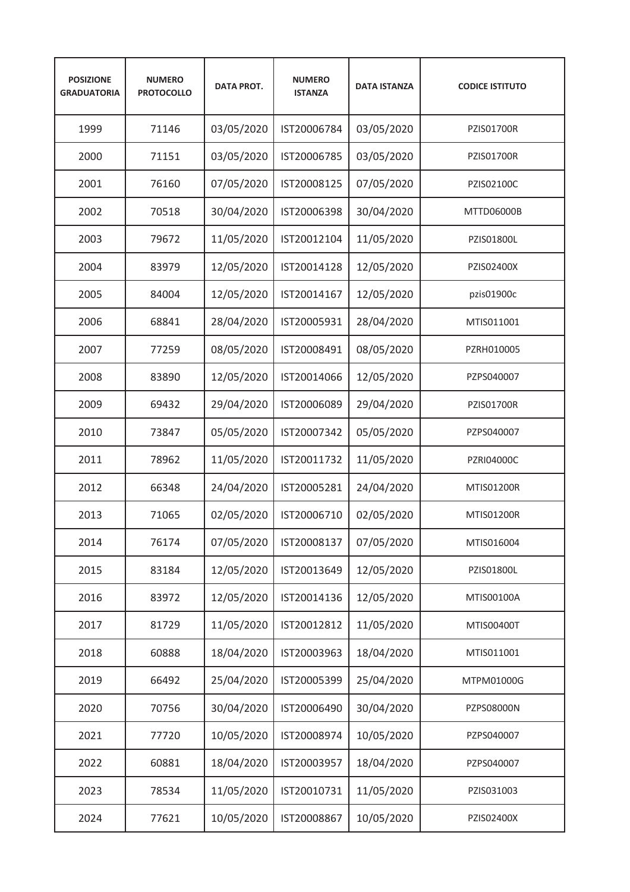| POSIZIONE GRADUATORIA | NUMERO PROTOCOLLO | DATA PROT. | NUMERO ISTANZA | DATA ISTANZA | CODICE ISTITUTO |
|---|---|---|---|---|---|
| 1999 | 71146 | 03/05/2020 | IST20006784 | 03/05/2020 | PZIS01700R |
| 2000 | 71151 | 03/05/2020 | IST20006785 | 03/05/2020 | PZIS01700R |
| 2001 | 76160 | 07/05/2020 | IST20008125 | 07/05/2020 | PZIS02100C |
| 2002 | 70518 | 30/04/2020 | IST20006398 | 30/04/2020 | MTTD06000B |
| 2003 | 79672 | 11/05/2020 | IST20012104 | 11/05/2020 | PZIS01800L |
| 2004 | 83979 | 12/05/2020 | IST20014128 | 12/05/2020 | PZIS02400X |
| 2005 | 84004 | 12/05/2020 | IST20014167 | 12/05/2020 | pzis01900c |
| 2006 | 68841 | 28/04/2020 | IST20005931 | 28/04/2020 | MTIS011001 |
| 2007 | 77259 | 08/05/2020 | IST20008491 | 08/05/2020 | PZRH010005 |
| 2008 | 83890 | 12/05/2020 | IST20014066 | 12/05/2020 | PZPS040007 |
| 2009 | 69432 | 29/04/2020 | IST20006089 | 29/04/2020 | PZIS01700R |
| 2010 | 73847 | 05/05/2020 | IST20007342 | 05/05/2020 | PZPS040007 |
| 2011 | 78962 | 11/05/2020 | IST20011732 | 11/05/2020 | PZRI04000C |
| 2012 | 66348 | 24/04/2020 | IST20005281 | 24/04/2020 | MTIS01200R |
| 2013 | 71065 | 02/05/2020 | IST20006710 | 02/05/2020 | MTIS01200R |
| 2014 | 76174 | 07/05/2020 | IST20008137 | 07/05/2020 | MTIS016004 |
| 2015 | 83184 | 12/05/2020 | IST20013649 | 12/05/2020 | PZIS01800L |
| 2016 | 83972 | 12/05/2020 | IST20014136 | 12/05/2020 | MTIS00100A |
| 2017 | 81729 | 11/05/2020 | IST20012812 | 11/05/2020 | MTIS00400T |
| 2018 | 60888 | 18/04/2020 | IST20003963 | 18/04/2020 | MTIS011001 |
| 2019 | 66492 | 25/04/2020 | IST20005399 | 25/04/2020 | MTPM01000G |
| 2020 | 70756 | 30/04/2020 | IST20006490 | 30/04/2020 | PZPS08000N |
| 2021 | 77720 | 10/05/2020 | IST20008974 | 10/05/2020 | PZPS040007 |
| 2022 | 60881 | 18/04/2020 | IST20003957 | 18/04/2020 | PZPS040007 |
| 2023 | 78534 | 11/05/2020 | IST20010731 | 11/05/2020 | PZIS031003 |
| 2024 | 77621 | 10/05/2020 | IST20008867 | 10/05/2020 | PZIS02400X |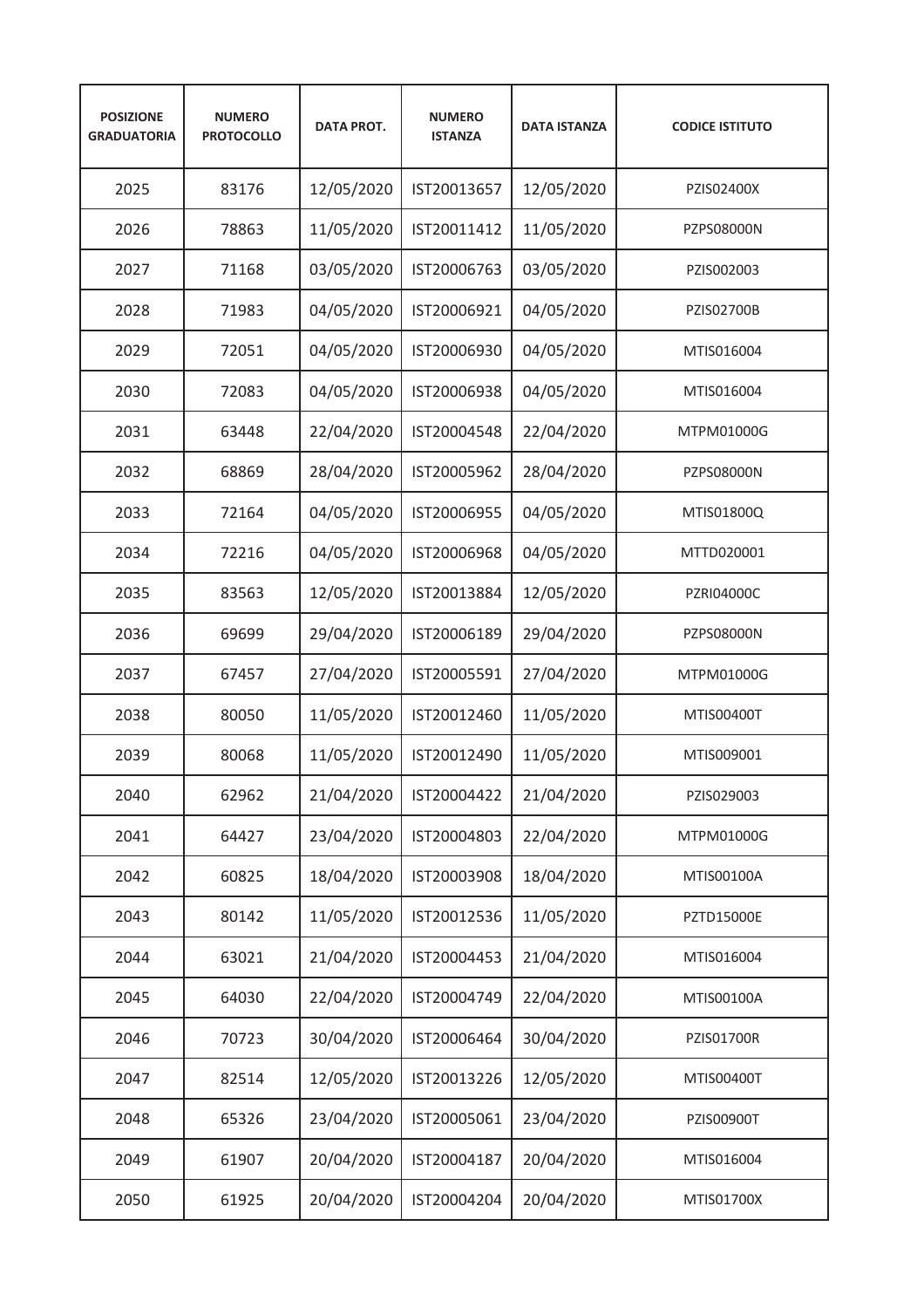| POSIZIONE GRADUATORIA | NUMERO PROTOCOLLO | DATA PROT. | NUMERO ISTANZA | DATA ISTANZA | CODICE ISTITUTO |
|---|---|---|---|---|---|
| 2025 | 83176 | 12/05/2020 | IST20013657 | 12/05/2020 | PZIS02400X |
| 2026 | 78863 | 11/05/2020 | IST20011412 | 11/05/2020 | PZPS08000N |
| 2027 | 71168 | 03/05/2020 | IST20006763 | 03/05/2020 | PZIS002003 |
| 2028 | 71983 | 04/05/2020 | IST20006921 | 04/05/2020 | PZIS02700B |
| 2029 | 72051 | 04/05/2020 | IST20006930 | 04/05/2020 | MTIS016004 |
| 2030 | 72083 | 04/05/2020 | IST20006938 | 04/05/2020 | MTIS016004 |
| 2031 | 63448 | 22/04/2020 | IST20004548 | 22/04/2020 | MTPM01000G |
| 2032 | 68869 | 28/04/2020 | IST20005962 | 28/04/2020 | PZPS08000N |
| 2033 | 72164 | 04/05/2020 | IST20006955 | 04/05/2020 | MTIS01800Q |
| 2034 | 72216 | 04/05/2020 | IST20006968 | 04/05/2020 | MTTD020001 |
| 2035 | 83563 | 12/05/2020 | IST20013884 | 12/05/2020 | PZRI04000C |
| 2036 | 69699 | 29/04/2020 | IST20006189 | 29/04/2020 | PZPS08000N |
| 2037 | 67457 | 27/04/2020 | IST20005591 | 27/04/2020 | MTPM01000G |
| 2038 | 80050 | 11/05/2020 | IST20012460 | 11/05/2020 | MTIS00400T |
| 2039 | 80068 | 11/05/2020 | IST20012490 | 11/05/2020 | MTIS009001 |
| 2040 | 62962 | 21/04/2020 | IST20004422 | 21/04/2020 | PZIS029003 |
| 2041 | 64427 | 23/04/2020 | IST20004803 | 22/04/2020 | MTPM01000G |
| 2042 | 60825 | 18/04/2020 | IST20003908 | 18/04/2020 | MTIS00100A |
| 2043 | 80142 | 11/05/2020 | IST20012536 | 11/05/2020 | PZTD15000E |
| 2044 | 63021 | 21/04/2020 | IST20004453 | 21/04/2020 | MTIS016004 |
| 2045 | 64030 | 22/04/2020 | IST20004749 | 22/04/2020 | MTIS00100A |
| 2046 | 70723 | 30/04/2020 | IST20006464 | 30/04/2020 | PZIS01700R |
| 2047 | 82514 | 12/05/2020 | IST20013226 | 12/05/2020 | MTIS00400T |
| 2048 | 65326 | 23/04/2020 | IST20005061 | 23/04/2020 | PZIS00900T |
| 2049 | 61907 | 20/04/2020 | IST20004187 | 20/04/2020 | MTIS016004 |
| 2050 | 61925 | 20/04/2020 | IST20004204 | 20/04/2020 | MTIS01700X |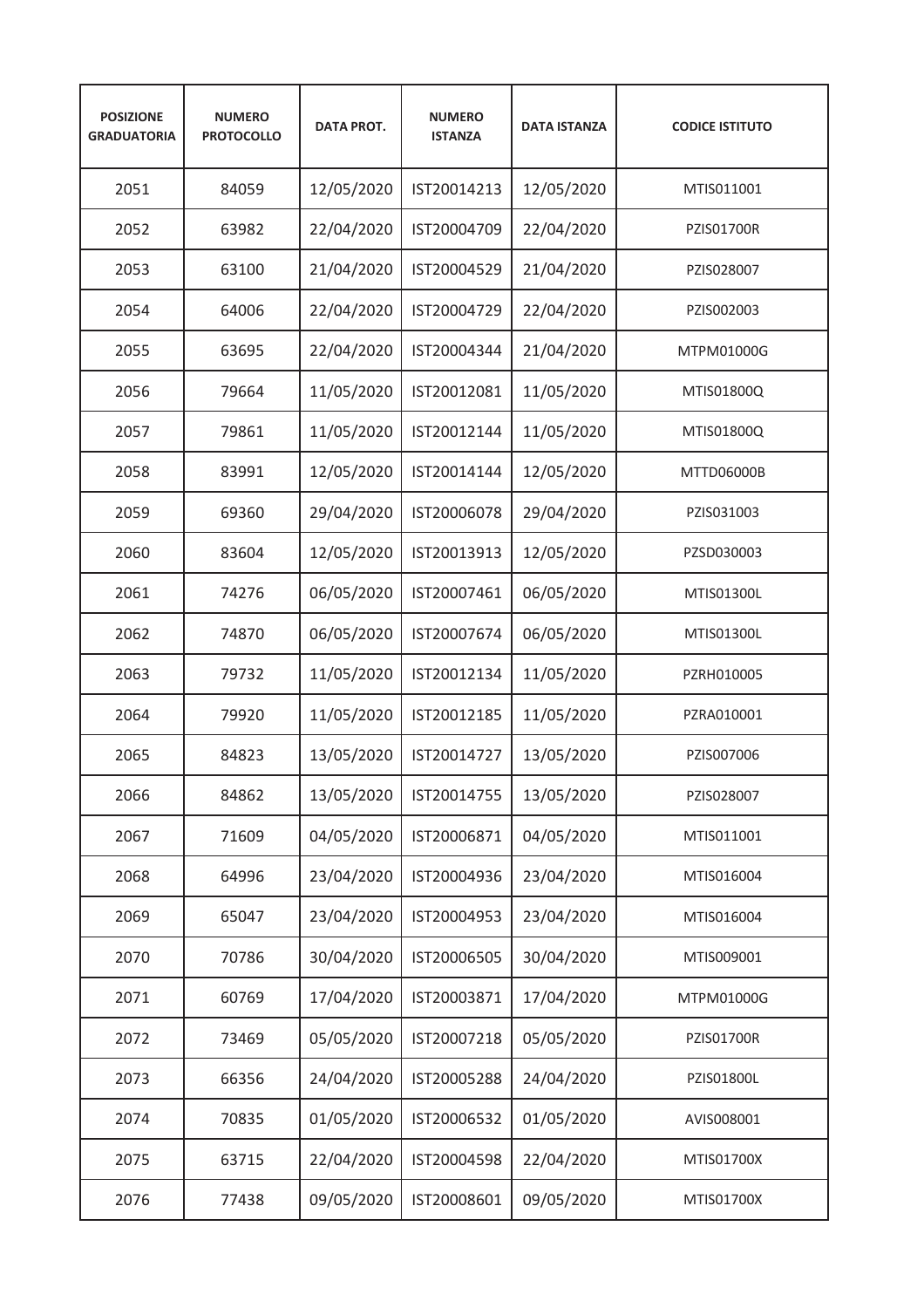| POSIZIONE GRADUATORIA | NUMERO PROTOCOLLO | DATA PROT. | NUMERO ISTANZA | DATA ISTANZA | CODICE ISTITUTO |
|---|---|---|---|---|---|
| 2051 | 84059 | 12/05/2020 | IST20014213 | 12/05/2020 | MTIS011001 |
| 2052 | 63982 | 22/04/2020 | IST20004709 | 22/04/2020 | PZIS01700R |
| 2053 | 63100 | 21/04/2020 | IST20004529 | 21/04/2020 | PZIS028007 |
| 2054 | 64006 | 22/04/2020 | IST20004729 | 22/04/2020 | PZIS002003 |
| 2055 | 63695 | 22/04/2020 | IST20004344 | 21/04/2020 | MTPM01000G |
| 2056 | 79664 | 11/05/2020 | IST20012081 | 11/05/2020 | MTIS01800Q |
| 2057 | 79861 | 11/05/2020 | IST20012144 | 11/05/2020 | MTIS01800Q |
| 2058 | 83991 | 12/05/2020 | IST20014144 | 12/05/2020 | MTTD06000B |
| 2059 | 69360 | 29/04/2020 | IST20006078 | 29/04/2020 | PZIS031003 |
| 2060 | 83604 | 12/05/2020 | IST20013913 | 12/05/2020 | PZSD030003 |
| 2061 | 74276 | 06/05/2020 | IST20007461 | 06/05/2020 | MTIS01300L |
| 2062 | 74870 | 06/05/2020 | IST20007674 | 06/05/2020 | MTIS01300L |
| 2063 | 79732 | 11/05/2020 | IST20012134 | 11/05/2020 | PZRH010005 |
| 2064 | 79920 | 11/05/2020 | IST20012185 | 11/05/2020 | PZRA010001 |
| 2065 | 84823 | 13/05/2020 | IST20014727 | 13/05/2020 | PZIS007006 |
| 2066 | 84862 | 13/05/2020 | IST20014755 | 13/05/2020 | PZIS028007 |
| 2067 | 71609 | 04/05/2020 | IST20006871 | 04/05/2020 | MTIS011001 |
| 2068 | 64996 | 23/04/2020 | IST20004936 | 23/04/2020 | MTIS016004 |
| 2069 | 65047 | 23/04/2020 | IST20004953 | 23/04/2020 | MTIS016004 |
| 2070 | 70786 | 30/04/2020 | IST20006505 | 30/04/2020 | MTIS009001 |
| 2071 | 60769 | 17/04/2020 | IST20003871 | 17/04/2020 | MTPM01000G |
| 2072 | 73469 | 05/05/2020 | IST20007218 | 05/05/2020 | PZIS01700R |
| 2073 | 66356 | 24/04/2020 | IST20005288 | 24/04/2020 | PZIS01800L |
| 2074 | 70835 | 01/05/2020 | IST20006532 | 01/05/2020 | AVIS008001 |
| 2075 | 63715 | 22/04/2020 | IST20004598 | 22/04/2020 | MTIS01700X |
| 2076 | 77438 | 09/05/2020 | IST20008601 | 09/05/2020 | MTIS01700X |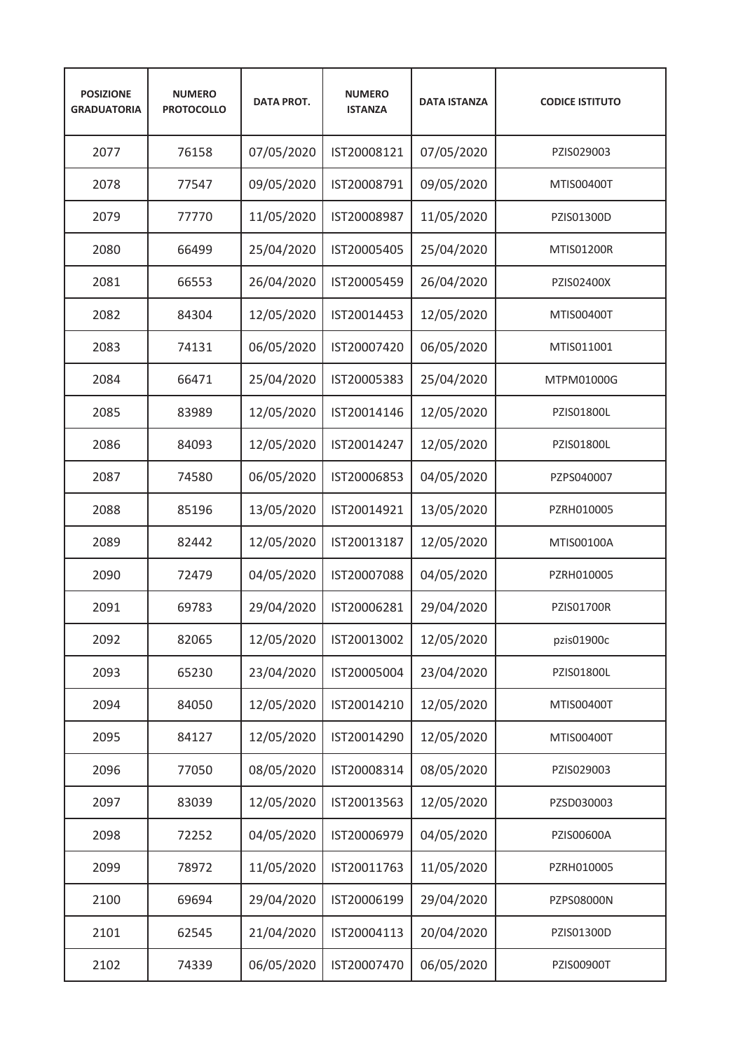| POSIZIONE GRADUATORIA | NUMERO PROTOCOLLO | DATA PROT. | NUMERO ISTANZA | DATA ISTANZA | CODICE ISTITUTO |
|---|---|---|---|---|---|
| 2077 | 76158 | 07/05/2020 | IST20008121 | 07/05/2020 | PZIS029003 |
| 2078 | 77547 | 09/05/2020 | IST20008791 | 09/05/2020 | MTIS00400T |
| 2079 | 77770 | 11/05/2020 | IST20008987 | 11/05/2020 | PZIS01300D |
| 2080 | 66499 | 25/04/2020 | IST20005405 | 25/04/2020 | MTIS01200R |
| 2081 | 66553 | 26/04/2020 | IST20005459 | 26/04/2020 | PZIS02400X |
| 2082 | 84304 | 12/05/2020 | IST20014453 | 12/05/2020 | MTIS00400T |
| 2083 | 74131 | 06/05/2020 | IST20007420 | 06/05/2020 | MTIS011001 |
| 2084 | 66471 | 25/04/2020 | IST20005383 | 25/04/2020 | MTPM01000G |
| 2085 | 83989 | 12/05/2020 | IST20014146 | 12/05/2020 | PZIS01800L |
| 2086 | 84093 | 12/05/2020 | IST20014247 | 12/05/2020 | PZIS01800L |
| 2087 | 74580 | 06/05/2020 | IST20006853 | 04/05/2020 | PZPS040007 |
| 2088 | 85196 | 13/05/2020 | IST20014921 | 13/05/2020 | PZRH010005 |
| 2089 | 82442 | 12/05/2020 | IST20013187 | 12/05/2020 | MTIS00100A |
| 2090 | 72479 | 04/05/2020 | IST20007088 | 04/05/2020 | PZRH010005 |
| 2091 | 69783 | 29/04/2020 | IST20006281 | 29/04/2020 | PZIS01700R |
| 2092 | 82065 | 12/05/2020 | IST20013002 | 12/05/2020 | pzis01900c |
| 2093 | 65230 | 23/04/2020 | IST20005004 | 23/04/2020 | PZIS01800L |
| 2094 | 84050 | 12/05/2020 | IST20014210 | 12/05/2020 | MTIS00400T |
| 2095 | 84127 | 12/05/2020 | IST20014290 | 12/05/2020 | MTIS00400T |
| 2096 | 77050 | 08/05/2020 | IST20008314 | 08/05/2020 | PZIS029003 |
| 2097 | 83039 | 12/05/2020 | IST20013563 | 12/05/2020 | PZSD030003 |
| 2098 | 72252 | 04/05/2020 | IST20006979 | 04/05/2020 | PZIS00600A |
| 2099 | 78972 | 11/05/2020 | IST20011763 | 11/05/2020 | PZRH010005 |
| 2100 | 69694 | 29/04/2020 | IST20006199 | 29/04/2020 | PZPS08000N |
| 2101 | 62545 | 21/04/2020 | IST20004113 | 20/04/2020 | PZIS01300D |
| 2102 | 74339 | 06/05/2020 | IST20007470 | 06/05/2020 | PZIS00900T |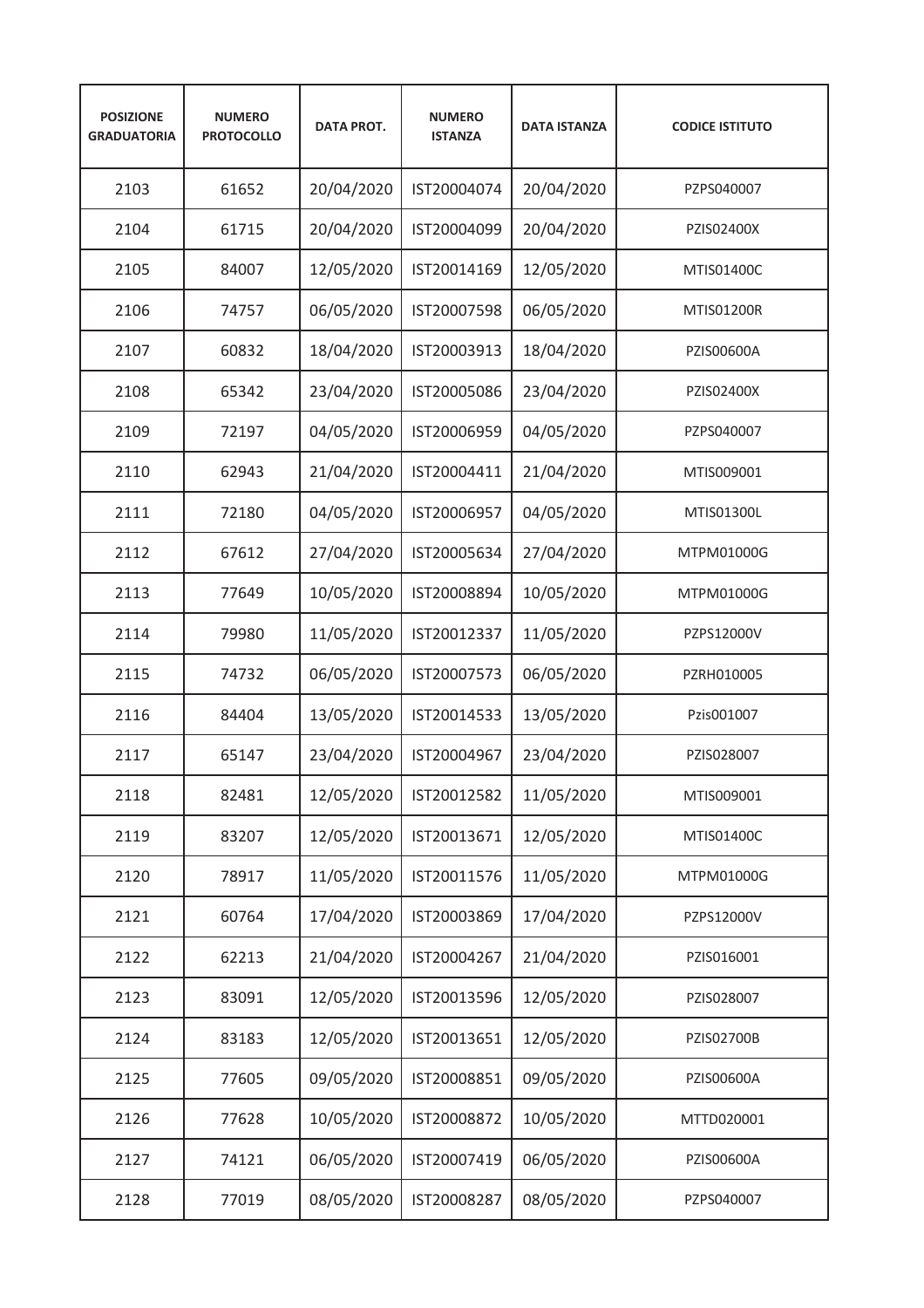| POSIZIONE GRADUATORIA | NUMERO PROTOCOLLO | DATA PROT. | NUMERO ISTANZA | DATA ISTANZA | CODICE ISTITUTO |
|---|---|---|---|---|---|
| 2103 | 61652 | 20/04/2020 | IST20004074 | 20/04/2020 | PZPS040007 |
| 2104 | 61715 | 20/04/2020 | IST20004099 | 20/04/2020 | PZIS02400X |
| 2105 | 84007 | 12/05/2020 | IST20014169 | 12/05/2020 | MTIS01400C |
| 2106 | 74757 | 06/05/2020 | IST20007598 | 06/05/2020 | MTIS01200R |
| 2107 | 60832 | 18/04/2020 | IST20003913 | 18/04/2020 | PZIS00600A |
| 2108 | 65342 | 23/04/2020 | IST20005086 | 23/04/2020 | PZIS02400X |
| 2109 | 72197 | 04/05/2020 | IST20006959 | 04/05/2020 | PZPS040007 |
| 2110 | 62943 | 21/04/2020 | IST20004411 | 21/04/2020 | MTIS009001 |
| 2111 | 72180 | 04/05/2020 | IST20006957 | 04/05/2020 | MTIS01300L |
| 2112 | 67612 | 27/04/2020 | IST20005634 | 27/04/2020 | MTPM01000G |
| 2113 | 77649 | 10/05/2020 | IST20008894 | 10/05/2020 | MTPM01000G |
| 2114 | 79980 | 11/05/2020 | IST20012337 | 11/05/2020 | PZPS12000V |
| 2115 | 74732 | 06/05/2020 | IST20007573 | 06/05/2020 | PZRH010005 |
| 2116 | 84404 | 13/05/2020 | IST20014533 | 13/05/2020 | Pzis001007 |
| 2117 | 65147 | 23/04/2020 | IST20004967 | 23/04/2020 | PZIS028007 |
| 2118 | 82481 | 12/05/2020 | IST20012582 | 11/05/2020 | MTIS009001 |
| 2119 | 83207 | 12/05/2020 | IST20013671 | 12/05/2020 | MTIS01400C |
| 2120 | 78917 | 11/05/2020 | IST20011576 | 11/05/2020 | MTPM01000G |
| 2121 | 60764 | 17/04/2020 | IST20003869 | 17/04/2020 | PZPS12000V |
| 2122 | 62213 | 21/04/2020 | IST20004267 | 21/04/2020 | PZIS016001 |
| 2123 | 83091 | 12/05/2020 | IST20013596 | 12/05/2020 | PZIS028007 |
| 2124 | 83183 | 12/05/2020 | IST20013651 | 12/05/2020 | PZIS02700B |
| 2125 | 77605 | 09/05/2020 | IST20008851 | 09/05/2020 | PZIS00600A |
| 2126 | 77628 | 10/05/2020 | IST20008872 | 10/05/2020 | MTTD020001 |
| 2127 | 74121 | 06/05/2020 | IST20007419 | 06/05/2020 | PZIS00600A |
| 2128 | 77019 | 08/05/2020 | IST20008287 | 08/05/2020 | PZPS040007 |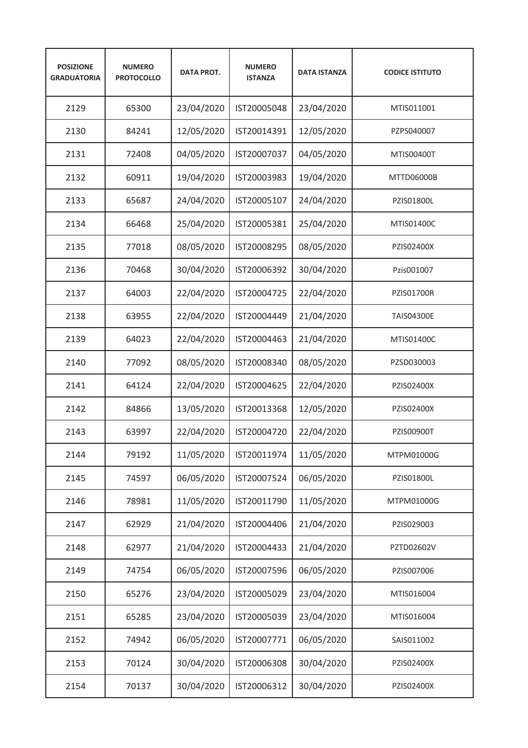| POSIZIONE GRADUATORIA | NUMERO PROTOCOLLO | DATA PROT. | NUMERO ISTANZA | DATA ISTANZA | CODICE ISTITUTO |
|---|---|---|---|---|---|
| 2129 | 65300 | 23/04/2020 | IST20005048 | 23/04/2020 | MTIS011001 |
| 2130 | 84241 | 12/05/2020 | IST20014391 | 12/05/2020 | PZPS040007 |
| 2131 | 72408 | 04/05/2020 | IST20007037 | 04/05/2020 | MTIS00400T |
| 2132 | 60911 | 19/04/2020 | IST20003983 | 19/04/2020 | MTTD06000B |
| 2133 | 65687 | 24/04/2020 | IST20005107 | 24/04/2020 | PZIS01800L |
| 2134 | 66468 | 25/04/2020 | IST20005381 | 25/04/2020 | MTIS01400C |
| 2135 | 77018 | 08/05/2020 | IST20008295 | 08/05/2020 | PZIS02400X |
| 2136 | 70468 | 30/04/2020 | IST20006392 | 30/04/2020 | Pzis001007 |
| 2137 | 64003 | 22/04/2020 | IST20004725 | 22/04/2020 | PZIS01700R |
| 2138 | 63955 | 22/04/2020 | IST20004449 | 21/04/2020 | TAIS04300E |
| 2139 | 64023 | 22/04/2020 | IST20004463 | 21/04/2020 | MTIS01400C |
| 2140 | 77092 | 08/05/2020 | IST20008340 | 08/05/2020 | PZSD030003 |
| 2141 | 64124 | 22/04/2020 | IST20004625 | 22/04/2020 | PZIS02400X |
| 2142 | 84866 | 13/05/2020 | IST20013368 | 12/05/2020 | PZIS02400X |
| 2143 | 63997 | 22/04/2020 | IST20004720 | 22/04/2020 | PZIS00900T |
| 2144 | 79192 | 11/05/2020 | IST20011974 | 11/05/2020 | MTPM01000G |
| 2145 | 74597 | 06/05/2020 | IST20007524 | 06/05/2020 | PZIS01800L |
| 2146 | 78981 | 11/05/2020 | IST20011790 | 11/05/2020 | MTPM01000G |
| 2147 | 62929 | 21/04/2020 | IST20004406 | 21/04/2020 | PZIS029003 |
| 2148 | 62977 | 21/04/2020 | IST20004433 | 21/04/2020 | PZTD02602V |
| 2149 | 74754 | 06/05/2020 | IST20007596 | 06/05/2020 | PZIS007006 |
| 2150 | 65276 | 23/04/2020 | IST20005029 | 23/04/2020 | MTIS016004 |
| 2151 | 65285 | 23/04/2020 | IST20005039 | 23/04/2020 | MTIS016004 |
| 2152 | 74942 | 06/05/2020 | IST20007771 | 06/05/2020 | SAIS011002 |
| 2153 | 70124 | 30/04/2020 | IST20006308 | 30/04/2020 | PZIS02400X |
| 2154 | 70137 | 30/04/2020 | IST20006312 | 30/04/2020 | PZIS02400X |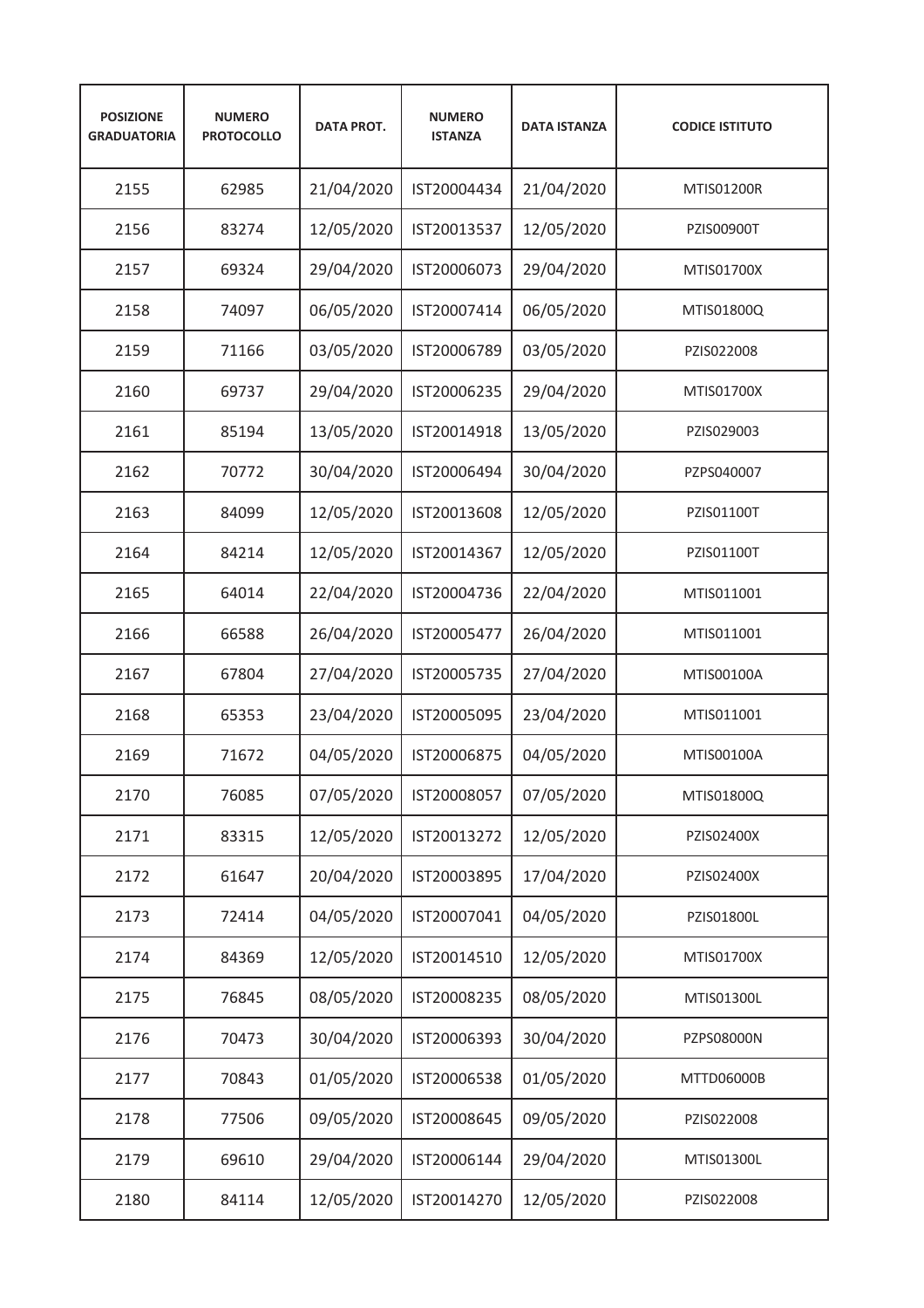| POSIZIONE GRADUATORIA | NUMERO PROTOCOLLO | DATA PROT. | NUMERO ISTANZA | DATA ISTANZA | CODICE ISTITUTO |
|---|---|---|---|---|---|
| 2155 | 62985 | 21/04/2020 | IST20004434 | 21/04/2020 | MTIS01200R |
| 2156 | 83274 | 12/05/2020 | IST20013537 | 12/05/2020 | PZIS00900T |
| 2157 | 69324 | 29/04/2020 | IST20006073 | 29/04/2020 | MTIS01700X |
| 2158 | 74097 | 06/05/2020 | IST20007414 | 06/05/2020 | MTIS01800Q |
| 2159 | 71166 | 03/05/2020 | IST20006789 | 03/05/2020 | PZIS022008 |
| 2160 | 69737 | 29/04/2020 | IST20006235 | 29/04/2020 | MTIS01700X |
| 2161 | 85194 | 13/05/2020 | IST20014918 | 13/05/2020 | PZIS029003 |
| 2162 | 70772 | 30/04/2020 | IST20006494 | 30/04/2020 | PZPS040007 |
| 2163 | 84099 | 12/05/2020 | IST20013608 | 12/05/2020 | PZIS01100T |
| 2164 | 84214 | 12/05/2020 | IST20014367 | 12/05/2020 | PZIS01100T |
| 2165 | 64014 | 22/04/2020 | IST20004736 | 22/04/2020 | MTIS011001 |
| 2166 | 66588 | 26/04/2020 | IST20005477 | 26/04/2020 | MTIS011001 |
| 2167 | 67804 | 27/04/2020 | IST20005735 | 27/04/2020 | MTIS00100A |
| 2168 | 65353 | 23/04/2020 | IST20005095 | 23/04/2020 | MTIS011001 |
| 2169 | 71672 | 04/05/2020 | IST20006875 | 04/05/2020 | MTIS00100A |
| 2170 | 76085 | 07/05/2020 | IST20008057 | 07/05/2020 | MTIS01800Q |
| 2171 | 83315 | 12/05/2020 | IST20013272 | 12/05/2020 | PZIS02400X |
| 2172 | 61647 | 20/04/2020 | IST20003895 | 17/04/2020 | PZIS02400X |
| 2173 | 72414 | 04/05/2020 | IST20007041 | 04/05/2020 | PZIS01800L |
| 2174 | 84369 | 12/05/2020 | IST20014510 | 12/05/2020 | MTIS01700X |
| 2175 | 76845 | 08/05/2020 | IST20008235 | 08/05/2020 | MTIS01300L |
| 2176 | 70473 | 30/04/2020 | IST20006393 | 30/04/2020 | PZPS08000N |
| 2177 | 70843 | 01/05/2020 | IST20006538 | 01/05/2020 | MTTD06000B |
| 2178 | 77506 | 09/05/2020 | IST20008645 | 09/05/2020 | PZIS022008 |
| 2179 | 69610 | 29/04/2020 | IST20006144 | 29/04/2020 | MTIS01300L |
| 2180 | 84114 | 12/05/2020 | IST20014270 | 12/05/2020 | PZIS022008 |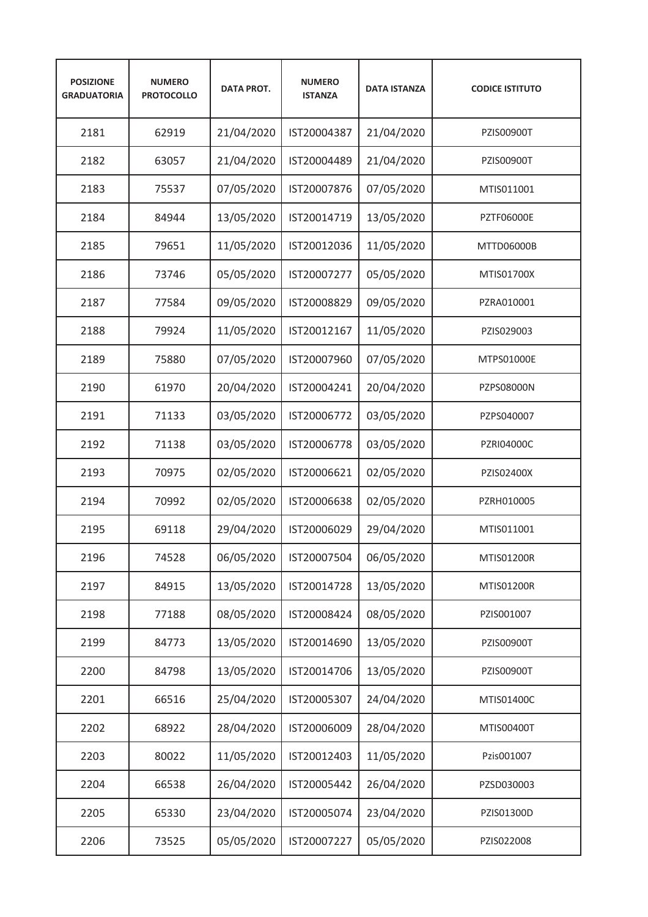| POSIZIONE GRADUATORIA | NUMERO PROTOCOLLO | DATA PROT. | NUMERO ISTANZA | DATA ISTANZA | CODICE ISTITUTO |
|---|---|---|---|---|---|
| 2181 | 62919 | 21/04/2020 | IST20004387 | 21/04/2020 | PZIS00900T |
| 2182 | 63057 | 21/04/2020 | IST20004489 | 21/04/2020 | PZIS00900T |
| 2183 | 75537 | 07/05/2020 | IST20007876 | 07/05/2020 | MTIS011001 |
| 2184 | 84944 | 13/05/2020 | IST20014719 | 13/05/2020 | PZTF06000E |
| 2185 | 79651 | 11/05/2020 | IST20012036 | 11/05/2020 | MTTD06000B |
| 2186 | 73746 | 05/05/2020 | IST20007277 | 05/05/2020 | MTIS01700X |
| 2187 | 77584 | 09/05/2020 | IST20008829 | 09/05/2020 | PZRA010001 |
| 2188 | 79924 | 11/05/2020 | IST20012167 | 11/05/2020 | PZIS029003 |
| 2189 | 75880 | 07/05/2020 | IST20007960 | 07/05/2020 | MTPS01000E |
| 2190 | 61970 | 20/04/2020 | IST20004241 | 20/04/2020 | PZPS08000N |
| 2191 | 71133 | 03/05/2020 | IST20006772 | 03/05/2020 | PZPS040007 |
| 2192 | 71138 | 03/05/2020 | IST20006778 | 03/05/2020 | PZRI04000C |
| 2193 | 70975 | 02/05/2020 | IST20006621 | 02/05/2020 | PZIS02400X |
| 2194 | 70992 | 02/05/2020 | IST20006638 | 02/05/2020 | PZRH010005 |
| 2195 | 69118 | 29/04/2020 | IST20006029 | 29/04/2020 | MTIS011001 |
| 2196 | 74528 | 06/05/2020 | IST20007504 | 06/05/2020 | MTIS01200R |
| 2197 | 84915 | 13/05/2020 | IST20014728 | 13/05/2020 | MTIS01200R |
| 2198 | 77188 | 08/05/2020 | IST20008424 | 08/05/2020 | PZIS001007 |
| 2199 | 84773 | 13/05/2020 | IST20014690 | 13/05/2020 | PZIS00900T |
| 2200 | 84798 | 13/05/2020 | IST20014706 | 13/05/2020 | PZIS00900T |
| 2201 | 66516 | 25/04/2020 | IST20005307 | 24/04/2020 | MTIS01400C |
| 2202 | 68922 | 28/04/2020 | IST20006009 | 28/04/2020 | MTIS00400T |
| 2203 | 80022 | 11/05/2020 | IST20012403 | 11/05/2020 | Pzis001007 |
| 2204 | 66538 | 26/04/2020 | IST20005442 | 26/04/2020 | PZSD030003 |
| 2205 | 65330 | 23/04/2020 | IST20005074 | 23/04/2020 | PZIS01300D |
| 2206 | 73525 | 05/05/2020 | IST20007227 | 05/05/2020 | PZIS022008 |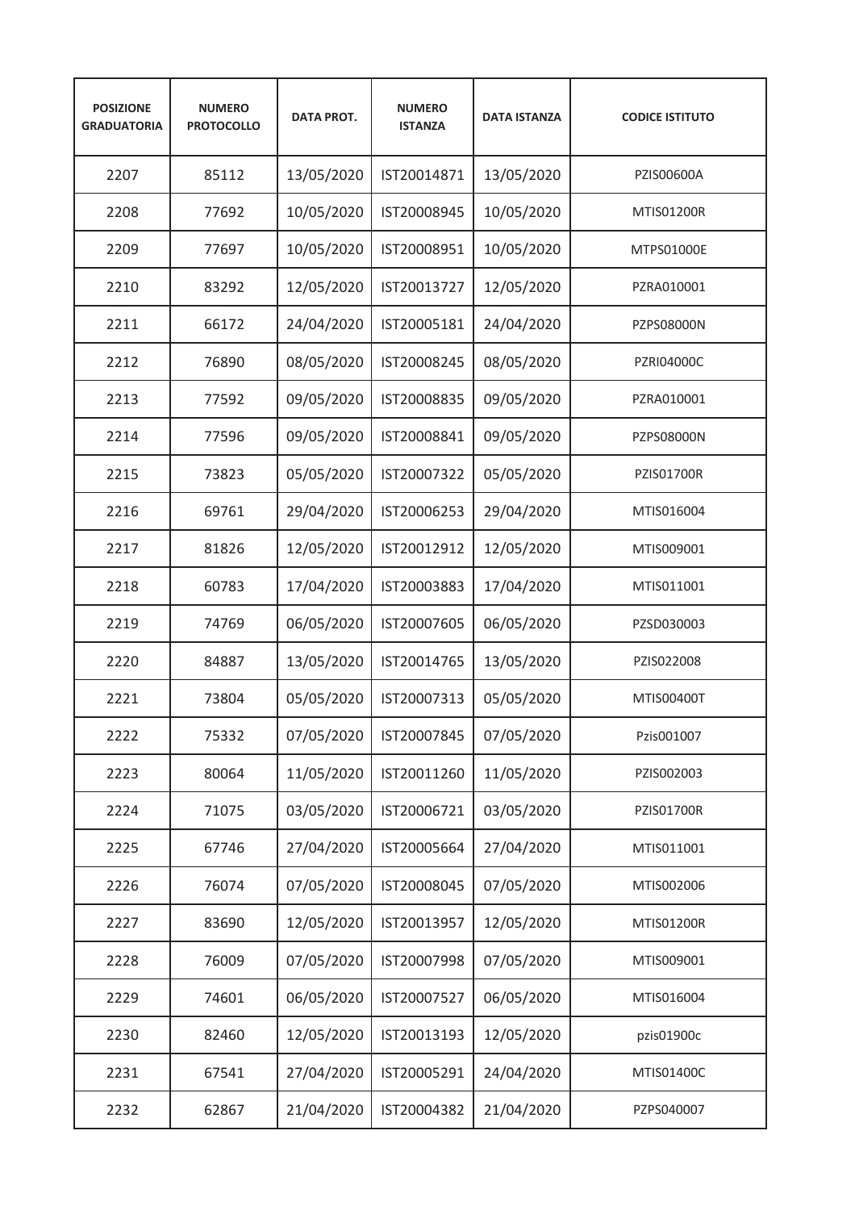| POSIZIONE GRADUATORIA | NUMERO PROTOCOLLO | DATA PROT. | NUMERO ISTANZA | DATA ISTANZA | CODICE ISTITUTO |
|---|---|---|---|---|---|
| 2207 | 85112 | 13/05/2020 | IST20014871 | 13/05/2020 | PZIS00600A |
| 2208 | 77692 | 10/05/2020 | IST20008945 | 10/05/2020 | MTIS01200R |
| 2209 | 77697 | 10/05/2020 | IST20008951 | 10/05/2020 | MTPS01000E |
| 2210 | 83292 | 12/05/2020 | IST20013727 | 12/05/2020 | PZRA010001 |
| 2211 | 66172 | 24/04/2020 | IST20005181 | 24/04/2020 | PZPS08000N |
| 2212 | 76890 | 08/05/2020 | IST20008245 | 08/05/2020 | PZRI04000C |
| 2213 | 77592 | 09/05/2020 | IST20008835 | 09/05/2020 | PZRA010001 |
| 2214 | 77596 | 09/05/2020 | IST20008841 | 09/05/2020 | PZPS08000N |
| 2215 | 73823 | 05/05/2020 | IST20007322 | 05/05/2020 | PZIS01700R |
| 2216 | 69761 | 29/04/2020 | IST20006253 | 29/04/2020 | MTIS016004 |
| 2217 | 81826 | 12/05/2020 | IST20012912 | 12/05/2020 | MTIS009001 |
| 2218 | 60783 | 17/04/2020 | IST20003883 | 17/04/2020 | MTIS011001 |
| 2219 | 74769 | 06/05/2020 | IST20007605 | 06/05/2020 | PZSD030003 |
| 2220 | 84887 | 13/05/2020 | IST20014765 | 13/05/2020 | PZIS022008 |
| 2221 | 73804 | 05/05/2020 | IST20007313 | 05/05/2020 | MTIS00400T |
| 2222 | 75332 | 07/05/2020 | IST20007845 | 07/05/2020 | Pzis001007 |
| 2223 | 80064 | 11/05/2020 | IST20011260 | 11/05/2020 | PZIS002003 |
| 2224 | 71075 | 03/05/2020 | IST20006721 | 03/05/2020 | PZIS01700R |
| 2225 | 67746 | 27/04/2020 | IST20005664 | 27/04/2020 | MTIS011001 |
| 2226 | 76074 | 07/05/2020 | IST20008045 | 07/05/2020 | MTIS002006 |
| 2227 | 83690 | 12/05/2020 | IST20013957 | 12/05/2020 | MTIS01200R |
| 2228 | 76009 | 07/05/2020 | IST20007998 | 07/05/2020 | MTIS009001 |
| 2229 | 74601 | 06/05/2020 | IST20007527 | 06/05/2020 | MTIS016004 |
| 2230 | 82460 | 12/05/2020 | IST20013193 | 12/05/2020 | pzis01900c |
| 2231 | 67541 | 27/04/2020 | IST20005291 | 24/04/2020 | MTIS01400C |
| 2232 | 62867 | 21/04/2020 | IST20004382 | 21/04/2020 | PZPS040007 |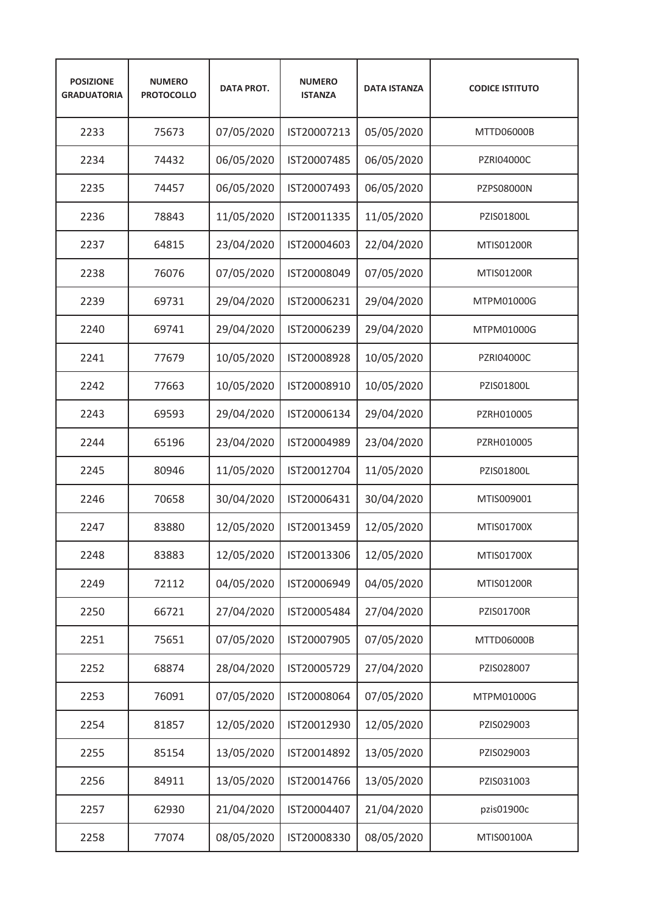| POSIZIONE GRADUATORIA | NUMERO PROTOCOLLO | DATA PROT. | NUMERO ISTANZA | DATA ISTANZA | CODICE ISTITUTO |
|---|---|---|---|---|---|
| 2233 | 75673 | 07/05/2020 | IST20007213 | 05/05/2020 | MTTD06000B |
| 2234 | 74432 | 06/05/2020 | IST20007485 | 06/05/2020 | PZRI04000C |
| 2235 | 74457 | 06/05/2020 | IST20007493 | 06/05/2020 | PZPS08000N |
| 2236 | 78843 | 11/05/2020 | IST20011335 | 11/05/2020 | PZIS01800L |
| 2237 | 64815 | 23/04/2020 | IST20004603 | 22/04/2020 | MTIS01200R |
| 2238 | 76076 | 07/05/2020 | IST20008049 | 07/05/2020 | MTIS01200R |
| 2239 | 69731 | 29/04/2020 | IST20006231 | 29/04/2020 | MTPM01000G |
| 2240 | 69741 | 29/04/2020 | IST20006239 | 29/04/2020 | MTPM01000G |
| 2241 | 77679 | 10/05/2020 | IST20008928 | 10/05/2020 | PZRI04000C |
| 2242 | 77663 | 10/05/2020 | IST20008910 | 10/05/2020 | PZIS01800L |
| 2243 | 69593 | 29/04/2020 | IST20006134 | 29/04/2020 | PZRH010005 |
| 2244 | 65196 | 23/04/2020 | IST20004989 | 23/04/2020 | PZRH010005 |
| 2245 | 80946 | 11/05/2020 | IST20012704 | 11/05/2020 | PZIS01800L |
| 2246 | 70658 | 30/04/2020 | IST20006431 | 30/04/2020 | MTIS009001 |
| 2247 | 83880 | 12/05/2020 | IST20013459 | 12/05/2020 | MTIS01700X |
| 2248 | 83883 | 12/05/2020 | IST20013306 | 12/05/2020 | MTIS01700X |
| 2249 | 72112 | 04/05/2020 | IST20006949 | 04/05/2020 | MTIS01200R |
| 2250 | 66721 | 27/04/2020 | IST20005484 | 27/04/2020 | PZIS01700R |
| 2251 | 75651 | 07/05/2020 | IST20007905 | 07/05/2020 | MTTD06000B |
| 2252 | 68874 | 28/04/2020 | IST20005729 | 27/04/2020 | PZIS028007 |
| 2253 | 76091 | 07/05/2020 | IST20008064 | 07/05/2020 | MTPM01000G |
| 2254 | 81857 | 12/05/2020 | IST20012930 | 12/05/2020 | PZIS029003 |
| 2255 | 85154 | 13/05/2020 | IST20014892 | 13/05/2020 | PZIS029003 |
| 2256 | 84911 | 13/05/2020 | IST20014766 | 13/05/2020 | PZIS031003 |
| 2257 | 62930 | 21/04/2020 | IST20004407 | 21/04/2020 | pzis01900c |
| 2258 | 77074 | 08/05/2020 | IST20008330 | 08/05/2020 | MTIS00100A |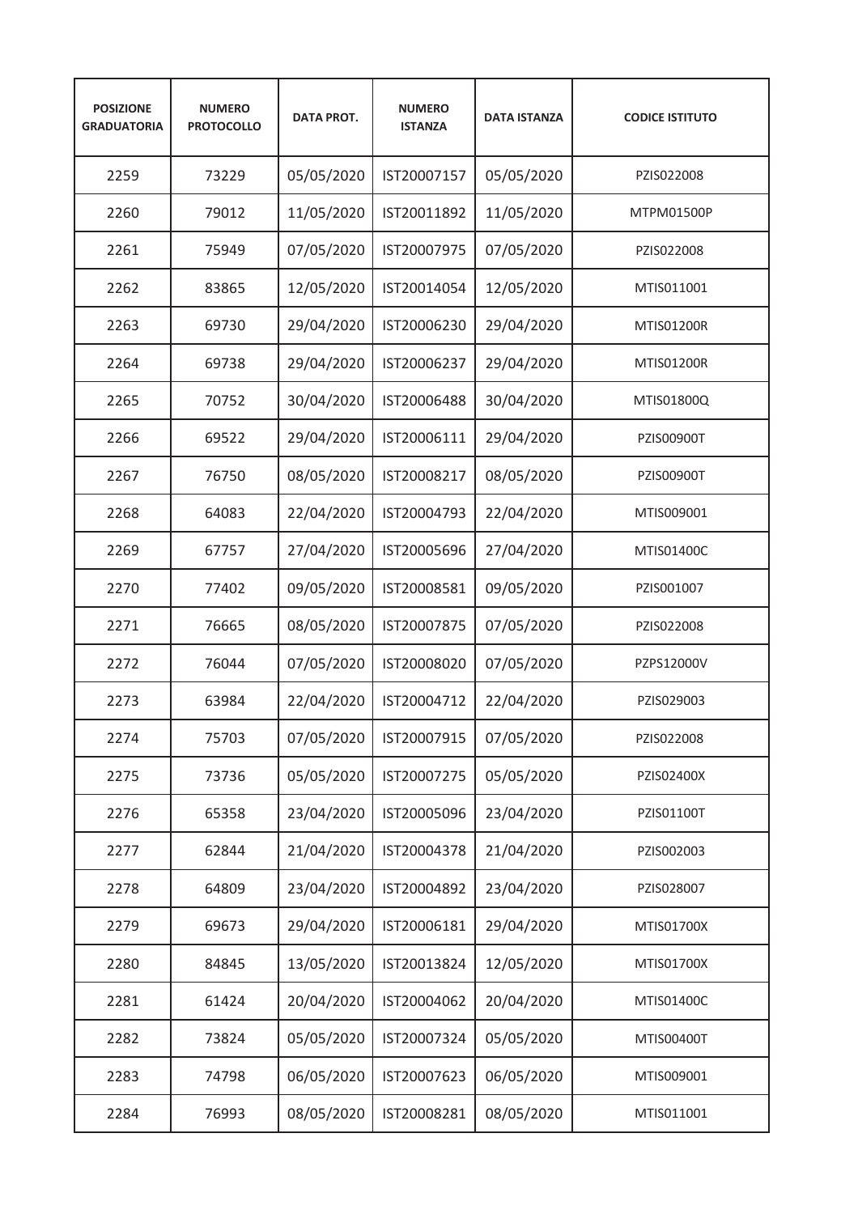| POSIZIONE GRADUATORIA | NUMERO PROTOCOLLO | DATA PROT. | NUMERO ISTANZA | DATA ISTANZA | CODICE ISTITUTO |
|---|---|---|---|---|---|
| 2259 | 73229 | 05/05/2020 | IST20007157 | 05/05/2020 | PZIS022008 |
| 2260 | 79012 | 11/05/2020 | IST20011892 | 11/05/2020 | MTPM01500P |
| 2261 | 75949 | 07/05/2020 | IST20007975 | 07/05/2020 | PZIS022008 |
| 2262 | 83865 | 12/05/2020 | IST20014054 | 12/05/2020 | MTIS011001 |
| 2263 | 69730 | 29/04/2020 | IST20006230 | 29/04/2020 | MTIS01200R |
| 2264 | 69738 | 29/04/2020 | IST20006237 | 29/04/2020 | MTIS01200R |
| 2265 | 70752 | 30/04/2020 | IST20006488 | 30/04/2020 | MTIS01800Q |
| 2266 | 69522 | 29/04/2020 | IST20006111 | 29/04/2020 | PZIS00900T |
| 2267 | 76750 | 08/05/2020 | IST20008217 | 08/05/2020 | PZIS00900T |
| 2268 | 64083 | 22/04/2020 | IST20004793 | 22/04/2020 | MTIS009001 |
| 2269 | 67757 | 27/04/2020 | IST20005696 | 27/04/2020 | MTIS01400C |
| 2270 | 77402 | 09/05/2020 | IST20008581 | 09/05/2020 | PZIS001007 |
| 2271 | 76665 | 08/05/2020 | IST20007875 | 07/05/2020 | PZIS022008 |
| 2272 | 76044 | 07/05/2020 | IST20008020 | 07/05/2020 | PZPS12000V |
| 2273 | 63984 | 22/04/2020 | IST20004712 | 22/04/2020 | PZIS029003 |
| 2274 | 75703 | 07/05/2020 | IST20007915 | 07/05/2020 | PZIS022008 |
| 2275 | 73736 | 05/05/2020 | IST20007275 | 05/05/2020 | PZIS02400X |
| 2276 | 65358 | 23/04/2020 | IST20005096 | 23/04/2020 | PZIS01100T |
| 2277 | 62844 | 21/04/2020 | IST20004378 | 21/04/2020 | PZIS002003 |
| 2278 | 64809 | 23/04/2020 | IST20004892 | 23/04/2020 | PZIS028007 |
| 2279 | 69673 | 29/04/2020 | IST20006181 | 29/04/2020 | MTIS01700X |
| 2280 | 84845 | 13/05/2020 | IST20013824 | 12/05/2020 | MTIS01700X |
| 2281 | 61424 | 20/04/2020 | IST20004062 | 20/04/2020 | MTIS01400C |
| 2282 | 73824 | 05/05/2020 | IST20007324 | 05/05/2020 | MTIS00400T |
| 2283 | 74798 | 06/05/2020 | IST20007623 | 06/05/2020 | MTIS009001 |
| 2284 | 76993 | 08/05/2020 | IST20008281 | 08/05/2020 | MTIS011001 |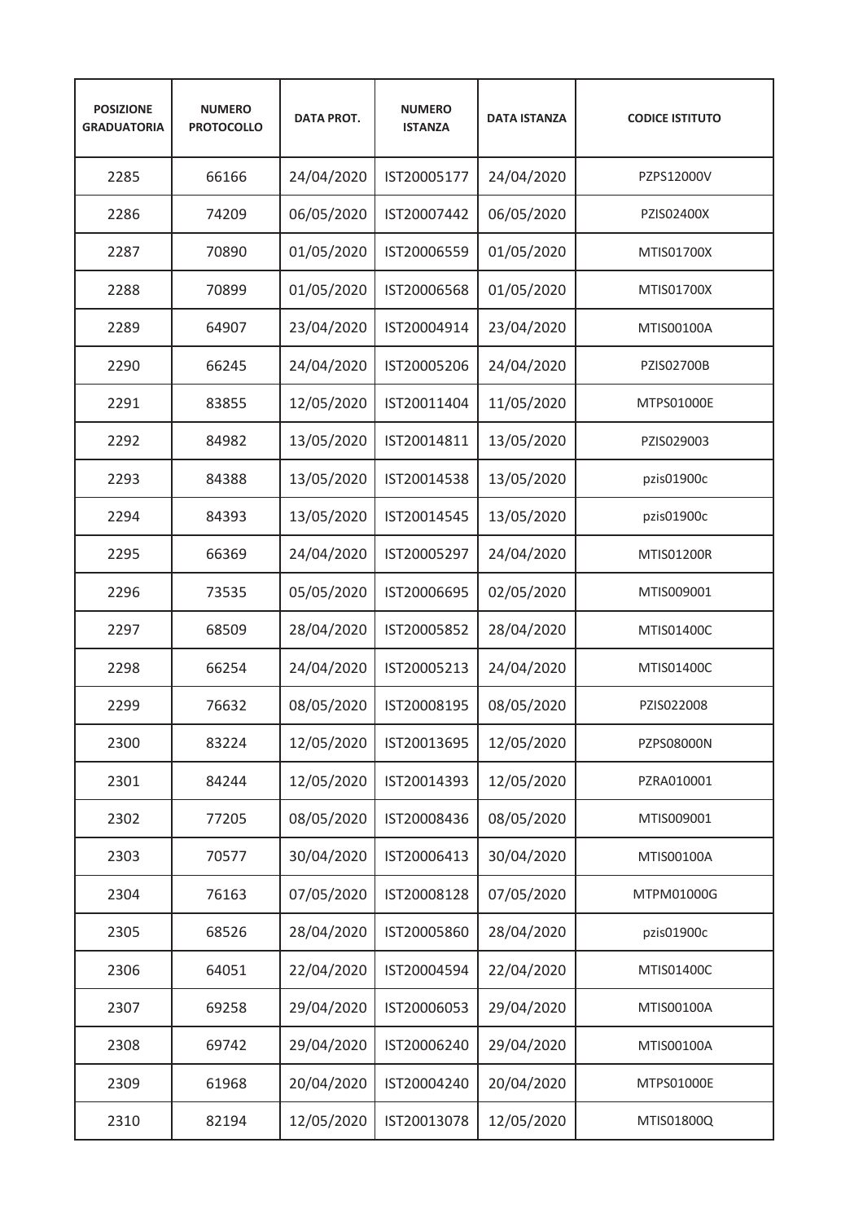| POSIZIONE GRADUATORIA | NUMERO PROTOCOLLO | DATA PROT. | NUMERO ISTANZA | DATA ISTANZA | CODICE ISTITUTO |
|---|---|---|---|---|---|
| 2285 | 66166 | 24/04/2020 | IST20005177 | 24/04/2020 | PZPS12000V |
| 2286 | 74209 | 06/05/2020 | IST20007442 | 06/05/2020 | PZIS02400X |
| 2287 | 70890 | 01/05/2020 | IST20006559 | 01/05/2020 | MTIS01700X |
| 2288 | 70899 | 01/05/2020 | IST20006568 | 01/05/2020 | MTIS01700X |
| 2289 | 64907 | 23/04/2020 | IST20004914 | 23/04/2020 | MTIS00100A |
| 2290 | 66245 | 24/04/2020 | IST20005206 | 24/04/2020 | PZIS02700B |
| 2291 | 83855 | 12/05/2020 | IST20011404 | 11/05/2020 | MTPS01000E |
| 2292 | 84982 | 13/05/2020 | IST20014811 | 13/05/2020 | PZIS029003 |
| 2293 | 84388 | 13/05/2020 | IST20014538 | 13/05/2020 | pzis01900c |
| 2294 | 84393 | 13/05/2020 | IST20014545 | 13/05/2020 | pzis01900c |
| 2295 | 66369 | 24/04/2020 | IST20005297 | 24/04/2020 | MTIS01200R |
| 2296 | 73535 | 05/05/2020 | IST20006695 | 02/05/2020 | MTIS009001 |
| 2297 | 68509 | 28/04/2020 | IST20005852 | 28/04/2020 | MTIS01400C |
| 2298 | 66254 | 24/04/2020 | IST20005213 | 24/04/2020 | MTIS01400C |
| 2299 | 76632 | 08/05/2020 | IST20008195 | 08/05/2020 | PZIS022008 |
| 2300 | 83224 | 12/05/2020 | IST20013695 | 12/05/2020 | PZPS08000N |
| 2301 | 84244 | 12/05/2020 | IST20014393 | 12/05/2020 | PZRA010001 |
| 2302 | 77205 | 08/05/2020 | IST20008436 | 08/05/2020 | MTIS009001 |
| 2303 | 70577 | 30/04/2020 | IST20006413 | 30/04/2020 | MTIS00100A |
| 2304 | 76163 | 07/05/2020 | IST20008128 | 07/05/2020 | MTPM01000G |
| 2305 | 68526 | 28/04/2020 | IST20005860 | 28/04/2020 | pzis01900c |
| 2306 | 64051 | 22/04/2020 | IST20004594 | 22/04/2020 | MTIS01400C |
| 2307 | 69258 | 29/04/2020 | IST20006053 | 29/04/2020 | MTIS00100A |
| 2308 | 69742 | 29/04/2020 | IST20006240 | 29/04/2020 | MTIS00100A |
| 2309 | 61968 | 20/04/2020 | IST20004240 | 20/04/2020 | MTPS01000E |
| 2310 | 82194 | 12/05/2020 | IST20013078 | 12/05/2020 | MTIS01800Q |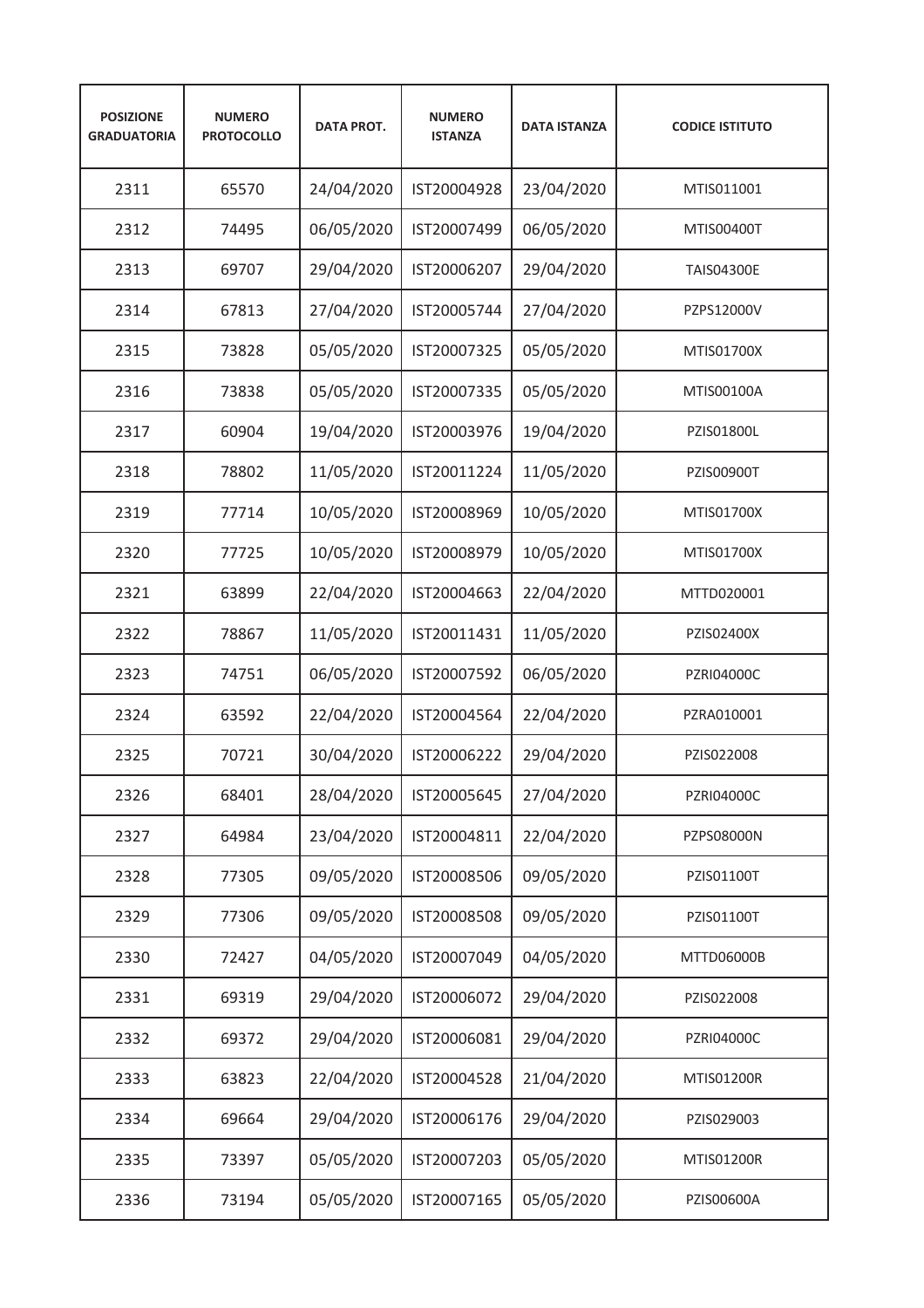| POSIZIONE GRADUATORIA | NUMERO PROTOCOLLO | DATA PROT. | NUMERO ISTANZA | DATA ISTANZA | CODICE ISTITUTO |
|---|---|---|---|---|---|
| 2311 | 65570 | 24/04/2020 | IST20004928 | 23/04/2020 | MTIS011001 |
| 2312 | 74495 | 06/05/2020 | IST20007499 | 06/05/2020 | MTIS00400T |
| 2313 | 69707 | 29/04/2020 | IST20006207 | 29/04/2020 | TAIS04300E |
| 2314 | 67813 | 27/04/2020 | IST20005744 | 27/04/2020 | PZPS12000V |
| 2315 | 73828 | 05/05/2020 | IST20007325 | 05/05/2020 | MTIS01700X |
| 2316 | 73838 | 05/05/2020 | IST20007335 | 05/05/2020 | MTIS00100A |
| 2317 | 60904 | 19/04/2020 | IST20003976 | 19/04/2020 | PZIS01800L |
| 2318 | 78802 | 11/05/2020 | IST20011224 | 11/05/2020 | PZIS00900T |
| 2319 | 77714 | 10/05/2020 | IST20008969 | 10/05/2020 | MTIS01700X |
| 2320 | 77725 | 10/05/2020 | IST20008979 | 10/05/2020 | MTIS01700X |
| 2321 | 63899 | 22/04/2020 | IST20004663 | 22/04/2020 | MTTD020001 |
| 2322 | 78867 | 11/05/2020 | IST20011431 | 11/05/2020 | PZIS02400X |
| 2323 | 74751 | 06/05/2020 | IST20007592 | 06/05/2020 | PZRI04000C |
| 2324 | 63592 | 22/04/2020 | IST20004564 | 22/04/2020 | PZRA010001 |
| 2325 | 70721 | 30/04/2020 | IST20006222 | 29/04/2020 | PZIS022008 |
| 2326 | 68401 | 28/04/2020 | IST20005645 | 27/04/2020 | PZRI04000C |
| 2327 | 64984 | 23/04/2020 | IST20004811 | 22/04/2020 | PZPS08000N |
| 2328 | 77305 | 09/05/2020 | IST20008506 | 09/05/2020 | PZIS01100T |
| 2329 | 77306 | 09/05/2020 | IST20008508 | 09/05/2020 | PZIS01100T |
| 2330 | 72427 | 04/05/2020 | IST20007049 | 04/05/2020 | MTTD06000B |
| 2331 | 69319 | 29/04/2020 | IST20006072 | 29/04/2020 | PZIS022008 |
| 2332 | 69372 | 29/04/2020 | IST20006081 | 29/04/2020 | PZRI04000C |
| 2333 | 63823 | 22/04/2020 | IST20004528 | 21/04/2020 | MTIS01200R |
| 2334 | 69664 | 29/04/2020 | IST20006176 | 29/04/2020 | PZIS029003 |
| 2335 | 73397 | 05/05/2020 | IST20007203 | 05/05/2020 | MTIS01200R |
| 2336 | 73194 | 05/05/2020 | IST20007165 | 05/05/2020 | PZIS00600A |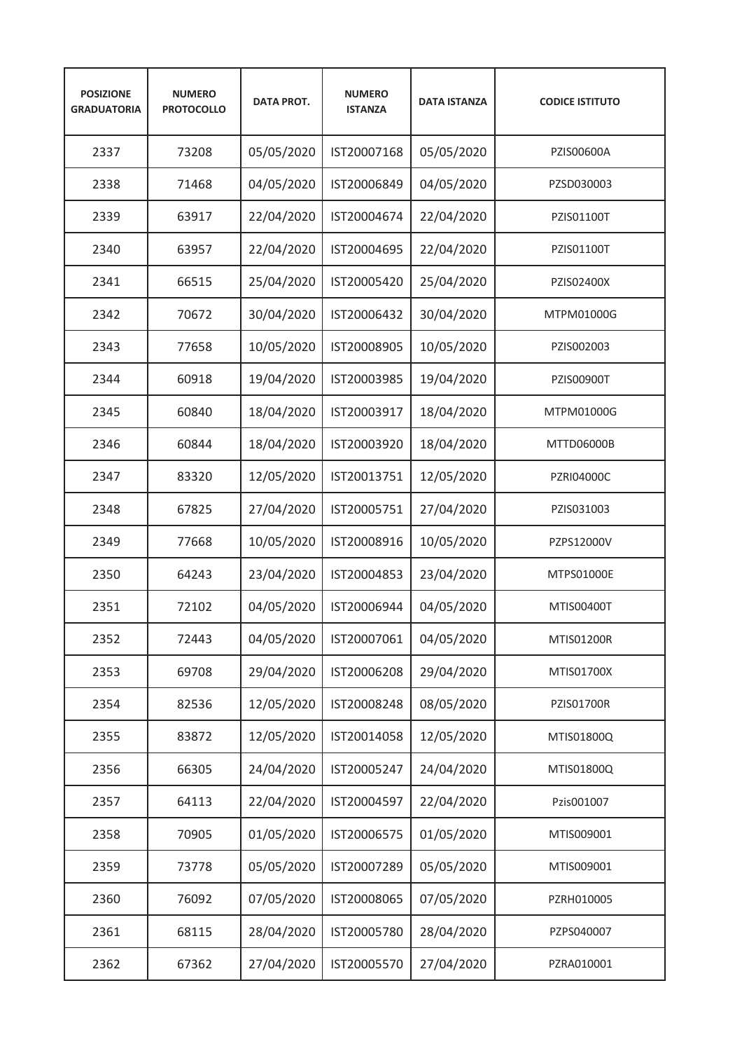| POSIZIONE GRADUATORIA | NUMERO PROTOCOLLO | DATA PROT. | NUMERO ISTANZA | DATA ISTANZA | CODICE ISTITUTO |
|---|---|---|---|---|---|
| 2337 | 73208 | 05/05/2020 | IST20007168 | 05/05/2020 | PZIS00600A |
| 2338 | 71468 | 04/05/2020 | IST20006849 | 04/05/2020 | PZSD030003 |
| 2339 | 63917 | 22/04/2020 | IST20004674 | 22/04/2020 | PZIS01100T |
| 2340 | 63957 | 22/04/2020 | IST20004695 | 22/04/2020 | PZIS01100T |
| 2341 | 66515 | 25/04/2020 | IST20005420 | 25/04/2020 | PZIS02400X |
| 2342 | 70672 | 30/04/2020 | IST20006432 | 30/04/2020 | MTPM01000G |
| 2343 | 77658 | 10/05/2020 | IST20008905 | 10/05/2020 | PZIS002003 |
| 2344 | 60918 | 19/04/2020 | IST20003985 | 19/04/2020 | PZIS00900T |
| 2345 | 60840 | 18/04/2020 | IST20003917 | 18/04/2020 | MTPM01000G |
| 2346 | 60844 | 18/04/2020 | IST20003920 | 18/04/2020 | MTTD06000B |
| 2347 | 83320 | 12/05/2020 | IST20013751 | 12/05/2020 | PZRI04000C |
| 2348 | 67825 | 27/04/2020 | IST20005751 | 27/04/2020 | PZIS031003 |
| 2349 | 77668 | 10/05/2020 | IST20008916 | 10/05/2020 | PZPS12000V |
| 2350 | 64243 | 23/04/2020 | IST20004853 | 23/04/2020 | MTPS01000E |
| 2351 | 72102 | 04/05/2020 | IST20006944 | 04/05/2020 | MTIS00400T |
| 2352 | 72443 | 04/05/2020 | IST20007061 | 04/05/2020 | MTIS01200R |
| 2353 | 69708 | 29/04/2020 | IST20006208 | 29/04/2020 | MTIS01700X |
| 2354 | 82536 | 12/05/2020 | IST20008248 | 08/05/2020 | PZIS01700R |
| 2355 | 83872 | 12/05/2020 | IST20014058 | 12/05/2020 | MTIS01800Q |
| 2356 | 66305 | 24/04/2020 | IST20005247 | 24/04/2020 | MTIS01800Q |
| 2357 | 64113 | 22/04/2020 | IST20004597 | 22/04/2020 | Pzis001007 |
| 2358 | 70905 | 01/05/2020 | IST20006575 | 01/05/2020 | MTIS009001 |
| 2359 | 73778 | 05/05/2020 | IST20007289 | 05/05/2020 | MTIS009001 |
| 2360 | 76092 | 07/05/2020 | IST20008065 | 07/05/2020 | PZRH010005 |
| 2361 | 68115 | 28/04/2020 | IST20005780 | 28/04/2020 | PZPS040007 |
| 2362 | 67362 | 27/04/2020 | IST20005570 | 27/04/2020 | PZRA010001 |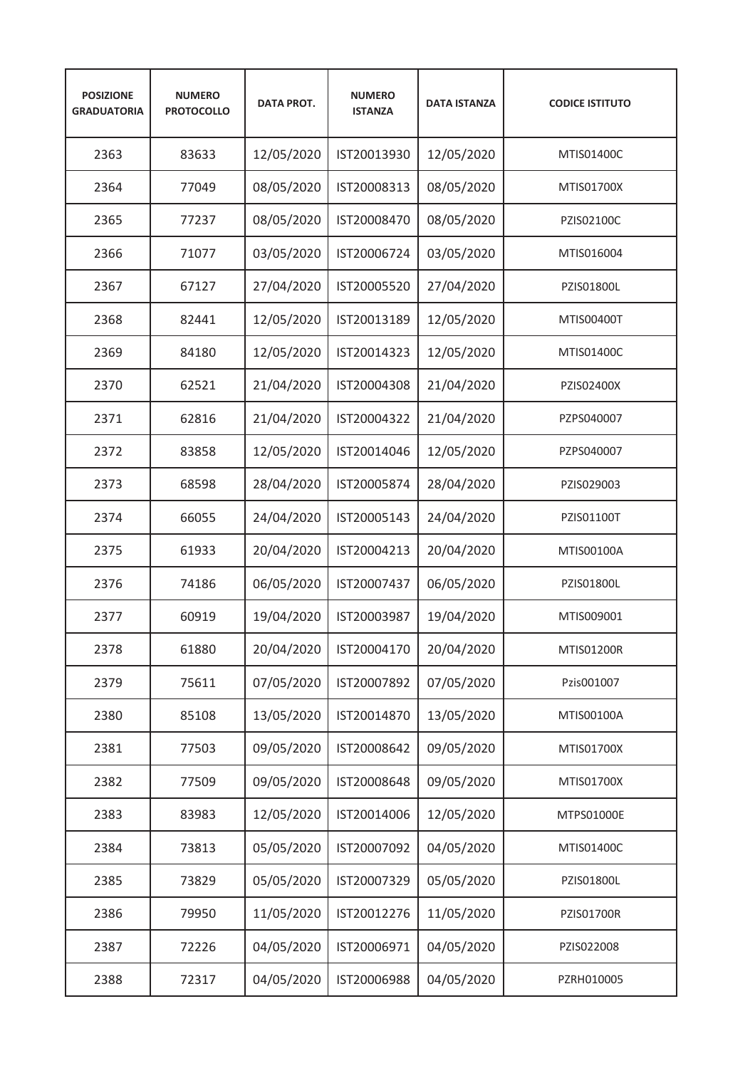| POSIZIONE GRADUATORIA | NUMERO PROTOCOLLO | DATA PROT. | NUMERO ISTANZA | DATA ISTANZA | CODICE ISTITUTO |
|---|---|---|---|---|---|
| 2363 | 83633 | 12/05/2020 | IST20013930 | 12/05/2020 | MTIS01400C |
| 2364 | 77049 | 08/05/2020 | IST20008313 | 08/05/2020 | MTIS01700X |
| 2365 | 77237 | 08/05/2020 | IST20008470 | 08/05/2020 | PZIS02100C |
| 2366 | 71077 | 03/05/2020 | IST20006724 | 03/05/2020 | MTIS016004 |
| 2367 | 67127 | 27/04/2020 | IST20005520 | 27/04/2020 | PZIS01800L |
| 2368 | 82441 | 12/05/2020 | IST20013189 | 12/05/2020 | MTIS00400T |
| 2369 | 84180 | 12/05/2020 | IST20014323 | 12/05/2020 | MTIS01400C |
| 2370 | 62521 | 21/04/2020 | IST20004308 | 21/04/2020 | PZIS02400X |
| 2371 | 62816 | 21/04/2020 | IST20004322 | 21/04/2020 | PZPS040007 |
| 2372 | 83858 | 12/05/2020 | IST20014046 | 12/05/2020 | PZPS040007 |
| 2373 | 68598 | 28/04/2020 | IST20005874 | 28/04/2020 | PZIS029003 |
| 2374 | 66055 | 24/04/2020 | IST20005143 | 24/04/2020 | PZIS01100T |
| 2375 | 61933 | 20/04/2020 | IST20004213 | 20/04/2020 | MTIS00100A |
| 2376 | 74186 | 06/05/2020 | IST20007437 | 06/05/2020 | PZIS01800L |
| 2377 | 60919 | 19/04/2020 | IST20003987 | 19/04/2020 | MTIS009001 |
| 2378 | 61880 | 20/04/2020 | IST20004170 | 20/04/2020 | MTIS01200R |
| 2379 | 75611 | 07/05/2020 | IST20007892 | 07/05/2020 | Pzis001007 |
| 2380 | 85108 | 13/05/2020 | IST20014870 | 13/05/2020 | MTIS00100A |
| 2381 | 77503 | 09/05/2020 | IST20008642 | 09/05/2020 | MTIS01700X |
| 2382 | 77509 | 09/05/2020 | IST20008648 | 09/05/2020 | MTIS01700X |
| 2383 | 83983 | 12/05/2020 | IST20014006 | 12/05/2020 | MTPS01000E |
| 2384 | 73813 | 05/05/2020 | IST20007092 | 04/05/2020 | MTIS01400C |
| 2385 | 73829 | 05/05/2020 | IST20007329 | 05/05/2020 | PZIS01800L |
| 2386 | 79950 | 11/05/2020 | IST20012276 | 11/05/2020 | PZIS01700R |
| 2387 | 72226 | 04/05/2020 | IST20006971 | 04/05/2020 | PZIS022008 |
| 2388 | 72317 | 04/05/2020 | IST20006988 | 04/05/2020 | PZRH010005 |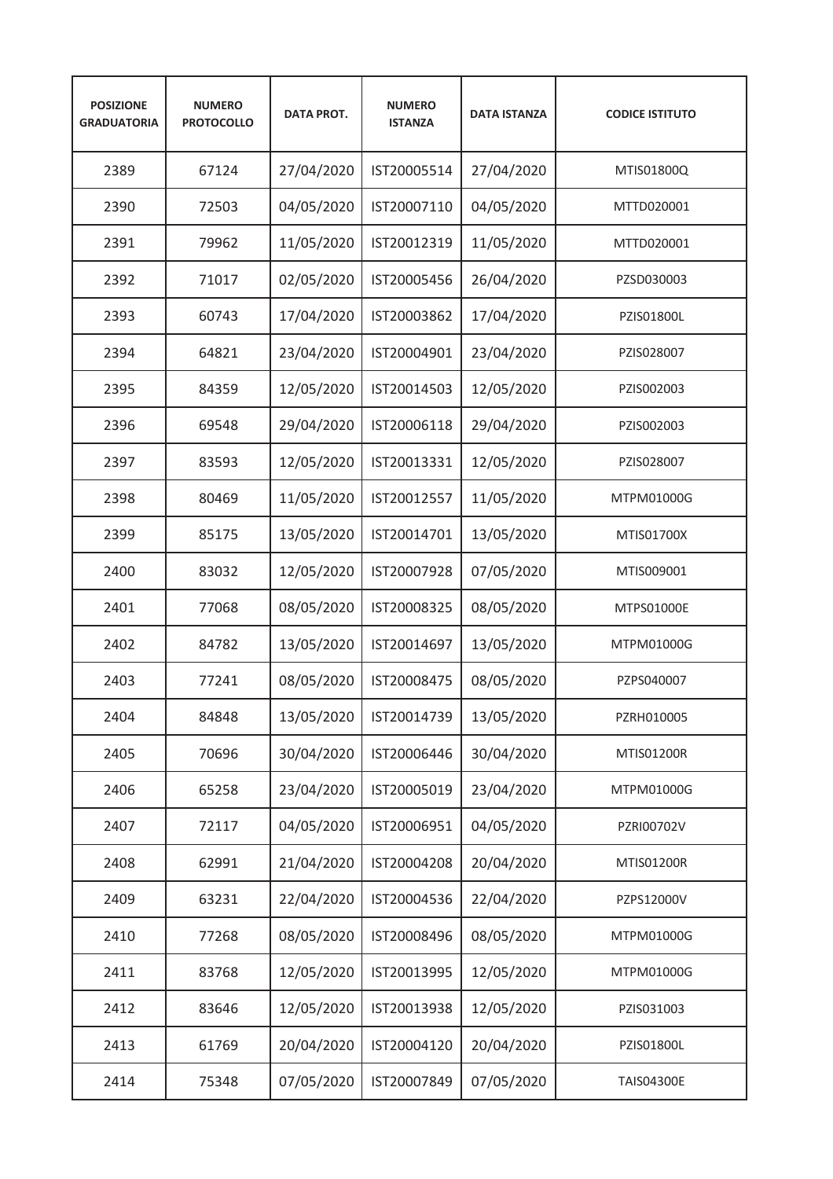| POSIZIONE GRADUATORIA | NUMERO PROTOCOLLO | DATA PROT. | NUMERO ISTANZA | DATA ISTANZA | CODICE ISTITUTO |
|---|---|---|---|---|---|
| 2389 | 67124 | 27/04/2020 | IST20005514 | 27/04/2020 | MTIS01800Q |
| 2390 | 72503 | 04/05/2020 | IST20007110 | 04/05/2020 | MTTD020001 |
| 2391 | 79962 | 11/05/2020 | IST20012319 | 11/05/2020 | MTTD020001 |
| 2392 | 71017 | 02/05/2020 | IST20005456 | 26/04/2020 | PZSD030003 |
| 2393 | 60743 | 17/04/2020 | IST20003862 | 17/04/2020 | PZIS01800L |
| 2394 | 64821 | 23/04/2020 | IST20004901 | 23/04/2020 | PZIS028007 |
| 2395 | 84359 | 12/05/2020 | IST20014503 | 12/05/2020 | PZIS002003 |
| 2396 | 69548 | 29/04/2020 | IST20006118 | 29/04/2020 | PZIS002003 |
| 2397 | 83593 | 12/05/2020 | IST20013331 | 12/05/2020 | PZIS028007 |
| 2398 | 80469 | 11/05/2020 | IST20012557 | 11/05/2020 | MTPM01000G |
| 2399 | 85175 | 13/05/2020 | IST20014701 | 13/05/2020 | MTIS01700X |
| 2400 | 83032 | 12/05/2020 | IST20007928 | 07/05/2020 | MTIS009001 |
| 2401 | 77068 | 08/05/2020 | IST20008325 | 08/05/2020 | MTPS01000E |
| 2402 | 84782 | 13/05/2020 | IST20014697 | 13/05/2020 | MTPM01000G |
| 2403 | 77241 | 08/05/2020 | IST20008475 | 08/05/2020 | PZPS040007 |
| 2404 | 84848 | 13/05/2020 | IST20014739 | 13/05/2020 | PZRH010005 |
| 2405 | 70696 | 30/04/2020 | IST20006446 | 30/04/2020 | MTIS01200R |
| 2406 | 65258 | 23/04/2020 | IST20005019 | 23/04/2020 | MTPM01000G |
| 2407 | 72117 | 04/05/2020 | IST20006951 | 04/05/2020 | PZRI00702V |
| 2408 | 62991 | 21/04/2020 | IST20004208 | 20/04/2020 | MTIS01200R |
| 2409 | 63231 | 22/04/2020 | IST20004536 | 22/04/2020 | PZPS12000V |
| 2410 | 77268 | 08/05/2020 | IST20008496 | 08/05/2020 | MTPM01000G |
| 2411 | 83768 | 12/05/2020 | IST20013995 | 12/05/2020 | MTPM01000G |
| 2412 | 83646 | 12/05/2020 | IST20013938 | 12/05/2020 | PZIS031003 |
| 2413 | 61769 | 20/04/2020 | IST20004120 | 20/04/2020 | PZIS01800L |
| 2414 | 75348 | 07/05/2020 | IST20007849 | 07/05/2020 | TAIS04300E |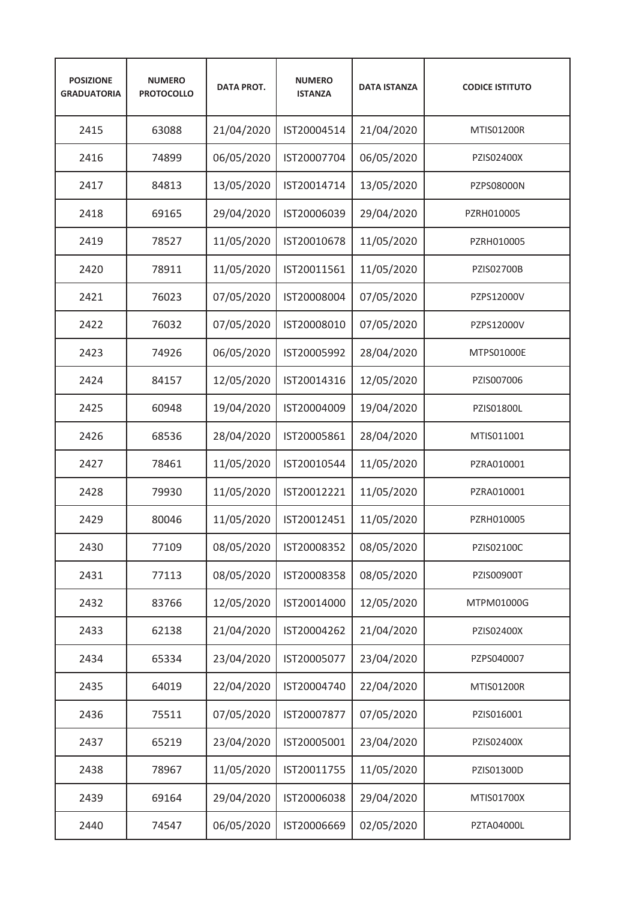| POSIZIONE GRADUATORIA | NUMERO PROTOCOLLO | DATA PROT. | NUMERO ISTANZA | DATA ISTANZA | CODICE ISTITUTO |
|---|---|---|---|---|---|
| 2415 | 63088 | 21/04/2020 | IST20004514 | 21/04/2020 | MTIS01200R |
| 2416 | 74899 | 06/05/2020 | IST20007704 | 06/05/2020 | PZIS02400X |
| 2417 | 84813 | 13/05/2020 | IST20014714 | 13/05/2020 | PZPS08000N |
| 2418 | 69165 | 29/04/2020 | IST20006039 | 29/04/2020 | PZRH010005 |
| 2419 | 78527 | 11/05/2020 | IST20010678 | 11/05/2020 | PZRH010005 |
| 2420 | 78911 | 11/05/2020 | IST20011561 | 11/05/2020 | PZIS02700B |
| 2421 | 76023 | 07/05/2020 | IST20008004 | 07/05/2020 | PZPS12000V |
| 2422 | 76032 | 07/05/2020 | IST20008010 | 07/05/2020 | PZPS12000V |
| 2423 | 74926 | 06/05/2020 | IST20005992 | 28/04/2020 | MTPS01000E |
| 2424 | 84157 | 12/05/2020 | IST20014316 | 12/05/2020 | PZIS007006 |
| 2425 | 60948 | 19/04/2020 | IST20004009 | 19/04/2020 | PZIS01800L |
| 2426 | 68536 | 28/04/2020 | IST20005861 | 28/04/2020 | MTIS011001 |
| 2427 | 78461 | 11/05/2020 | IST20010544 | 11/05/2020 | PZRA010001 |
| 2428 | 79930 | 11/05/2020 | IST20012221 | 11/05/2020 | PZRA010001 |
| 2429 | 80046 | 11/05/2020 | IST20012451 | 11/05/2020 | PZRH010005 |
| 2430 | 77109 | 08/05/2020 | IST20008352 | 08/05/2020 | PZIS02100C |
| 2431 | 77113 | 08/05/2020 | IST20008358 | 08/05/2020 | PZIS00900T |
| 2432 | 83766 | 12/05/2020 | IST20014000 | 12/05/2020 | MTPM01000G |
| 2433 | 62138 | 21/04/2020 | IST20004262 | 21/04/2020 | PZIS02400X |
| 2434 | 65334 | 23/04/2020 | IST20005077 | 23/04/2020 | PZPS040007 |
| 2435 | 64019 | 22/04/2020 | IST20004740 | 22/04/2020 | MTIS01200R |
| 2436 | 75511 | 07/05/2020 | IST20007877 | 07/05/2020 | PZIS016001 |
| 2437 | 65219 | 23/04/2020 | IST20005001 | 23/04/2020 | PZIS02400X |
| 2438 | 78967 | 11/05/2020 | IST20011755 | 11/05/2020 | PZIS01300D |
| 2439 | 69164 | 29/04/2020 | IST20006038 | 29/04/2020 | MTIS01700X |
| 2440 | 74547 | 06/05/2020 | IST20006669 | 02/05/2020 | PZTA04000L |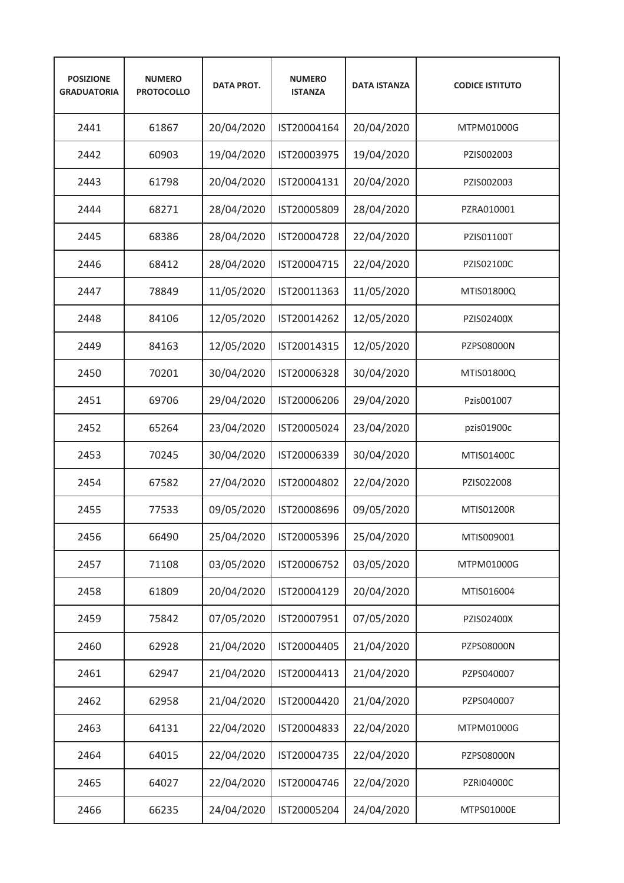| POSIZIONE GRADUATORIA | NUMERO PROTOCOLLO | DATA PROT. | NUMERO ISTANZA | DATA ISTANZA | CODICE ISTITUTO |
|---|---|---|---|---|---|
| 2441 | 61867 | 20/04/2020 | IST20004164 | 20/04/2020 | MTPM01000G |
| 2442 | 60903 | 19/04/2020 | IST20003975 | 19/04/2020 | PZIS002003 |
| 2443 | 61798 | 20/04/2020 | IST20004131 | 20/04/2020 | PZIS002003 |
| 2444 | 68271 | 28/04/2020 | IST20005809 | 28/04/2020 | PZRA010001 |
| 2445 | 68386 | 28/04/2020 | IST20004728 | 22/04/2020 | PZIS01100T |
| 2446 | 68412 | 28/04/2020 | IST20004715 | 22/04/2020 | PZIS02100C |
| 2447 | 78849 | 11/05/2020 | IST20011363 | 11/05/2020 | MTIS01800Q |
| 2448 | 84106 | 12/05/2020 | IST20014262 | 12/05/2020 | PZIS02400X |
| 2449 | 84163 | 12/05/2020 | IST20014315 | 12/05/2020 | PZPS08000N |
| 2450 | 70201 | 30/04/2020 | IST20006328 | 30/04/2020 | MTIS01800Q |
| 2451 | 69706 | 29/04/2020 | IST20006206 | 29/04/2020 | Pzis001007 |
| 2452 | 65264 | 23/04/2020 | IST20005024 | 23/04/2020 | pzis01900c |
| 2453 | 70245 | 30/04/2020 | IST20006339 | 30/04/2020 | MTIS01400C |
| 2454 | 67582 | 27/04/2020 | IST20004802 | 22/04/2020 | PZIS022008 |
| 2455 | 77533 | 09/05/2020 | IST20008696 | 09/05/2020 | MTIS01200R |
| 2456 | 66490 | 25/04/2020 | IST20005396 | 25/04/2020 | MTIS009001 |
| 2457 | 71108 | 03/05/2020 | IST20006752 | 03/05/2020 | MTPM01000G |
| 2458 | 61809 | 20/04/2020 | IST20004129 | 20/04/2020 | MTIS016004 |
| 2459 | 75842 | 07/05/2020 | IST20007951 | 07/05/2020 | PZIS02400X |
| 2460 | 62928 | 21/04/2020 | IST20004405 | 21/04/2020 | PZPS08000N |
| 2461 | 62947 | 21/04/2020 | IST20004413 | 21/04/2020 | PZPS040007 |
| 2462 | 62958 | 21/04/2020 | IST20004420 | 21/04/2020 | PZPS040007 |
| 2463 | 64131 | 22/04/2020 | IST20004833 | 22/04/2020 | MTPM01000G |
| 2464 | 64015 | 22/04/2020 | IST20004735 | 22/04/2020 | PZPS08000N |
| 2465 | 64027 | 22/04/2020 | IST20004746 | 22/04/2020 | PZRI04000C |
| 2466 | 66235 | 24/04/2020 | IST20005204 | 24/04/2020 | MTPS01000E |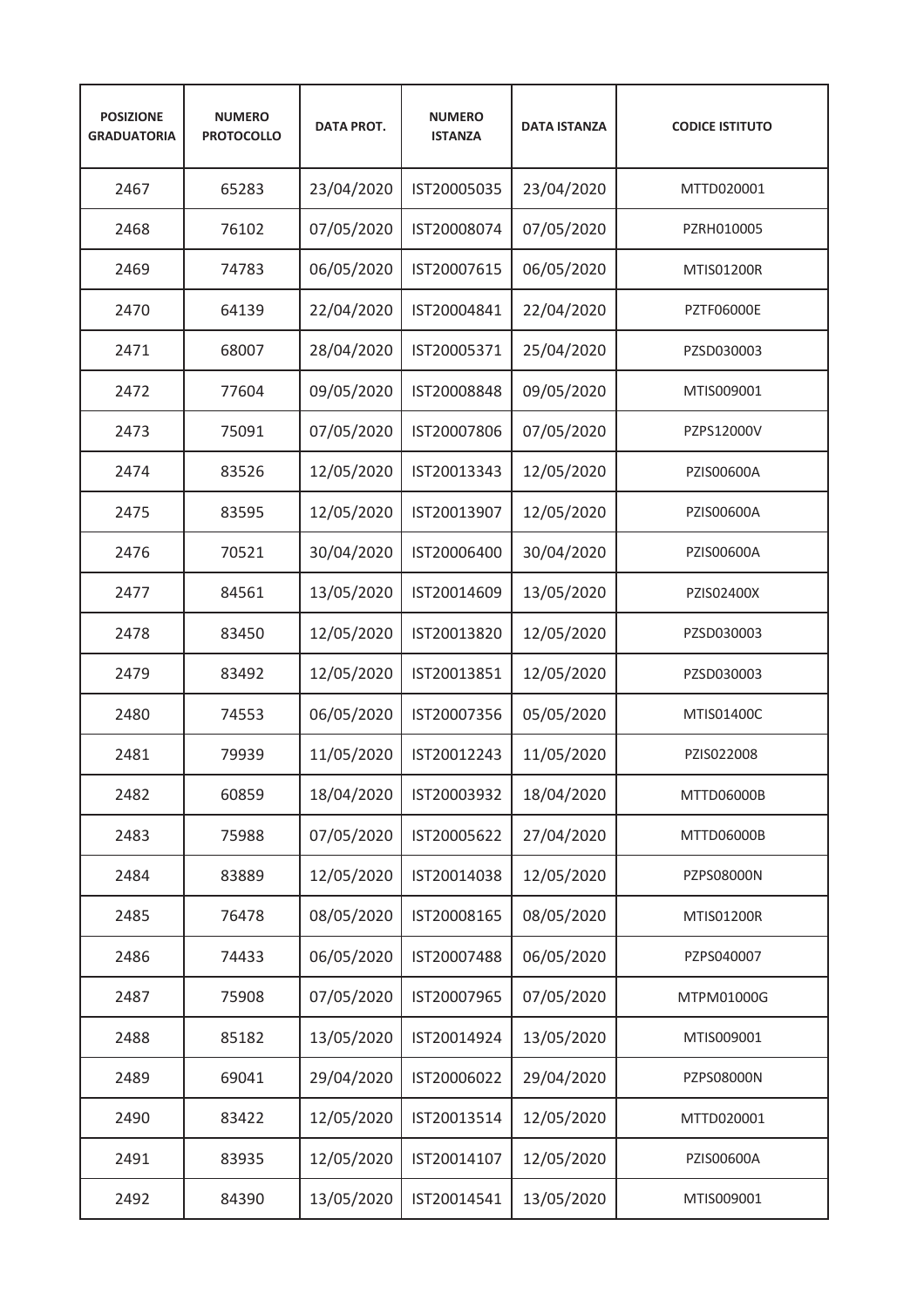| POSIZIONE GRADUATORIA | NUMERO PROTOCOLLO | DATA PROT. | NUMERO ISTANZA | DATA ISTANZA | CODICE ISTITUTO |
|---|---|---|---|---|---|
| 2467 | 65283 | 23/04/2020 | IST20005035 | 23/04/2020 | MTTD020001 |
| 2468 | 76102 | 07/05/2020 | IST20008074 | 07/05/2020 | PZRH010005 |
| 2469 | 74783 | 06/05/2020 | IST20007615 | 06/05/2020 | MTIS01200R |
| 2470 | 64139 | 22/04/2020 | IST20004841 | 22/04/2020 | PZTF06000E |
| 2471 | 68007 | 28/04/2020 | IST20005371 | 25/04/2020 | PZSD030003 |
| 2472 | 77604 | 09/05/2020 | IST20008848 | 09/05/2020 | MTIS009001 |
| 2473 | 75091 | 07/05/2020 | IST20007806 | 07/05/2020 | PZPS12000V |
| 2474 | 83526 | 12/05/2020 | IST20013343 | 12/05/2020 | PZIS00600A |
| 2475 | 83595 | 12/05/2020 | IST20013907 | 12/05/2020 | PZIS00600A |
| 2476 | 70521 | 30/04/2020 | IST20006400 | 30/04/2020 | PZIS00600A |
| 2477 | 84561 | 13/05/2020 | IST20014609 | 13/05/2020 | PZIS02400X |
| 2478 | 83450 | 12/05/2020 | IST20013820 | 12/05/2020 | PZSD030003 |
| 2479 | 83492 | 12/05/2020 | IST20013851 | 12/05/2020 | PZSD030003 |
| 2480 | 74553 | 06/05/2020 | IST20007356 | 05/05/2020 | MTIS01400C |
| 2481 | 79939 | 11/05/2020 | IST20012243 | 11/05/2020 | PZIS022008 |
| 2482 | 60859 | 18/04/2020 | IST20003932 | 18/04/2020 | MTTD06000B |
| 2483 | 75988 | 07/05/2020 | IST20005622 | 27/04/2020 | MTTD06000B |
| 2484 | 83889 | 12/05/2020 | IST20014038 | 12/05/2020 | PZPS08000N |
| 2485 | 76478 | 08/05/2020 | IST20008165 | 08/05/2020 | MTIS01200R |
| 2486 | 74433 | 06/05/2020 | IST20007488 | 06/05/2020 | PZPS040007 |
| 2487 | 75908 | 07/05/2020 | IST20007965 | 07/05/2020 | MTPM01000G |
| 2488 | 85182 | 13/05/2020 | IST20014924 | 13/05/2020 | MTIS009001 |
| 2489 | 69041 | 29/04/2020 | IST20006022 | 29/04/2020 | PZPS08000N |
| 2490 | 83422 | 12/05/2020 | IST20013514 | 12/05/2020 | MTTD020001 |
| 2491 | 83935 | 12/05/2020 | IST20014107 | 12/05/2020 | PZIS00600A |
| 2492 | 84390 | 13/05/2020 | IST20014541 | 13/05/2020 | MTIS009001 |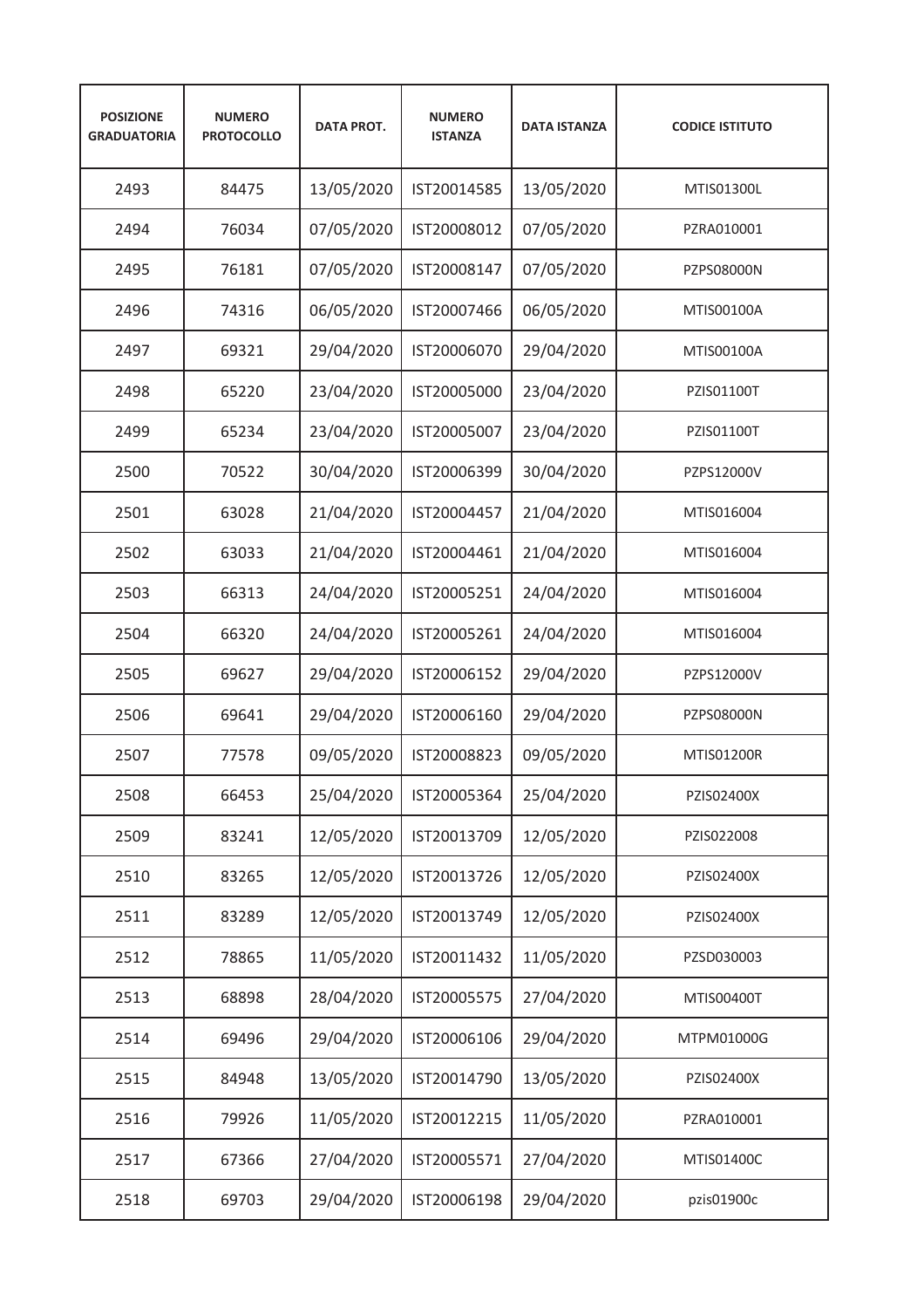| POSIZIONE GRADUATORIA | NUMERO PROTOCOLLO | DATA PROT. | NUMERO ISTANZA | DATA ISTANZA | CODICE ISTITUTO |
|---|---|---|---|---|---|
| 2493 | 84475 | 13/05/2020 | IST20014585 | 13/05/2020 | MTIS01300L |
| 2494 | 76034 | 07/05/2020 | IST20008012 | 07/05/2020 | PZRA010001 |
| 2495 | 76181 | 07/05/2020 | IST20008147 | 07/05/2020 | PZPS08000N |
| 2496 | 74316 | 06/05/2020 | IST20007466 | 06/05/2020 | MTIS00100A |
| 2497 | 69321 | 29/04/2020 | IST20006070 | 29/04/2020 | MTIS00100A |
| 2498 | 65220 | 23/04/2020 | IST20005000 | 23/04/2020 | PZIS01100T |
| 2499 | 65234 | 23/04/2020 | IST20005007 | 23/04/2020 | PZIS01100T |
| 2500 | 70522 | 30/04/2020 | IST20006399 | 30/04/2020 | PZPS12000V |
| 2501 | 63028 | 21/04/2020 | IST20004457 | 21/04/2020 | MTIS016004 |
| 2502 | 63033 | 21/04/2020 | IST20004461 | 21/04/2020 | MTIS016004 |
| 2503 | 66313 | 24/04/2020 | IST20005251 | 24/04/2020 | MTIS016004 |
| 2504 | 66320 | 24/04/2020 | IST20005261 | 24/04/2020 | MTIS016004 |
| 2505 | 69627 | 29/04/2020 | IST20006152 | 29/04/2020 | PZPS12000V |
| 2506 | 69641 | 29/04/2020 | IST20006160 | 29/04/2020 | PZPS08000N |
| 2507 | 77578 | 09/05/2020 | IST20008823 | 09/05/2020 | MTIS01200R |
| 2508 | 66453 | 25/04/2020 | IST20005364 | 25/04/2020 | PZIS02400X |
| 2509 | 83241 | 12/05/2020 | IST20013709 | 12/05/2020 | PZIS022008 |
| 2510 | 83265 | 12/05/2020 | IST20013726 | 12/05/2020 | PZIS02400X |
| 2511 | 83289 | 12/05/2020 | IST20013749 | 12/05/2020 | PZIS02400X |
| 2512 | 78865 | 11/05/2020 | IST20011432 | 11/05/2020 | PZSD030003 |
| 2513 | 68898 | 28/04/2020 | IST20005575 | 27/04/2020 | MTIS00400T |
| 2514 | 69496 | 29/04/2020 | IST20006106 | 29/04/2020 | MTPM01000G |
| 2515 | 84948 | 13/05/2020 | IST20014790 | 13/05/2020 | PZIS02400X |
| 2516 | 79926 | 11/05/2020 | IST20012215 | 11/05/2020 | PZRA010001 |
| 2517 | 67366 | 27/04/2020 | IST20005571 | 27/04/2020 | MTIS01400C |
| 2518 | 69703 | 29/04/2020 | IST20006198 | 29/04/2020 | pzis01900c |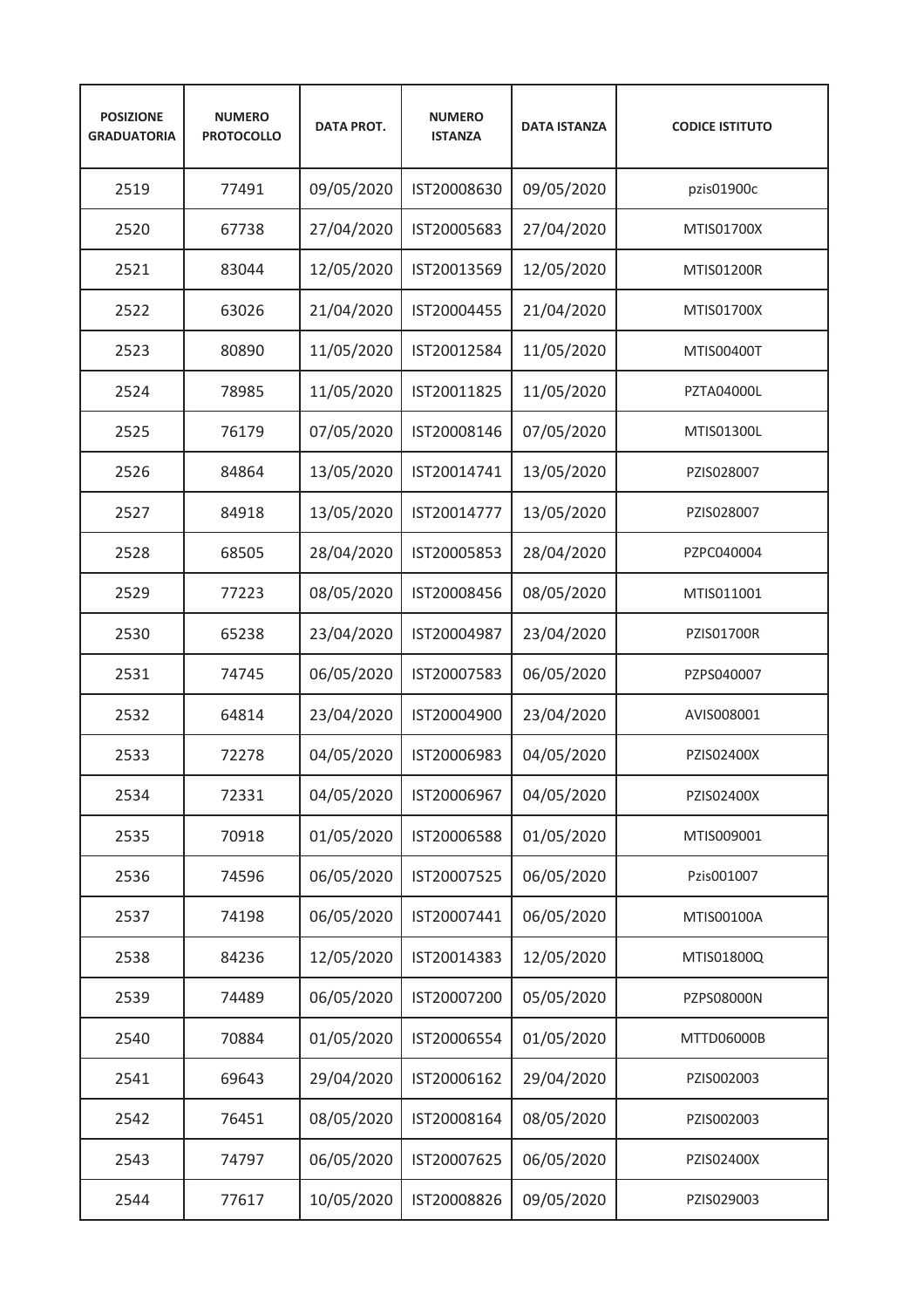| POSIZIONE GRADUATORIA | NUMERO PROTOCOLLO | DATA PROT. | NUMERO ISTANZA | DATA ISTANZA | CODICE ISTITUTO |
|---|---|---|---|---|---|
| 2519 | 77491 | 09/05/2020 | IST20008630 | 09/05/2020 | pzis01900c |
| 2520 | 67738 | 27/04/2020 | IST20005683 | 27/04/2020 | MTIS01700X |
| 2521 | 83044 | 12/05/2020 | IST20013569 | 12/05/2020 | MTIS01200R |
| 2522 | 63026 | 21/04/2020 | IST20004455 | 21/04/2020 | MTIS01700X |
| 2523 | 80890 | 11/05/2020 | IST20012584 | 11/05/2020 | MTIS00400T |
| 2524 | 78985 | 11/05/2020 | IST20011825 | 11/05/2020 | PZTA04000L |
| 2525 | 76179 | 07/05/2020 | IST20008146 | 07/05/2020 | MTIS01300L |
| 2526 | 84864 | 13/05/2020 | IST20014741 | 13/05/2020 | PZIS028007 |
| 2527 | 84918 | 13/05/2020 | IST20014777 | 13/05/2020 | PZIS028007 |
| 2528 | 68505 | 28/04/2020 | IST20005853 | 28/04/2020 | PZPC040004 |
| 2529 | 77223 | 08/05/2020 | IST20008456 | 08/05/2020 | MTIS011001 |
| 2530 | 65238 | 23/04/2020 | IST20004987 | 23/04/2020 | PZIS01700R |
| 2531 | 74745 | 06/05/2020 | IST20007583 | 06/05/2020 | PZPS040007 |
| 2532 | 64814 | 23/04/2020 | IST20004900 | 23/04/2020 | AVIS008001 |
| 2533 | 72278 | 04/05/2020 | IST20006983 | 04/05/2020 | PZIS02400X |
| 2534 | 72331 | 04/05/2020 | IST20006967 | 04/05/2020 | PZIS02400X |
| 2535 | 70918 | 01/05/2020 | IST20006588 | 01/05/2020 | MTIS009001 |
| 2536 | 74596 | 06/05/2020 | IST20007525 | 06/05/2020 | Pzis001007 |
| 2537 | 74198 | 06/05/2020 | IST20007441 | 06/05/2020 | MTIS00100A |
| 2538 | 84236 | 12/05/2020 | IST20014383 | 12/05/2020 | MTIS01800Q |
| 2539 | 74489 | 06/05/2020 | IST20007200 | 05/05/2020 | PZPS08000N |
| 2540 | 70884 | 01/05/2020 | IST20006554 | 01/05/2020 | MTTD06000B |
| 2541 | 69643 | 29/04/2020 | IST20006162 | 29/04/2020 | PZIS002003 |
| 2542 | 76451 | 08/05/2020 | IST20008164 | 08/05/2020 | PZIS002003 |
| 2543 | 74797 | 06/05/2020 | IST20007625 | 06/05/2020 | PZIS02400X |
| 2544 | 77617 | 10/05/2020 | IST20008826 | 09/05/2020 | PZIS029003 |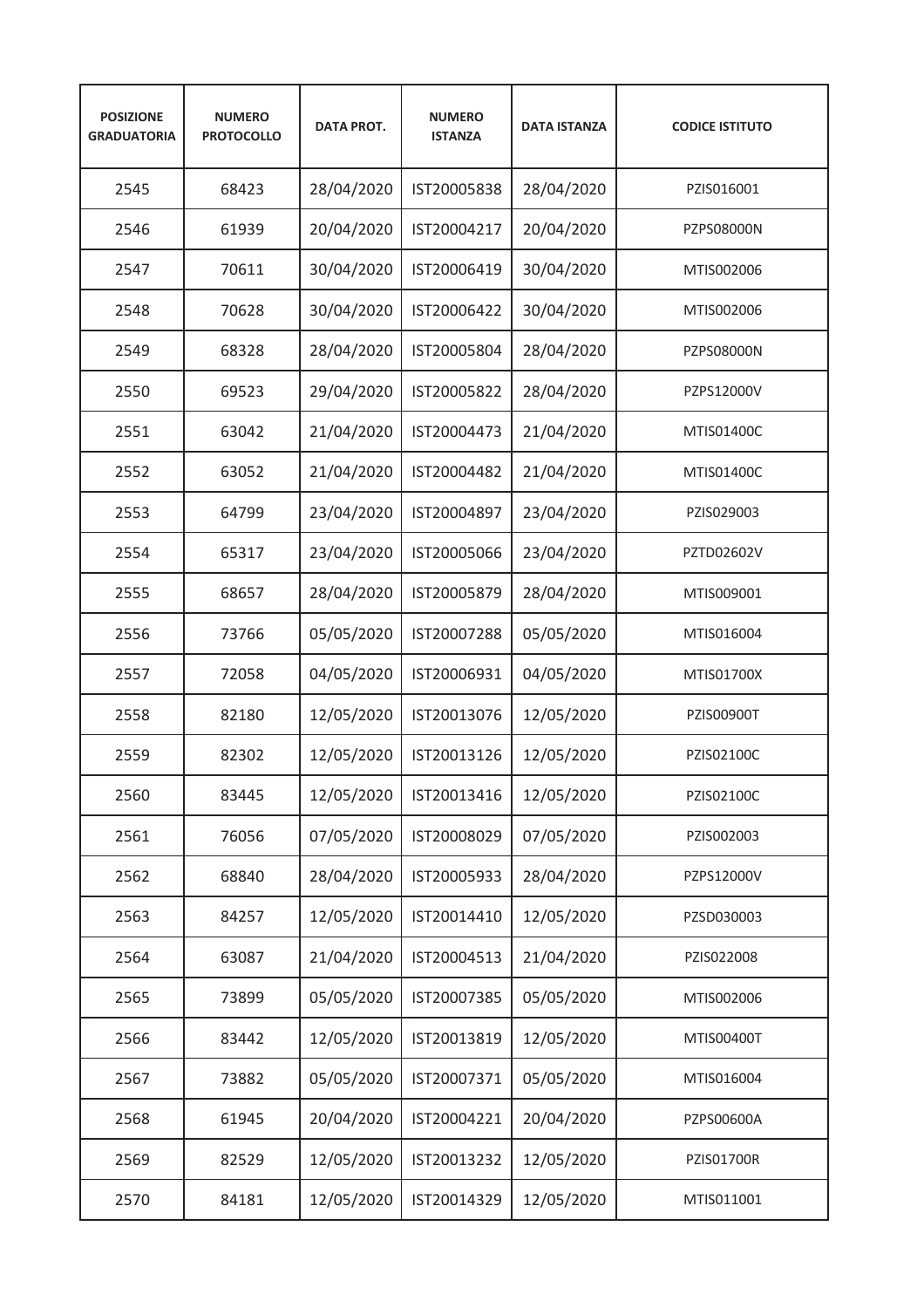| POSIZIONE GRADUATORIA | NUMERO PROTOCOLLO | DATA PROT. | NUMERO ISTANZA | DATA ISTANZA | CODICE ISTITUTO |
|---|---|---|---|---|---|
| 2545 | 68423 | 28/04/2020 | IST20005838 | 28/04/2020 | PZIS016001 |
| 2546 | 61939 | 20/04/2020 | IST20004217 | 20/04/2020 | PZPS08000N |
| 2547 | 70611 | 30/04/2020 | IST20006419 | 30/04/2020 | MTIS002006 |
| 2548 | 70628 | 30/04/2020 | IST20006422 | 30/04/2020 | MTIS002006 |
| 2549 | 68328 | 28/04/2020 | IST20005804 | 28/04/2020 | PZPS08000N |
| 2550 | 69523 | 29/04/2020 | IST20005822 | 28/04/2020 | PZPS12000V |
| 2551 | 63042 | 21/04/2020 | IST20004473 | 21/04/2020 | MTIS01400C |
| 2552 | 63052 | 21/04/2020 | IST20004482 | 21/04/2020 | MTIS01400C |
| 2553 | 64799 | 23/04/2020 | IST20004897 | 23/04/2020 | PZIS029003 |
| 2554 | 65317 | 23/04/2020 | IST20005066 | 23/04/2020 | PZTD02602V |
| 2555 | 68657 | 28/04/2020 | IST20005879 | 28/04/2020 | MTIS009001 |
| 2556 | 73766 | 05/05/2020 | IST20007288 | 05/05/2020 | MTIS016004 |
| 2557 | 72058 | 04/05/2020 | IST20006931 | 04/05/2020 | MTIS01700X |
| 2558 | 82180 | 12/05/2020 | IST20013076 | 12/05/2020 | PZIS00900T |
| 2559 | 82302 | 12/05/2020 | IST20013126 | 12/05/2020 | PZIS02100C |
| 2560 | 83445 | 12/05/2020 | IST20013416 | 12/05/2020 | PZIS02100C |
| 2561 | 76056 | 07/05/2020 | IST20008029 | 07/05/2020 | PZIS002003 |
| 2562 | 68840 | 28/04/2020 | IST20005933 | 28/04/2020 | PZPS12000V |
| 2563 | 84257 | 12/05/2020 | IST20014410 | 12/05/2020 | PZSD030003 |
| 2564 | 63087 | 21/04/2020 | IST20004513 | 21/04/2020 | PZIS022008 |
| 2565 | 73899 | 05/05/2020 | IST20007385 | 05/05/2020 | MTIS002006 |
| 2566 | 83442 | 12/05/2020 | IST20013819 | 12/05/2020 | MTIS00400T |
| 2567 | 73882 | 05/05/2020 | IST20007371 | 05/05/2020 | MTIS016004 |
| 2568 | 61945 | 20/04/2020 | IST20004221 | 20/04/2020 | PZPS00600A |
| 2569 | 82529 | 12/05/2020 | IST20013232 | 12/05/2020 | PZIS01700R |
| 2570 | 84181 | 12/05/2020 | IST20014329 | 12/05/2020 | MTIS011001 |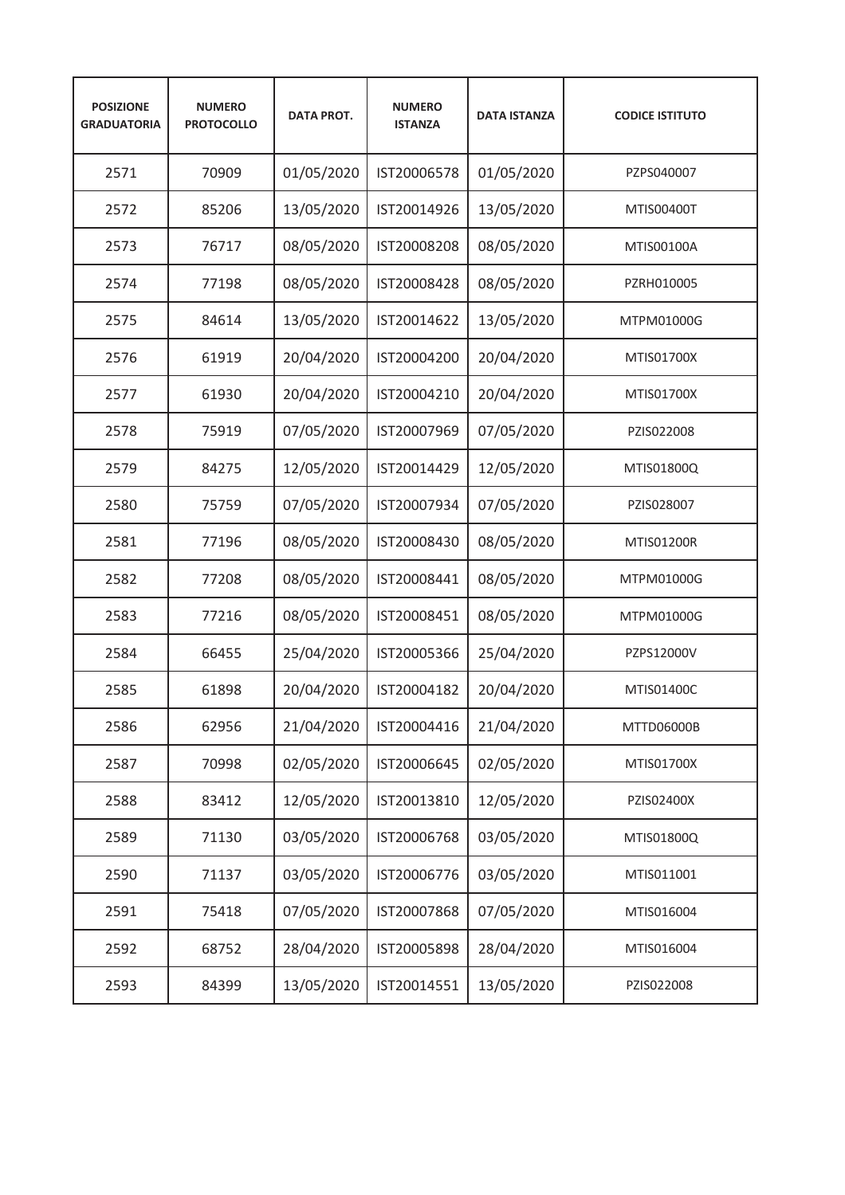| POSIZIONE GRADUATORIA | NUMERO PROTOCOLLO | DATA PROT. | NUMERO ISTANZA | DATA ISTANZA | CODICE ISTITUTO |
|---|---|---|---|---|---|
| 2571 | 70909 | 01/05/2020 | IST20006578 | 01/05/2020 | PZPS040007 |
| 2572 | 85206 | 13/05/2020 | IST20014926 | 13/05/2020 | MTIS00400T |
| 2573 | 76717 | 08/05/2020 | IST20008208 | 08/05/2020 | MTIS00100A |
| 2574 | 77198 | 08/05/2020 | IST20008428 | 08/05/2020 | PZRH010005 |
| 2575 | 84614 | 13/05/2020 | IST20014622 | 13/05/2020 | MTPM01000G |
| 2576 | 61919 | 20/04/2020 | IST20004200 | 20/04/2020 | MTIS01700X |
| 2577 | 61930 | 20/04/2020 | IST20004210 | 20/04/2020 | MTIS01700X |
| 2578 | 75919 | 07/05/2020 | IST20007969 | 07/05/2020 | PZIS022008 |
| 2579 | 84275 | 12/05/2020 | IST20014429 | 12/05/2020 | MTIS01800Q |
| 2580 | 75759 | 07/05/2020 | IST20007934 | 07/05/2020 | PZIS028007 |
| 2581 | 77196 | 08/05/2020 | IST20008430 | 08/05/2020 | MTIS01200R |
| 2582 | 77208 | 08/05/2020 | IST20008441 | 08/05/2020 | MTPM01000G |
| 2583 | 77216 | 08/05/2020 | IST20008451 | 08/05/2020 | MTPM01000G |
| 2584 | 66455 | 25/04/2020 | IST20005366 | 25/04/2020 | PZPS12000V |
| 2585 | 61898 | 20/04/2020 | IST20004182 | 20/04/2020 | MTIS01400C |
| 2586 | 62956 | 21/04/2020 | IST20004416 | 21/04/2020 | MTTD06000B |
| 2587 | 70998 | 02/05/2020 | IST20006645 | 02/05/2020 | MTIS01700X |
| 2588 | 83412 | 12/05/2020 | IST20013810 | 12/05/2020 | PZIS02400X |
| 2589 | 71130 | 03/05/2020 | IST20006768 | 03/05/2020 | MTIS01800Q |
| 2590 | 71137 | 03/05/2020 | IST20006776 | 03/05/2020 | MTIS011001 |
| 2591 | 75418 | 07/05/2020 | IST20007868 | 07/05/2020 | MTIS016004 |
| 2592 | 68752 | 28/04/2020 | IST20005898 | 28/04/2020 | MTIS016004 |
| 2593 | 84399 | 13/05/2020 | IST20014551 | 13/05/2020 | PZIS022008 |